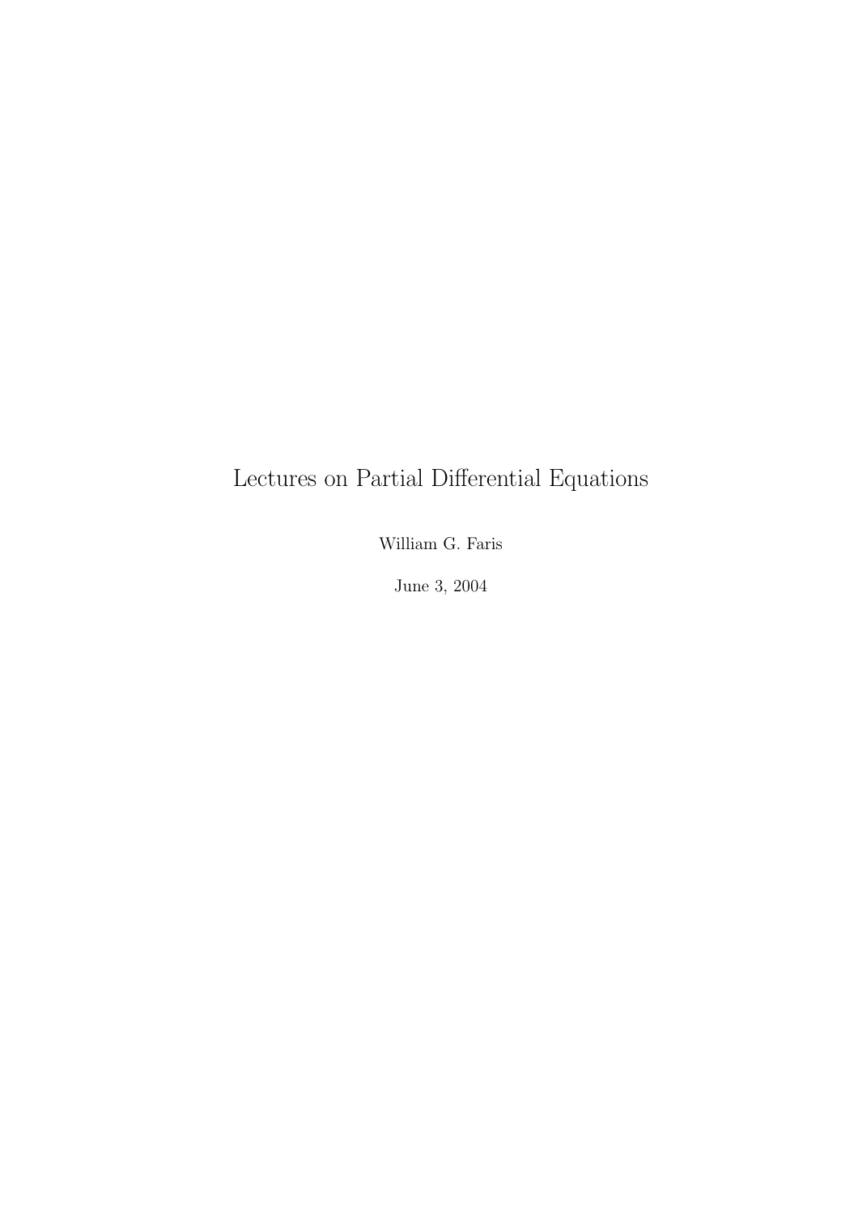# Lectures on Partial Differential Equations

William G. Faris

June 3, 2004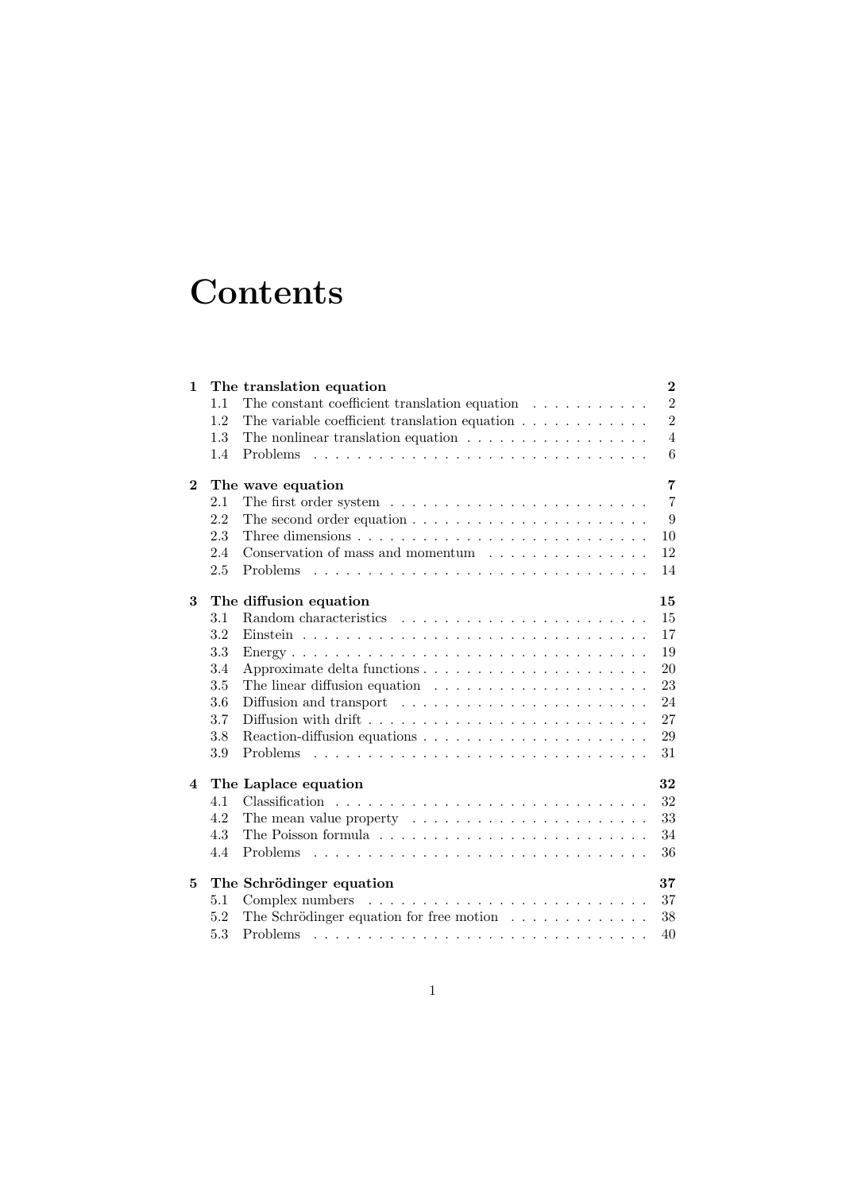# Contents

**1 The translation equation** **2**
- 1.1 The constant coefficient translation equation . . . . . . . . . . . 2
- 1.2 The variable coefficient translation equation . . . . . . . . . . . . 2
- 1.3 The nonlinear translation equation . . . . . . . . . . . . . . . . . 4
- 1.4 Problems . . . . . . . . . . . . . . . . . . . . . . . . . . . . . . . 6

**2 The wave equation** **7**
- 2.1 The first order system . . . . . . . . . . . . . . . . . . . . . . . . 7
- 2.2 The second order equation . . . . . . . . . . . . . . . . . . . . . . 9
- 2.3 Three dimensions . . . . . . . . . . . . . . . . . . . . . . . . . . 10
- 2.4 Conservation of mass and momentum . . . . . . . . . . . . . . . 12
- 2.5 Problems . . . . . . . . . . . . . . . . . . . . . . . . . . . . . . . 14

**3 The diffusion equation** **15**
- 3.1 Random characteristics . . . . . . . . . . . . . . . . . . . . . . . 15
- 3.2 Einstein . . . . . . . . . . . . . . . . . . . . . . . . . . . . . . . 17
- 3.3 Energy . . . . . . . . . . . . . . . . . . . . . . . . . . . . . . . . 19
- 3.4 Approximate delta functions . . . . . . . . . . . . . . . . . . . . . 20
- 3.5 The linear diffusion equation . . . . . . . . . . . . . . . . . . . . 23
- 3.6 Diffusion and transport . . . . . . . . . . . . . . . . . . . . . . . 24
- 3.7 Diffusion with drift . . . . . . . . . . . . . . . . . . . . . . . . . 27
- 3.8 Reaction-diffusion equations . . . . . . . . . . . . . . . . . . . . . 29
- 3.9 Problems . . . . . . . . . . . . . . . . . . . . . . . . . . . . . . . 31

**4 The Laplace equation** **32**
- 4.1 Classification . . . . . . . . . . . . . . . . . . . . . . . . . . . . . 32
- 4.2 The mean value property . . . . . . . . . . . . . . . . . . . . . . 33
- 4.3 The Poisson formula . . . . . . . . . . . . . . . . . . . . . . . . . 34
- 4.4 Problems . . . . . . . . . . . . . . . . . . . . . . . . . . . . . . . 36

**5 The Schrödinger equation** **37**
- 5.1 Complex numbers . . . . . . . . . . . . . . . . . . . . . . . . . . 37
- 5.2 The Schrödinger equation for free motion . . . . . . . . . . . . . 38
- 5.3 Problems . . . . . . . . . . . . . . . . . . . . . . . . . . . . . . . 40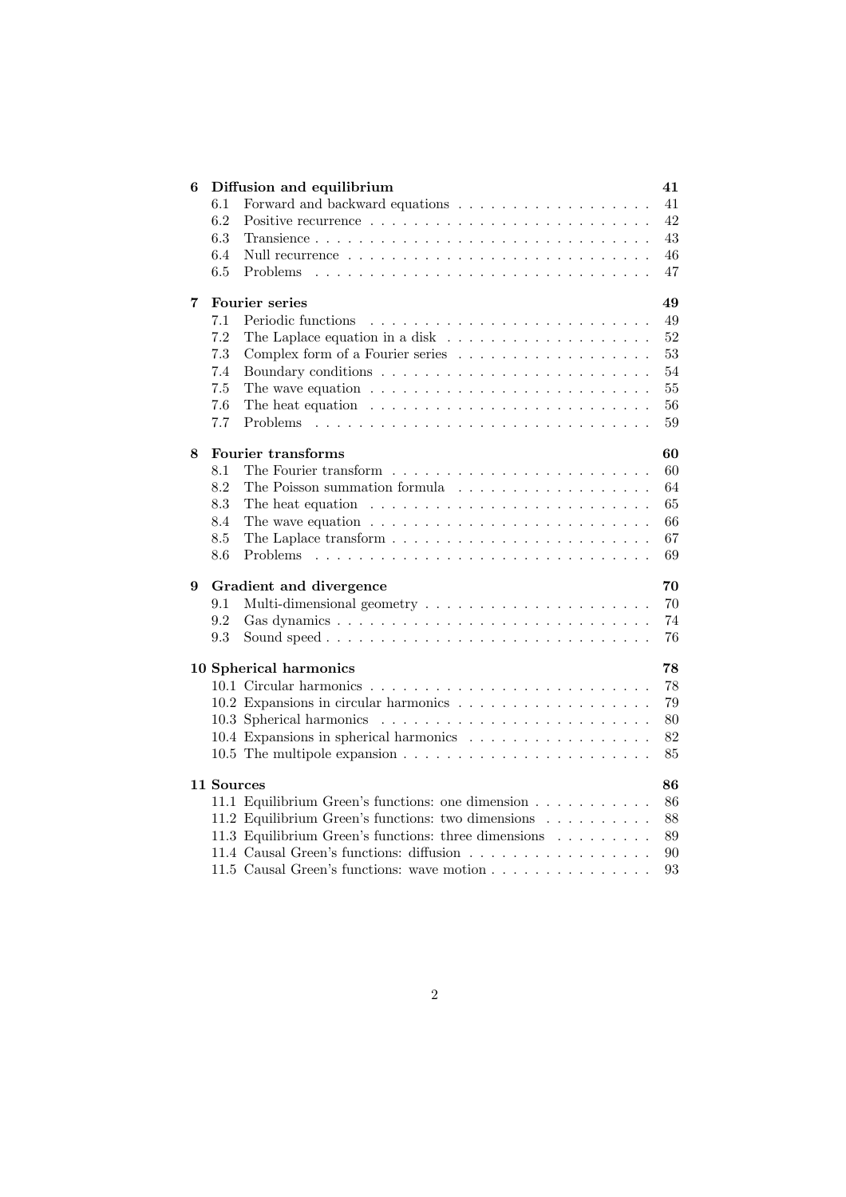**6 Diffusion and equilibrium** — 41
- 6.1 Forward and backward equations — 41
- 6.2 Positive recurrence — 42
- 6.3 Transience — 43
- 6.4 Null recurrence — 46
- 6.5 Problems — 47

**7 Fourier series** — 49
- 7.1 Periodic functions — 49
- 7.2 The Laplace equation in a disk — 52
- 7.3 Complex form of a Fourier series — 53
- 7.4 Boundary conditions — 54
- 7.5 The wave equation — 55
- 7.6 The heat equation — 56
- 7.7 Problems — 59

**8 Fourier transforms** — 60
- 8.1 The Fourier transform — 60
- 8.2 The Poisson summation formula — 64
- 8.3 The heat equation — 65
- 8.4 The wave equation — 66
- 8.5 The Laplace transform — 67
- 8.6 Problems — 69

**9 Gradient and divergence** — 70
- 9.1 Multi-dimensional geometry — 70
- 9.2 Gas dynamics — 74
- 9.3 Sound speed — 76

**10 Spherical harmonics** — 78
- 10.1 Circular harmonics — 78
- 10.2 Expansions in circular harmonics — 79
- 10.3 Spherical harmonics — 80
- 10.4 Expansions in spherical harmonics — 82
- 10.5 The multipole expansion — 85

**11 Sources** — 86
- 11.1 Equilibrium Green's functions: one dimension — 86
- 11.2 Equilibrium Green's functions: two dimensions — 88
- 11.3 Equilibrium Green's functions: three dimensions — 89
- 11.4 Causal Green's functions: diffusion — 90
- 11.5 Causal Green's functions: wave motion — 93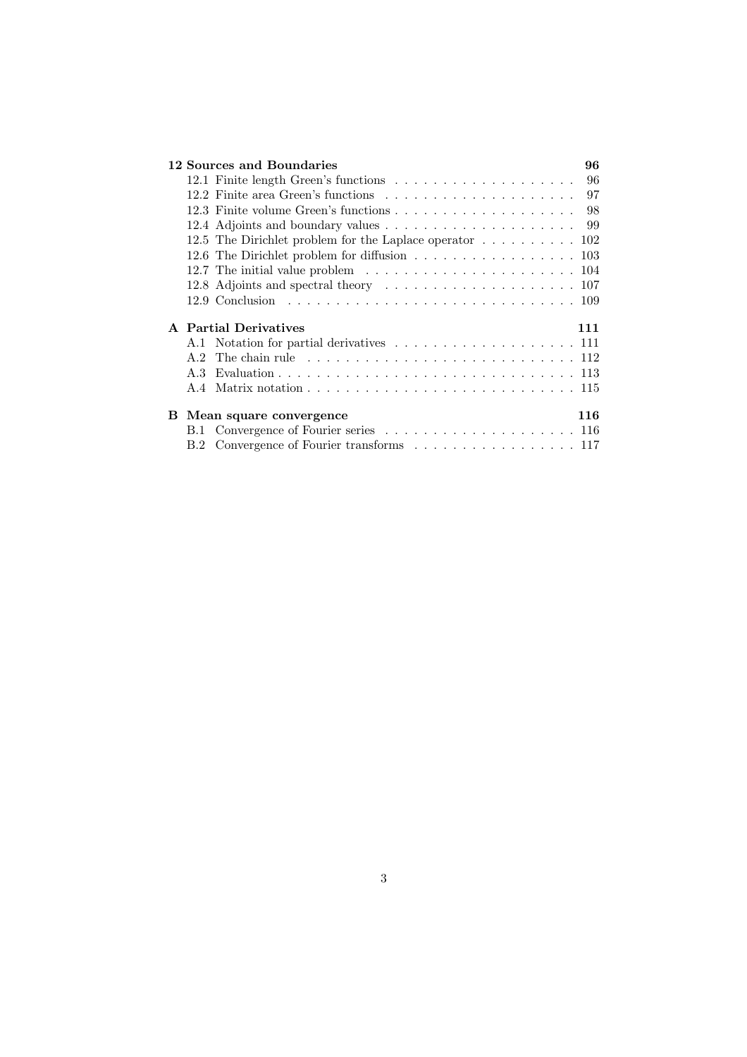**12 Sources and Boundaries** **96**

- 12.1 Finite length Green's functions . . . . . . . . . . . . . . . . . . . . 96
- 12.2 Finite area Green's functions . . . . . . . . . . . . . . . . . . . . . 97
- 12.3 Finite volume Green's functions . . . . . . . . . . . . . . . . . . . . 98
- 12.4 Adjoints and boundary values . . . . . . . . . . . . . . . . . . . . . 99
- 12.5 The Dirichlet problem for the Laplace operator . . . . . . . . . . 102
- 12.6 The Dirichlet problem for diffusion . . . . . . . . . . . . . . . . . . 103
- 12.7 The initial value problem . . . . . . . . . . . . . . . . . . . . . . . 104
- 12.8 Adjoints and spectral theory . . . . . . . . . . . . . . . . . . . . . 107
- 12.9 Conclusion . . . . . . . . . . . . . . . . . . . . . . . . . . . . . . . 109

**A Partial Derivatives** **111**

- A.1 Notation for partial derivatives . . . . . . . . . . . . . . . . . . . . 111
- A.2 The chain rule . . . . . . . . . . . . . . . . . . . . . . . . . . . . . 112
- A.3 Evaluation . . . . . . . . . . . . . . . . . . . . . . . . . . . . . . . 113
- A.4 Matrix notation . . . . . . . . . . . . . . . . . . . . . . . . . . . . 115

**B Mean square convergence** **116**

- B.1 Convergence of Fourier series . . . . . . . . . . . . . . . . . . . . . 116
- B.2 Convergence of Fourier transforms . . . . . . . . . . . . . . . . . . 117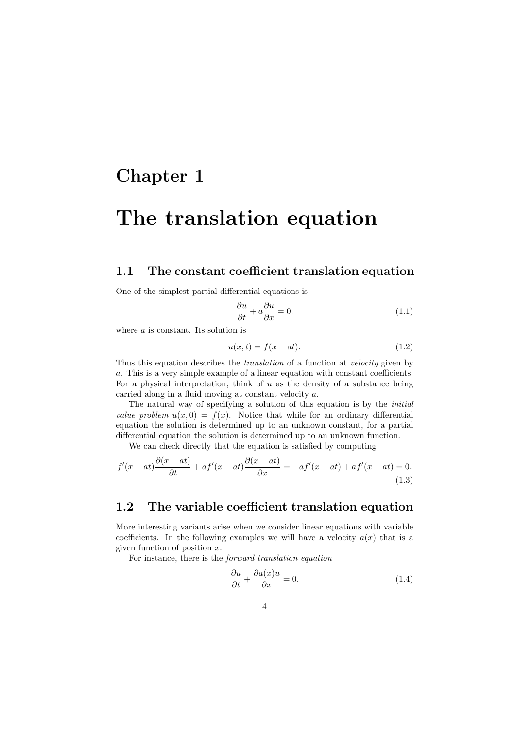# Chapter 1

# The translation equation

## 1.1 The constant coefficient translation equation

One of the simplest partial differential equations is

$$\frac{\partial u}{\partial t} + a\frac{\partial u}{\partial x} = 0, \tag{1.1}$$

where $a$ is constant. Its solution is

$$u(x,t) = f(x - at). \tag{1.2}$$

Thus this equation describes the *translation* of a function at *velocity* given by $a$. This is a very simple example of a linear equation with constant coefficients. For a physical interpretation, think of $u$ as the density of a substance being carried along in a fluid moving at constant velocity $a$.

The natural way of specifying a solution of this equation is by the *initial value problem* $u(x, 0) = f(x)$. Notice that while for an ordinary differential equation the solution is determined up to an unknown constant, for a partial differential equation the solution is determined up to an unknown function.

We can check directly that the equation is satisfied by computing

$$f'(x-at)\frac{\partial(x-at)}{\partial t} + af'(x-at)\frac{\partial(x-at)}{\partial x} = -af'(x-at) + af'(x-at) = 0. \tag{1.3}$$

## 1.2 The variable coefficient translation equation

More interesting variants arise when we consider linear equations with variable coefficients. In the following examples we will have a velocity $a(x)$ that is a given function of position $x$.

For instance, there is the *forward translation equation*

$$\frac{\partial u}{\partial t} + \frac{\partial a(x)u}{\partial x} = 0. \tag{1.4}$$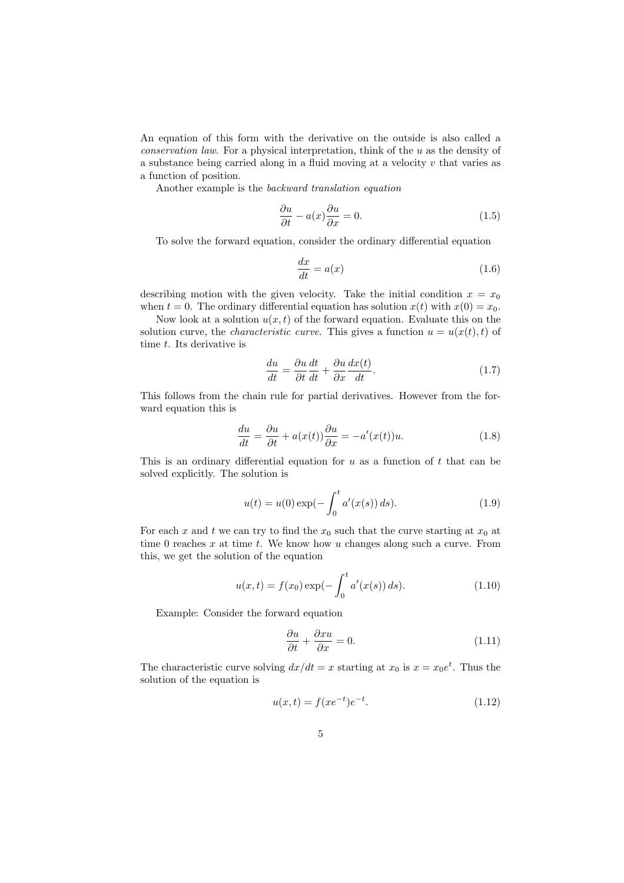An equation of this form with the derivative on the outside is also called a *conservation law*. For a physical interpretation, think of the $u$ as the density of a substance being carried along in a fluid moving at a velocity $v$ that varies as a function of position.

Another example is the *backward translation equation*

$$\frac{\partial u}{\partial t} - a(x)\frac{\partial u}{\partial x} = 0. \tag{1.5}$$

To solve the forward equation, consider the ordinary differential equation

$$\frac{dx}{dt} = a(x) \tag{1.6}$$

describing motion with the given velocity. Take the initial condition $x = x_0$ when $t = 0$. The ordinary differential equation has solution $x(t)$ with $x(0) = x_0$.

Now look at a solution $u(x,t)$ of the forward equation. Evaluate this on the solution curve, the *characteristic curve*. This gives a function $u = u(x(t),t)$ of time $t$. Its derivative is

$$\frac{du}{dt} = \frac{\partial u}{\partial t}\frac{dt}{dt} + \frac{\partial u}{\partial x}\frac{dx(t)}{dt}. \tag{1.7}$$

This follows from the chain rule for partial derivatives. However from the forward equation this is

$$\frac{du}{dt} = \frac{\partial u}{\partial t} + a(x(t))\frac{\partial u}{\partial x} = -a'(x(t))u. \tag{1.8}$$

This is an ordinary differential equation for $u$ as a function of $t$ that can be solved explicitly. The solution is

$$u(t) = u(0)\exp(-\int_0^t a'(x(s))\,ds). \tag{1.9}$$

For each $x$ and $t$ we can try to find the $x_0$ such that the curve starting at $x_0$ at time 0 reaches $x$ at time $t$. We know how $u$ changes along such a curve. From this, we get the solution of the equation

$$u(x,t) = f(x_0)\exp(-\int_0^t a'(x(s))\,ds). \tag{1.10}$$

Example: Consider the forward equation

$$\frac{\partial u}{\partial t} + \frac{\partial xu}{\partial x} = 0. \tag{1.11}$$

The characteristic curve solving $dx/dt = x$ starting at $x_0$ is $x = x_0 e^t$. Thus the solution of the equation is

$$u(x,t) = f(xe^{-t})e^{-t}. \tag{1.12}$$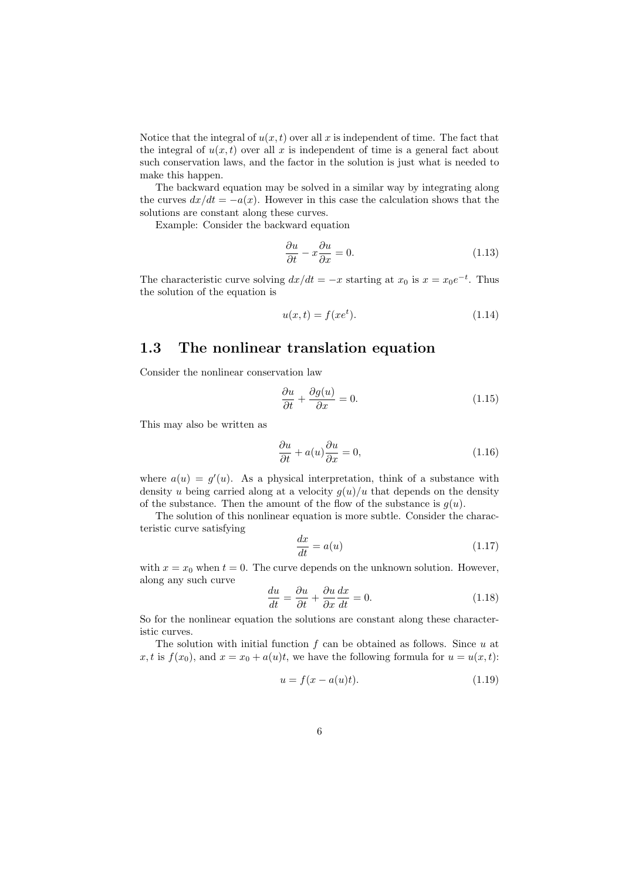Notice that the integral of $u(x, t)$ over all $x$ is independent of time. The fact that the integral of $u(x, t)$ over all $x$ is independent of time is a general fact about such conservation laws, and the factor in the solution is just what is needed to make this happen.

The backward equation may be solved in a similar way by integrating along the curves $dx/dt = -a(x)$. However in this case the calculation shows that the solutions are constant along these curves.

Example: Consider the backward equation

$$\frac{\partial u}{\partial t} - x\frac{\partial u}{\partial x} = 0. \tag{1.13}$$

The characteristic curve solving $dx/dt = -x$ starting at $x_0$ is $x = x_0 e^{-t}$. Thus the solution of the equation is

$$u(x, t) = f(xe^t). \tag{1.14}$$

## 1.3 The nonlinear translation equation

Consider the nonlinear conservation law

$$\frac{\partial u}{\partial t} + \frac{\partial g(u)}{\partial x} = 0. \tag{1.15}$$

This may also be written as

$$\frac{\partial u}{\partial t} + a(u)\frac{\partial u}{\partial x} = 0, \tag{1.16}$$

where $a(u) = g'(u)$. As a physical interpretation, think of a substance with density $u$ being carried along at a velocity $g(u)/u$ that depends on the density of the substance. Then the amount of the flow of the substance is $g(u)$.

The solution of this nonlinear equation is more subtle. Consider the characteristic curve satisfying

$$\frac{dx}{dt} = a(u) \tag{1.17}$$

with $x = x_0$ when $t = 0$. The curve depends on the unknown solution. However, along any such curve

$$\frac{du}{dt} = \frac{\partial u}{\partial t} + \frac{\partial u}{\partial x}\frac{dx}{dt} = 0. \tag{1.18}$$

So for the nonlinear equation the solutions are constant along these characteristic curves.

The solution with initial function $f$ can be obtained as follows. Since $u$ at $x, t$ is $f(x_0)$, and $x = x_0 + a(u)t$, we have the following formula for $u = u(x, t)$:

$$u = f(x - a(u)t). \tag{1.19}$$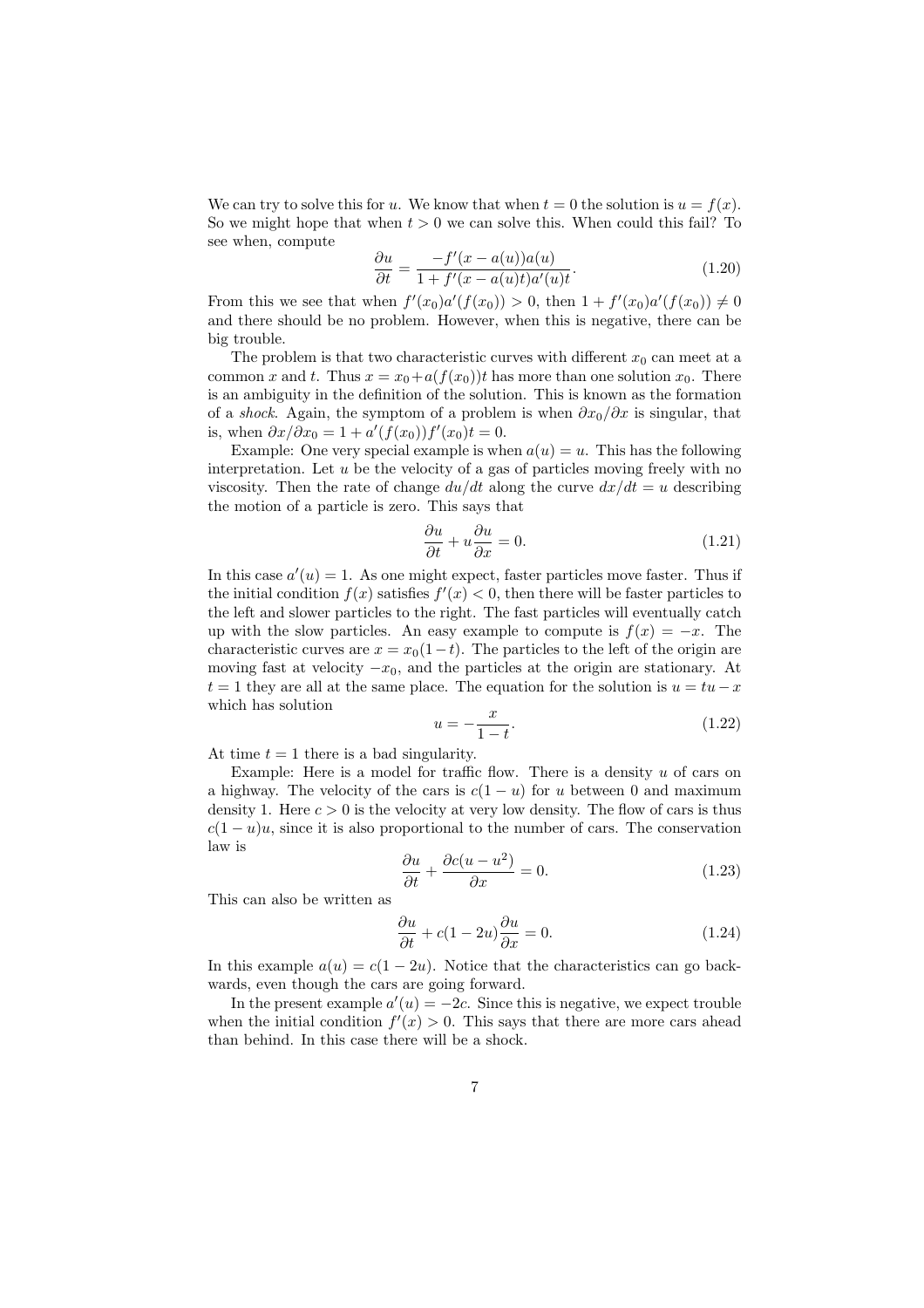We can try to solve this for $u$. We know that when $t = 0$ the solution is $u = f(x)$. So we might hope that when $t > 0$ we can solve this. When could this fail? To see when, compute

$$\frac{\partial u}{\partial t} = \frac{-f'(x - a(u))a(u)}{1 + f'(x - a(u)t)a'(u)t}. \tag{1.20}$$

From this we see that when $f'(x_0)a'(f(x_0)) > 0$, then $1 + f'(x_0)a'(f(x_0)) \neq 0$ and there should be no problem. However, when this is negative, there can be big trouble.

The problem is that two characteristic curves with different $x_0$ can meet at a common $x$ and $t$. Thus $x = x_0 + a(f(x_0))t$ has more than one solution $x_0$. There is an ambiguity in the definition of the solution. This is known as the formation of a *shock*. Again, the symptom of a problem is when $\partial x_0/\partial x$ is singular, that is, when $\partial x/\partial x_0 = 1 + a'(f(x_0))f'(x_0)t = 0$.

Example: One very special example is when $a(u) = u$. This has the following interpretation. Let $u$ be the velocity of a gas of particles moving freely with no viscosity. Then the rate of change $du/dt$ along the curve $dx/dt = u$ describing the motion of a particle is zero. This says that

$$\frac{\partial u}{\partial t} + u\frac{\partial u}{\partial x} = 0. \tag{1.21}$$

In this case $a'(u) = 1$. As one might expect, faster particles move faster. Thus if the initial condition $f(x)$ satisfies $f'(x) < 0$, then there will be faster particles to the left and slower particles to the right. The fast particles will eventually catch up with the slow particles. An easy example to compute is $f(x) = -x$. The characteristic curves are $x = x_0(1-t)$. The particles to the left of the origin are moving fast at velocity $-x_0$, and the particles at the origin are stationary. At $t = 1$ they are all at the same place. The equation for the solution is $u = tu - x$ which has solution

$$u = -\frac{x}{1-t}. \tag{1.22}$$

At time $t = 1$ there is a bad singularity.

Example: Here is a model for traffic flow. There is a density $u$ of cars on a highway. The velocity of the cars is $c(1-u)$ for $u$ between 0 and maximum density 1. Here $c > 0$ is the velocity at very low density. The flow of cars is thus $c(1-u)u$, since it is also proportional to the number of cars. The conservation law is

$$\frac{\partial u}{\partial t} + \frac{\partial c(u - u^2)}{\partial x} = 0. \tag{1.23}$$

This can also be written as

$$\frac{\partial u}{\partial t} + c(1-2u)\frac{\partial u}{\partial x} = 0. \tag{1.24}$$

In this example $a(u) = c(1-2u)$. Notice that the characteristics can go backwards, even though the cars are going forward.

In the present example $a'(u) = -2c$. Since this is negative, we expect trouble when the initial condition $f'(x) > 0$. This says that there are more cars ahead than behind. In this case there will be a shock.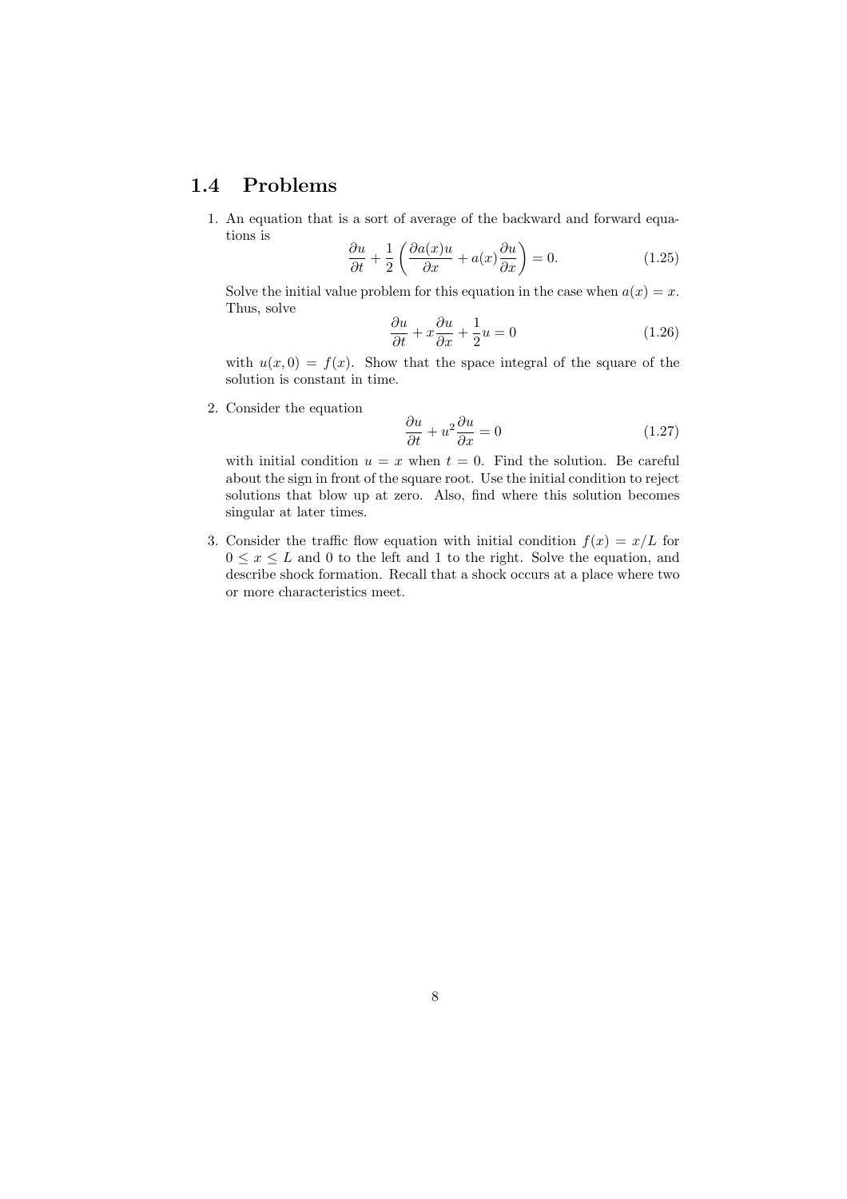## 1.4 Problems

1. An equation that is a sort of average of the backward and forward equations is

$$\frac{\partial u}{\partial t} + \frac{1}{2}\left(\frac{\partial a(x)u}{\partial x} + a(x)\frac{\partial u}{\partial x}\right) = 0. \tag{1.25}$$

   Solve the initial value problem for this equation in the case when $a(x) = x$. Thus, solve

$$\frac{\partial u}{\partial t} + x\frac{\partial u}{\partial x} + \frac{1}{2}u = 0 \tag{1.26}$$

   with $u(x, 0) = f(x)$. Show that the space integral of the square of the solution is constant in time.

2. Consider the equation

$$\frac{\partial u}{\partial t} + u^2\frac{\partial u}{\partial x} = 0 \tag{1.27}$$

   with initial condition $u = x$ when $t = 0$. Find the solution. Be careful about the sign in front of the square root. Use the initial condition to reject solutions that blow up at zero. Also, find where this solution becomes singular at later times.

3. Consider the traffic flow equation with initial condition $f(x) = x/L$ for $0 \leq x \leq L$ and 0 to the left and 1 to the right. Solve the equation, and describe shock formation. Recall that a shock occurs at a place where two or more characteristics meet.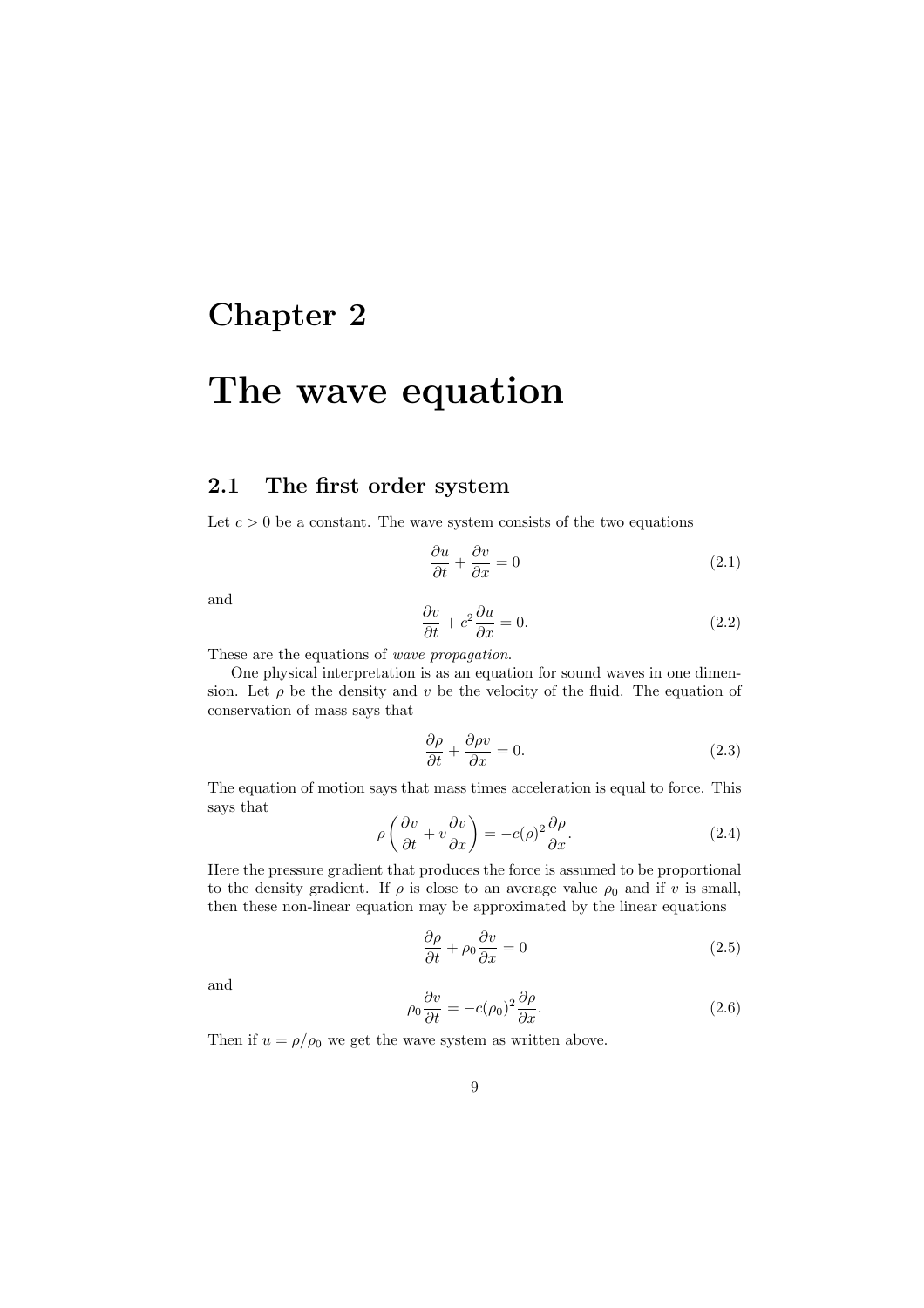# Chapter 2

# The wave equation

## 2.1 The first order system

Let $c > 0$ be a constant. The wave system consists of the two equations

$$\frac{\partial u}{\partial t} + \frac{\partial v}{\partial x} = 0 \tag{2.1}$$

and

$$\frac{\partial v}{\partial t} + c^2 \frac{\partial u}{\partial x} = 0. \tag{2.2}$$

These are the equations of *wave propagation*.

One physical interpretation is as an equation for sound waves in one dimension. Let $\rho$ be the density and $v$ be the velocity of the fluid. The equation of conservation of mass says that

$$\frac{\partial \rho}{\partial t} + \frac{\partial \rho v}{\partial x} = 0. \tag{2.3}$$

The equation of motion says that mass times acceleration is equal to force. This says that

$$\rho \left( \frac{\partial v}{\partial t} + v \frac{\partial v}{\partial x} \right) = -c(\rho)^2 \frac{\partial \rho}{\partial x}. \tag{2.4}$$

Here the pressure gradient that produces the force is assumed to be proportional to the density gradient. If $\rho$ is close to an average value $\rho_0$ and if $v$ is small, then these non-linear equation may be approximated by the linear equations

$$\frac{\partial \rho}{\partial t} + \rho_0 \frac{\partial v}{\partial x} = 0 \tag{2.5}$$

and

$$\rho_0 \frac{\partial v}{\partial t} = -c(\rho_0)^2 \frac{\partial \rho}{\partial x}. \tag{2.6}$$

Then if $u = \rho/\rho_0$ we get the wave system as written above.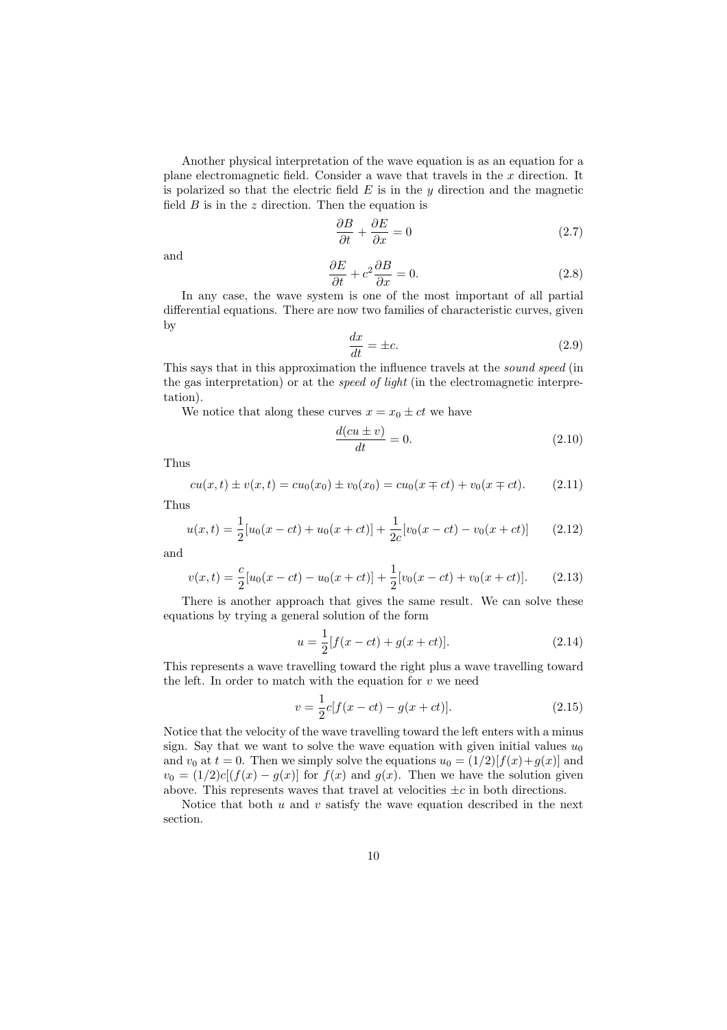Another physical interpretation of the wave equation is as an equation for a plane electromagnetic field. Consider a wave that travels in the $x$ direction. It is polarized so that the electric field $E$ is in the $y$ direction and the magnetic field $B$ is in the $z$ direction. Then the equation is

$$\frac{\partial B}{\partial t} + \frac{\partial E}{\partial x} = 0 \tag{2.7}$$

and

$$\frac{\partial E}{\partial t} + c^2 \frac{\partial B}{\partial x} = 0. \tag{2.8}$$

In any case, the wave system is one of the most important of all partial differential equations. There are now two families of characteristic curves, given by

$$\frac{dx}{dt} = \pm c. \tag{2.9}$$

This says that in this approximation the influence travels at the *sound speed* (in the gas interpretation) or at the *speed of light* (in the electromagnetic interpretation).

We notice that along these curves $x = x_0 \pm ct$ we have

$$\frac{d(cu \pm v)}{dt} = 0. \tag{2.10}$$

Thus

$$cu(x,t) \pm v(x,t) = cu_0(x_0) \pm v_0(x_0) = cu_0(x \mp ct) + v_0(x \mp ct). \tag{2.11}$$

Thus

$$u(x,t) = \frac{1}{2}[u_0(x-ct) + u_0(x+ct)] + \frac{1}{2c}[v_0(x-ct) - v_0(x+ct)] \tag{2.12}$$

and

$$v(x,t) = \frac{c}{2}[u_0(x-ct) - u_0(x+ct)] + \frac{1}{2}[v_0(x-ct) + v_0(x+ct)]. \tag{2.13}$$

There is another approach that gives the same result. We can solve these equations by trying a general solution of the form

$$u = \frac{1}{2}[f(x-ct) + g(x+ct)]. \tag{2.14}$$

This represents a wave travelling toward the right plus a wave travelling toward the left. In order to match with the equation for $v$ we need

$$v = \frac{1}{2}c[f(x-ct) - g(x+ct)]. \tag{2.15}$$

Notice that the velocity of the wave travelling toward the left enters with a minus sign. Say that we want to solve the wave equation with given initial values $u_0$ and $v_0$ at $t = 0$. Then we simply solve the equations $u_0 = (1/2)[f(x)+g(x)]$ and $v_0 = (1/2)c[(f(x) - g(x)]$ for $f(x)$ and $g(x)$. Then we have the solution given above. This represents waves that travel at velocities $\pm c$ in both directions.

Notice that both $u$ and $v$ satisfy the wave equation described in the next section.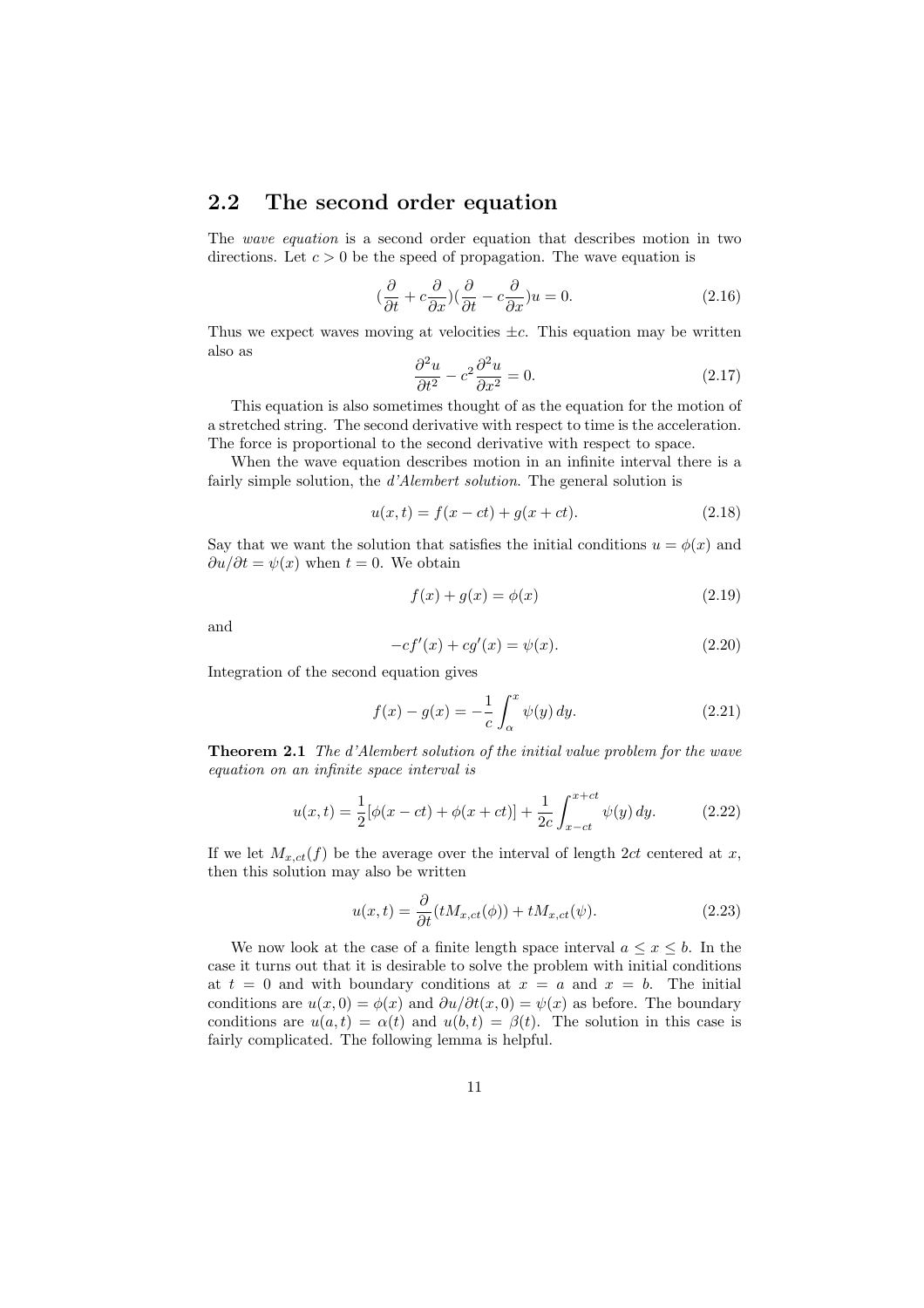## 2.2 The second order equation

The *wave equation* is a second order equation that describes motion in two directions. Let $c > 0$ be the speed of propagation. The wave equation is

$$(\frac{\partial}{\partial t} + c\frac{\partial}{\partial x})(\frac{\partial}{\partial t} - c\frac{\partial}{\partial x})u = 0. \tag{2.16}$$

Thus we expect waves moving at velocities $\pm c$. This equation may be written also as

$$\frac{\partial^2 u}{\partial t^2} - c^2 \frac{\partial^2 u}{\partial x^2} = 0. \tag{2.17}$$

This equation is also sometimes thought of as the equation for the motion of a stretched string. The second derivative with respect to time is the acceleration. The force is proportional to the second derivative with respect to space.

When the wave equation describes motion in an infinite interval there is a fairly simple solution, the *d'Alembert solution*. The general solution is

$$u(x,t) = f(x - ct) + g(x + ct). \tag{2.18}$$

Say that we want the solution that satisfies the initial conditions $u = \phi(x)$ and $\partial u/\partial t = \psi(x)$ when $t = 0$. We obtain

$$f(x) + g(x) = \phi(x) \tag{2.19}$$

and

$$-cf'(x) + cg'(x) = \psi(x). \tag{2.20}$$

Integration of the second equation gives

$$f(x) - g(x) = -\frac{1}{c}\int_\alpha^x \psi(y)\, dy. \tag{2.21}$$

**Theorem 2.1** *The d'Alembert solution of the initial value problem for the wave equation on an infinite space interval is*

$$u(x,t) = \frac{1}{2}[\phi(x - ct) + \phi(x + ct)] + \frac{1}{2c}\int_{x-ct}^{x+ct} \psi(y)\, dy. \tag{2.22}$$

If we let $M_{x,ct}(f)$ be the average over the interval of length $2ct$ centered at $x$, then this solution may also be written

$$u(x,t) = \frac{\partial}{\partial t}(tM_{x,ct}(\phi)) + tM_{x,ct}(\psi). \tag{2.23}$$

We now look at the case of a finite length space interval $a \leq x \leq b$. In the case it turns out that it is desirable to solve the problem with initial conditions at $t = 0$ and with boundary conditions at $x = a$ and $x = b$. The initial conditions are $u(x,0) = \phi(x)$ and $\partial u/\partial t(x,0) = \psi(x)$ as before. The boundary conditions are $u(a,t) = \alpha(t)$ and $u(b,t) = \beta(t)$. The solution in this case is fairly complicated. The following lemma is helpful.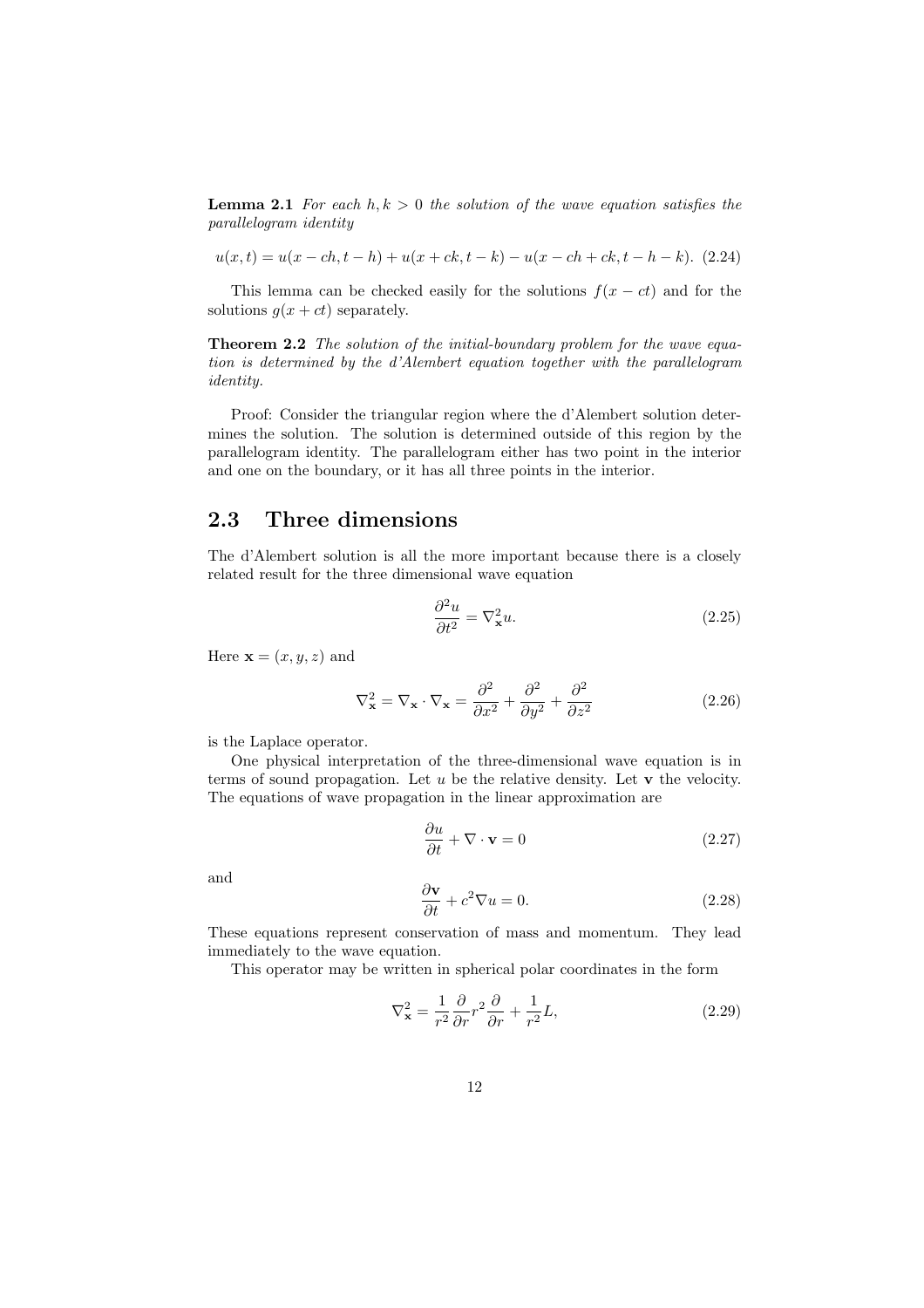**Lemma 2.1** *For each $h, k > 0$ the solution of the wave equation satisfies the parallelogram identity*

$$u(x,t) = u(x - ch, t - h) + u(x + ck, t - k) - u(x - ch + ck, t - h - k). \quad (2.24)$$

This lemma can be checked easily for the solutions $f(x - ct)$ and for the solutions $g(x + ct)$ separately.

**Theorem 2.2** *The solution of the initial-boundary problem for the wave equation is determined by the d'Alembert equation together with the parallelogram identity.*

Proof: Consider the triangular region where the d'Alembert solution determines the solution. The solution is determined outside of this region by the parallelogram identity. The parallelogram either has two point in the interior and one on the boundary, or it has all three points in the interior.

## 2.3 Three dimensions

The d'Alembert solution is all the more important because there is a closely related result for the three dimensional wave equation

$$\frac{\partial^2 u}{\partial t^2} = \nabla_{\mathbf{x}}^2 u. \quad (2.25)$$

Here $\mathbf{x} = (x, y, z)$ and

$$\nabla_{\mathbf{x}}^2 = \nabla_{\mathbf{x}} \cdot \nabla_{\mathbf{x}} = \frac{\partial^2}{\partial x^2} + \frac{\partial^2}{\partial y^2} + \frac{\partial^2}{\partial z^2} \quad (2.26)$$

is the Laplace operator.

One physical interpretation of the three-dimensional wave equation is in terms of sound propagation. Let $u$ be the relative density. Let $\mathbf{v}$ the velocity. The equations of wave propagation in the linear approximation are

$$\frac{\partial u}{\partial t} + \nabla \cdot \mathbf{v} = 0 \quad (2.27)$$

and

$$\frac{\partial \mathbf{v}}{\partial t} + c^2 \nabla u = 0. \quad (2.28)$$

These equations represent conservation of mass and momentum. They lead immediately to the wave equation.

This operator may be written in spherical polar coordinates in the form

$$\nabla_{\mathbf{x}}^2 = \frac{1}{r^2} \frac{\partial}{\partial r} r^2 \frac{\partial}{\partial r} + \frac{1}{r^2} L, \quad (2.29)$$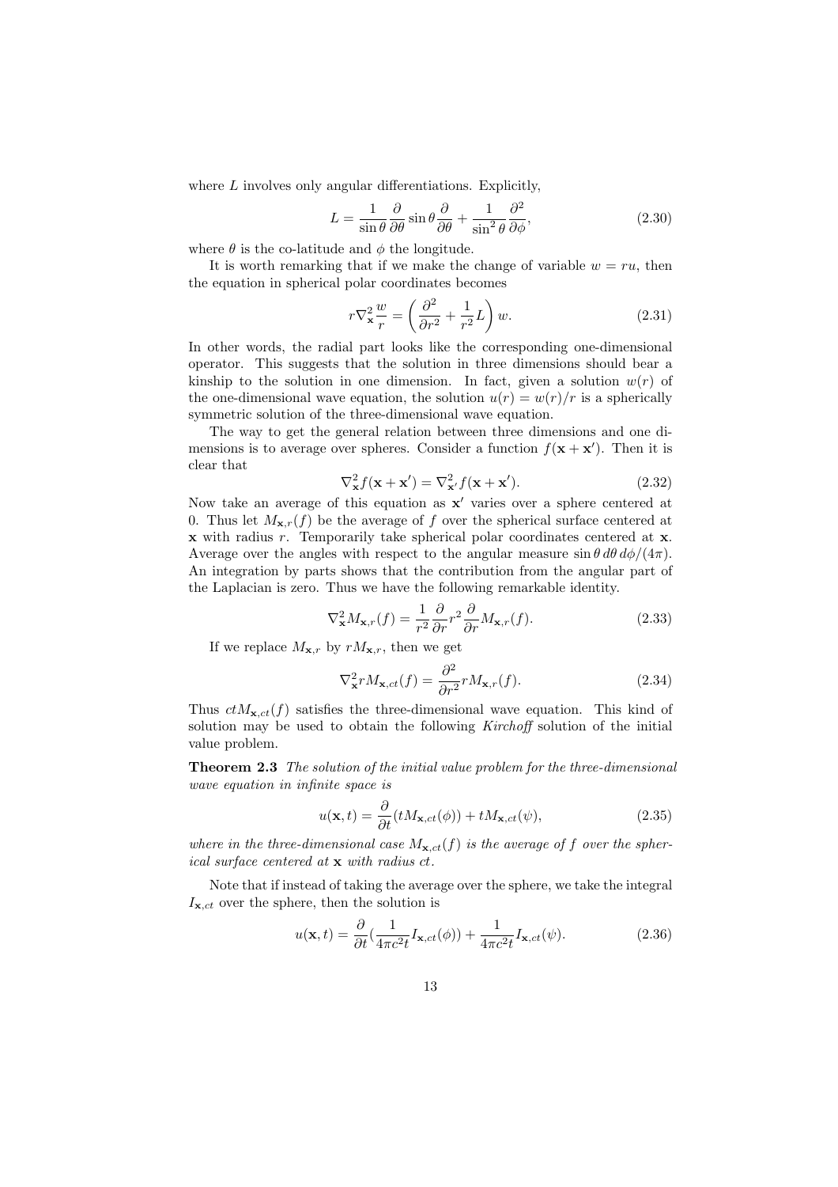where $L$ involves only angular differentiations. Explicitly,

$$L = \frac{1}{\sin\theta}\frac{\partial}{\partial\theta}\sin\theta\frac{\partial}{\partial\theta} + \frac{1}{\sin^2\theta}\frac{\partial^2}{\partial\phi}, \tag{2.30}$$

where $\theta$ is the co-latitude and $\phi$ the longitude.

It is worth remarking that if we make the change of variable $w = ru$, then the equation in spherical polar coordinates becomes

$$r\nabla^2_{\mathbf{x}}\frac{w}{r} = \left(\frac{\partial^2}{\partial r^2} + \frac{1}{r^2}L\right)w. \tag{2.31}$$

In other words, the radial part looks like the corresponding one-dimensional operator. This suggests that the solution in three dimensions should bear a kinship to the solution in one dimension. In fact, given a solution $w(r)$ of the one-dimensional wave equation, the solution $u(r) = w(r)/r$ is a spherically symmetric solution of the three-dimensional wave equation.

The way to get the general relation between three dimensions and one dimensions is to average over spheres. Consider a function $f(\mathbf{x} + \mathbf{x}')$. Then it is clear that

$$\nabla^2_{\mathbf{x}}f(\mathbf{x} + \mathbf{x}') = \nabla^2_{\mathbf{x}'}f(\mathbf{x} + \mathbf{x}'). \tag{2.32}$$

Now take an average of this equation as $\mathbf{x}'$ varies over a sphere centered at 0. Thus let $M_{\mathbf{x},r}(f)$ be the average of $f$ over the spherical surface centered at $\mathbf{x}$ with radius $r$. Temporarily take spherical polar coordinates centered at $\mathbf{x}$. Average over the angles with respect to the angular measure $\sin\theta\, d\theta\, d\phi/(4\pi)$. An integration by parts shows that the contribution from the angular part of the Laplacian is zero. Thus we have the following remarkable identity.

$$\nabla^2_{\mathbf{x}}M_{\mathbf{x},r}(f) = \frac{1}{r^2}\frac{\partial}{\partial r}r^2\frac{\partial}{\partial r}M_{\mathbf{x},r}(f). \tag{2.33}$$

If we replace $M_{\mathbf{x},r}$ by $rM_{\mathbf{x},r}$, then we get

$$\nabla^2_{\mathbf{x}}rM_{\mathbf{x},ct}(f) = \frac{\partial^2}{\partial r^2}rM_{\mathbf{x},r}(f). \tag{2.34}$$

Thus $ctM_{\mathbf{x},ct}(f)$ satisfies the three-dimensional wave equation. This kind of solution may be used to obtain the following *Kirchoff* solution of the initial value problem.

**Theorem 2.3** *The solution of the initial value problem for the three-dimensional wave equation in infinite space is*

$$u(\mathbf{x}, t) = \frac{\partial}{\partial t}(tM_{\mathbf{x},ct}(\phi)) + tM_{\mathbf{x},ct}(\psi), \tag{2.35}$$

*where in the three-dimensional case $M_{\mathbf{x},ct}(f)$ is the average of $f$ over the spherical surface centered at $\mathbf{x}$ with radius $ct$.*

Note that if instead of taking the average over the sphere, we take the integral $I_{\mathbf{x},ct}$ over the sphere, then the solution is

$$u(\mathbf{x}, t) = \frac{\partial}{\partial t}\left(\frac{1}{4\pi c^2 t}I_{\mathbf{x},ct}(\phi)\right) + \frac{1}{4\pi c^2 t}I_{\mathbf{x},ct}(\psi). \tag{2.36}$$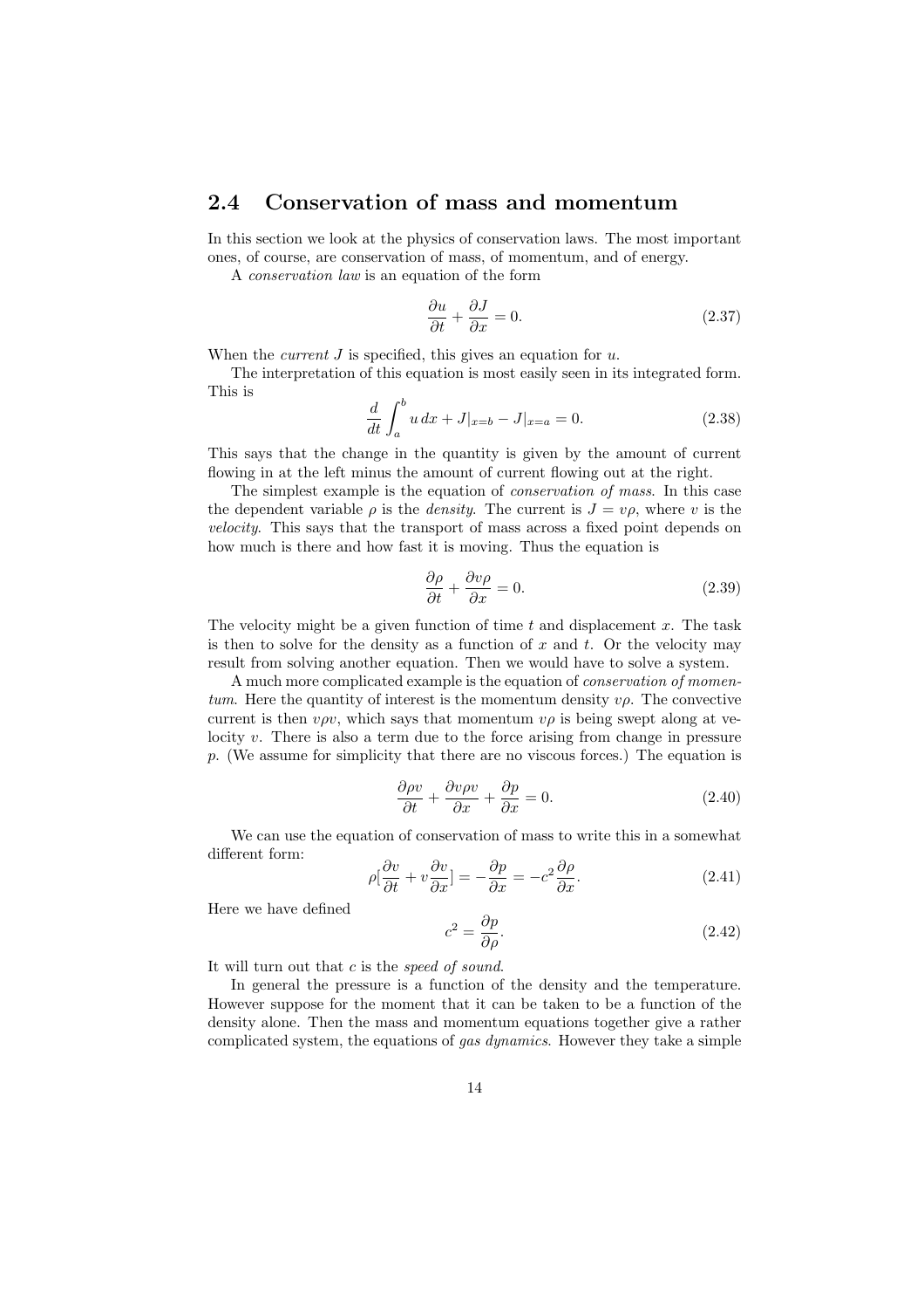## 2.4 Conservation of mass and momentum

In this section we look at the physics of conservation laws. The most important ones, of course, are conservation of mass, of momentum, and of energy.

A *conservation law* is an equation of the form

$$\frac{\partial u}{\partial t} + \frac{\partial J}{\partial x} = 0. \tag{2.37}$$

When the *current* $J$ is specified, this gives an equation for $u$.

The interpretation of this equation is most easily seen in its integrated form. This is

$$\frac{d}{dt}\int_a^b u\,dx + J|_{x=b} - J|_{x=a} = 0. \tag{2.38}$$

This says that the change in the quantity is given by the amount of current flowing in at the left minus the amount of current flowing out at the right.

The simplest example is the equation of *conservation of mass*. In this case the dependent variable $\rho$ is the *density*. The current is $J = v\rho$, where $v$ is the *velocity*. This says that the transport of mass across a fixed point depends on how much is there and how fast it is moving. Thus the equation is

$$\frac{\partial \rho}{\partial t} + \frac{\partial v\rho}{\partial x} = 0. \tag{2.39}$$

The velocity might be a given function of time $t$ and displacement $x$. The task is then to solve for the density as a function of $x$ and $t$. Or the velocity may result from solving another equation. Then we would have to solve a system.

A much more complicated example is the equation of *conservation of momentum*. Here the quantity of interest is the momentum density $v\rho$. The convective current is then $v\rho v$, which says that momentum $v\rho$ is being swept along at velocity $v$. There is also a term due to the force arising from change in pressure $p$. (We assume for simplicity that there are no viscous forces.) The equation is

$$\frac{\partial \rho v}{\partial t} + \frac{\partial v\rho v}{\partial x} + \frac{\partial p}{\partial x} = 0. \tag{2.40}$$

We can use the equation of conservation of mass to write this in a somewhat different form:

$$\rho[\frac{\partial v}{\partial t} + v\frac{\partial v}{\partial x}] = -\frac{\partial p}{\partial x} = -c^2\frac{\partial \rho}{\partial x}. \tag{2.41}$$

Here we have defined

$$c^2 = \frac{\partial p}{\partial \rho}. \tag{2.42}$$

It will turn out that $c$ is the *speed of sound*.

In general the pressure is a function of the density and the temperature. However suppose for the moment that it can be taken to be a function of the density alone. Then the mass and momentum equations together give a rather complicated system, the equations of *gas dynamics*. However they take a simple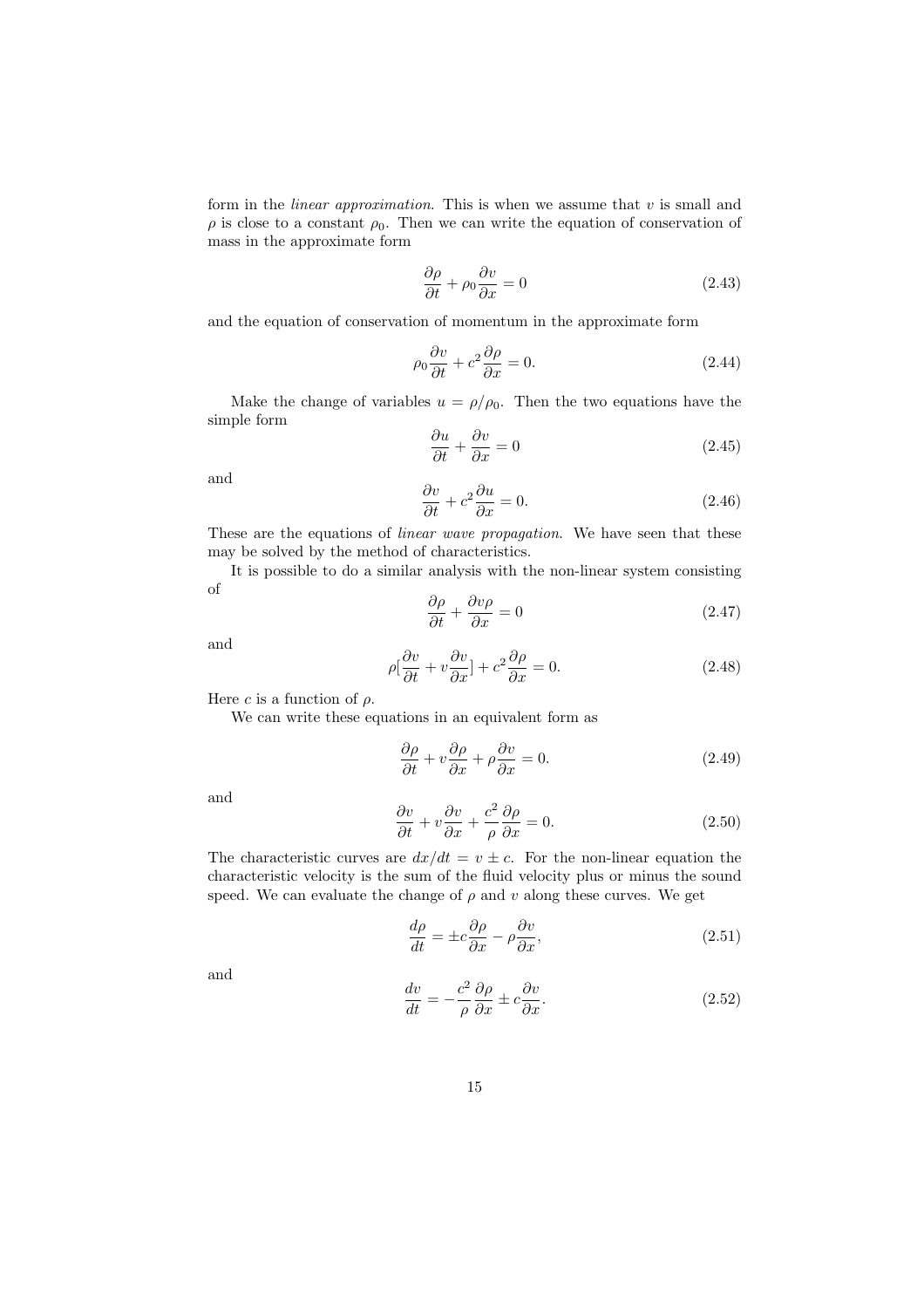form in the *linear approximation*. This is when we assume that $v$ is small and $\rho$ is close to a constant $\rho_0$. Then we can write the equation of conservation of mass in the approximate form

$$\frac{\partial \rho}{\partial t} + \rho_0 \frac{\partial v}{\partial x} = 0 \tag{2.43}$$

and the equation of conservation of momentum in the approximate form

$$\rho_0 \frac{\partial v}{\partial t} + c^2 \frac{\partial \rho}{\partial x} = 0. \tag{2.44}$$

Make the change of variables $u = \rho/\rho_0$. Then the two equations have the simple form

$$\frac{\partial u}{\partial t} + \frac{\partial v}{\partial x} = 0 \tag{2.45}$$

and

$$\frac{\partial v}{\partial t} + c^2 \frac{\partial u}{\partial x} = 0. \tag{2.46}$$

These are the equations of *linear wave propagation*. We have seen that these may be solved by the method of characteristics.

It is possible to do a similar analysis with the non-linear system consisting of

$$\frac{\partial \rho}{\partial t} + \frac{\partial v \rho}{\partial x} = 0 \tag{2.47}$$

and

$$\rho[\frac{\partial v}{\partial t} + v \frac{\partial v}{\partial x}] + c^2 \frac{\partial \rho}{\partial x} = 0. \tag{2.48}$$

Here $c$ is a function of $\rho$.

We can write these equations in an equivalent form as

$$\frac{\partial \rho}{\partial t} + v \frac{\partial \rho}{\partial x} + \rho \frac{\partial v}{\partial x} = 0. \tag{2.49}$$

and

$$\frac{\partial v}{\partial t} + v \frac{\partial v}{\partial x} + \frac{c^2}{\rho} \frac{\partial \rho}{\partial x} = 0. \tag{2.50}$$

The characteristic curves are $dx/dt = v \pm c$. For the non-linear equation the characteristic velocity is the sum of the fluid velocity plus or minus the sound speed. We can evaluate the change of $\rho$ and $v$ along these curves. We get

$$\frac{d\rho}{dt} = \pm c \frac{\partial \rho}{\partial x} - \rho \frac{\partial v}{\partial x}, \tag{2.51}$$

and

$$\frac{dv}{dt} = -\frac{c^2}{\rho} \frac{\partial \rho}{\partial x} \pm c \frac{\partial v}{\partial x}. \tag{2.52}$$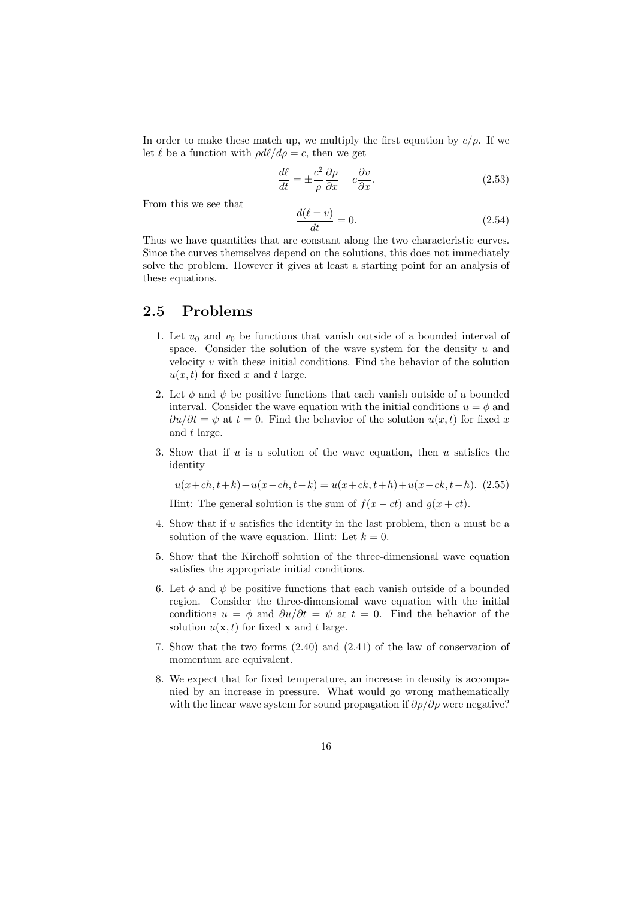In order to make these match up, we multiply the first equation by $c/\rho$. If we let $\ell$ be a function with $\rho d\ell/d\rho = c$, then we get

$$\frac{d\ell}{dt} = \pm \frac{c^2}{\rho} \frac{\partial \rho}{\partial x} - c \frac{\partial v}{\partial x}. \tag{2.53}$$

From this we see that

$$\frac{d(\ell \pm v)}{dt} = 0. \tag{2.54}$$

Thus we have quantities that are constant along the two characteristic curves. Since the curves themselves depend on the solutions, this does not immediately solve the problem. However it gives at least a starting point for an analysis of these equations.

## 2.5 Problems

1. Let $u_0$ and $v_0$ be functions that vanish outside of a bounded interval of space. Consider the solution of the wave system for the density $u$ and velocity $v$ with these initial conditions. Find the behavior of the solution $u(x,t)$ for fixed $x$ and $t$ large.

2. Let $\phi$ and $\psi$ be positive functions that each vanish outside of a bounded interval. Consider the wave equation with the initial conditions $u = \phi$ and $\partial u/\partial t = \psi$ at $t = 0$. Find the behavior of the solution $u(x,t)$ for fixed $x$ and $t$ large.

3. Show that if $u$ is a solution of the wave equation, then $u$ satisfies the identity

   $$u(x+ch, t+k) + u(x-ch, t-k) = u(x+ck, t+h) + u(x-ck, t-h). \tag{2.55}$$

   Hint: The general solution is the sum of $f(x-ct)$ and $g(x+ct)$.

4. Show that if $u$ satisfies the identity in the last problem, then $u$ must be a solution of the wave equation. Hint: Let $k = 0$.

5. Show that the Kirchoff solution of the three-dimensional wave equation satisfies the appropriate initial conditions.

6. Let $\phi$ and $\psi$ be positive functions that each vanish outside of a bounded region. Consider the three-dimensional wave equation with the initial conditions $u = \phi$ and $\partial u/\partial t = \psi$ at $t = 0$. Find the behavior of the solution $u(\mathbf{x}, t)$ for fixed $\mathbf{x}$ and $t$ large.

7. Show that the two forms (2.40) and (2.41) of the law of conservation of momentum are equivalent.

8. We expect that for fixed temperature, an increase in density is accompanied by an increase in pressure. What would go wrong mathematically with the linear wave system for sound propagation if $\partial p/\partial \rho$ were negative?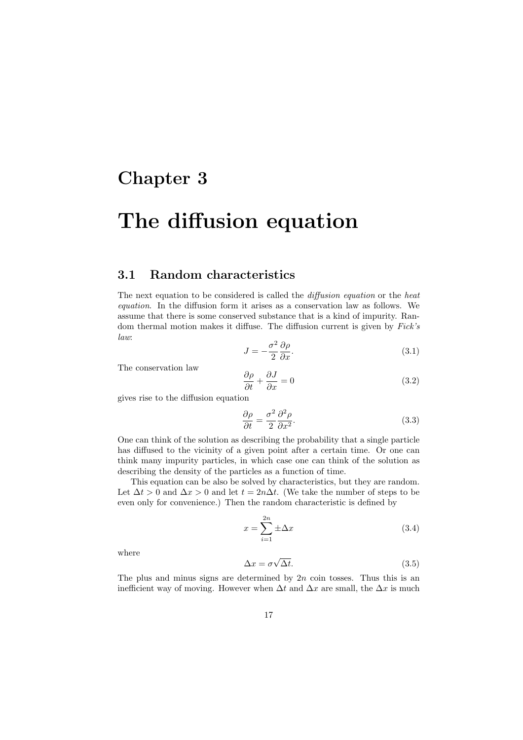# Chapter 3

# The diffusion equation

## 3.1 Random characteristics

The next equation to be considered is called the *diffusion equation* or the *heat equation*. In the diffusion form it arises as a conservation law as follows. We assume that there is some conserved substance that is a kind of impurity. Random thermal motion makes it diffuse. The diffusion current is given by *Fick's law*:

$$J = -\frac{\sigma^2}{2}\frac{\partial \rho}{\partial x}. \tag{3.1}$$

The conservation law

$$\frac{\partial \rho}{\partial t} + \frac{\partial J}{\partial x} = 0 \tag{3.2}$$

gives rise to the diffusion equation

$$\frac{\partial \rho}{\partial t} = \frac{\sigma^2}{2}\frac{\partial^2 \rho}{\partial x^2}. \tag{3.3}$$

One can think of the solution as describing the probability that a single particle has diffused to the vicinity of a given point after a certain time. Or one can think many impurity particles, in which case one can think of the solution as describing the density of the particles as a function of time.

This equation can be also be solved by characteristics, but they are random. Let $\Delta t > 0$ and $\Delta x > 0$ and let $t = 2n\Delta t$. (We take the number of steps to be even only for convenience.) Then the random characteristic is defined by

$$x = \sum_{i=1}^{2n} \pm \Delta x \tag{3.4}$$

where

$$\Delta x = \sigma\sqrt{\Delta t}. \tag{3.5}$$

The plus and minus signs are determined by $2n$ coin tosses. Thus this is an inefficient way of moving. However when $\Delta t$ and $\Delta x$ are small, the $\Delta x$ is much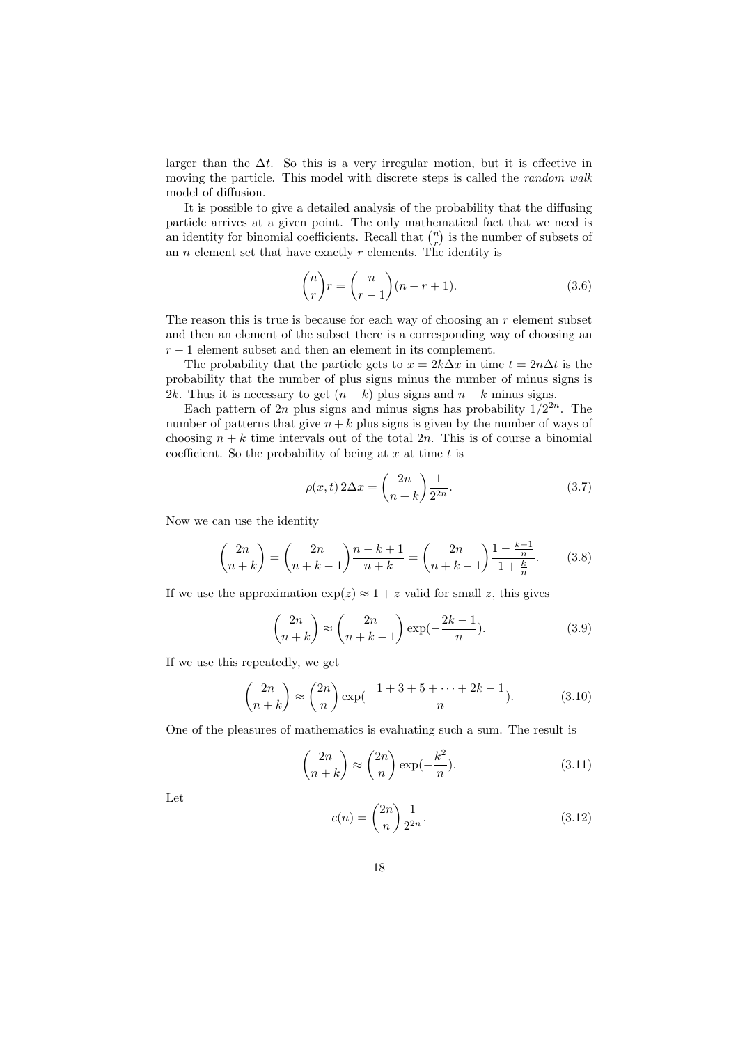larger than the $\Delta t$. So this is a very irregular motion, but it is effective in moving the particle. This model with discrete steps is called the *random walk* model of diffusion.

It is possible to give a detailed analysis of the probability that the diffusing particle arrives at a given point. The only mathematical fact that we need is an identity for binomial coefficients. Recall that $\binom{n}{r}$ is the number of subsets of an $n$ element set that have exactly $r$ elements. The identity is

$$\binom{n}{r} r = \binom{n}{r-1}(n-r+1). \tag{3.6}$$

The reason this is true is because for each way of choosing an $r$ element subset and then an element of the subset there is a corresponding way of choosing an $r-1$ element subset and then an element in its complement.

The probability that the particle gets to $x = 2k\Delta x$ in time $t = 2n\Delta t$ is the probability that the number of plus signs minus the number of minus signs is $2k$. Thus it is necessary to get $(n+k)$ plus signs and $n-k$ minus signs.

Each pattern of $2n$ plus signs and minus signs has probability $1/2^{2n}$. The number of patterns that give $n+k$ plus signs is given by the number of ways of choosing $n+k$ time intervals out of the total $2n$. This is of course a binomial coefficient. So the probability of being at $x$ at time $t$ is

$$\rho(x,t)\, 2\Delta x = \binom{2n}{n+k}\frac{1}{2^{2n}}. \tag{3.7}$$

Now we can use the identity

$$\binom{2n}{n+k} = \binom{2n}{n+k-1}\frac{n-k+1}{n+k} = \binom{2n}{n+k-1}\frac{1-\frac{k-1}{n}}{1+\frac{k}{n}}. \tag{3.8}$$

If we use the approximation $\exp(z) \approx 1+z$ valid for small $z$, this gives

$$\binom{2n}{n+k} \approx \binom{2n}{n+k-1}\exp(-\frac{2k-1}{n}). \tag{3.9}$$

If we use this repeatedly, we get

$$\binom{2n}{n+k} \approx \binom{2n}{n}\exp(-\frac{1+3+5+\cdots+2k-1}{n}). \tag{3.10}$$

One of the pleasures of mathematics is evaluating such a sum. The result is

$$\binom{2n}{n+k} \approx \binom{2n}{n}\exp(-\frac{k^2}{n}). \tag{3.11}$$

Let

$$c(n) = \binom{2n}{n}\frac{1}{2^{2n}}. \tag{3.12}$$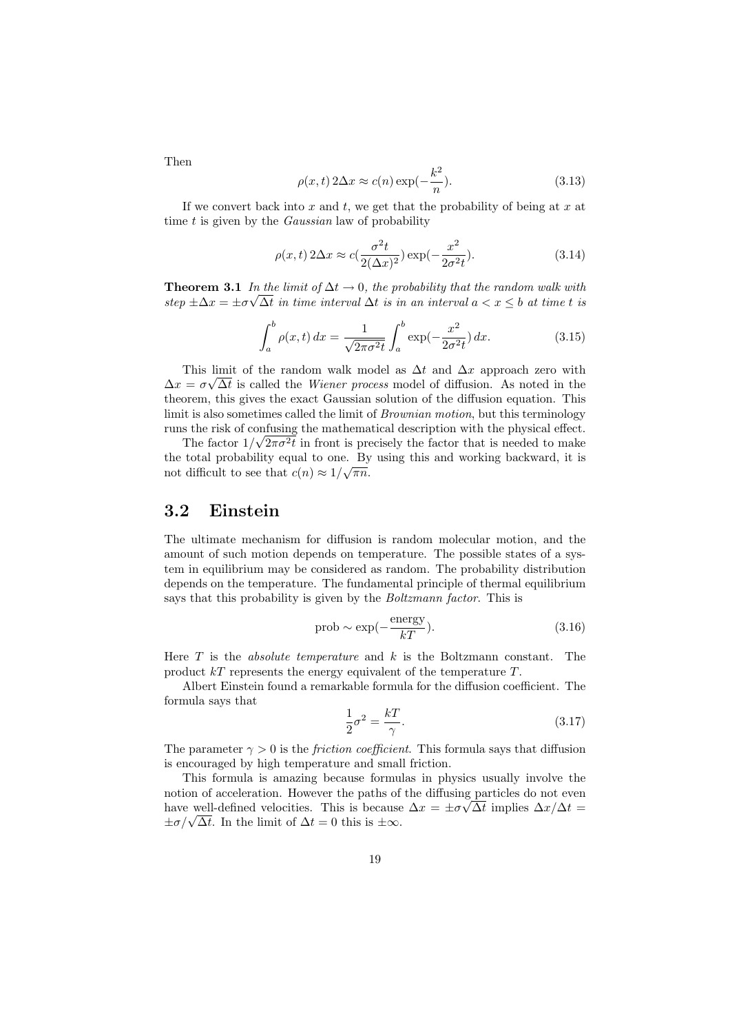Then

$$\rho(x,t)\, 2\Delta x \approx c(n) \exp(-\frac{k^2}{n}). \tag{3.13}$$

If we convert back into $x$ and $t$, we get that the probability of being at $x$ at time $t$ is given by the *Gaussian* law of probability

$$\rho(x,t)\, 2\Delta x \approx c(\frac{\sigma^2 t}{2(\Delta x)^2}) \exp(-\frac{x^2}{2\sigma^2 t}). \tag{3.14}$$

**Theorem 3.1** *In the limit of $\Delta t \to 0$, the probability that the random walk with step $\pm\Delta x = \pm\sigma\sqrt{\Delta t}$ in time interval $\Delta t$ is in an interval $a < x \leq b$ at time $t$ is*

$$\int_a^b \rho(x,t)\, dx = \frac{1}{\sqrt{2\pi\sigma^2 t}} \int_a^b \exp(-\frac{x^2}{2\sigma^2 t})\, dx. \tag{3.15}$$

This limit of the random walk model as $\Delta t$ and $\Delta x$ approach zero with $\Delta x = \sigma\sqrt{\Delta t}$ is called the *Wiener process* model of diffusion. As noted in the theorem, this gives the exact Gaussian solution of the diffusion equation. This limit is also sometimes called the limit of *Brownian motion*, but this terminology runs the risk of confusing the mathematical description with the physical effect.

The factor $1/\sqrt{2\pi\sigma^2 t}$ in front is precisely the factor that is needed to make the total probability equal to one. By using this and working backward, it is not difficult to see that $c(n) \approx 1/\sqrt{\pi n}$.

## 3.2 Einstein

The ultimate mechanism for diffusion is random molecular motion, and the amount of such motion depends on temperature. The possible states of a system in equilibrium may be considered as random. The probability distribution depends on the temperature. The fundamental principle of thermal equilibrium says that this probability is given by the *Boltzmann factor*. This is

$$\text{prob} \sim \exp(-\frac{\text{energy}}{kT}). \tag{3.16}$$

Here $T$ is the *absolute temperature* and $k$ is the Boltzmann constant. The product $kT$ represents the energy equivalent of the temperature $T$.

Albert Einstein found a remarkable formula for the diffusion coefficient. The formula says that

$$\frac{1}{2}\sigma^2 = \frac{kT}{\gamma}. \tag{3.17}$$

The parameter $\gamma > 0$ is the *friction coefficient*. This formula says that diffusion is encouraged by high temperature and small friction.

This formula is amazing because formulas in physics usually involve the notion of acceleration. However the paths of the diffusing particles do not even have well-defined velocities. This is because $\Delta x = \pm\sigma\sqrt{\Delta t}$ implies $\Delta x/\Delta t = \pm\sigma/\sqrt{\Delta t}$. In the limit of $\Delta t = 0$ this is $\pm\infty$.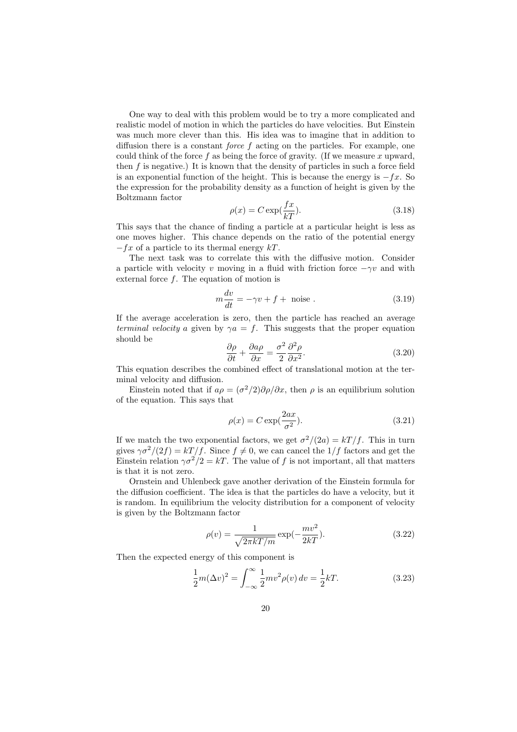One way to deal with this problem would be to try a more complicated and realistic model of motion in which the particles do have velocities. But Einstein was much more clever than this. His idea was to imagine that in addition to diffusion there is a constant *force* $f$ acting on the particles. For example, one could think of the force $f$ as being the force of gravity. (If we measure $x$ upward, then $f$ is negative.) It is known that the density of particles in such a force field is an exponential function of the height. This is because the energy is $-fx$. So the expression for the probability density as a function of height is given by the Boltzmann factor

$$\rho(x) = C \exp(\frac{fx}{kT}). \tag{3.18}$$

This says that the chance of finding a particle at a particular height is less as one moves higher. This chance depends on the ratio of the potential energy $-fx$ of a particle to its thermal energy $kT$.

The next task was to correlate this with the diffusive motion. Consider a particle with velocity $v$ moving in a fluid with friction force $-\gamma v$ and with external force $f$. The equation of motion is

$$m\frac{dv}{dt} = -\gamma v + f + \text{ noise }. \tag{3.19}$$

If the average acceleration is zero, then the particle has reached an average *terminal velocity* $a$ given by $\gamma a = f$. This suggests that the proper equation should be

$$\frac{\partial \rho}{\partial t} + \frac{\partial a\rho}{\partial x} = \frac{\sigma^2}{2}\frac{\partial^2 \rho}{\partial x^2}. \tag{3.20}$$

This equation describes the combined effect of translational motion at the terminal velocity and diffusion.

Einstein noted that if $a\rho = (\sigma^2/2)\partial\rho/\partial x$, then $\rho$ is an equilibrium solution of the equation. This says that

$$\rho(x) = C \exp(\frac{2ax}{\sigma^2}). \tag{3.21}$$

If we match the two exponential factors, we get $\sigma^2/(2a) = kT/f$. This in turn gives $\gamma\sigma^2/(2f) = kT/f$. Since $f \neq 0$, we can cancel the $1/f$ factors and get the Einstein relation $\gamma\sigma^2/2 = kT$. The value of $f$ is not important, all that matters is that it is not zero.

Ornstein and Uhlenbeck gave another derivation of the Einstein formula for the diffusion coefficient. The idea is that the particles do have a velocity, but it is random. In equilibrium the velocity distribution for a component of velocity is given by the Boltzmann factor

$$\rho(v) = \frac{1}{\sqrt{2\pi kT/m}} \exp(-\frac{mv^2}{2kT}). \tag{3.22}$$

Then the expected energy of this component is

$$\frac{1}{2}m(\Delta v)^2 = \int_{-\infty}^{\infty} \frac{1}{2}mv^2 \rho(v)\, dv = \frac{1}{2}kT. \tag{3.23}$$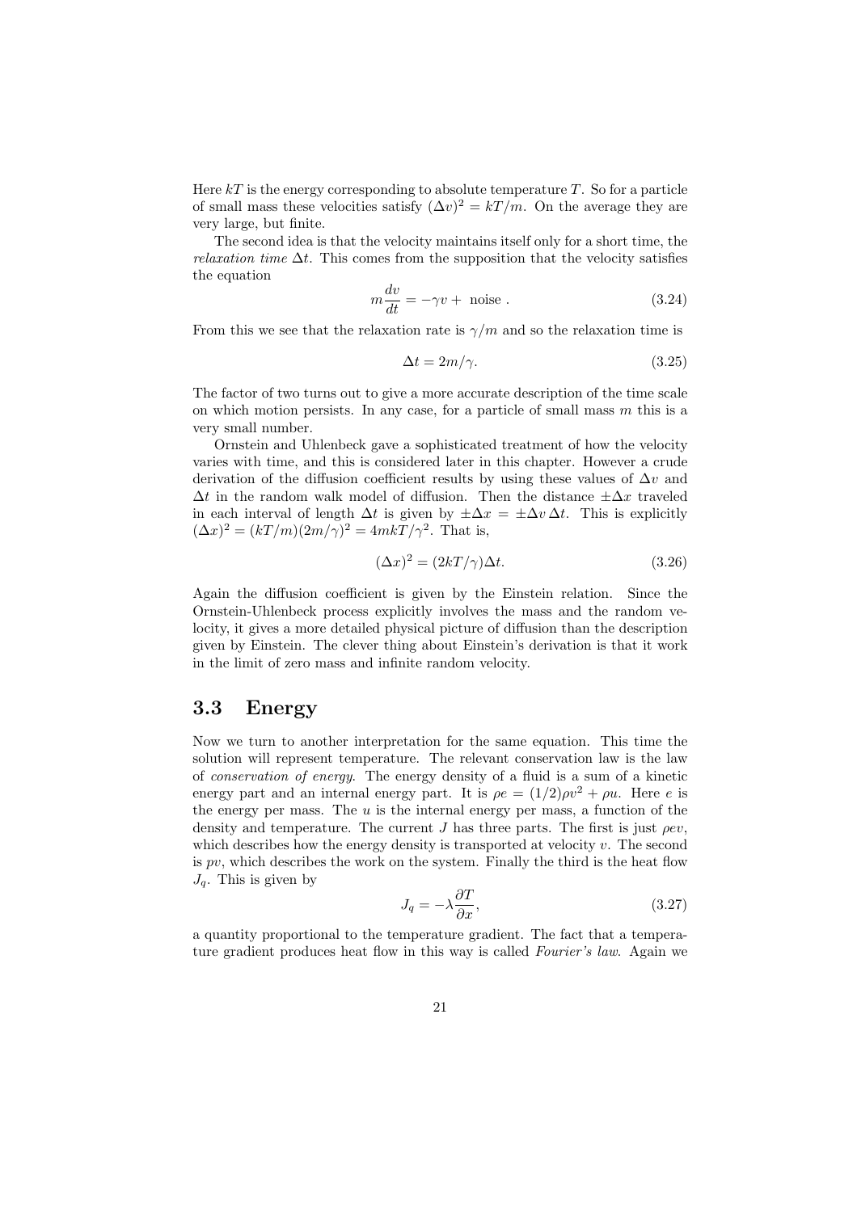Here $kT$ is the energy corresponding to absolute temperature $T$. So for a particle of small mass these velocities satisfy $(\Delta v)^2 = kT/m$. On the average they are very large, but finite.

The second idea is that the velocity maintains itself only for a short time, the *relaxation time* $\Delta t$. This comes from the supposition that the velocity satisfies the equation

$$m\frac{dv}{dt} = -\gamma v + \text{ noise} . \tag{3.24}$$

From this we see that the relaxation rate is $\gamma/m$ and so the relaxation time is

$$\Delta t = 2m/\gamma. \tag{3.25}$$

The factor of two turns out to give a more accurate description of the time scale on which motion persists. In any case, for a particle of small mass $m$ this is a very small number.

Ornstein and Uhlenbeck gave a sophisticated treatment of how the velocity varies with time, and this is considered later in this chapter. However a crude derivation of the diffusion coefficient results by using these values of $\Delta v$ and $\Delta t$ in the random walk model of diffusion. Then the distance $\pm\Delta x$ traveled in each interval of length $\Delta t$ is given by $\pm\Delta x = \pm\Delta v\,\Delta t$. This is explicitly $(\Delta x)^2 = (kT/m)(2m/\gamma)^2 = 4mkT/\gamma^2$. That is,

$$(\Delta x)^2 = (2kT/\gamma)\Delta t. \tag{3.26}$$

Again the diffusion coefficient is given by the Einstein relation. Since the Ornstein-Uhlenbeck process explicitly involves the mass and the random velocity, it gives a more detailed physical picture of diffusion than the description given by Einstein. The clever thing about Einstein's derivation is that it work in the limit of zero mass and infinite random velocity.

## 3.3 Energy

Now we turn to another interpretation for the same equation. This time the solution will represent temperature. The relevant conservation law is the law of *conservation of energy*. The energy density of a fluid is a sum of a kinetic energy part and an internal energy part. It is $\rho e = (1/2)\rho v^2 + \rho u$. Here $e$ is the energy per mass. The $u$ is the internal energy per mass, a function of the density and temperature. The current $J$ has three parts. The first is just $\rho e v$, which describes how the energy density is transported at velocity $v$. The second is $pv$, which describes the work on the system. Finally the third is the heat flow $J_q$. This is given by

$$J_q = -\lambda\frac{\partial T}{\partial x}, \tag{3.27}$$

a quantity proportional to the temperature gradient. The fact that a temperature gradient produces heat flow in this way is called *Fourier's law*. Again we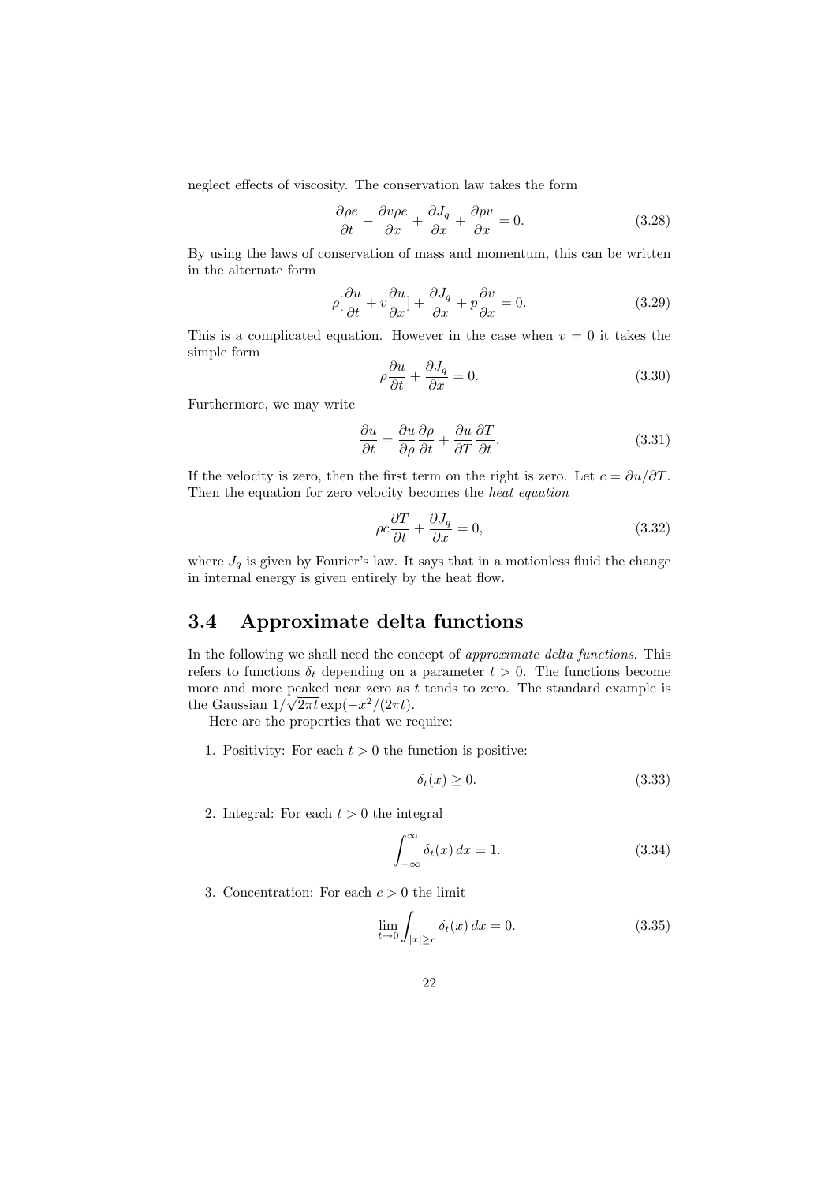neglect effects of viscosity. The conservation law takes the form

$$\frac{\partial \rho e}{\partial t} + \frac{\partial v \rho e}{\partial x} + \frac{\partial J_q}{\partial x} + \frac{\partial p v}{\partial x} = 0. \tag{3.28}$$

By using the laws of conservation of mass and momentum, this can be written in the alternate form

$$\rho[\frac{\partial u}{\partial t} + v\frac{\partial u}{\partial x}] + \frac{\partial J_q}{\partial x} + p\frac{\partial v}{\partial x} = 0. \tag{3.29}$$

This is a complicated equation. However in the case when $v = 0$ it takes the simple form

$$\rho\frac{\partial u}{\partial t} + \frac{\partial J_q}{\partial x} = 0. \tag{3.30}$$

Furthermore, we may write

$$\frac{\partial u}{\partial t} = \frac{\partial u}{\partial \rho}\frac{\partial \rho}{\partial t} + \frac{\partial u}{\partial T}\frac{\partial T}{\partial t}. \tag{3.31}$$

If the velocity is zero, then the first term on the right is zero. Let $c = \partial u/\partial T$. Then the equation for zero velocity becomes the *heat equation*

$$\rho c\frac{\partial T}{\partial t} + \frac{\partial J_q}{\partial x} = 0, \tag{3.32}$$

where $J_q$ is given by Fourier's law. It says that in a motionless fluid the change in internal energy is given entirely by the heat flow.

## 3.4 Approximate delta functions

In the following we shall need the concept of *approximate delta functions*. This refers to functions $\delta_t$ depending on a parameter $t > 0$. The functions become more and more peaked near zero as $t$ tends to zero. The standard example is the Gaussian $1/\sqrt{2\pi t}\exp(-x^2/(2\pi t))$.

Here are the properties that we require:

1. Positivity: For each $t > 0$ the function is positive:

$$\delta_t(x) \geq 0. \tag{3.33}$$

2. Integral: For each $t > 0$ the integral

$$\int_{-\infty}^{\infty} \delta_t(x)\, dx = 1. \tag{3.34}$$

3. Concentration: For each $c > 0$ the limit

$$\lim_{t\to 0}\int_{|x|\geq c} \delta_t(x)\, dx = 0. \tag{3.35}$$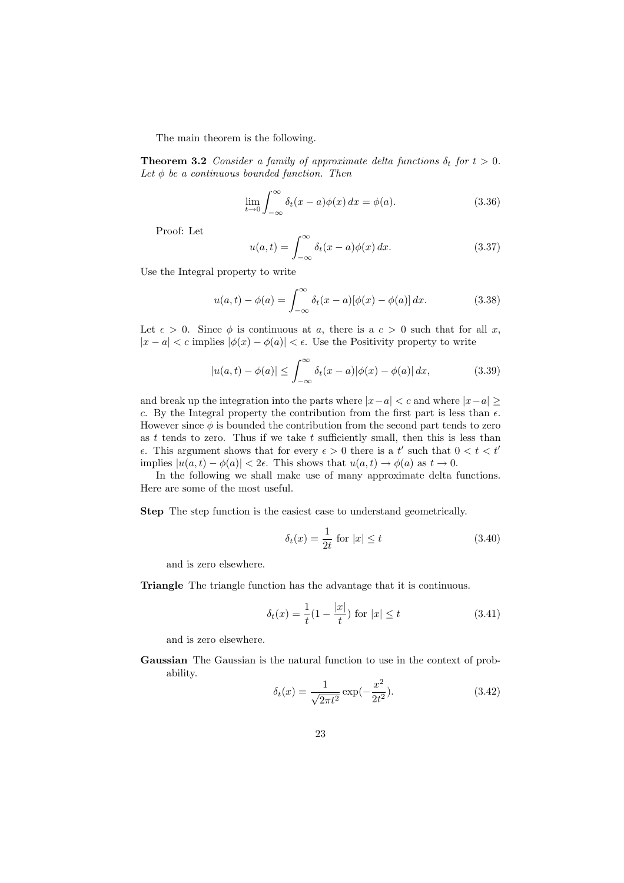The main theorem is the following.

**Theorem 3.2** *Consider a family of approximate delta functions $\delta_t$ for $t > 0$. Let $\phi$ be a continuous bounded function. Then*

$$\lim_{t \to 0} \int_{-\infty}^{\infty} \delta_t(x-a)\phi(x)\,dx = \phi(a). \tag{3.36}$$

Proof: Let

$$u(a,t) = \int_{-\infty}^{\infty} \delta_t(x-a)\phi(x)\,dx. \tag{3.37}$$

Use the Integral property to write

$$u(a,t) - \phi(a) = \int_{-\infty}^{\infty} \delta_t(x-a)[\phi(x) - \phi(a)]\,dx. \tag{3.38}$$

Let $\epsilon > 0$. Since $\phi$ is continuous at $a$, there is a $c > 0$ such that for all $x$, $|x - a| < c$ implies $|\phi(x) - \phi(a)| < \epsilon$. Use the Positivity property to write

$$|u(a,t) - \phi(a)| \leq \int_{-\infty}^{\infty} \delta_t(x-a)|\phi(x) - \phi(a)|\,dx, \tag{3.39}$$

and break up the integration into the parts where $|x-a| < c$ and where $|x-a| \geq c$. By the Integral property the contribution from the first part is less than $\epsilon$. However since $\phi$ is bounded the contribution from the second part tends to zero as $t$ tends to zero. Thus if we take $t$ sufficiently small, then this is less than $\epsilon$. This argument shows that for every $\epsilon > 0$ there is a $t'$ such that $0 < t < t'$ implies $|u(a,t) - \phi(a)| < 2\epsilon$. This shows that $u(a,t) \to \phi(a)$ as $t \to 0$.

In the following we shall make use of many approximate delta functions. Here are some of the most useful.

**Step** The step function is the easiest case to understand geometrically.

$$\delta_t(x) = \frac{1}{2t} \text{ for } |x| \leq t \tag{3.40}$$

and is zero elsewhere.

**Triangle** The triangle function has the advantage that it is continuous.

$$\delta_t(x) = \frac{1}{t}(1 - \frac{|x|}{t}) \text{ for } |x| \leq t \tag{3.41}$$

and is zero elsewhere.

**Gaussian** The Gaussian is the natural function to use in the context of probability.

$$\delta_t(x) = \frac{1}{\sqrt{2\pi t^2}} \exp(-\frac{x^2}{2t^2}). \tag{3.42}$$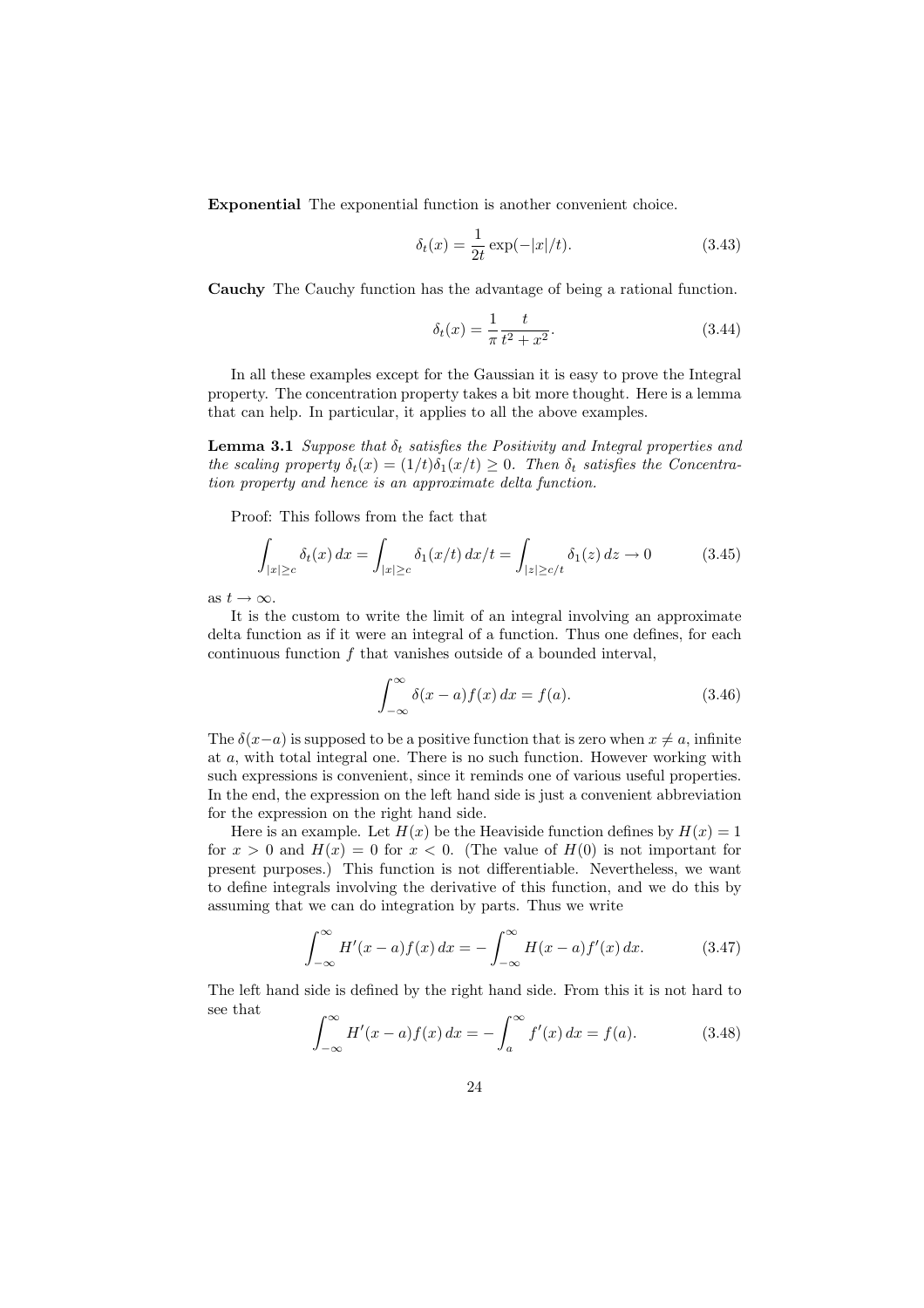**Exponential** The exponential function is another convenient choice.

$$\delta_t(x) = \frac{1}{2t}\exp(-|x|/t). \tag{3.43}$$

**Cauchy** The Cauchy function has the advantage of being a rational function.

$$\delta_t(x) = \frac{1}{\pi}\frac{t}{t^2 + x^2}. \tag{3.44}$$

In all these examples except for the Gaussian it is easy to prove the Integral property. The concentration property takes a bit more thought. Here is a lemma that can help. In particular, it applies to all the above examples.

**Lemma 3.1** *Suppose that $\delta_t$ satisfies the Positivity and Integral properties and the scaling property $\delta_t(x) = (1/t)\delta_1(x/t) \geq 0$. Then $\delta_t$ satisfies the Concentration property and hence is an approximate delta function.*

Proof: This follows from the fact that

$$\int_{|x|\geq c} \delta_t(x)\, dx = \int_{|x|\geq c} \delta_1(x/t)\, dx/t = \int_{|z|\geq c/t} \delta_1(z)\, dz \to 0 \tag{3.45}$$

as $t \to \infty$.

It is the custom to write the limit of an integral involving an approximate delta function as if it were an integral of a function. Thus one defines, for each continuous function $f$ that vanishes outside of a bounded interval,

$$\int_{-\infty}^{\infty} \delta(x-a) f(x)\, dx = f(a). \tag{3.46}$$

The $\delta(x-a)$ is supposed to be a positive function that is zero when $x \neq a$, infinite at $a$, with total integral one. There is no such function. However working with such expressions is convenient, since it reminds one of various useful properties. In the end, the expression on the left hand side is just a convenient abbreviation for the expression on the right hand side.

Here is an example. Let $H(x)$ be the Heaviside function defines by $H(x) = 1$ for $x > 0$ and $H(x) = 0$ for $x < 0$. (The value of $H(0)$ is not important for present purposes.) This function is not differentiable. Nevertheless, we want to define integrals involving the derivative of this function, and we do this by assuming that we can do integration by parts. Thus we write

$$\int_{-\infty}^{\infty} H'(x-a) f(x)\, dx = -\int_{-\infty}^{\infty} H(x-a) f'(x)\, dx. \tag{3.47}$$

The left hand side is defined by the right hand side. From this it is not hard to see that

$$\int_{-\infty}^{\infty} H'(x-a) f(x)\, dx = -\int_{a}^{\infty} f'(x)\, dx = f(a). \tag{3.48}$$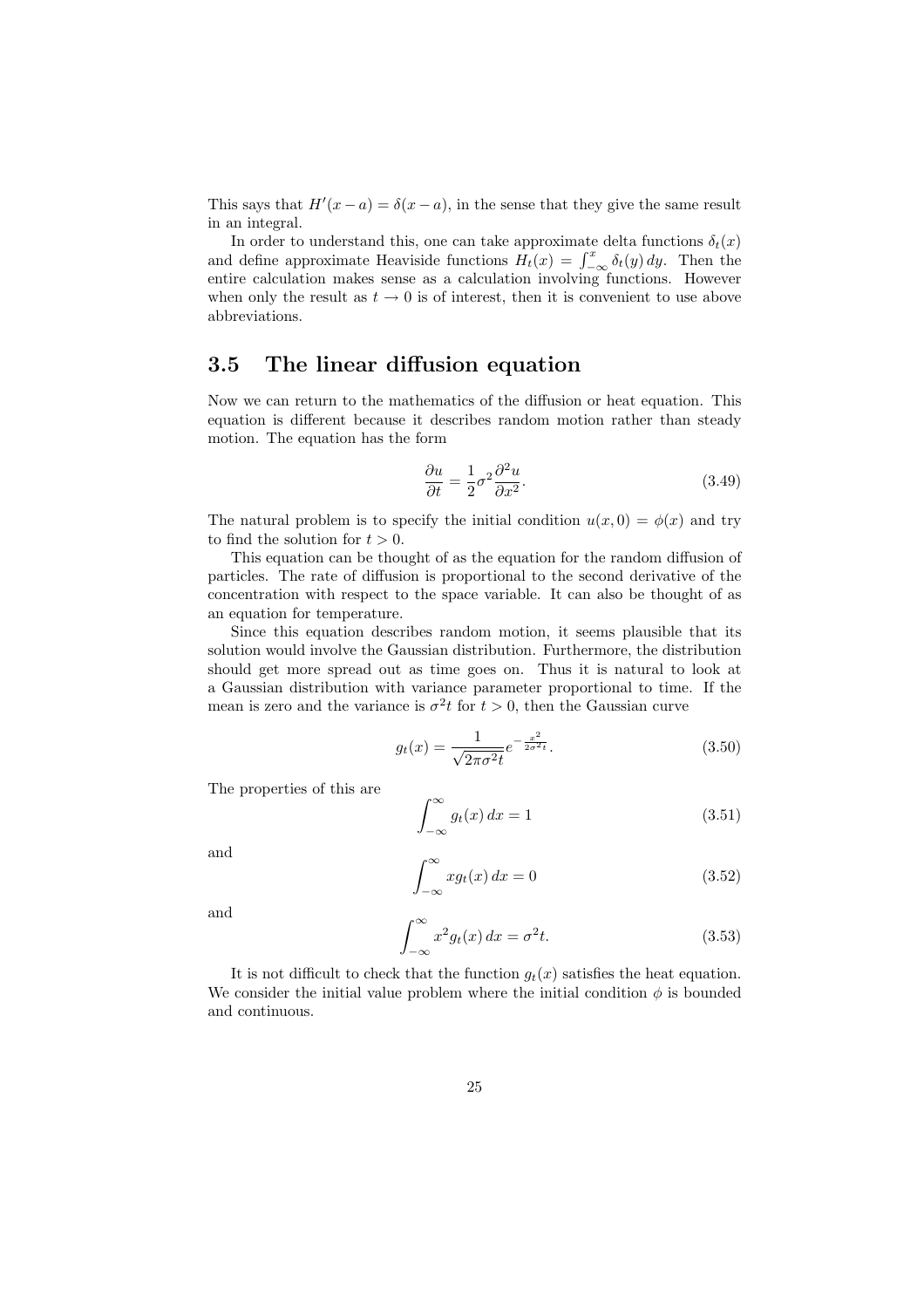This says that $H'(x-a) = \delta(x-a)$, in the sense that they give the same result in an integral.

In order to understand this, one can take approximate delta functions $\delta_t(x)$ and define approximate Heaviside functions $H_t(x) = \int_{-\infty}^{x} \delta_t(y)\, dy$. Then the entire calculation makes sense as a calculation involving functions. However when only the result as $t \to 0$ is of interest, then it is convenient to use above abbreviations.

## 3.5 The linear diffusion equation

Now we can return to the mathematics of the diffusion or heat equation. This equation is different because it describes random motion rather than steady motion. The equation has the form

$$\frac{\partial u}{\partial t} = \frac{1}{2}\sigma^2 \frac{\partial^2 u}{\partial x^2}. \tag{3.49}$$

The natural problem is to specify the initial condition $u(x, 0) = \phi(x)$ and try to find the solution for $t > 0$.

This equation can be thought of as the equation for the random diffusion of particles. The rate of diffusion is proportional to the second derivative of the concentration with respect to the space variable. It can also be thought of as an equation for temperature.

Since this equation describes random motion, it seems plausible that its solution would involve the Gaussian distribution. Furthermore, the distribution should get more spread out as time goes on. Thus it is natural to look at a Gaussian distribution with variance parameter proportional to time. If the mean is zero and the variance is $\sigma^2 t$ for $t > 0$, then the Gaussian curve

$$g_t(x) = \frac{1}{\sqrt{2\pi\sigma^2 t}} e^{-\frac{x^2}{2\sigma^2 t}}. \tag{3.50}$$

The properties of this are

$$\int_{-\infty}^{\infty} g_t(x)\, dx = 1 \tag{3.51}$$

and

$$\int_{-\infty}^{\infty} x g_t(x)\, dx = 0 \tag{3.52}$$

and

$$\int_{-\infty}^{\infty} x^2 g_t(x)\, dx = \sigma^2 t. \tag{3.53}$$

It is not difficult to check that the function $g_t(x)$ satisfies the heat equation. We consider the initial value problem where the initial condition $\phi$ is bounded and continuous.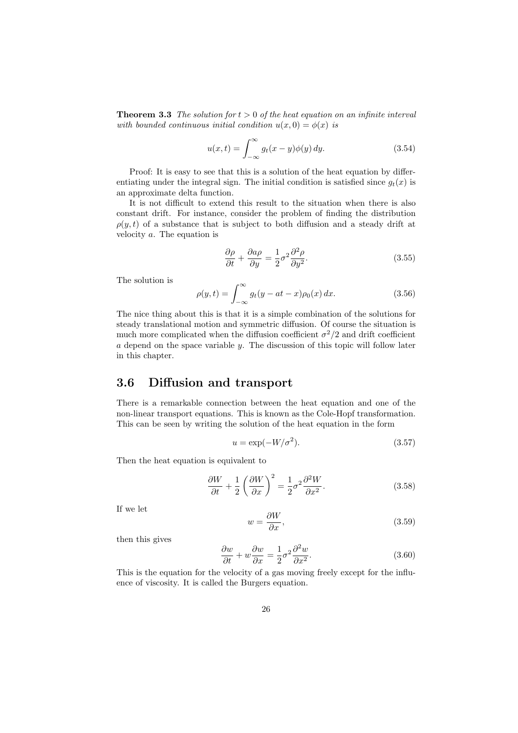**Theorem 3.3** *The solution for $t > 0$ of the heat equation on an infinite interval with bounded continuous initial condition $u(x, 0) = \phi(x)$ is*

$$u(x,t) = \int_{-\infty}^{\infty} g_t(x-y)\phi(y)\,dy. \tag{3.54}$$

Proof: It is easy to see that this is a solution of the heat equation by differentiating under the integral sign. The initial condition is satisfied since $g_t(x)$ is an approximate delta function.

It is not difficult to extend this result to the situation when there is also constant drift. For instance, consider the problem of finding the distribution $\rho(y, t)$ of a substance that is subject to both diffusion and a steady drift at velocity $a$. The equation is

$$\frac{\partial \rho}{\partial t} + \frac{\partial a \rho}{\partial y} = \frac{1}{2}\sigma^2 \frac{\partial^2 \rho}{\partial y^2}. \tag{3.55}$$

The solution is

$$\rho(y,t) = \int_{-\infty}^{\infty} g_t(y - at - x)\rho_0(x)\,dx. \tag{3.56}$$

The nice thing about this is that it is a simple combination of the solutions for steady translational motion and symmetric diffusion. Of course the situation is much more complicated when the diffusion coefficient $\sigma^2/2$ and drift coefficient $a$ depend on the space variable $y$. The discussion of this topic will follow later in this chapter.

## 3.6 Diffusion and transport

There is a remarkable connection between the heat equation and one of the non-linear transport equations. This is known as the Cole-Hopf transformation. This can be seen by writing the solution of the heat equation in the form

$$u = \exp(-W/\sigma^2). \tag{3.57}$$

Then the heat equation is equivalent to

$$\frac{\partial W}{\partial t} + \frac{1}{2}\left(\frac{\partial W}{\partial x}\right)^2 = \frac{1}{2}\sigma^2 \frac{\partial^2 W}{\partial x^2}. \tag{3.58}$$

If we let

$$w = \frac{\partial W}{\partial x}, \tag{3.59}$$

then this gives

$$\frac{\partial w}{\partial t} + w\frac{\partial w}{\partial x} = \frac{1}{2}\sigma^2 \frac{\partial^2 w}{\partial x^2}. \tag{3.60}$$

This is the equation for the velocity of a gas moving freely except for the influence of viscosity. It is called the Burgers equation.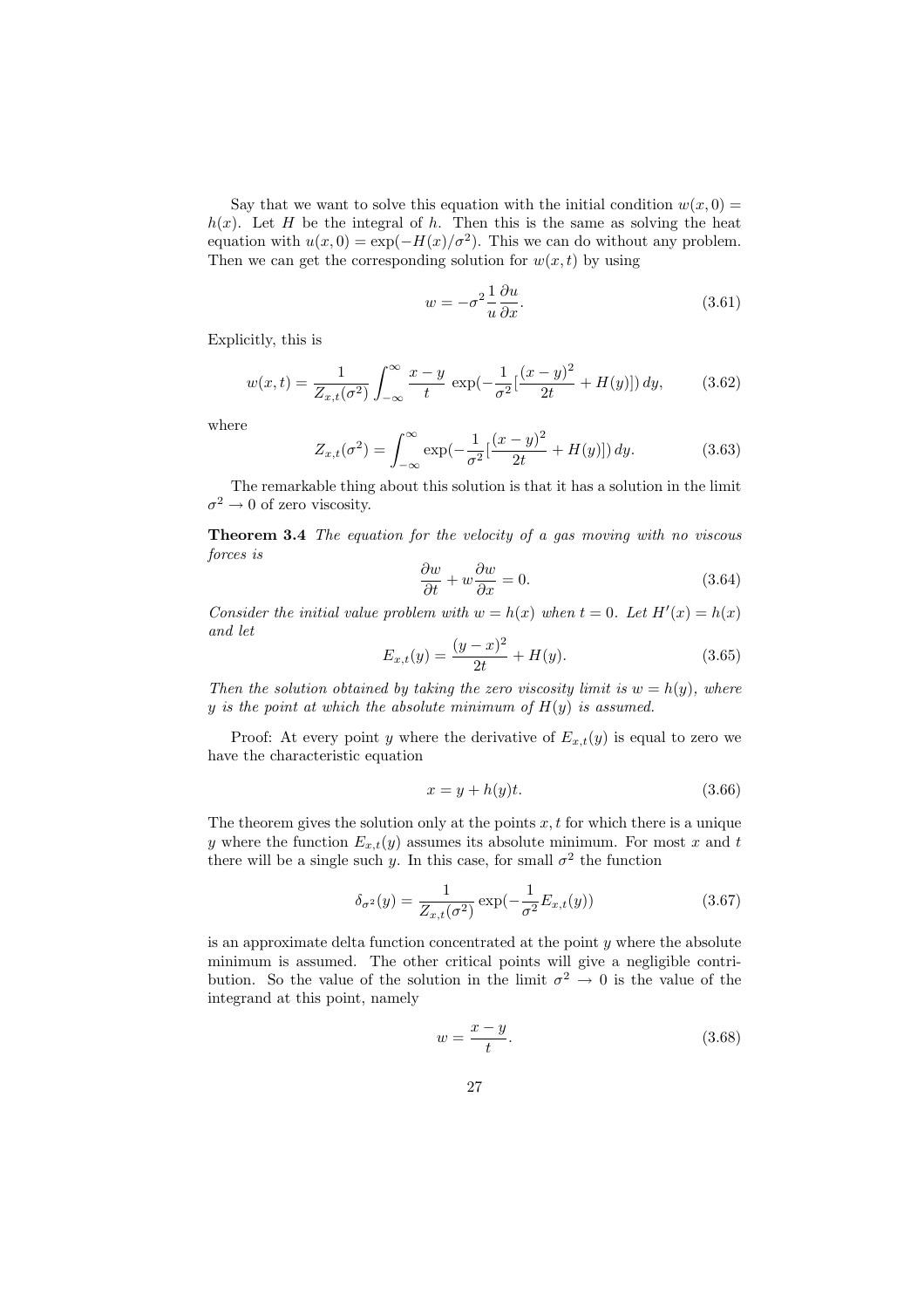Say that we want to solve this equation with the initial condition $w(x, 0) = h(x)$. Let $H$ be the integral of $h$. Then this is the same as solving the heat equation with $u(x, 0) = \exp(-H(x)/\sigma^2)$. This we can do without any problem. Then we can get the corresponding solution for $w(x, t)$ by using

$$w = -\sigma^2 \frac{1}{u} \frac{\partial u}{\partial x}. \tag{3.61}$$

Explicitly, this is

$$w(x, t) = \frac{1}{Z_{x,t}(\sigma^2)} \int_{-\infty}^{\infty} \frac{x - y}{t} \exp(-\frac{1}{\sigma^2}[\frac{(x - y)^2}{2t} + H(y)])\, dy, \tag{3.62}$$

where

$$Z_{x,t}(\sigma^2) = \int_{-\infty}^{\infty} \exp(-\frac{1}{\sigma^2}[\frac{(x - y)^2}{2t} + H(y)])\, dy. \tag{3.63}$$

The remarkable thing about this solution is that it has a solution in the limit $\sigma^2 \to 0$ of zero viscosity.

**Theorem 3.4** *The equation for the velocity of a gas moving with no viscous forces is*

$$\frac{\partial w}{\partial t} + w \frac{\partial w}{\partial x} = 0. \tag{3.64}$$

*Consider the initial value problem with $w = h(x)$ when $t = 0$. Let $H'(x) = h(x)$ and let*

$$E_{x,t}(y) = \frac{(y - x)^2}{2t} + H(y). \tag{3.65}$$

*Then the solution obtained by taking the zero viscosity limit is $w = h(y)$, where $y$ is the point at which the absolute minimum of $H(y)$ is assumed.*

Proof: At every point $y$ where the derivative of $E_{x,t}(y)$ is equal to zero we have the characteristic equation

$$x = y + h(y)t. \tag{3.66}$$

The theorem gives the solution only at the points $x, t$ for which there is a unique $y$ where the function $E_{x,t}(y)$ assumes its absolute minimum. For most $x$ and $t$ there will be a single such $y$. In this case, for small $\sigma^2$ the function

$$\delta_{\sigma^2}(y) = \frac{1}{Z_{x,t}(\sigma^2)} \exp(-\frac{1}{\sigma^2} E_{x,t}(y)) \tag{3.67}$$

is an approximate delta function concentrated at the point $y$ where the absolute minimum is assumed. The other critical points will give a negligible contribution. So the value of the solution in the limit $\sigma^2 \to 0$ is the value of the integrand at this point, namely

$$w = \frac{x - y}{t}. \tag{3.68}$$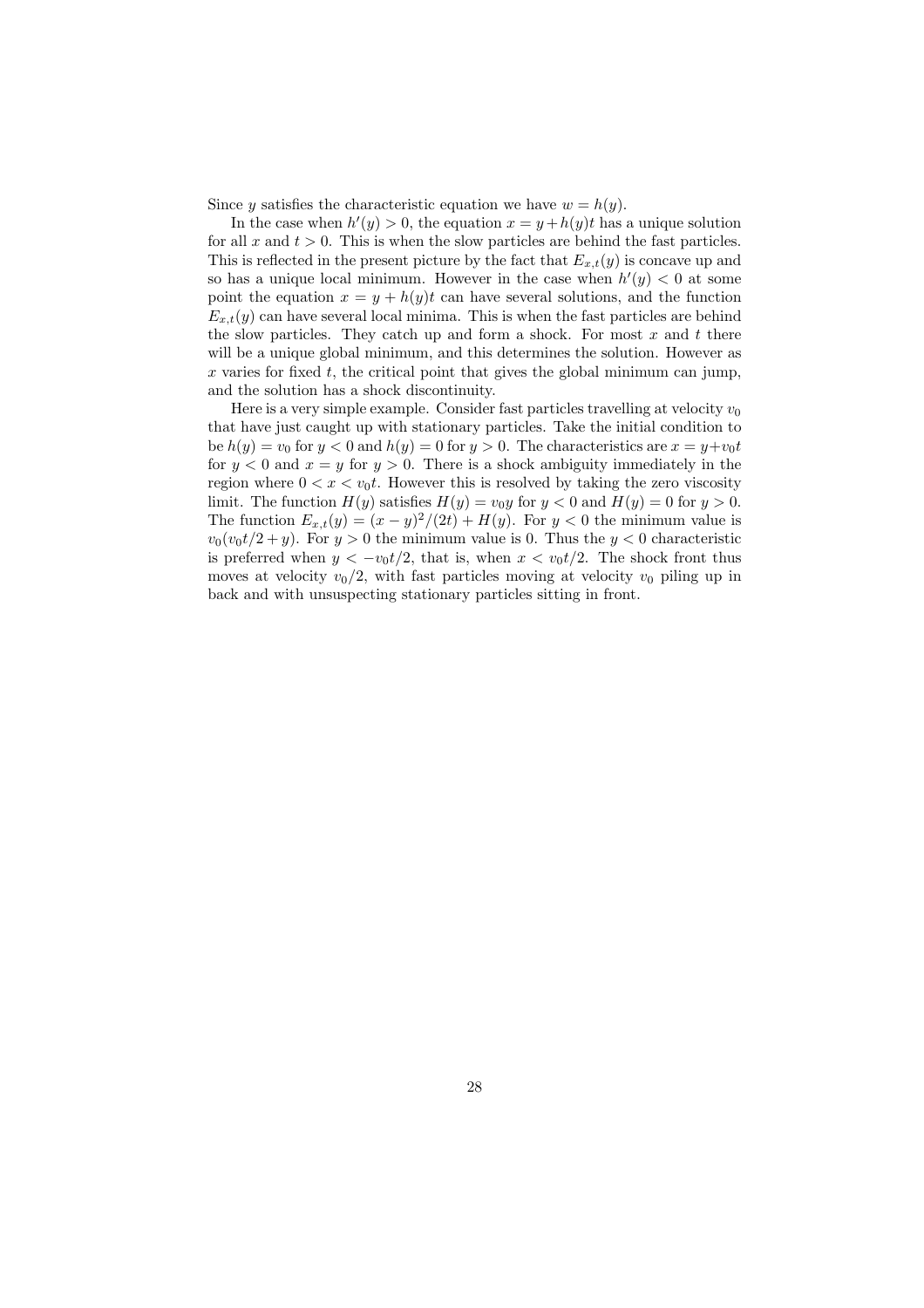Since $y$ satisfies the characteristic equation we have $w = h(y)$.

In the case when $h'(y) > 0$, the equation $x = y + h(y)t$ has a unique solution for all $x$ and $t > 0$. This is when the slow particles are behind the fast particles. This is reflected in the present picture by the fact that $E_{x,t}(y)$ is concave up and so has a unique local minimum. However in the case when $h'(y) < 0$ at some point the equation $x = y + h(y)t$ can have several solutions, and the function $E_{x,t}(y)$ can have several local minima. This is when the fast particles are behind the slow particles. They catch up and form a shock. For most $x$ and $t$ there will be a unique global minimum, and this determines the solution. However as $x$ varies for fixed $t$, the critical point that gives the global minimum can jump, and the solution has a shock discontinuity.

Here is a very simple example. Consider fast particles travelling at velocity $v_0$ that have just caught up with stationary particles. Take the initial condition to be $h(y) = v_0$ for $y < 0$ and $h(y) = 0$ for $y > 0$. The characteristics are $x = y + v_0 t$ for $y < 0$ and $x = y$ for $y > 0$. There is a shock ambiguity immediately in the region where $0 < x < v_0 t$. However this is resolved by taking the zero viscosity limit. The function $H(y)$ satisfies $H(y) = v_0 y$ for $y < 0$ and $H(y) = 0$ for $y > 0$. The function $E_{x,t}(y) = (x - y)^2/(2t) + H(y)$. For $y < 0$ the minimum value is $v_0(v_0 t/2 + y)$. For $y > 0$ the minimum value is 0. Thus the $y < 0$ characteristic is preferred when $y < -v_0 t/2$, that is, when $x < v_0 t/2$. The shock front thus moves at velocity $v_0/2$, with fast particles moving at velocity $v_0$ piling up in back and with unsuspecting stationary particles sitting in front.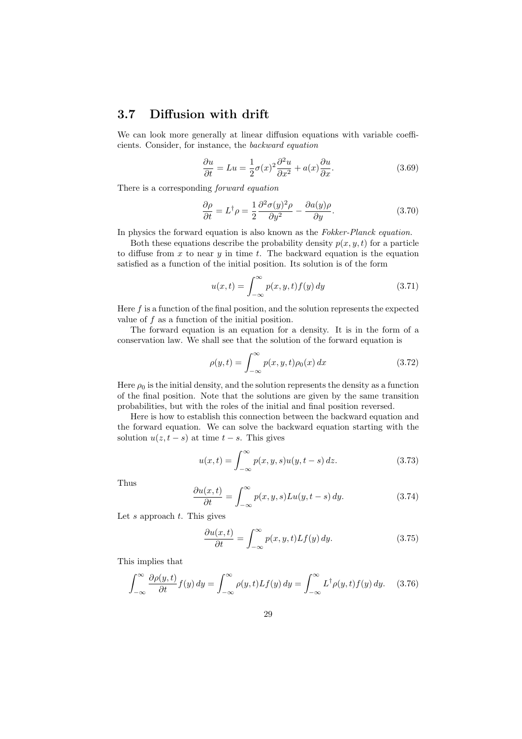## 3.7 Diffusion with drift

We can look more generally at linear diffusion equations with variable coefficients. Consider, for instance, the *backward equation*

$$\frac{\partial u}{\partial t} = Lu = \frac{1}{2}\sigma(x)^2 \frac{\partial^2 u}{\partial x^2} + a(x)\frac{\partial u}{\partial x}. \tag{3.69}$$

There is a corresponding *forward equation*

$$\frac{\partial \rho}{\partial t} = L^\dagger \rho = \frac{1}{2}\frac{\partial^2 \sigma(y)^2 \rho}{\partial y^2} - \frac{\partial a(y)\rho}{\partial y}. \tag{3.70}$$

In physics the forward equation is also known as the *Fokker-Planck equation.*

Both these equations describe the probability density $p(x, y, t)$ for a particle to diffuse from $x$ to near $y$ in time $t$. The backward equation is the equation satisfied as a function of the initial position. Its solution is of the form

$$u(x, t) = \int_{-\infty}^{\infty} p(x, y, t) f(y)\, dy \tag{3.71}$$

Here $f$ is a function of the final position, and the solution represents the expected value of $f$ as a function of the initial position.

The forward equation is an equation for a density. It is in the form of a conservation law. We shall see that the solution of the forward equation is

$$\rho(y, t) = \int_{-\infty}^{\infty} p(x, y, t)\rho_0(x)\, dx \tag{3.72}$$

Here $\rho_0$ is the initial density, and the solution represents the density as a function of the final position. Note that the solutions are given by the same transition probabilities, but with the roles of the initial and final position reversed.

Here is how to establish this connection between the backward equation and the forward equation. We can solve the backward equation starting with the solution $u(z, t - s)$ at time $t - s$. This gives

$$u(x, t) = \int_{-\infty}^{\infty} p(x, y, s) u(y, t - s)\, dz. \tag{3.73}$$

Thus

$$\frac{\partial u(x, t)}{\partial t} = \int_{-\infty}^{\infty} p(x, y, s) Lu(y, t - s)\, dy. \tag{3.74}$$

Let $s$ approach $t$. This gives

$$\frac{\partial u(x, t)}{\partial t} = \int_{-\infty}^{\infty} p(x, y, t) Lf(y)\, dy. \tag{3.75}$$

This implies that

$$\int_{-\infty}^{\infty} \frac{\partial \rho(y, t)}{\partial t} f(y)\, dy = \int_{-\infty}^{\infty} \rho(y, t) Lf(y)\, dy = \int_{-\infty}^{\infty} L^\dagger \rho(y, t) f(y)\, dy. \tag{3.76}$$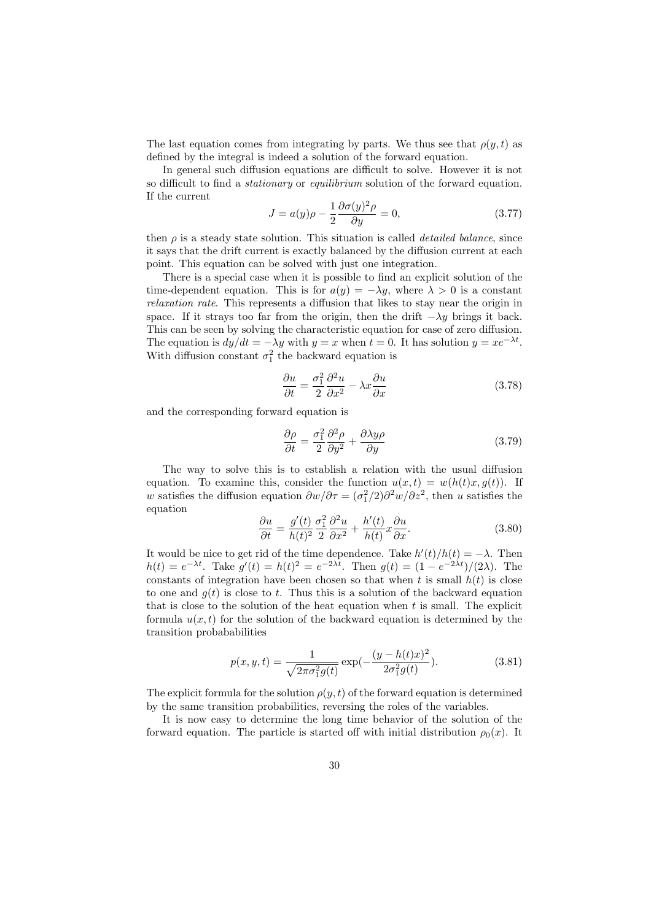The last equation comes from integrating by parts. We thus see that $\rho(y,t)$ as defined by the integral is indeed a solution of the forward equation.

In general such diffusion equations are difficult to solve. However it is not so difficult to find a *stationary* or *equilibrium* solution of the forward equation. If the current

$$J = a(y)\rho - \frac{1}{2}\frac{\partial \sigma(y)^2 \rho}{\partial y} = 0, \tag{3.77}$$

then $\rho$ is a steady state solution. This situation is called *detailed balance*, since it says that the drift current is exactly balanced by the diffusion current at each point. This equation can be solved with just one integration.

There is a special case when it is possible to find an explicit solution of the time-dependent equation. This is for $a(y) = -\lambda y$, where $\lambda > 0$ is a constant *relaxation rate*. This represents a diffusion that likes to stay near the origin in space. If it strays too far from the origin, then the drift $-\lambda y$ brings it back. This can be seen by solving the characteristic equation for case of zero diffusion. The equation is $dy/dt = -\lambda y$ with $y = x$ when $t = 0$. It has solution $y = xe^{-\lambda t}$. With diffusion constant $\sigma_1^2$ the backward equation is

$$\frac{\partial u}{\partial t} = \frac{\sigma_1^2}{2}\frac{\partial^2 u}{\partial x^2} - \lambda x \frac{\partial u}{\partial x} \tag{3.78}$$

and the corresponding forward equation is

$$\frac{\partial \rho}{\partial t} = \frac{\sigma_1^2}{2}\frac{\partial^2 \rho}{\partial y^2} + \frac{\partial \lambda y \rho}{\partial y} \tag{3.79}$$

The way to solve this is to establish a relation with the usual diffusion equation. To examine this, consider the function $u(x,t) = w(h(t)x, g(t))$. If $w$ satisfies the diffusion equation $\partial w/\partial \tau = (\sigma_1^2/2)\partial^2 w/\partial z^2$, then $u$ satisfies the equation

$$\frac{\partial u}{\partial t} = \frac{g'(t)}{h(t)^2}\frac{\sigma_1^2}{2}\frac{\partial^2 u}{\partial x^2} + \frac{h'(t)}{h(t)} x \frac{\partial u}{\partial x}. \tag{3.80}$$

It would be nice to get rid of the time dependence. Take $h'(t)/h(t) = -\lambda$. Then $h(t) = e^{-\lambda t}$. Take $g'(t) = h(t)^2 = e^{-2\lambda t}$. Then $g(t) = (1 - e^{-2\lambda t})/(2\lambda)$. The constants of integration have been chosen so that when $t$ is small $h(t)$ is close to one and $g(t)$ is close to $t$. Thus this is a solution of the backward equation that is close to the solution of the heat equation when $t$ is small. The explicit formula $u(x,t)$ for the solution of the backward equation is determined by the transition probababilities

$$p(x,y,t) = \frac{1}{\sqrt{2\pi\sigma_1^2 g(t)}} \exp\left(-\frac{(y - h(t)x)^2}{2\sigma_1^2 g(t)}\right). \tag{3.81}$$

The explicit formula for the solution $\rho(y,t)$ of the forward equation is determined by the same transition probabilities, reversing the roles of the variables.

It is now easy to determine the long time behavior of the solution of the forward equation. The particle is started off with initial distribution $\rho_0(x)$. It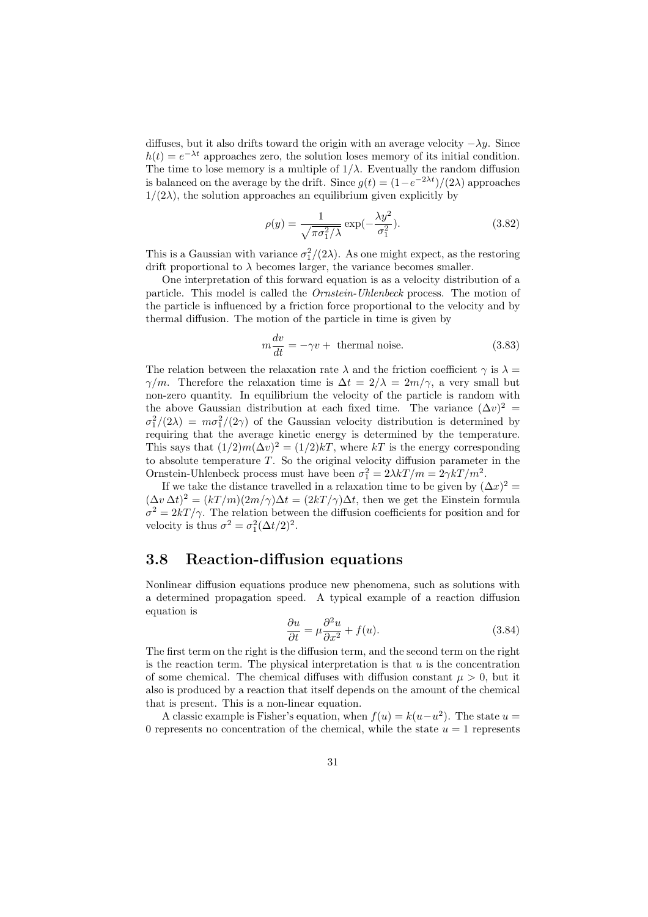diffuses, but it also drifts toward the origin with an average velocity $-\lambda y$. Since $h(t) = e^{-\lambda t}$ approaches zero, the solution loses memory of its initial condition. The time to lose memory is a multiple of $1/\lambda$. Eventually the random diffusion is balanced on the average by the drift. Since $g(t) = (1-e^{-2\lambda t})/(2\lambda)$ approaches $1/(2\lambda)$, the solution approaches an equilibrium given explicitly by

$$\rho(y) = \frac{1}{\sqrt{\pi\sigma_1^2/\lambda}} \exp(-\frac{\lambda y^2}{\sigma_1^2}). \tag{3.82}$$

This is a Gaussian with variance $\sigma_1^2/(2\lambda)$. As one might expect, as the restoring drift proportional to $\lambda$ becomes larger, the variance becomes smaller.

One interpretation of this forward equation is as a velocity distribution of a particle. This model is called the *Ornstein-Uhlenbeck* process. The motion of the particle is influenced by a friction force proportional to the velocity and by thermal diffusion. The motion of the particle in time is given by

$$m\frac{dv}{dt} = -\gamma v + \text{ thermal noise.} \tag{3.83}$$

The relation between the relaxation rate $\lambda$ and the friction coefficient $\gamma$ is $\lambda = \gamma/m$. Therefore the relaxation time is $\Delta t = 2/\lambda = 2m/\gamma$, a very small but non-zero quantity. In equilibrium the velocity of the particle is random with the above Gaussian distribution at each fixed time. The variance $(\Delta v)^2 = \sigma_1^2/(2\lambda) = m\sigma_1^2/(2\gamma)$ of the Gaussian velocity distribution is determined by requiring that the average kinetic energy is determined by the temperature. This says that $(1/2)m(\Delta v)^2 = (1/2)kT$, where $kT$ is the energy corresponding to absolute temperature $T$. So the original velocity diffusion parameter in the Ornstein-Uhlenbeck process must have been $\sigma_1^2 = 2\lambda kT/m = 2\gamma kT/m^2$.

If we take the distance travelled in a relaxation time to be given by $(\Delta x)^2 = (\Delta v\, \Delta t)^2 = (kT/m)(2m/\gamma)\Delta t = (2kT/\gamma)\Delta t$, then we get the Einstein formula $\sigma^2 = 2kT/\gamma$. The relation between the diffusion coefficients for position and for velocity is thus $\sigma^2 = \sigma_1^2(\Delta t/2)^2$.

## 3.8 Reaction-diffusion equations

Nonlinear diffusion equations produce new phenomena, such as solutions with a determined propagation speed. A typical example of a reaction diffusion equation is

$$\frac{\partial u}{\partial t} = \mu \frac{\partial^2 u}{\partial x^2} + f(u). \tag{3.84}$$

The first term on the right is the diffusion term, and the second term on the right is the reaction term. The physical interpretation is that $u$ is the concentration of some chemical. The chemical diffuses with diffusion constant $\mu > 0$, but it also is produced by a reaction that itself depends on the amount of the chemical that is present. This is a non-linear equation.

A classic example is Fisher's equation, when $f(u) = k(u-u^2)$. The state $u = 0$ represents no concentration of the chemical, while the state $u = 1$ represents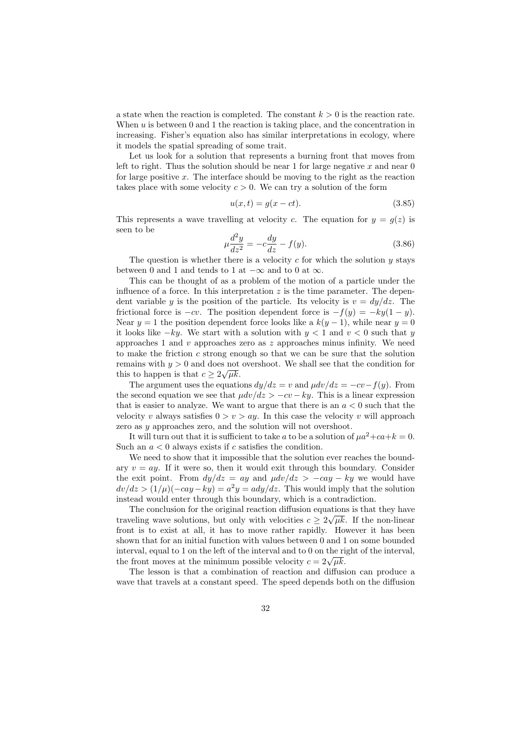a state when the reaction is completed. The constant $k > 0$ is the reaction rate. When $u$ is between 0 and 1 the reaction is taking place, and the concentration in increasing. Fisher's equation also has similar interpretations in ecology, where it models the spatial spreading of some trait.

Let us look for a solution that represents a burning front that moves from left to right. Thus the solution should be near 1 for large negative $x$ and near 0 for large positive $x$. The interface should be moving to the right as the reaction takes place with some velocity $c > 0$. We can try a solution of the form

$$u(x,t) = g(x - ct). \tag{3.85}$$

This represents a wave travelling at velocity $c$. The equation for $y = g(z)$ is seen to be

$$\mu \frac{d^2 y}{dz^2} = -c\frac{dy}{dz} - f(y). \tag{3.86}$$

The question is whether there is a velocity $c$ for which the solution $y$ stays between 0 and 1 and tends to 1 at $-\infty$ and to 0 at $\infty$.

This can be thought of as a problem of the motion of a particle under the influence of a force. In this interpretation $z$ is the time parameter. The dependent variable $y$ is the position of the particle. Its velocity is $v = dy/dz$. The frictional force is $-cv$. The position dependent force is $-f(y) = -ky(1-y)$. Near $y = 1$ the position dependent force looks like a $k(y-1)$, while near $y = 0$ it looks like $-ky$. We start with a solution with $y < 1$ and $v < 0$ such that $y$ approaches 1 and $v$ approaches zero as $z$ approaches minus infinity. We need to make the friction $c$ strong enough so that we can be sure that the solution remains with $y > 0$ and does not overshoot. We shall see that the condition for this to happen is that $c \geq 2\sqrt{\mu k}$.

The argument uses the equations $dy/dz = v$ and $\mu dv/dz = -cv - f(y)$. From the second equation we see that $\mu dv/dz > -cv - ky$. This is a linear expression that is easier to analyze. We want to argue that there is an $a < 0$ such that the velocity $v$ always satisfies $0 > v > ay$. In this case the velocity $v$ will approach zero as $y$ approaches zero, and the solution will not overshoot.

It will turn out that it is sufficient to take $a$ to be a solution of $\mu a^2 + ca + k = 0$. Such an $a < 0$ always exists if $c$ satisfies the condition.

We need to show that it impossible that the solution ever reaches the boundary $v = ay$. If it were so, then it would exit through this boundary. Consider the exit point. From $dy/dz = ay$ and $\mu dv/dz > -cay - ky$ we would have $dv/dz > (1/\mu)(-cay - ky) = a^2 y = a dy/dz$. This would imply that the solution instead would enter through this boundary, which is a contradiction.

The conclusion for the original reaction diffusion equations is that they have traveling wave solutions, but only with velocities $c \geq 2\sqrt{\mu k}$. If the non-linear front is to exist at all, it has to move rather rapidly. However it has been shown that for an initial function with values between 0 and 1 on some bounded interval, equal to 1 on the left of the interval and to 0 on the right of the interval, the front moves at the minimum possible velocity $c = 2\sqrt{\mu k}$.

The lesson is that a combination of reaction and diffusion can produce a wave that travels at a constant speed. The speed depends both on the diffusion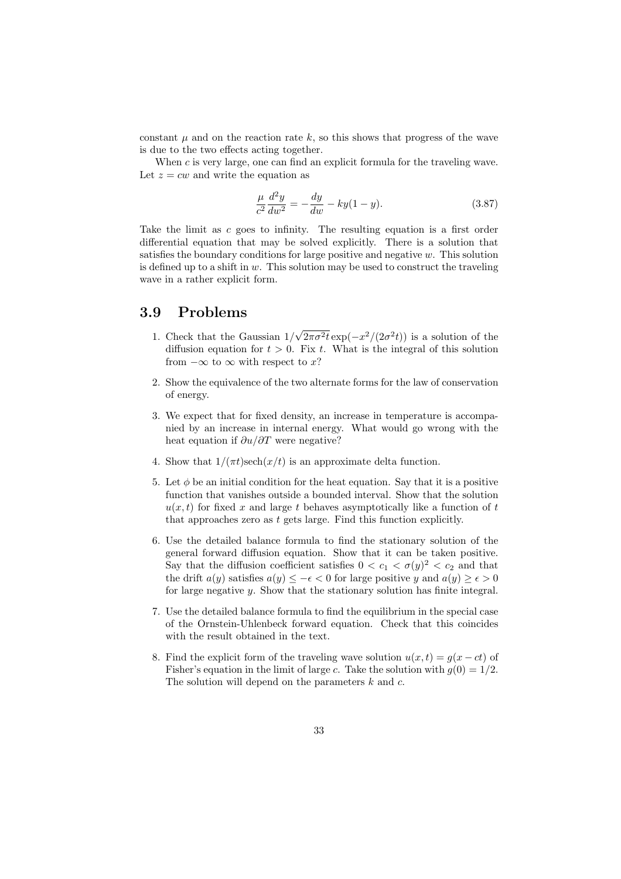constant $\mu$ and on the reaction rate $k$, so this shows that progress of the wave is due to the two effects acting together.

When $c$ is very large, one can find an explicit formula for the traveling wave. Let $z = cw$ and write the equation as

$$\frac{\mu}{c^2}\frac{d^2y}{dw^2} = -\frac{dy}{dw} - ky(1-y). \tag{3.87}$$

Take the limit as $c$ goes to infinity. The resulting equation is a first order differential equation that may be solved explicitly. There is a solution that satisfies the boundary conditions for large positive and negative $w$. This solution is defined up to a shift in $w$. This solution may be used to construct the traveling wave in a rather explicit form.

## 3.9 Problems

1. Check that the Gaussian $1/\sqrt{2\pi\sigma^2 t}\exp(-x^2/(2\sigma^2 t))$ is a solution of the diffusion equation for $t > 0$. Fix $t$. What is the integral of this solution from $-\infty$ to $\infty$ with respect to $x$?

2. Show the equivalence of the two alternate forms for the law of conservation of energy.

3. We expect that for fixed density, an increase in temperature is accompanied by an increase in internal energy. What would go wrong with the heat equation if $\partial u/\partial T$ were negative?

4. Show that $1/(\pi t)\text{sech}(x/t)$ is an approximate delta function.

5. Let $\phi$ be an initial condition for the heat equation. Say that it is a positive function that vanishes outside a bounded interval. Show that the solution $u(x,t)$ for fixed $x$ and large $t$ behaves asymptotically like a function of $t$ that approaches zero as $t$ gets large. Find this function explicitly.

6. Use the detailed balance formula to find the stationary solution of the general forward diffusion equation. Show that it can be taken positive. Say that the diffusion coefficient satisfies $0 < c_1 < \sigma(y)^2 < c_2$ and that the drift $a(y)$ satisfies $a(y) \leq -\epsilon < 0$ for large positive $y$ and $a(y) \geq \epsilon > 0$ for large negative $y$. Show that the stationary solution has finite integral.

7. Use the detailed balance formula to find the equilibrium in the special case of the Ornstein-Uhlenbeck forward equation. Check that this coincides with the result obtained in the text.

8. Find the explicit form of the traveling wave solution $u(x,t) = g(x - ct)$ of Fisher's equation in the limit of large $c$. Take the solution with $g(0) = 1/2$. The solution will depend on the parameters $k$ and $c$.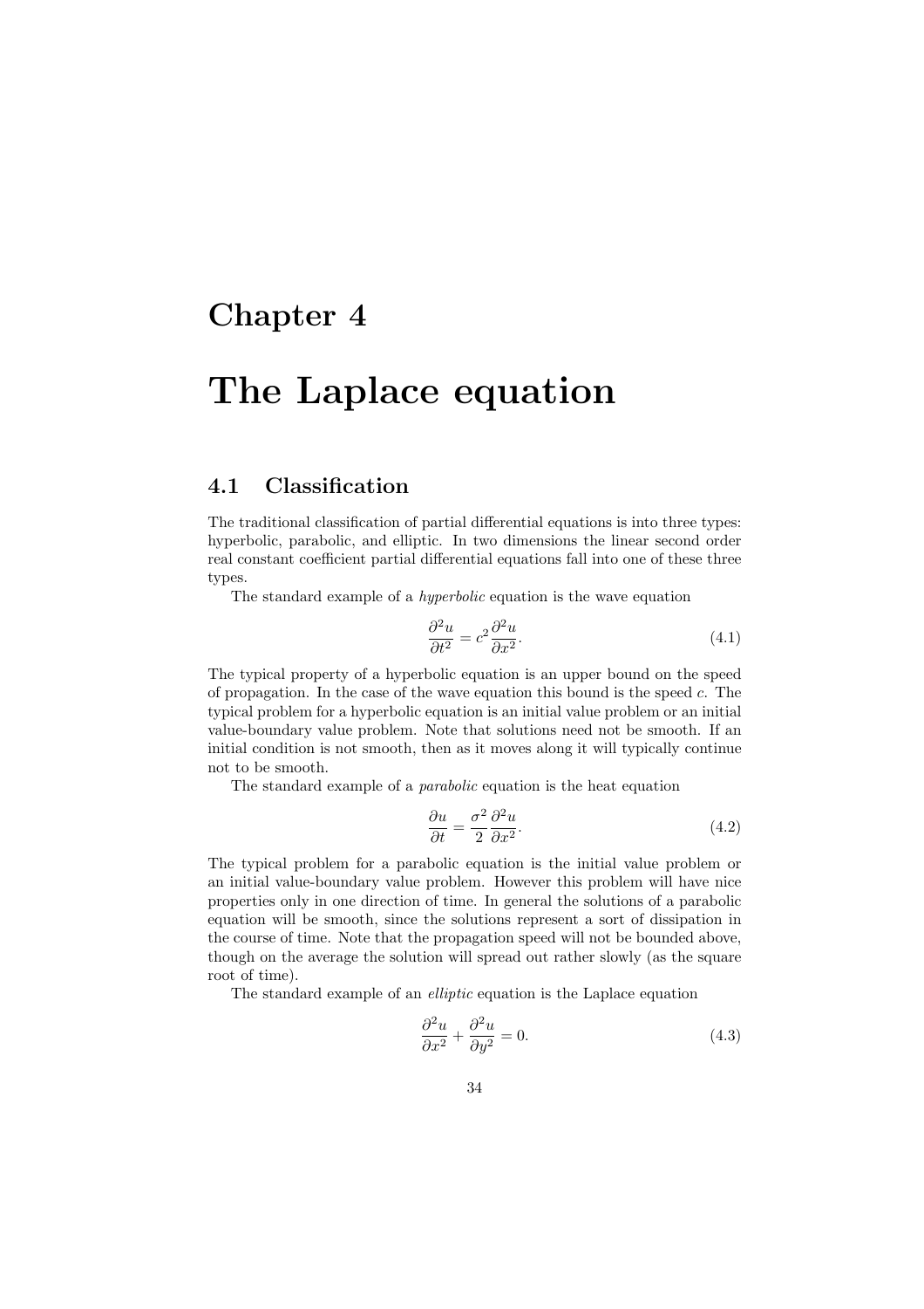// Chapter 4

# The Laplace equation

## 4.1 Classification

The traditional classification of partial differential equations is into three types: hyperbolic, parabolic, and elliptic. In two dimensions the linear second order real constant coefficient partial differential equations fall into one of these three types.

The standard example of a *hyperbolic* equation is the wave equation

$$\frac{\partial^2 u}{\partial t^2} = c^2 \frac{\partial^2 u}{\partial x^2}. \tag{4.1}$$

The typical property of a hyperbolic equation is an upper bound on the speed of propagation. In the case of the wave equation this bound is the speed $c$. The typical problem for a hyperbolic equation is an initial value problem or an initial value-boundary value problem. Note that solutions need not be smooth. If an initial condition is not smooth, then as it moves along it will typically continue not to be smooth.

The standard example of a *parabolic* equation is the heat equation

$$\frac{\partial u}{\partial t} = \frac{\sigma^2}{2} \frac{\partial^2 u}{\partial x^2}. \tag{4.2}$$

The typical problem for a parabolic equation is the initial value problem or an initial value-boundary value problem. However this problem will have nice properties only in one direction of time. In general the solutions of a parabolic equation will be smooth, since the solutions represent a sort of dissipation in the course of time. Note that the propagation speed will not be bounded above, though on the average the solution will spread out rather slowly (as the square root of time).

The standard example of an *elliptic* equation is the Laplace equation

$$\frac{\partial^2 u}{\partial x^2} + \frac{\partial^2 u}{\partial y^2} = 0. \tag{4.3}$$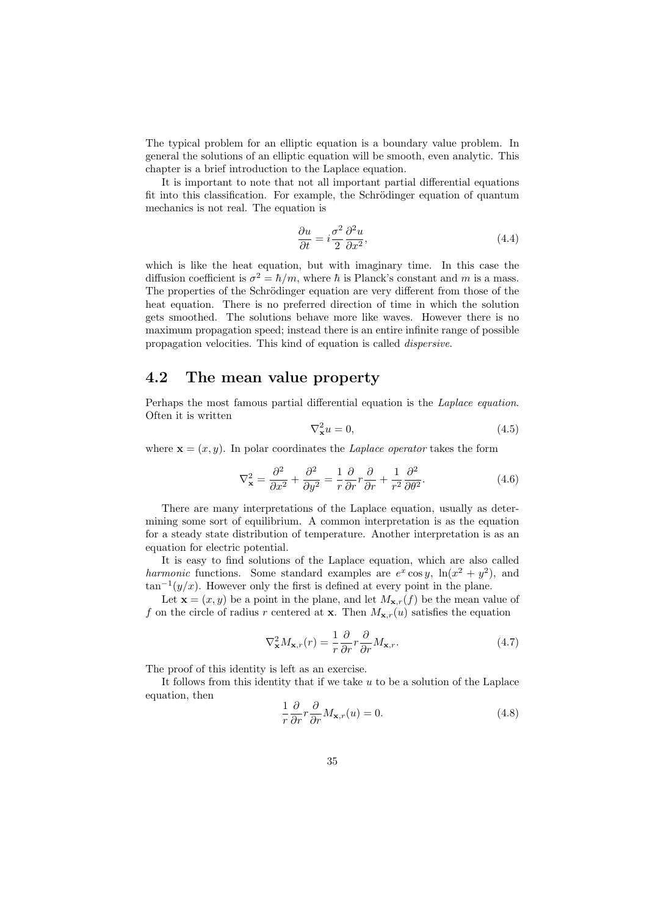The typical problem for an elliptic equation is a boundary value problem. In general the solutions of an elliptic equation will be smooth, even analytic. This chapter is a brief introduction to the Laplace equation.

It is important to note that not all important partial differential equations fit into this classification. For example, the Schrödinger equation of quantum mechanics is not real. The equation is

$$\frac{\partial u}{\partial t} = i\frac{\sigma^2}{2}\frac{\partial^2 u}{\partial x^2}, \tag{4.4}$$

which is like the heat equation, but with imaginary time. In this case the diffusion coefficient is $\sigma^2 = \hbar/m$, where $\hbar$ is Planck's constant and $m$ is a mass. The properties of the Schrödinger equation are very different from those of the heat equation. There is no preferred direction of time in which the solution gets smoothed. The solutions behave more like waves. However there is no maximum propagation speed; instead there is an entire infinite range of possible propagation velocities. This kind of equation is called *dispersive*.

## 4.2 The mean value property

Perhaps the most famous partial differential equation is the *Laplace equation*. Often it is written

$$\nabla^2_{\mathbf{x}} u = 0, \tag{4.5}$$

where $\mathbf{x} = (x, y)$. In polar coordinates the *Laplace operator* takes the form

$$\nabla^2_{\mathbf{x}} = \frac{\partial^2}{\partial x^2} + \frac{\partial^2}{\partial y^2} = \frac{1}{r}\frac{\partial}{\partial r}r\frac{\partial}{\partial r} + \frac{1}{r^2}\frac{\partial^2}{\partial \theta^2}. \tag{4.6}$$

There are many interpretations of the Laplace equation, usually as determining some sort of equilibrium. A common interpretation is as the equation for a steady state distribution of temperature. Another interpretation is as an equation for electric potential.

It is easy to find solutions of the Laplace equation, which are also called *harmonic* functions. Some standard examples are $e^x \cos y$, $\ln(x^2 + y^2)$, and $\tan^{-1}(y/x)$. However only the first is defined at every point in the plane.

Let $\mathbf{x} = (x, y)$ be a point in the plane, and let $M_{\mathbf{x},r}(f)$ be the mean value of $f$ on the circle of radius $r$ centered at $\mathbf{x}$. Then $M_{\mathbf{x},r}(u)$ satisfies the equation

$$\nabla^2_{\mathbf{x}} M_{\mathbf{x},r}(r) = \frac{1}{r}\frac{\partial}{\partial r}r\frac{\partial}{\partial r}M_{\mathbf{x},r}. \tag{4.7}$$

The proof of this identity is left as an exercise.

It follows from this identity that if we take $u$ to be a solution of the Laplace equation, then

$$\frac{1}{r}\frac{\partial}{\partial r}r\frac{\partial}{\partial r}M_{\mathbf{x},r}(u) = 0. \tag{4.8}$$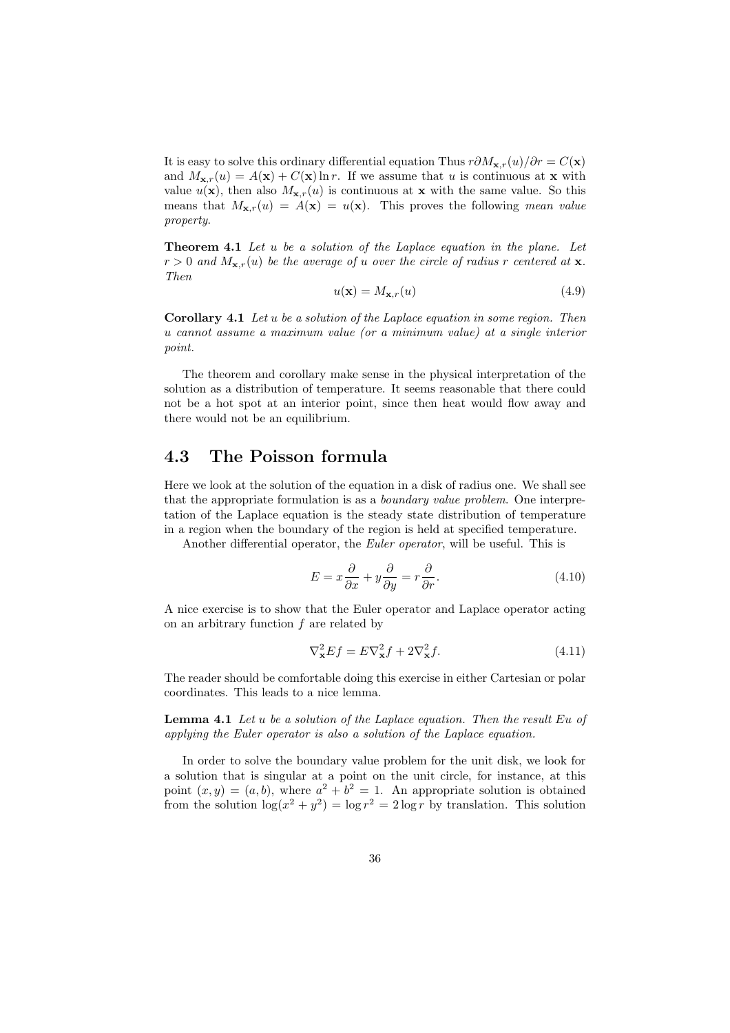It is easy to solve this ordinary differential equation Thus $r\partial M_{\mathbf{x},r}(u)/\partial r = C(\mathbf{x})$ and $M_{\mathbf{x},r}(u) = A(\mathbf{x}) + C(\mathbf{x}) \ln r$. If we assume that $u$ is continuous at $\mathbf{x}$ with value $u(\mathbf{x})$, then also $M_{\mathbf{x},r}(u)$ is continuous at $\mathbf{x}$ with the same value. So this means that $M_{\mathbf{x},r}(u) = A(\mathbf{x}) = u(\mathbf{x})$. This proves the following *mean value property*.

**Theorem 4.1** *Let $u$ be a solution of the Laplace equation in the plane. Let $r > 0$ and $M_{\mathbf{x},r}(u)$ be the average of $u$ over the circle of radius $r$ centered at $\mathbf{x}$. Then*

$$u(\mathbf{x}) = M_{\mathbf{x},r}(u) \tag{4.9}$$

**Corollary 4.1** *Let $u$ be a solution of the Laplace equation in some region. Then $u$ cannot assume a maximum value (or a minimum value) at a single interior point.*

The theorem and corollary make sense in the physical interpretation of the solution as a distribution of temperature. It seems reasonable that there could not be a hot spot at an interior point, since then heat would flow away and there would not be an equilibrium.

## 4.3 The Poisson formula

Here we look at the solution of the equation in a disk of radius one. We shall see that the appropriate formulation is as a *boundary value problem*. One interpretation of the Laplace equation is the steady state distribution of temperature in a region when the boundary of the region is held at specified temperature.

Another differential operator, the *Euler operator*, will be useful. This is

$$E = x\frac{\partial}{\partial x} + y\frac{\partial}{\partial y} = r\frac{\partial}{\partial r}. \tag{4.10}$$

A nice exercise is to show that the Euler operator and Laplace operator acting on an arbitrary function $f$ are related by

$$\nabla^2_{\mathbf{x}} E f = E \nabla^2_{\mathbf{x}} f + 2\nabla^2_{\mathbf{x}} f. \tag{4.11}$$

The reader should be comfortable doing this exercise in either Cartesian or polar coordinates. This leads to a nice lemma.

**Lemma 4.1** *Let $u$ be a solution of the Laplace equation. Then the result $Eu$ of applying the Euler operator is also a solution of the Laplace equation.*

In order to solve the boundary value problem for the unit disk, we look for a solution that is singular at a point on the unit circle, for instance, at this point $(x, y) = (a, b)$, where $a^2 + b^2 = 1$. An appropriate solution is obtained from the solution $\log(x^2 + y^2) = \log r^2 = 2 \log r$ by translation. This solution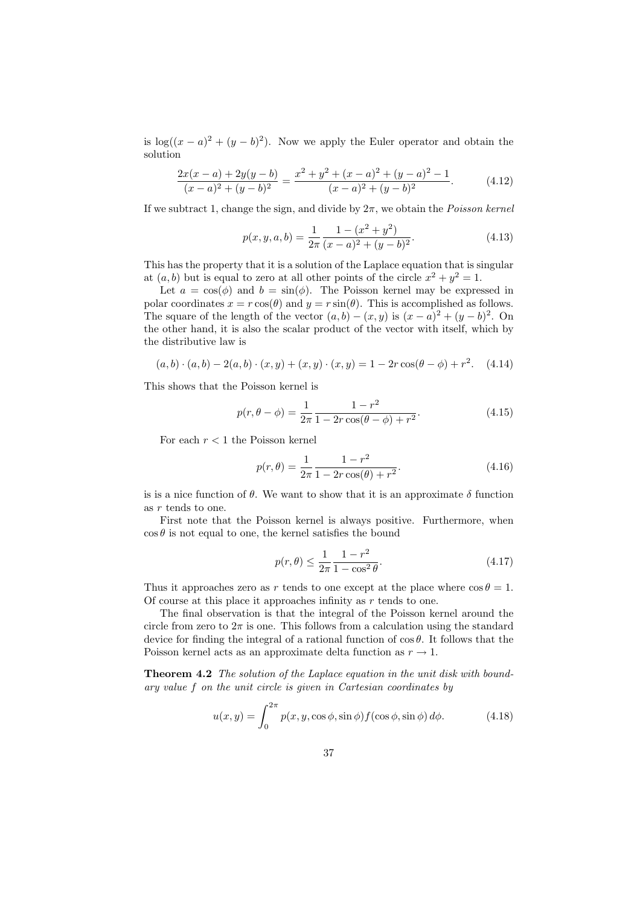is $\log((x-a)^2 + (y-b)^2)$. Now we apply the Euler operator and obtain the solution

$$\frac{2x(x-a) + 2y(y-b)}{(x-a)^2 + (y-b)^2} = \frac{x^2 + y^2 + (x-a)^2 + (y-a)^2 - 1}{(x-a)^2 + (y-b)^2}. \tag{4.12}$$

If we subtract 1, change the sign, and divide by $2\pi$, we obtain the *Poisson kernel*

$$p(x, y, a, b) = \frac{1}{2\pi} \frac{1 - (x^2 + y^2)}{(x-a)^2 + (y-b)^2}. \tag{4.13}$$

This has the property that it is a solution of the Laplace equation that is singular at $(a, b)$ but is equal to zero at all other points of the circle $x^2 + y^2 = 1$.

Let $a = \cos(\phi)$ and $b = \sin(\phi)$. The Poisson kernel may be expressed in polar coordinates $x = r\cos(\theta)$ and $y = r\sin(\theta)$. This is accomplished as follows. The square of the length of the vector $(a, b) - (x, y)$ is $(x-a)^2 + (y-b)^2$. On the other hand, it is also the scalar product of the vector with itself, which by the distributive law is

$$(a, b) \cdot (a, b) - 2(a, b) \cdot (x, y) + (x, y) \cdot (x, y) = 1 - 2r\cos(\theta - \phi) + r^2. \tag{4.14}$$

This shows that the Poisson kernel is

$$p(r, \theta - \phi) = \frac{1}{2\pi} \frac{1 - r^2}{1 - 2r\cos(\theta - \phi) + r^2}. \tag{4.15}$$

For each $r < 1$ the Poisson kernel

$$p(r, \theta) = \frac{1}{2\pi} \frac{1 - r^2}{1 - 2r\cos(\theta) + r^2}. \tag{4.16}$$

is is a nice function of $\theta$. We want to show that it is an approximate $\delta$ function as $r$ tends to one.

First note that the Poisson kernel is always positive. Furthermore, when $\cos\theta$ is not equal to one, the kernel satisfies the bound

$$p(r, \theta) \leq \frac{1}{2\pi} \frac{1 - r^2}{1 - \cos^2\theta}. \tag{4.17}$$

Thus it approaches zero as $r$ tends to one except at the place where $\cos\theta = 1$. Of course at this place it approaches infinity as $r$ tends to one.

The final observation is that the integral of the Poisson kernel around the circle from zero to $2\pi$ is one. This follows from a calculation using the standard device for finding the integral of a rational function of $\cos\theta$. It follows that the Poisson kernel acts as an approximate delta function as $r \to 1$.

**Theorem 4.2** *The solution of the Laplace equation in the unit disk with boundary value $f$ on the unit circle is given in Cartesian coordinates by*

$$u(x, y) = \int_0^{2\pi} p(x, y, \cos\phi, \sin\phi) f(\cos\phi, \sin\phi)\, d\phi. \tag{4.18}$$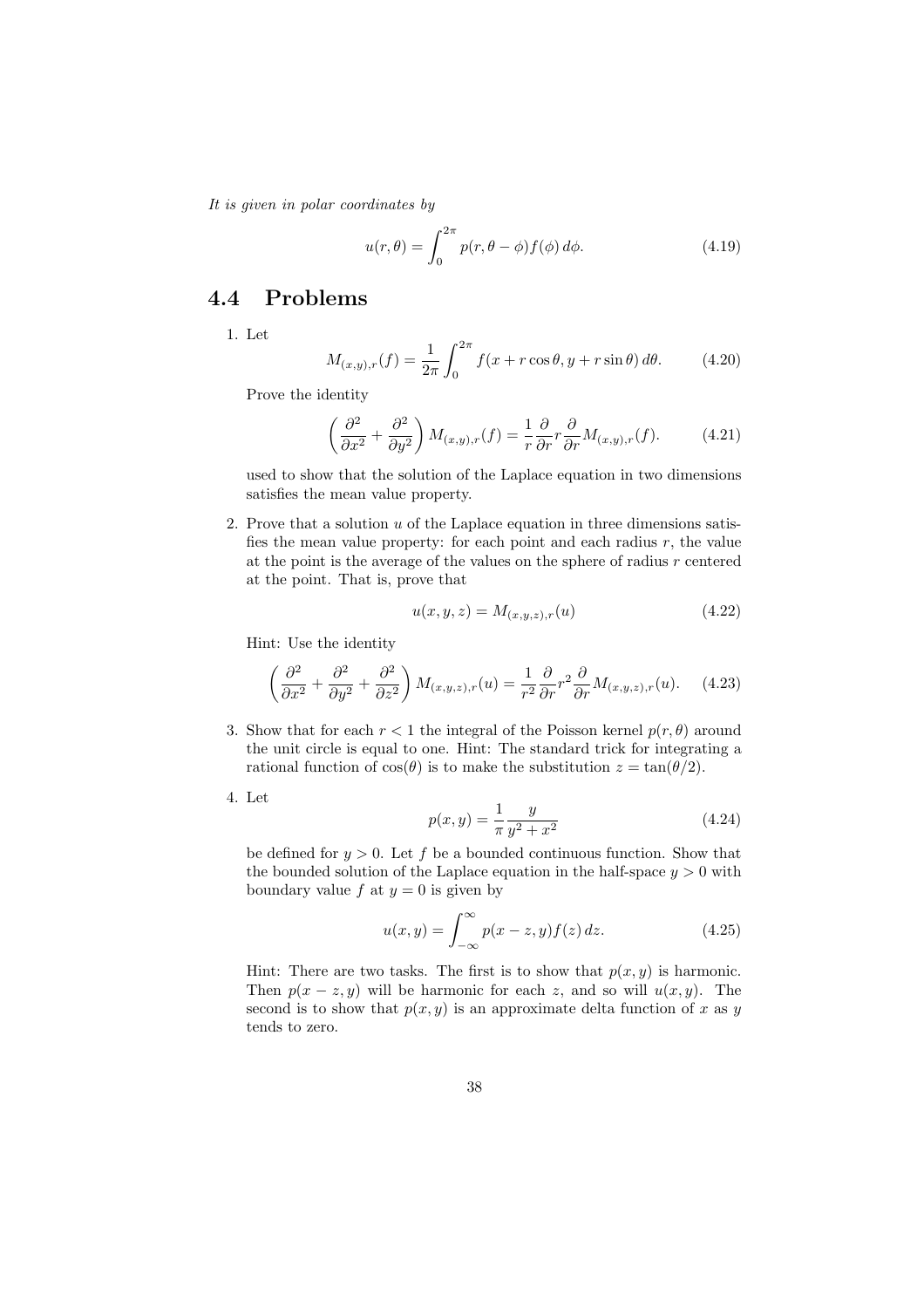*It is given in polar coordinates by*

$$u(r,\theta) = \int_0^{2\pi} p(r,\theta-\phi) f(\phi)\, d\phi. \tag{4.19}$$

## 4.4 Problems

1. Let

$$M_{(x,y),r}(f) = \frac{1}{2\pi}\int_0^{2\pi} f(x + r\cos\theta, y + r\sin\theta)\, d\theta. \tag{4.20}$$

   Prove the identity

$$\left(\frac{\partial^2}{\partial x^2} + \frac{\partial^2}{\partial y^2}\right) M_{(x,y),r}(f) = \frac{1}{r}\frac{\partial}{\partial r} r \frac{\partial}{\partial r} M_{(x,y),r}(f). \tag{4.21}$$

   used to show that the solution of the Laplace equation in two dimensions satisfies the mean value property.

2. Prove that a solution $u$ of the Laplace equation in three dimensions satisfies the mean value property: for each point and each radius $r$, the value at the point is the average of the values on the sphere of radius $r$ centered at the point. That is, prove that

$$u(x,y,z) = M_{(x,y,z),r}(u) \tag{4.22}$$

   Hint: Use the identity

$$\left(\frac{\partial^2}{\partial x^2} + \frac{\partial^2}{\partial y^2} + \frac{\partial^2}{\partial z^2}\right) M_{(x,y,z),r}(u) = \frac{1}{r^2}\frac{\partial}{\partial r} r^2 \frac{\partial}{\partial r} M_{(x,y,z),r}(u). \tag{4.23}$$

3. Show that for each $r < 1$ the integral of the Poisson kernel $p(r,\theta)$ around the unit circle is equal to one. Hint: The standard trick for integrating a rational function of $\cos(\theta)$ is to make the substitution $z = \tan(\theta/2)$.

4. Let

$$p(x,y) = \frac{1}{\pi}\frac{y}{y^2 + x^2} \tag{4.24}$$

   be defined for $y > 0$. Let $f$ be a bounded continuous function. Show that the bounded solution of the Laplace equation in the half-space $y > 0$ with boundary value $f$ at $y = 0$ is given by

$$u(x,y) = \int_{-\infty}^{\infty} p(x - z, y) f(z)\, dz. \tag{4.25}$$

   Hint: There are two tasks. The first is to show that $p(x,y)$ is harmonic. Then $p(x - z, y)$ will be harmonic for each $z$, and so will $u(x,y)$. The second is to show that $p(x,y)$ is an approximate delta function of $x$ as $y$ tends to zero.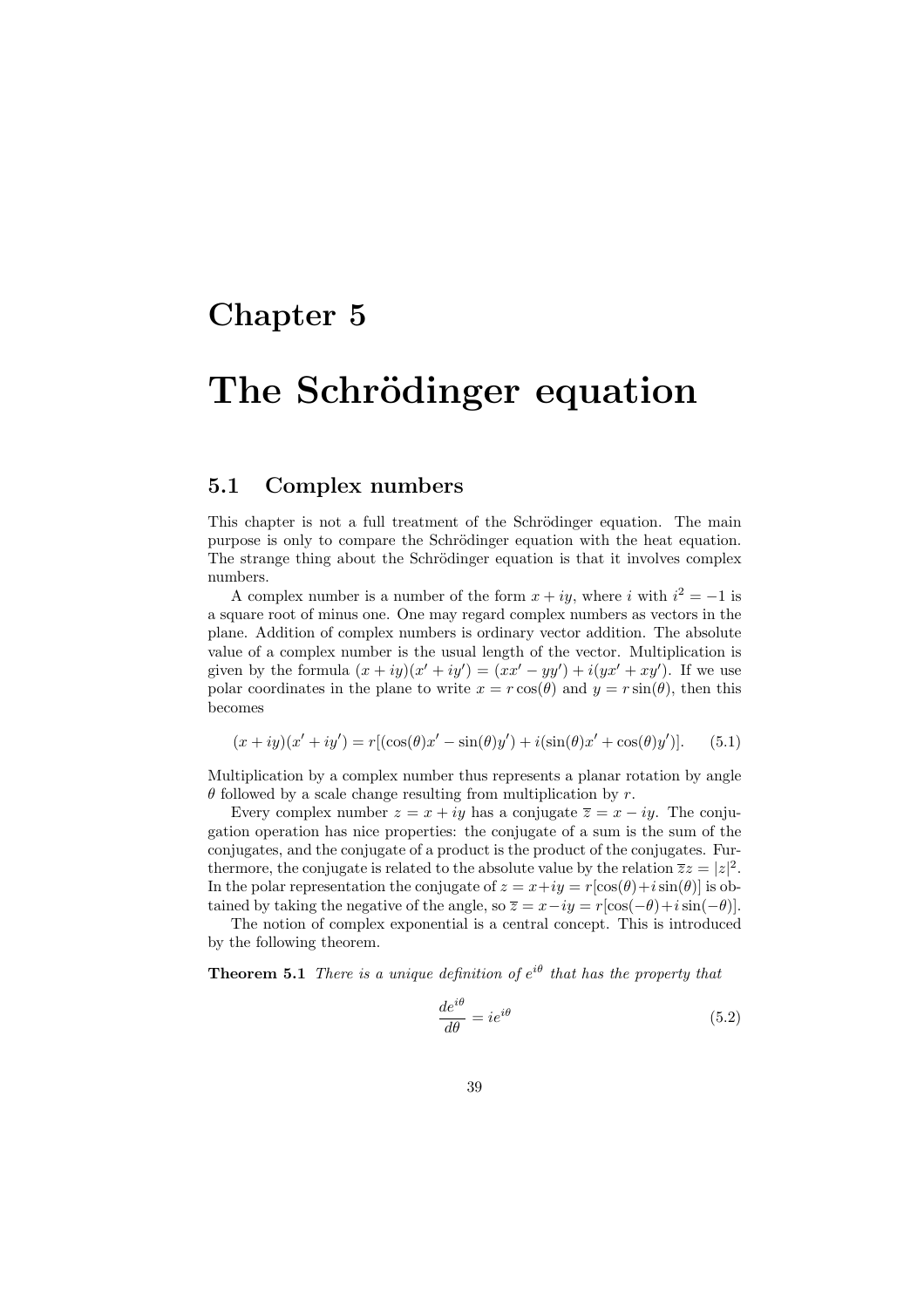# Chapter 5

# The Schrödinger equation

## 5.1 Complex numbers

This chapter is not a full treatment of the Schrödinger equation. The main purpose is only to compare the Schrödinger equation with the heat equation. The strange thing about the Schrödinger equation is that it involves complex numbers.

A complex number is a number of the form $x + iy$, where $i$ with $i^2 = -1$ is a square root of minus one. One may regard complex numbers as vectors in the plane. Addition of complex numbers is ordinary vector addition. The absolute value of a complex number is the usual length of the vector. Multiplication is given by the formula $(x + iy)(x' + iy') = (xx' - yy') + i(yx' + xy')$. If we use polar coordinates in the plane to write $x = r\cos(\theta)$ and $y = r\sin(\theta)$, then this becomes

$$(x + iy)(x' + iy') = r[(\cos(\theta)x' - \sin(\theta)y') + i(\sin(\theta)x' + \cos(\theta)y')]. \tag{5.1}$$

Multiplication by a complex number thus represents a planar rotation by angle $\theta$ followed by a scale change resulting from multiplication by $r$.

Every complex number $z = x + iy$ has a conjugate $\overline{z} = x - iy$. The conjugation operation has nice properties: the conjugate of a sum is the sum of the conjugates, and the conjugate of a product is the product of the conjugates. Furthermore, the conjugate is related to the absolute value by the relation $\overline{z}z = |z|^2$. In the polar representation the conjugate of $z = x+iy = r[\cos(\theta)+i\sin(\theta)]$ is obtained by taking the negative of the angle, so $\overline{z} = x-iy = r[\cos(-\theta)+i\sin(-\theta)]$.

The notion of complex exponential is a central concept. This is introduced by the following theorem.

**Theorem 5.1** *There is a unique definition of $e^{i\theta}$ that has the property that*

$$\frac{de^{i\theta}}{d\theta} = ie^{i\theta} \tag{5.2}$$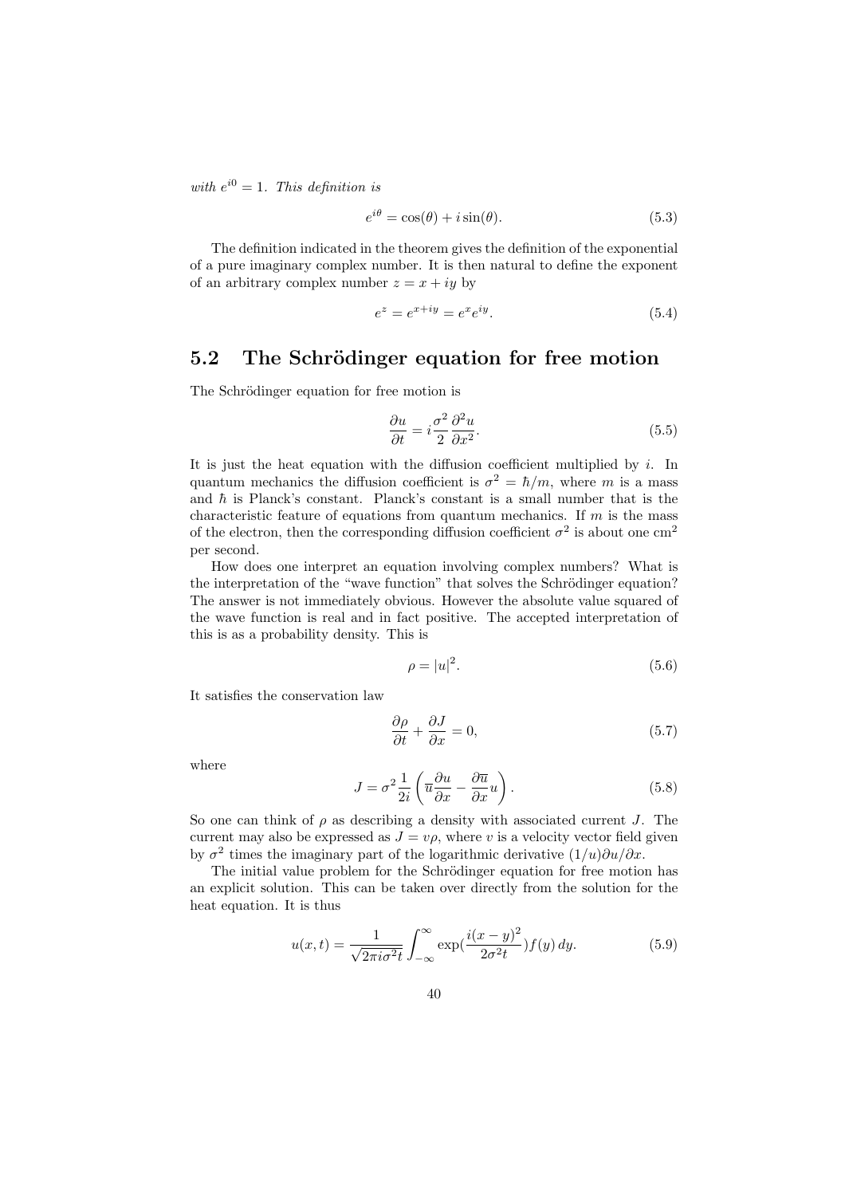*with $e^{i0} = 1$. This definition is*

$$e^{i\theta} = \cos(\theta) + i\sin(\theta). \tag{5.3}$$

The definition indicated in the theorem gives the definition of the exponential of a pure imaginary complex number. It is then natural to define the exponent of an arbitrary complex number $z = x + iy$ by

$$e^z = e^{x+iy} = e^x e^{iy}. \tag{5.4}$$

## 5.2 The Schrödinger equation for free motion

The Schrödinger equation for free motion is

$$\frac{\partial u}{\partial t} = i\frac{\sigma^2}{2}\frac{\partial^2 u}{\partial x^2}. \tag{5.5}$$

It is just the heat equation with the diffusion coefficient multiplied by $i$. In quantum mechanics the diffusion coefficient is $\sigma^2 = \hbar/m$, where $m$ is a mass and $\hbar$ is Planck's constant. Planck's constant is a small number that is the characteristic feature of equations from quantum mechanics. If $m$ is the mass of the electron, then the corresponding diffusion coefficient $\sigma^2$ is about one cm$^2$ per second.

How does one interpret an equation involving complex numbers? What is the interpretation of the "wave function" that solves the Schrödinger equation? The answer is not immediately obvious. However the absolute value squared of the wave function is real and in fact positive. The accepted interpretation of this is as a probability density. This is

$$\rho = |u|^2. \tag{5.6}$$

It satisfies the conservation law

$$\frac{\partial \rho}{\partial t} + \frac{\partial J}{\partial x} = 0, \tag{5.7}$$

where

$$J = \sigma^2 \frac{1}{2i}\left(\overline{u}\frac{\partial u}{\partial x} - \frac{\partial \overline{u}}{\partial x}u\right). \tag{5.8}$$

So one can think of $\rho$ as describing a density with associated current $J$. The current may also be expressed as $J = v\rho$, where $v$ is a velocity vector field given by $\sigma^2$ times the imaginary part of the logarithmic derivative $(1/u)\partial u/\partial x$.

The initial value problem for the Schrödinger equation for free motion has an explicit solution. This can be taken over directly from the solution for the heat equation. It is thus

$$u(x,t) = \frac{1}{\sqrt{2\pi i\sigma^2 t}}\int_{-\infty}^{\infty} \exp\left(\frac{i(x-y)^2}{2\sigma^2 t}\right) f(y)\, dy. \tag{5.9}$$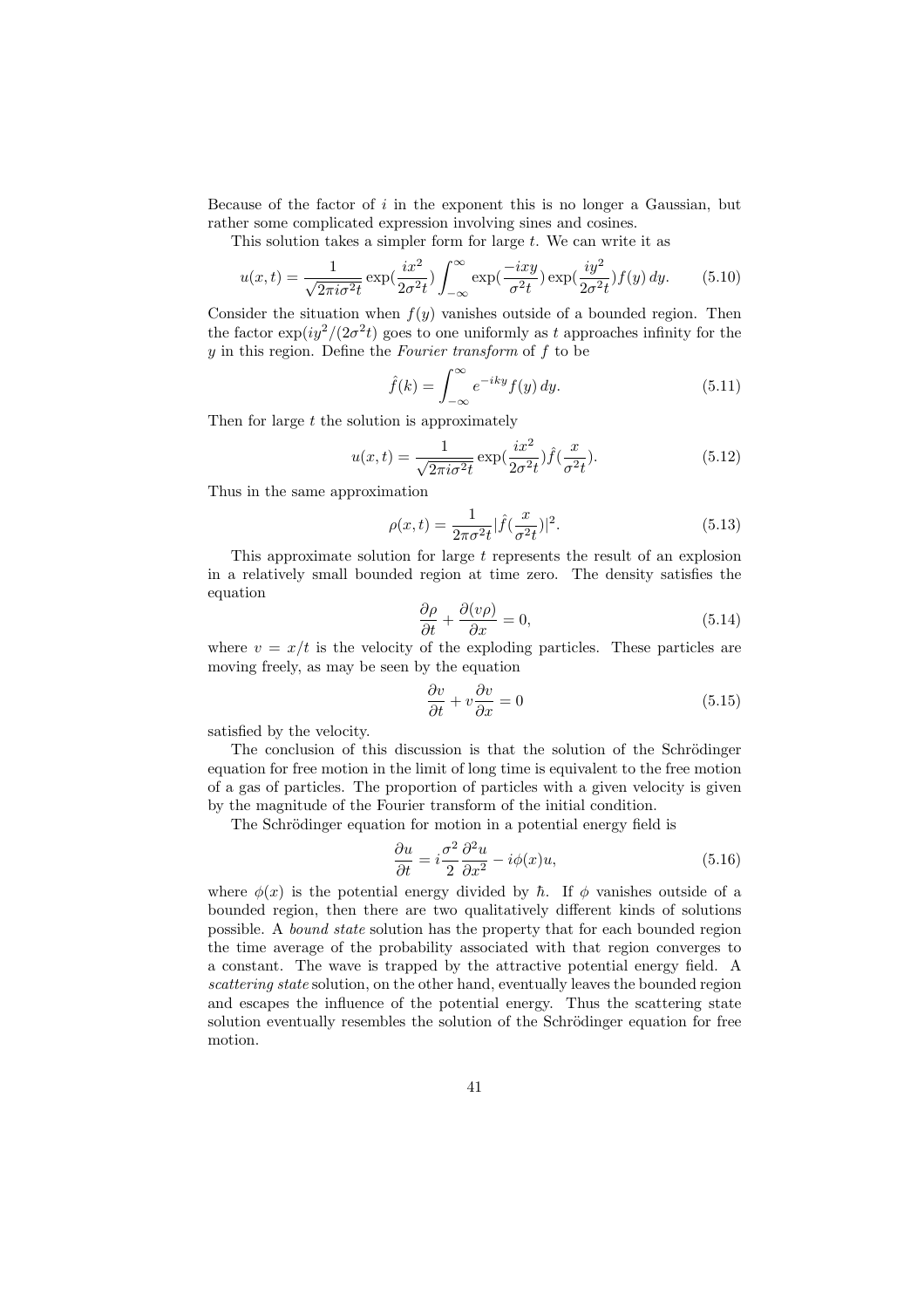Because of the factor of $i$ in the exponent this is no longer a Gaussian, but rather some complicated expression involving sines and cosines.

This solution takes a simpler form for large $t$. We can write it as

$$u(x,t) = \frac{1}{\sqrt{2\pi i\sigma^2 t}} \exp(\frac{ix^2}{2\sigma^2 t}) \int_{-\infty}^{\infty} \exp(\frac{-ixy}{\sigma^2 t}) \exp(\frac{iy^2}{2\sigma^2 t}) f(y)\, dy. \tag{5.10}$$

Consider the situation when $f(y)$ vanishes outside of a bounded region. Then the factor $\exp(iy^2/(2\sigma^2 t))$ goes to one uniformly as $t$ approaches infinity for the $y$ in this region. Define the *Fourier transform* of $f$ to be

$$\hat{f}(k) = \int_{-\infty}^{\infty} e^{-iky} f(y)\, dy. \tag{5.11}$$

Then for large $t$ the solution is approximately

$$u(x,t) = \frac{1}{\sqrt{2\pi i\sigma^2 t}} \exp(\frac{ix^2}{2\sigma^2 t}) \hat{f}(\frac{x}{\sigma^2 t}). \tag{5.12}$$

Thus in the same approximation

$$\rho(x,t) = \frac{1}{2\pi\sigma^2 t} |\hat{f}(\frac{x}{\sigma^2 t})|^2. \tag{5.13}$$

This approximate solution for large $t$ represents the result of an explosion in a relatively small bounded region at time zero. The density satisfies the equation

$$\frac{\partial\rho}{\partial t} + \frac{\partial(v\rho)}{\partial x} = 0, \tag{5.14}$$

where $v = x/t$ is the velocity of the exploding particles. These particles are moving freely, as may be seen by the equation

$$\frac{\partial v}{\partial t} + v\frac{\partial v}{\partial x} = 0 \tag{5.15}$$

satisfied by the velocity.

The conclusion of this discussion is that the solution of the Schrödinger equation for free motion in the limit of long time is equivalent to the free motion of a gas of particles. The proportion of particles with a given velocity is given by the magnitude of the Fourier transform of the initial condition.

The Schrödinger equation for motion in a potential energy field is

$$\frac{\partial u}{\partial t} = i\frac{\sigma^2}{2}\frac{\partial^2 u}{\partial x^2} - i\phi(x)u, \tag{5.16}$$

where $\phi(x)$ is the potential energy divided by $\hbar$. If $\phi$ vanishes outside of a bounded region, then there are two qualitatively different kinds of solutions possible. A *bound state* solution has the property that for each bounded region the time average of the probability associated with that region converges to a constant. The wave is trapped by the attractive potential energy field. A *scattering state* solution, on the other hand, eventually leaves the bounded region and escapes the influence of the potential energy. Thus the scattering state solution eventually resembles the solution of the Schrödinger equation for free motion.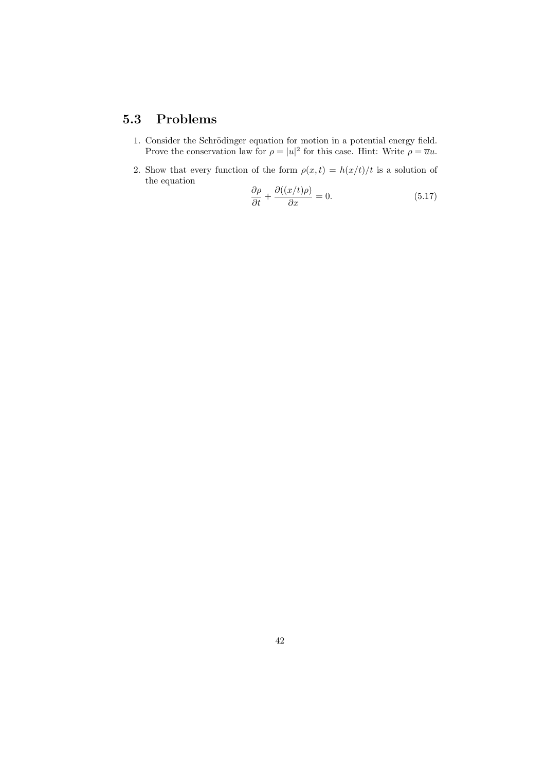## 5.3 Problems

1. Consider the Schrödinger equation for motion in a potential energy field. Prove the conservation law for $\rho = |u|^2$ for this case. Hint: Write $\rho = \overline{u}u$.

2. Show that every function of the form $\rho(x,t) = h(x/t)/t$ is a solution of the equation

$$\frac{\partial \rho}{\partial t} + \frac{\partial((x/t)\rho)}{\partial x} = 0. \tag{5.17}$$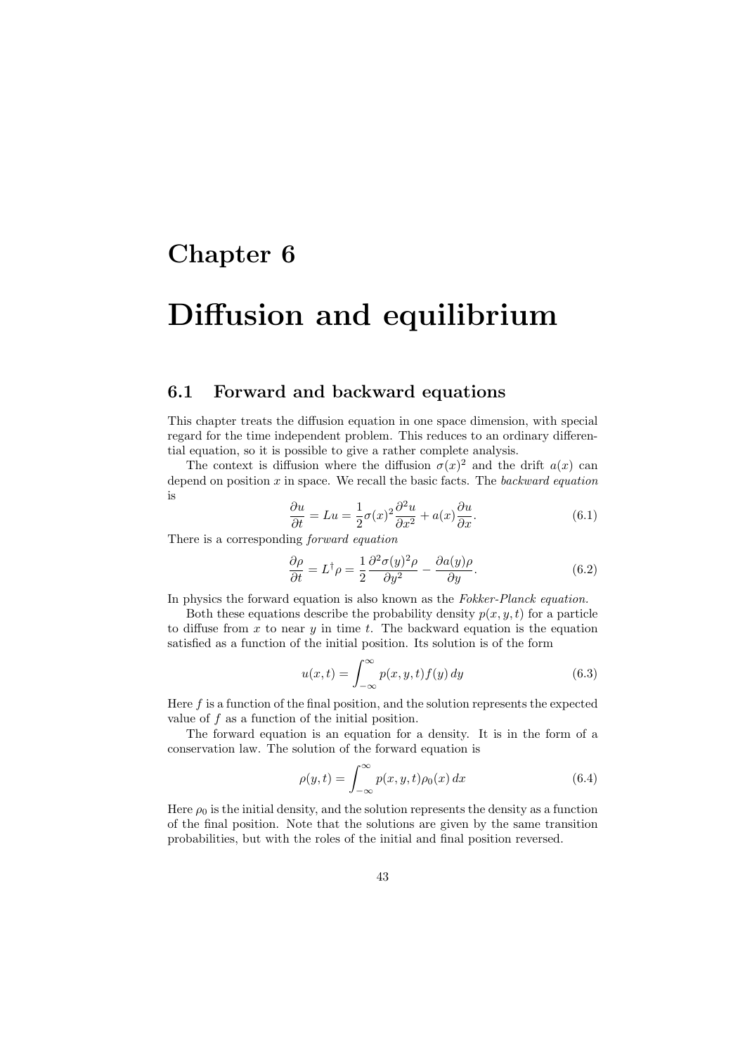# Chapter 6

# Diffusion and equilibrium

## 6.1 Forward and backward equations

This chapter treats the diffusion equation in one space dimension, with special regard for the time independent problem. This reduces to an ordinary differential equation, so it is possible to give a rather complete analysis.

The context is diffusion where the diffusion $\sigma(x)^2$ and the drift $a(x)$ can depend on position $x$ in space. We recall the basic facts. The *backward equation* is

$$\frac{\partial u}{\partial t} = Lu = \frac{1}{2}\sigma(x)^2 \frac{\partial^2 u}{\partial x^2} + a(x)\frac{\partial u}{\partial x}. \tag{6.1}$$

There is a corresponding *forward equation*

$$\frac{\partial \rho}{\partial t} = L^\dagger \rho = \frac{1}{2}\frac{\partial^2 \sigma(y)^2 \rho}{\partial y^2} - \frac{\partial a(y)\rho}{\partial y}. \tag{6.2}$$

In physics the forward equation is also known as the *Fokker-Planck equation.*

Both these equations describe the probability density $p(x, y, t)$ for a particle to diffuse from $x$ to near $y$ in time $t$. The backward equation is the equation satisfied as a function of the initial position. Its solution is of the form

$$u(x, t) = \int_{-\infty}^{\infty} p(x, y, t) f(y)\, dy \tag{6.3}$$

Here $f$ is a function of the final position, and the solution represents the expected value of $f$ as a function of the initial position.

The forward equation is an equation for a density. It is in the form of a conservation law. The solution of the forward equation is

$$\rho(y, t) = \int_{-\infty}^{\infty} p(x, y, t)\rho_0(x)\, dx \tag{6.4}$$

Here $\rho_0$ is the initial density, and the solution represents the density as a function of the final position. Note that the solutions are given by the same transition probabilities, but with the roles of the initial and final position reversed.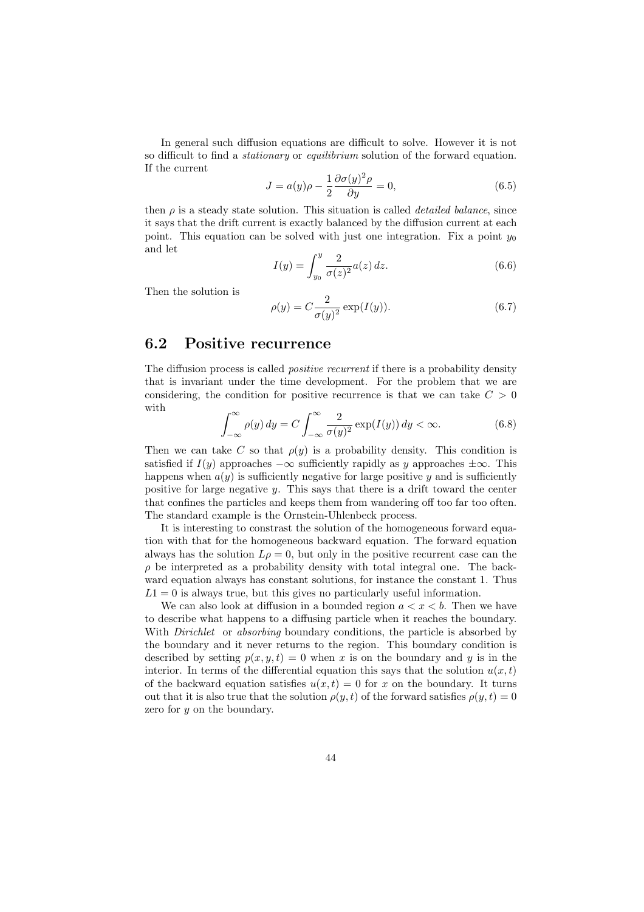In general such diffusion equations are difficult to solve. However it is not so difficult to find a *stationary* or *equilibrium* solution of the forward equation. If the current

$$J = a(y)\rho - \frac{1}{2}\frac{\partial \sigma(y)^2 \rho}{\partial y} = 0, \tag{6.5}$$

then $\rho$ is a steady state solution. This situation is called *detailed balance*, since it says that the drift current is exactly balanced by the diffusion current at each point. This equation can be solved with just one integration. Fix a point $y_0$ and let

$$I(y) = \int_{y_0}^{y} \frac{2}{\sigma(z)^2} a(z)\, dz. \tag{6.6}$$

Then the solution is

$$\rho(y) = C \frac{2}{\sigma(y)^2} \exp(I(y)). \tag{6.7}$$

## 6.2 Positive recurrence

The diffusion process is called *positive recurrent* if there is a probability density that is invariant under the time development. For the problem that we are considering, the condition for positive recurrence is that we can take $C > 0$ with

$$\int_{-\infty}^{\infty} \rho(y)\, dy = C \int_{-\infty}^{\infty} \frac{2}{\sigma(y)^2} \exp(I(y))\, dy < \infty. \tag{6.8}$$

Then we can take $C$ so that $\rho(y)$ is a probability density. This condition is satisfied if $I(y)$ approaches $-\infty$ sufficiently rapidly as $y$ approaches $\pm\infty$. This happens when $a(y)$ is sufficiently negative for large positive $y$ and is sufficiently positive for large negative $y$. This says that there is a drift toward the center that confines the particles and keeps them from wandering off too far too often. The standard example is the Ornstein-Uhlenbeck process.

It is interesting to constrast the solution of the homogeneous forward equation with that for the homogeneous backward equation. The forward equation always has the solution $L\rho = 0$, but only in the positive recurrent case can the $\rho$ be interpreted as a probability density with total integral one. The backward equation always has constant solutions, for instance the constant 1. Thus $L1 = 0$ is always true, but this gives no particularly useful information.

We can also look at diffusion in a bounded region $a < x < b$. Then we have to describe what happens to a diffusing particle when it reaches the boundary. With *Dirichlet* or *absorbing* boundary conditions, the particle is absorbed by the boundary and it never returns to the region. This boundary condition is described by setting $p(x, y, t) = 0$ when $x$ is on the boundary and $y$ is in the interior. In terms of the differential equation this says that the solution $u(x, t)$ of the backward equation satisfies $u(x, t) = 0$ for $x$ on the boundary. It turns out that it is also true that the solution $\rho(y, t)$ of the forward satisfies $\rho(y, t) = 0$ zero for $y$ on the boundary.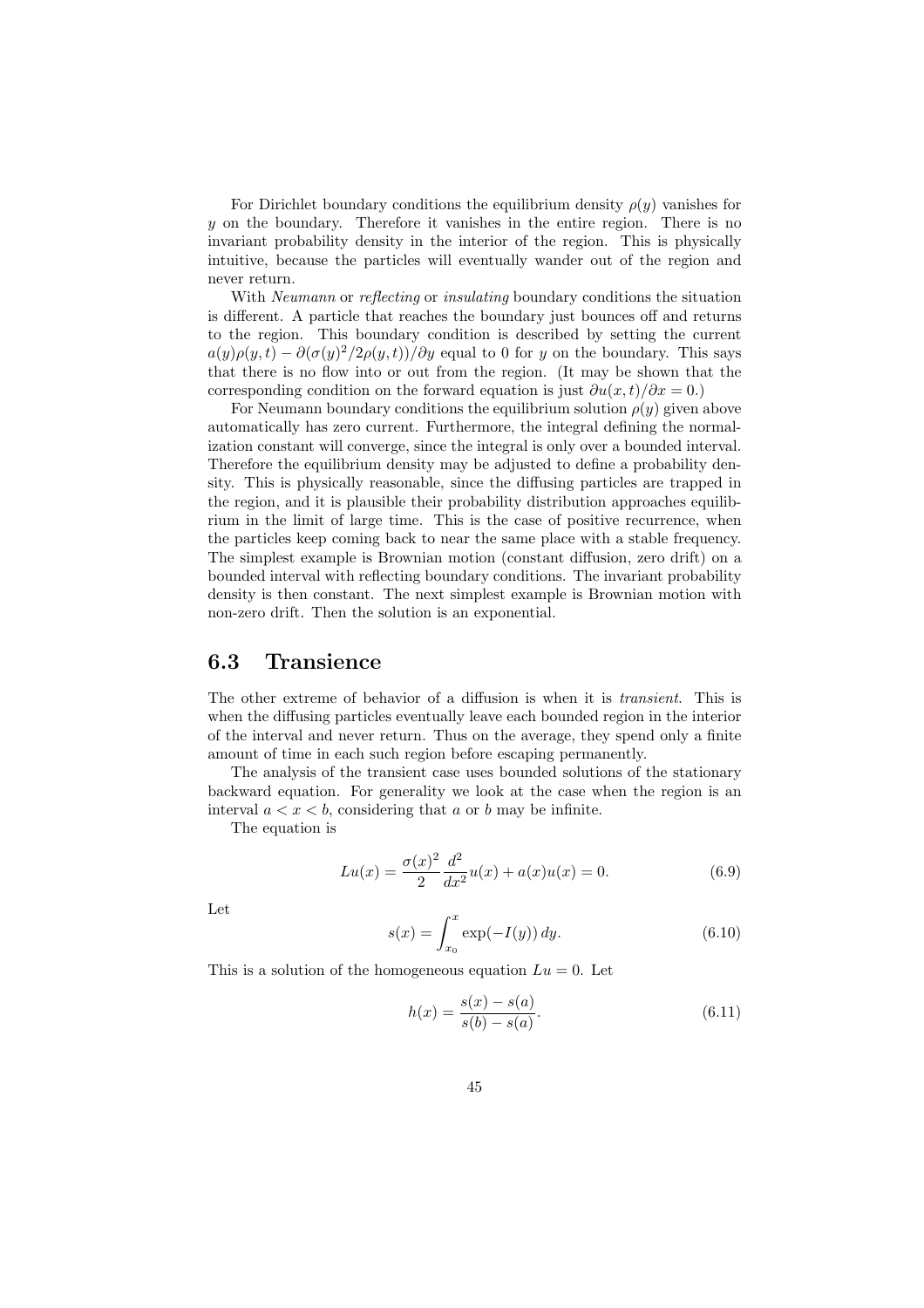For Dirichlet boundary conditions the equilibrium density $\rho(y)$ vanishes for $y$ on the boundary. Therefore it vanishes in the entire region. There is no invariant probability density in the interior of the region. This is physically intuitive, because the particles will eventually wander out of the region and never return.

With *Neumann* or *reflecting* or *insulating* boundary conditions the situation is different. A particle that reaches the boundary just bounces off and returns to the region. This boundary condition is described by setting the current $a(y)\rho(y,t) - \partial(\sigma(y)^2/2\rho(y,t))/\partial y$ equal to 0 for $y$ on the boundary. This says that there is no flow into or out from the region. (It may be shown that the corresponding condition on the forward equation is just $\partial u(x,t)/\partial x = 0$.)

For Neumann boundary conditions the equilibrium solution $\rho(y)$ given above automatically has zero current. Furthermore, the integral defining the normalization constant will converge, since the integral is only over a bounded interval. Therefore the equilibrium density may be adjusted to define a probability density. This is physically reasonable, since the diffusing particles are trapped in the region, and it is plausible their probability distribution approaches equilibrium in the limit of large time. This is the case of positive recurrence, when the particles keep coming back to near the same place with a stable frequency. The simplest example is Brownian motion (constant diffusion, zero drift) on a bounded interval with reflecting boundary conditions. The invariant probability density is then constant. The next simplest example is Brownian motion with non-zero drift. Then the solution is an exponential.

## 6.3 Transience

The other extreme of behavior of a diffusion is when it is *transient*. This is when the diffusing particles eventually leave each bounded region in the interior of the interval and never return. Thus on the average, they spend only a finite amount of time in each such region before escaping permanently.

The analysis of the transient case uses bounded solutions of the stationary backward equation. For generality we look at the case when the region is an interval $a < x < b$, considering that $a$ or $b$ may be infinite.

The equation is

$$Lu(x) = \frac{\sigma(x)^2}{2}\frac{d^2}{dx^2}u(x) + a(x)u(x) = 0. \tag{6.9}$$

Let

$$s(x) = \int_{x_0}^{x} \exp(-I(y))\, dy. \tag{6.10}$$

This is a solution of the homogeneous equation $Lu = 0$. Let

$$h(x) = \frac{s(x) - s(a)}{s(b) - s(a)}. \tag{6.11}$$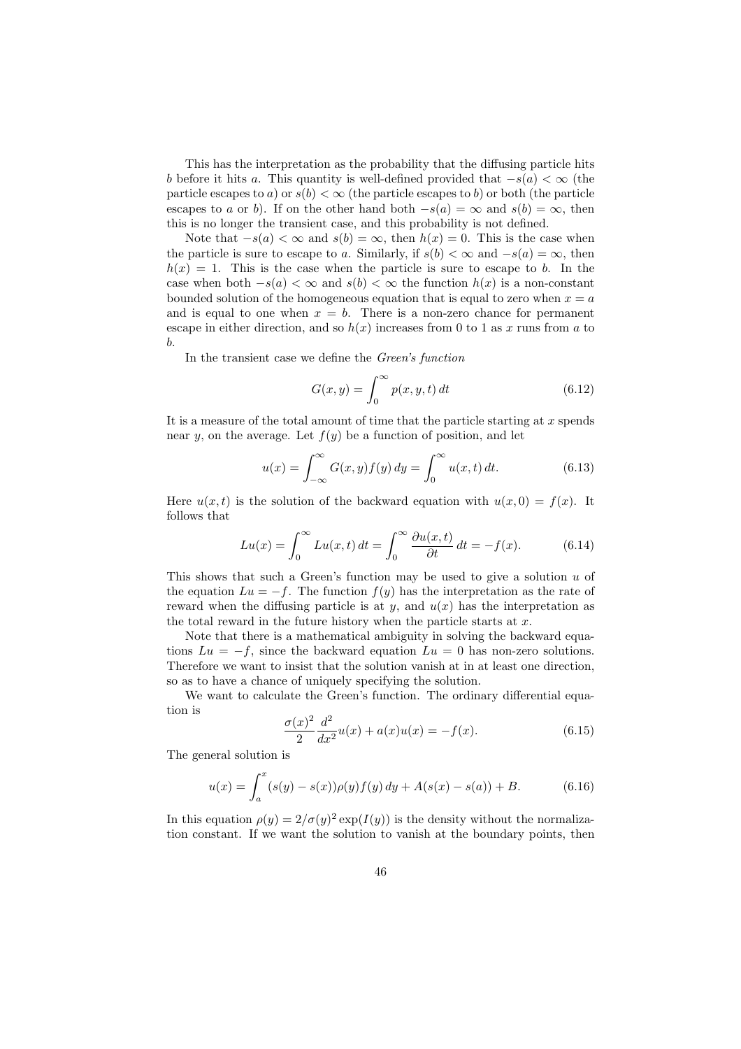This has the interpretation as the probability that the diffusing particle hits $b$ before it hits $a$. This quantity is well-defined provided that $-s(a) < \infty$ (the particle escapes to $a$) or $s(b) < \infty$ (the particle escapes to $b$) or both (the particle escapes to $a$ or $b$). If on the other hand both $-s(a) = \infty$ and $s(b) = \infty$, then this is no longer the transient case, and this probability is not defined.

Note that $-s(a) < \infty$ and $s(b) = \infty$, then $h(x) = 0$. This is the case when the particle is sure to escape to $a$. Similarly, if $s(b) < \infty$ and $-s(a) = \infty$, then $h(x) = 1$. This is the case when the particle is sure to escape to $b$. In the case when both $-s(a) < \infty$ and $s(b) < \infty$ the function $h(x)$ is a non-constant bounded solution of the homogeneous equation that is equal to zero when $x = a$ and is equal to one when $x = b$. There is a non-zero chance for permanent escape in either direction, and so $h(x)$ increases from 0 to 1 as $x$ runs from $a$ to $b$.

In the transient case we define the *Green's function*

$$G(x, y) = \int_0^\infty p(x, y, t)\, dt \tag{6.12}$$

It is a measure of the total amount of time that the particle starting at $x$ spends near $y$, on the average. Let $f(y)$ be a function of position, and let

$$u(x) = \int_{-\infty}^\infty G(x, y) f(y)\, dy = \int_0^\infty u(x, t)\, dt. \tag{6.13}$$

Here $u(x, t)$ is the solution of the backward equation with $u(x, 0) = f(x)$. It follows that

$$Lu(x) = \int_0^\infty Lu(x, t)\, dt = \int_0^\infty \frac{\partial u(x, t)}{\partial t}\, dt = -f(x). \tag{6.14}$$

This shows that such a Green's function may be used to give a solution $u$ of the equation $Lu = -f$. The function $f(y)$ has the interpretation as the rate of reward when the diffusing particle is at $y$, and $u(x)$ has the interpretation as the total reward in the future history when the particle starts at $x$.

Note that there is a mathematical ambiguity in solving the backward equations $Lu = -f$, since the backward equation $Lu = 0$ has non-zero solutions. Therefore we want to insist that the solution vanish at in at least one direction, so as to have a chance of uniquely specifying the solution.

We want to calculate the Green's function. The ordinary differential equation is

$$\frac{\sigma(x)^2}{2} \frac{d^2}{dx^2} u(x) + a(x) u(x) = -f(x). \tag{6.15}$$

The general solution is

$$u(x) = \int_a^x (s(y) - s(x)) \rho(y) f(y)\, dy + A(s(x) - s(a)) + B. \tag{6.16}$$

In this equation $\rho(y) = 2/\sigma(y)^2 \exp(I(y))$ is the density without the normalization constant. If we want the solution to vanish at the boundary points, then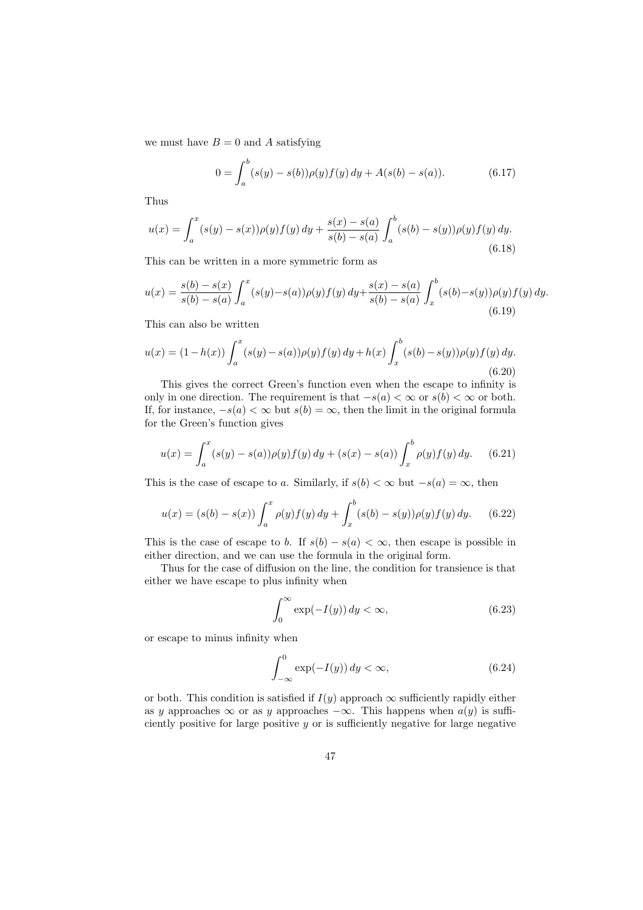we must have $B = 0$ and $A$ satisfying

$$0 = \int_a^b (s(y) - s(b))\rho(y)f(y)\,dy + A(s(b) - s(a)). \tag{6.17}$$

Thus

$$u(x) = \int_a^x (s(y) - s(x))\rho(y)f(y)\,dy + \frac{s(x) - s(a)}{s(b) - s(a)} \int_a^b (s(b) - s(y))\rho(y)f(y)\,dy. \tag{6.18}$$

This can be written in a more symmetric form as

$$u(x) = \frac{s(b) - s(x)}{s(b) - s(a)} \int_a^x (s(y) - s(a))\rho(y)f(y)\,dy + \frac{s(x) - s(a)}{s(b) - s(a)} \int_x^b (s(b) - s(y))\rho(y)f(y)\,dy. \tag{6.19}$$

This can also be written

$$u(x) = (1 - h(x)) \int_a^x (s(y) - s(a))\rho(y)f(y)\,dy + h(x) \int_x^b (s(b) - s(y))\rho(y)f(y)\,dy. \tag{6.20}$$

This gives the correct Green's function even when the escape to infinity is only in one direction. The requirement is that $-s(a) < \infty$ or $s(b) < \infty$ or both. If, for instance, $-s(a) < \infty$ but $s(b) = \infty$, then the limit in the original formula for the Green's function gives

$$u(x) = \int_a^x (s(y) - s(a))\rho(y)f(y)\,dy + (s(x) - s(a)) \int_x^b \rho(y)f(y)\,dy. \tag{6.21}$$

This is the case of escape to $a$. Similarly, if $s(b) < \infty$ but $-s(a) = \infty$, then

$$u(x) = (s(b) - s(x)) \int_a^x \rho(y)f(y)\,dy + \int_x^b (s(b) - s(y))\rho(y)f(y)\,dy. \tag{6.22}$$

This is the case of escape to $b$. If $s(b) - s(a) < \infty$, then escape is possible in either direction, and we can use the formula in the original form.

Thus for the case of diffusion on the line, the condition for transience is that either we have escape to plus infinity when

$$\int_0^\infty \exp(-I(y))\,dy < \infty, \tag{6.23}$$

or escape to minus infinity when

$$\int_{-\infty}^0 \exp(-I(y))\,dy < \infty, \tag{6.24}$$

or both. This condition is satisfied if $I(y)$ approach $\infty$ sufficiently rapidly either as $y$ approaches $\infty$ or as $y$ approaches $-\infty$. This happens when $a(y)$ is sufficiently positive for large positive $y$ or is sufficiently negative for large negative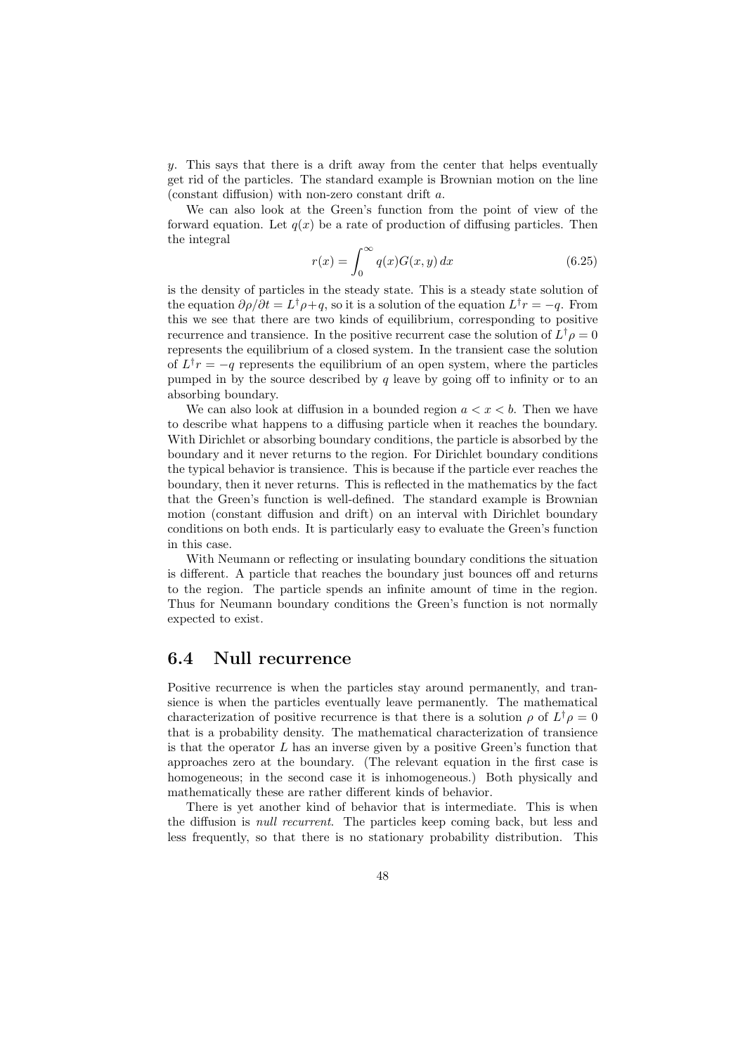$y$. This says that there is a drift away from the center that helps eventually get rid of the particles. The standard example is Brownian motion on the line (constant diffusion) with non-zero constant drift $a$.

We can also look at the Green's function from the point of view of the forward equation. Let $q(x)$ be a rate of production of diffusing particles. Then the integral

$$r(x) = \int_0^\infty q(x)G(x,y)\,dx \tag{6.25}$$

is the density of particles in the steady state. This is a steady state solution of the equation $\partial\rho/\partial t = L^\dagger\rho + q$, so it is a solution of the equation $L^\dagger r = -q$. From this we see that there are two kinds of equilibrium, corresponding to positive recurrence and transience. In the positive recurrent case the solution of $L^\dagger\rho = 0$ represents the equilibrium of a closed system. In the transient case the solution of $L^\dagger r = -q$ represents the equilibrium of an open system, where the particles pumped in by the source described by $q$ leave by going off to infinity or to an absorbing boundary.

We can also look at diffusion in a bounded region $a < x < b$. Then we have to describe what happens to a diffusing particle when it reaches the boundary. With Dirichlet or absorbing boundary conditions, the particle is absorbed by the boundary and it never returns to the region. For Dirichlet boundary conditions the typical behavior is transience. This is because if the particle ever reaches the boundary, then it never returns. This is reflected in the mathematics by the fact that the Green's function is well-defined. The standard example is Brownian motion (constant diffusion and drift) on an interval with Dirichlet boundary conditions on both ends. It is particularly easy to evaluate the Green's function in this case.

With Neumann or reflecting or insulating boundary conditions the situation is different. A particle that reaches the boundary just bounces off and returns to the region. The particle spends an infinite amount of time in the region. Thus for Neumann boundary conditions the Green's function is not normally expected to exist.

## 6.4 Null recurrence

Positive recurrence is when the particles stay around permanently, and transience is when the particles eventually leave permanently. The mathematical characterization of positive recurrence is that there is a solution $\rho$ of $L^\dagger\rho = 0$ that is a probability density. The mathematical characterization of transience is that the operator $L$ has an inverse given by a positive Green's function that approaches zero at the boundary. (The relevant equation in the first case is homogeneous; in the second case it is inhomogeneous.) Both physically and mathematically these are rather different kinds of behavior.

There is yet another kind of behavior that is intermediate. This is when the diffusion is *null recurrent*. The particles keep coming back, but less and less frequently, so that there is no stationary probability distribution. This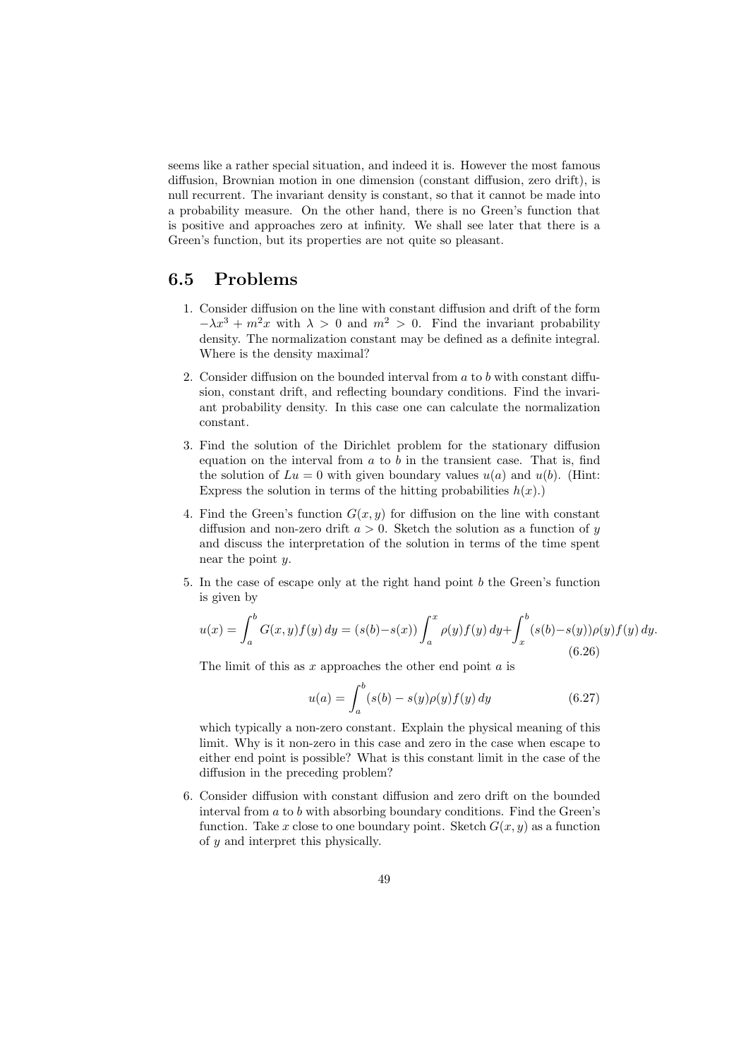seems like a rather special situation, and indeed it is. However the most famous diffusion, Brownian motion in one dimension (constant diffusion, zero drift), is null recurrent. The invariant density is constant, so that it cannot be made into a probability measure. On the other hand, there is no Green's function that is positive and approaches zero at infinity. We shall see later that there is a Green's function, but its properties are not quite so pleasant.

## 6.5 Problems

1. Consider diffusion on the line with constant diffusion and drift of the form $-\lambda x^3 + m^2 x$ with $\lambda > 0$ and $m^2 > 0$. Find the invariant probability density. The normalization constant may be defined as a definite integral. Where is the density maximal?

2. Consider diffusion on the bounded interval from $a$ to $b$ with constant diffusion, constant drift, and reflecting boundary conditions. Find the invariant probability density. In this case one can calculate the normalization constant.

3. Find the solution of the Dirichlet problem for the stationary diffusion equation on the interval from $a$ to $b$ in the transient case. That is, find the solution of $Lu = 0$ with given boundary values $u(a)$ and $u(b)$. (Hint: Express the solution in terms of the hitting probabilities $h(x)$.)

4. Find the Green's function $G(x, y)$ for diffusion on the line with constant diffusion and non-zero drift $a > 0$. Sketch the solution as a function of $y$ and discuss the interpretation of the solution in terms of the time spent near the point $y$.

5. In the case of escape only at the right hand point $b$ the Green's function is given by

$$u(x) = \int_a^b G(x, y) f(y)\, dy = (s(b) - s(x)) \int_a^x \rho(y) f(y)\, dy + \int_x^b (s(b) - s(y)) \rho(y) f(y)\, dy. \tag{6.26}$$

The limit of this as $x$ approaches the other end point $a$ is

$$u(a) = \int_a^b (s(b) - s(y) \rho(y) f(y)\, dy \tag{6.27}$$

which typically a non-zero constant. Explain the physical meaning of this limit. Why is it non-zero in this case and zero in the case when escape to either end point is possible? What is this constant limit in the case of the diffusion in the preceding problem?

6. Consider diffusion with constant diffusion and zero drift on the bounded interval from $a$ to $b$ with absorbing boundary conditions. Find the Green's function. Take $x$ close to one boundary point. Sketch $G(x, y)$ as a function of $y$ and interpret this physically.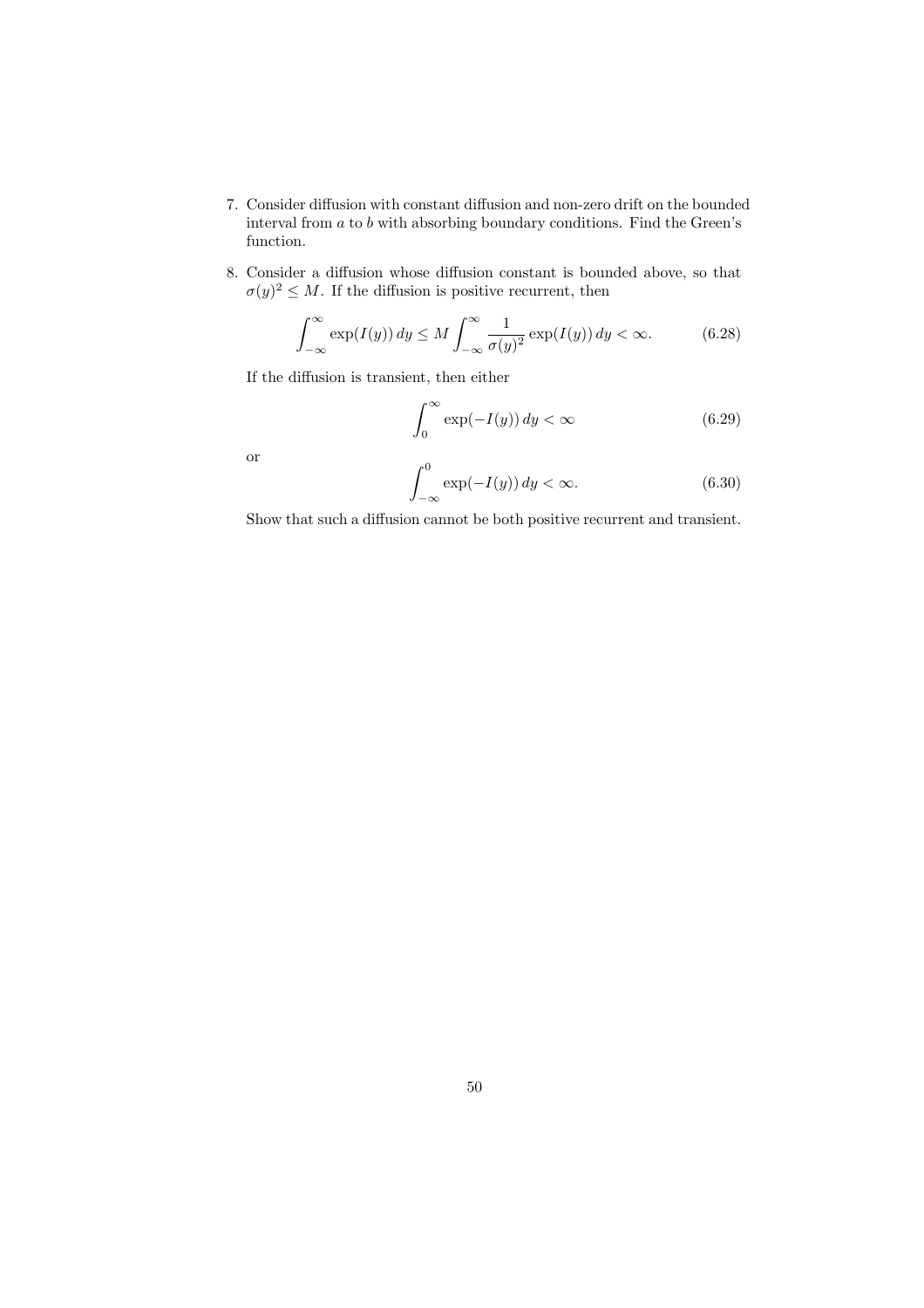7. Consider diffusion with constant diffusion and non-zero drift on the bounded interval from $a$ to $b$ with absorbing boundary conditions. Find the Green's function.

8. Consider a diffusion whose diffusion constant is bounded above, so that $\sigma(y)^2 \leq M$. If the diffusion is positive recurrent, then

$$\int_{-\infty}^{\infty} \exp(I(y))\,dy \leq M \int_{-\infty}^{\infty} \frac{1}{\sigma(y)^2} \exp(I(y))\,dy < \infty. \tag{6.28}$$

If the diffusion is transient, then either

$$\int_{0}^{\infty} \exp(-I(y))\,dy < \infty \tag{6.29}$$

or

$$\int_{-\infty}^{0} \exp(-I(y))\,dy < \infty. \tag{6.30}$$

Show that such a diffusion cannot be both positive recurrent and transient.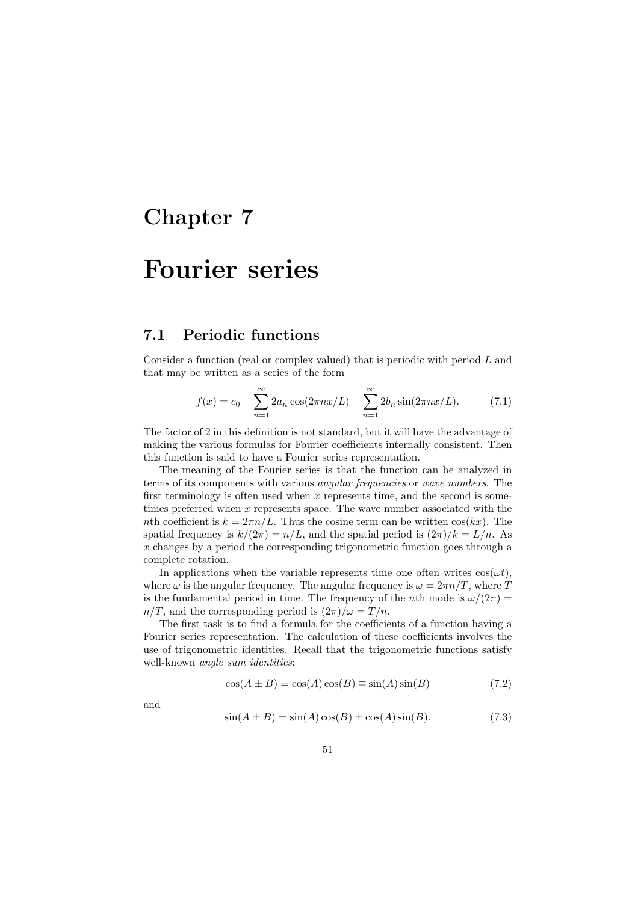# Chapter 7

# Fourier series

## 7.1 Periodic functions

Consider a function (real or complex valued) that is periodic with period $L$ and that may be written as a series of the form

$$f(x) = c_0 + \sum_{n=1}^{\infty} 2a_n \cos(2\pi n x/L) + \sum_{n=1}^{\infty} 2b_n \sin(2\pi n x/L). \tag{7.1}$$

The factor of 2 in this definition is not standard, but it will have the advantage of making the various formulas for Fourier coefficients internally consistent. Then this function is said to have a Fourier series representation.

The meaning of the Fourier series is that the function can be analyzed in terms of its components with various *angular frequencies* or *wave numbers*. The first terminology is often used when $x$ represents time, and the second is sometimes preferred when $x$ represents space. The wave number associated with the $n$th coefficient is $k = 2\pi n/L$. Thus the cosine term can be written $\cos(kx)$. The spatial frequency is $k/(2\pi) = n/L$, and the spatial period is $(2\pi)/k = L/n$. As $x$ changes by a period the corresponding trigonometric function goes through a complete rotation.

In applications when the variable represents time one often writes $\cos(\omega t)$, where $\omega$ is the angular frequency. The angular frequency is $\omega = 2\pi n/T$, where $T$ is the fundamental period in time. The frequency of the $n$th mode is $\omega/(2\pi) = n/T$, and the corresponding period is $(2\pi)/\omega = T/n$.

The first task is to find a formula for the coefficients of a function having a Fourier series representation. The calculation of these coefficients involves the use of trigonometric identities. Recall that the trigonometric functions satisfy well-known *angle sum identities*:

$$\cos(A \pm B) = \cos(A)\cos(B) \mp \sin(A)\sin(B) \tag{7.2}$$

and

$$\sin(A \pm B) = \sin(A)\cos(B) \pm \cos(A)\sin(B). \tag{7.3}$$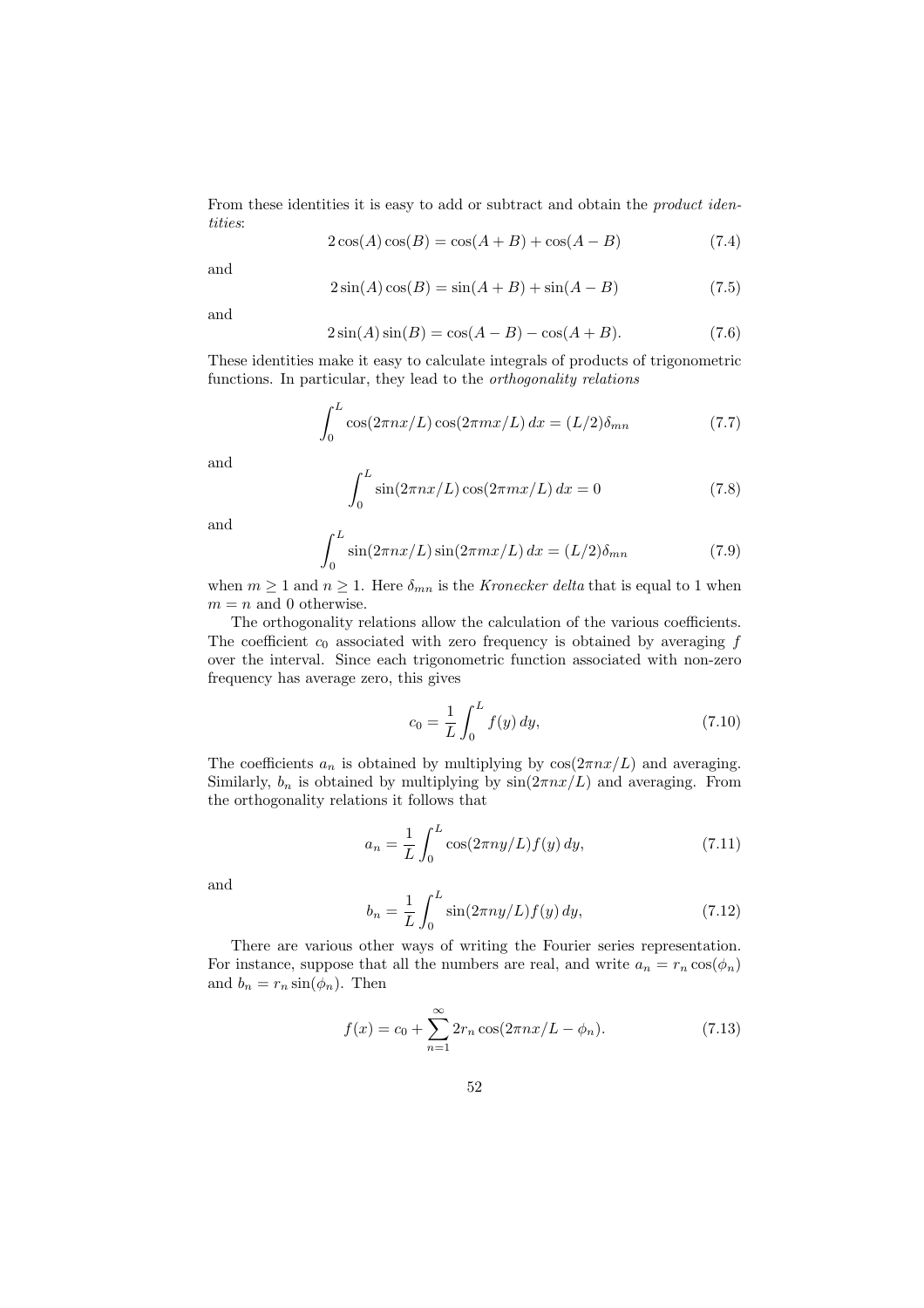From these identities it is easy to add or subtract and obtain the *product identities*:

$$2\cos(A)\cos(B) = \cos(A+B) + \cos(A-B) \tag{7.4}$$

and

$$2\sin(A)\cos(B) = \sin(A+B) + \sin(A-B) \tag{7.5}$$

and

$$2\sin(A)\sin(B) = \cos(A-B) - \cos(A+B). \tag{7.6}$$

These identities make it easy to calculate integrals of products of trigonometric functions. In particular, they lead to the *orthogonality relations*

$$\int_0^L \cos(2\pi nx/L)\cos(2\pi mx/L)\,dx = (L/2)\delta_{mn} \tag{7.7}$$

and

$$\int_0^L \sin(2\pi nx/L)\cos(2\pi mx/L)\,dx = 0 \tag{7.8}$$

and

$$\int_0^L \sin(2\pi nx/L)\sin(2\pi mx/L)\,dx = (L/2)\delta_{mn} \tag{7.9}$$

when $m \geq 1$ and $n \geq 1$. Here $\delta_{mn}$ is the *Kronecker delta* that is equal to 1 when $m = n$ and 0 otherwise.

The orthogonality relations allow the calculation of the various coefficients. The coefficient $c_0$ associated with zero frequency is obtained by averaging $f$ over the interval. Since each trigonometric function associated with non-zero frequency has average zero, this gives

$$c_0 = \frac{1}{L}\int_0^L f(y)\,dy, \tag{7.10}$$

The coefficients $a_n$ is obtained by multiplying by $\cos(2\pi nx/L)$ and averaging. Similarly, $b_n$ is obtained by multiplying by $\sin(2\pi nx/L)$ and averaging. From the orthogonality relations it follows that

$$a_n = \frac{1}{L}\int_0^L \cos(2\pi ny/L)f(y)\,dy, \tag{7.11}$$

and

$$b_n = \frac{1}{L}\int_0^L \sin(2\pi ny/L)f(y)\,dy, \tag{7.12}$$

There are various other ways of writing the Fourier series representation. For instance, suppose that all the numbers are real, and write $a_n = r_n\cos(\phi_n)$ and $b_n = r_n\sin(\phi_n)$. Then

$$f(x) = c_0 + \sum_{n=1}^{\infty} 2r_n\cos(2\pi nx/L - \phi_n). \tag{7.13}$$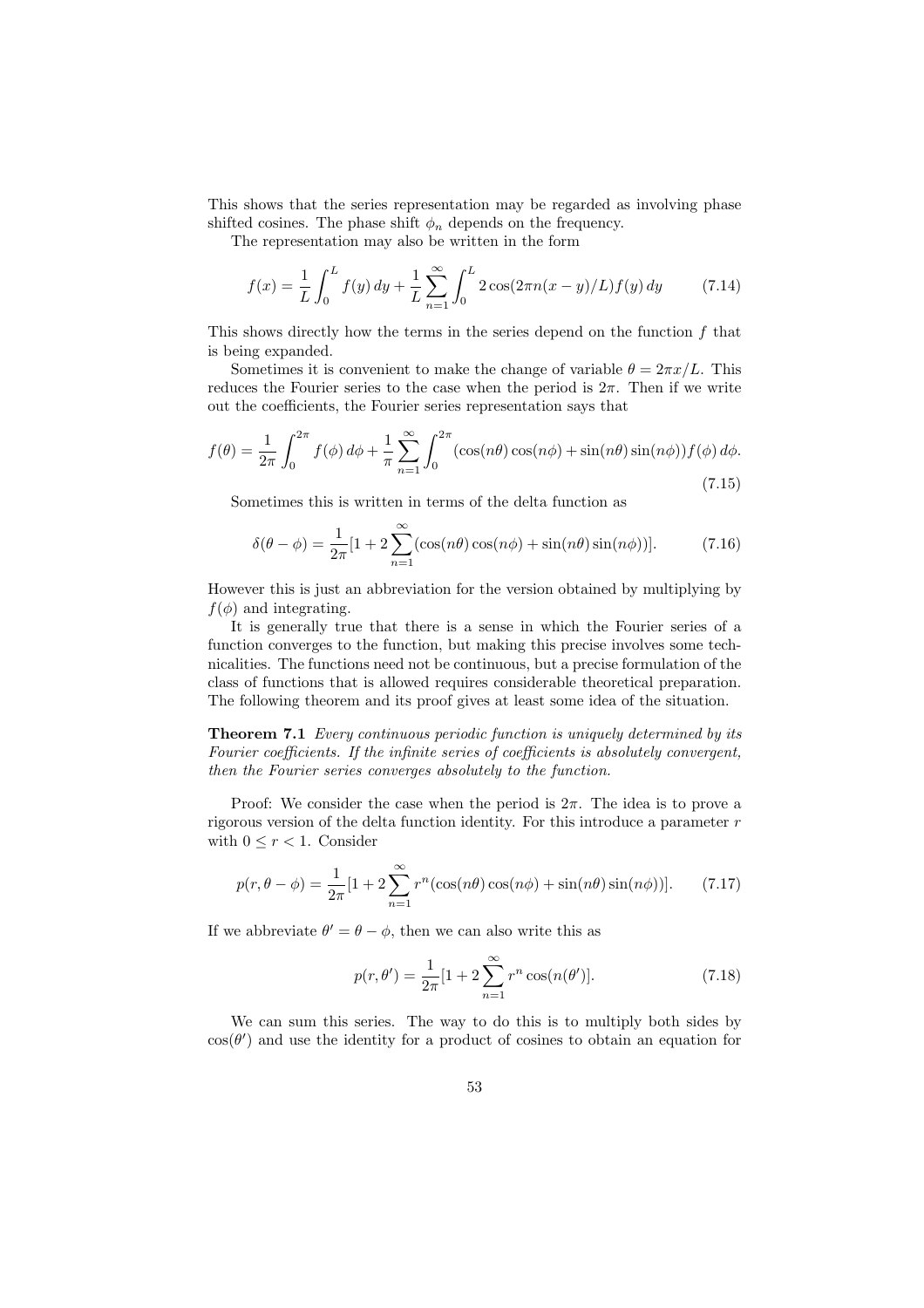This shows that the series representation may be regarded as involving phase shifted cosines. The phase shift $\phi_n$ depends on the frequency.

The representation may also be written in the form

$$f(x) = \frac{1}{L}\int_0^L f(y)\,dy + \frac{1}{L}\sum_{n=1}^{\infty}\int_0^L 2\cos(2\pi n(x-y)/L)f(y)\,dy \tag{7.14}$$

This shows directly how the terms in the series depend on the function $f$ that is being expanded.

Sometimes it is convenient to make the change of variable $\theta = 2\pi x/L$. This reduces the Fourier series to the case when the period is $2\pi$. Then if we write out the coefficients, the Fourier series representation says that

$$f(\theta) = \frac{1}{2\pi}\int_0^{2\pi} f(\phi)\,d\phi + \frac{1}{\pi}\sum_{n=1}^{\infty}\int_0^{2\pi}(\cos(n\theta)\cos(n\phi) + \sin(n\theta)\sin(n\phi))f(\phi)\,d\phi. \tag{7.15}$$

Sometimes this is written in terms of the delta function as

$$\delta(\theta - \phi) = \frac{1}{2\pi}[1 + 2\sum_{n=1}^{\infty}(\cos(n\theta)\cos(n\phi) + \sin(n\theta)\sin(n\phi))]. \tag{7.16}$$

However this is just an abbreviation for the version obtained by multiplying by $f(\phi)$ and integrating.

It is generally true that there is a sense in which the Fourier series of a function converges to the function, but making this precise involves some technicalities. The functions need not be continuous, but a precise formulation of the class of functions that is allowed requires considerable theoretical preparation. The following theorem and its proof gives at least some idea of the situation.

**Theorem 7.1** *Every continuous periodic function is uniquely determined by its Fourier coefficients. If the infinite series of coefficients is absolutely convergent, then the Fourier series converges absolutely to the function.*

Proof: We consider the case when the period is $2\pi$. The idea is to prove a rigorous version of the delta function identity. For this introduce a parameter $r$ with $0 \leq r < 1$. Consider

$$p(r, \theta - \phi) = \frac{1}{2\pi}[1 + 2\sum_{n=1}^{\infty} r^n(\cos(n\theta)\cos(n\phi) + \sin(n\theta)\sin(n\phi))]. \tag{7.17}$$

If we abbreviate $\theta' = \theta - \phi$, then we can also write this as

$$p(r, \theta') = \frac{1}{2\pi}[1 + 2\sum_{n=1}^{\infty} r^n \cos(n(\theta')]. \tag{7.18}$$

We can sum this series. The way to do this is to multiply both sides by $\cos(\theta')$ and use the identity for a product of cosines to obtain an equation for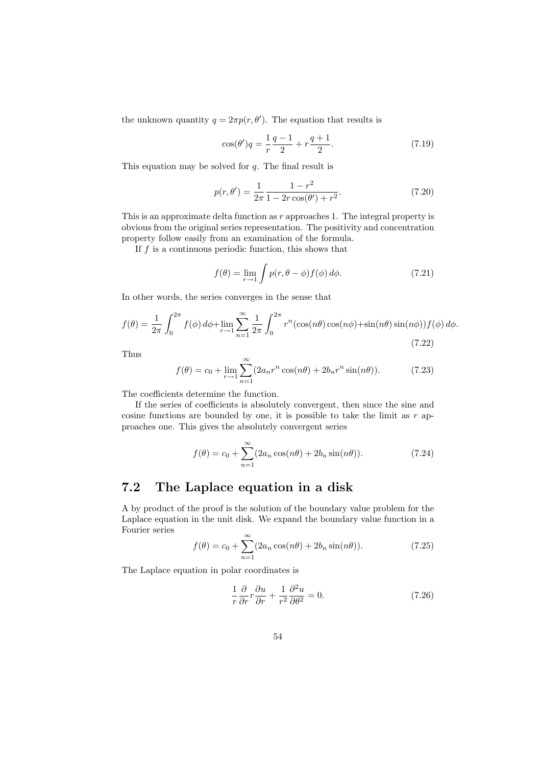the unknown quantity $q = 2\pi p(r, \theta')$. The equation that results is

$$\cos(\theta')q = \frac{1}{r}\frac{q-1}{2} + r\frac{q+1}{2}. \tag{7.19}$$

This equation may be solved for $q$. The final result is

$$p(r, \theta') = \frac{1}{2\pi}\frac{1-r^2}{1-2r\cos(\theta')+r^2}. \tag{7.20}$$

This is an approximate delta function as $r$ approaches 1. The integral property is obvious from the original series representation. The positivity and concentration property follow easily from an examination of the formula.

If $f$ is a continuous periodic function, this shows that

$$f(\theta) = \lim_{r\to 1}\int p(r, \theta-\phi)f(\phi)\,d\phi. \tag{7.21}$$

In other words, the series converges in the sense that

$$f(\theta) = \frac{1}{2\pi}\int_0^{2\pi} f(\phi)\,d\phi + \lim_{r\to 1}\sum_{n=1}^{\infty}\frac{1}{2\pi}\int_0^{2\pi} r^n(\cos(n\theta)\cos(n\phi)+\sin(n\theta)\sin(n\phi))f(\phi)\,d\phi. \tag{7.22}$$

Thus

$$f(\theta) = c_0 + \lim_{r\to 1}\sum_{n=1}^{\infty}(2a_n r^n\cos(n\theta) + 2b_n r^n\sin(n\theta)). \tag{7.23}$$

The coefficients determine the function.

If the series of coefficients is absolutely convergent, then since the sine and cosine functions are bounded by one, it is possible to take the limit as $r$ approaches one. This gives the absolutely convergent series

$$f(\theta) = c_0 + \sum_{n=1}^{\infty}(2a_n\cos(n\theta) + 2b_n\sin(n\theta)). \tag{7.24}$$

## 7.2 The Laplace equation in a disk

A by product of the proof is the solution of the boundary value problem for the Laplace equation in the unit disk. We expand the boundary value function in a Fourier series

$$f(\theta) = c_0 + \sum_{n=1}^{\infty}(2a_n\cos(n\theta) + 2b_n\sin(n\theta)). \tag{7.25}$$

The Laplace equation in polar coordinates is

$$\frac{1}{r}\frac{\partial}{\partial r}r\frac{\partial u}{\partial r} + \frac{1}{r^2}\frac{\partial^2 u}{\partial\theta^2} = 0. \tag{7.26}$$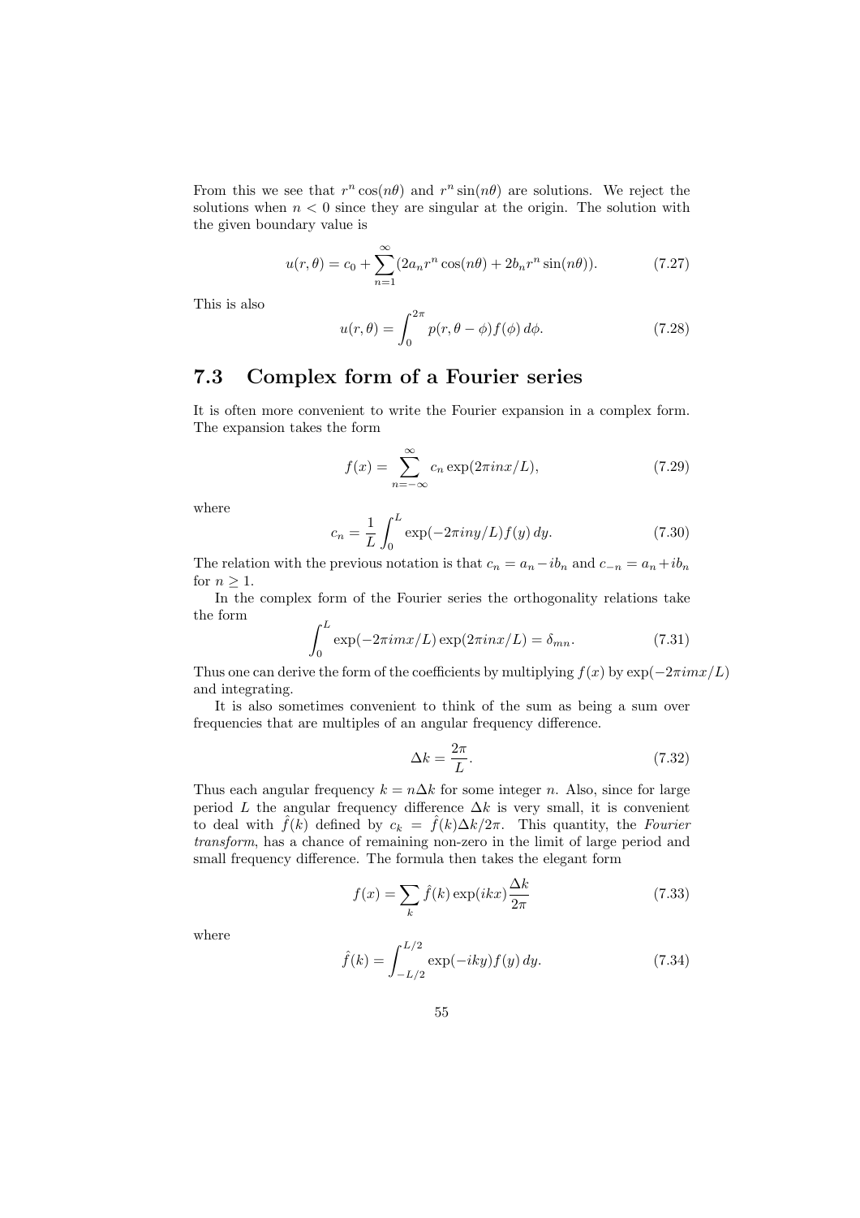From this we see that $r^n \cos(n\theta)$ and $r^n \sin(n\theta)$ are solutions. We reject the solutions when $n < 0$ since they are singular at the origin. The solution with the given boundary value is

$$u(r, \theta) = c_0 + \sum_{n=1}^{\infty} (2a_n r^n \cos(n\theta) + 2b_n r^n \sin(n\theta)). \tag{7.27}$$

This is also

$$u(r, \theta) = \int_0^{2\pi} p(r, \theta - \phi) f(\phi) \, d\phi. \tag{7.28}$$

## 7.3 Complex form of a Fourier series

It is often more convenient to write the Fourier expansion in a complex form. The expansion takes the form

$$f(x) = \sum_{n=-\infty}^{\infty} c_n \exp(2\pi i n x / L), \tag{7.29}$$

where

$$c_n = \frac{1}{L} \int_0^L \exp(-2\pi i n y / L) f(y) \, dy. \tag{7.30}$$

The relation with the previous notation is that $c_n = a_n - i b_n$ and $c_{-n} = a_n + i b_n$ for $n \geq 1$.

In the complex form of the Fourier series the orthogonality relations take the form

$$\int_0^L \exp(-2\pi i m x / L) \exp(2\pi i n x / L) = \delta_{mn}. \tag{7.31}$$

Thus one can derive the form of the coefficients by multiplying $f(x)$ by $\exp(-2\pi i m x / L)$ and integrating.

It is also sometimes convenient to think of the sum as being a sum over frequencies that are multiples of an angular frequency difference.

$$\Delta k = \frac{2\pi}{L}. \tag{7.32}$$

Thus each angular frequency $k = n \Delta k$ for some integer $n$. Also, since for large period $L$ the angular frequency difference $\Delta k$ is very small, it is convenient to deal with $\hat{f}(k)$ defined by $c_k = \hat{f}(k) \Delta k / 2\pi$. This quantity, the *Fourier transform*, has a chance of remaining non-zero in the limit of large period and small frequency difference. The formula then takes the elegant form

$$f(x) = \sum_k \hat{f}(k) \exp(ikx) \frac{\Delta k}{2\pi} \tag{7.33}$$

where

$$\hat{f}(k) = \int_{-L/2}^{L/2} \exp(-iky) f(y) \, dy. \tag{7.34}$$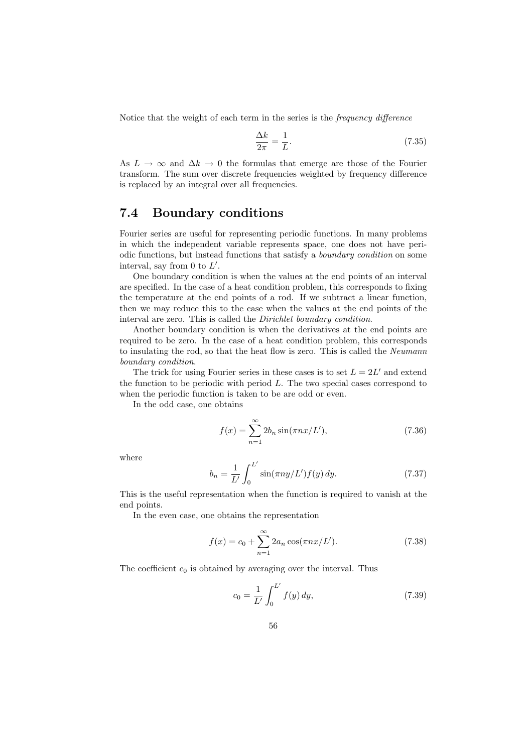Notice that the weight of each term in the series is the *frequency difference*

$$\frac{\Delta k}{2\pi} = \frac{1}{L}. \tag{7.35}$$

As $L \to \infty$ and $\Delta k \to 0$ the formulas that emerge are those of the Fourier transform. The sum over discrete frequencies weighted by frequency difference is replaced by an integral over all frequencies.

## 7.4 Boundary conditions

Fourier series are useful for representing periodic functions. In many problems in which the independent variable represents space, one does not have periodic functions, but instead functions that satisfy a *boundary condition* on some interval, say from 0 to $L'$.

One boundary condition is when the values at the end points of an interval are specified. In the case of a heat condition problem, this corresponds to fixing the temperature at the end points of a rod. If we subtract a linear function, then we may reduce this to the case when the values at the end points of the interval are zero. This is called the *Dirichlet boundary condition*.

Another boundary condition is when the derivatives at the end points are required to be zero. In the case of a heat condition problem, this corresponds to insulating the rod, so that the heat flow is zero. This is called the *Neumann boundary condition*.

The trick for using Fourier series in these cases is to set $L = 2L'$ and extend the function to be periodic with period $L$. The two special cases correspond to when the periodic function is taken to be are odd or even.

In the odd case, one obtains

$$f(x) = \sum_{n=1}^{\infty} 2b_n \sin(\pi n x/L'), \tag{7.36}$$

where

$$b_n = \frac{1}{L'} \int_0^{L'} \sin(\pi n y/L') f(y)\, dy. \tag{7.37}$$

This is the useful representation when the function is required to vanish at the end points.

In the even case, one obtains the representation

$$f(x) = c_0 + \sum_{n=1}^{\infty} 2a_n \cos(\pi n x/L'). \tag{7.38}$$

The coefficient $c_0$ is obtained by averaging over the interval. Thus

$$c_0 = \frac{1}{L'} \int_0^{L'} f(y)\, dy, \tag{7.39}$$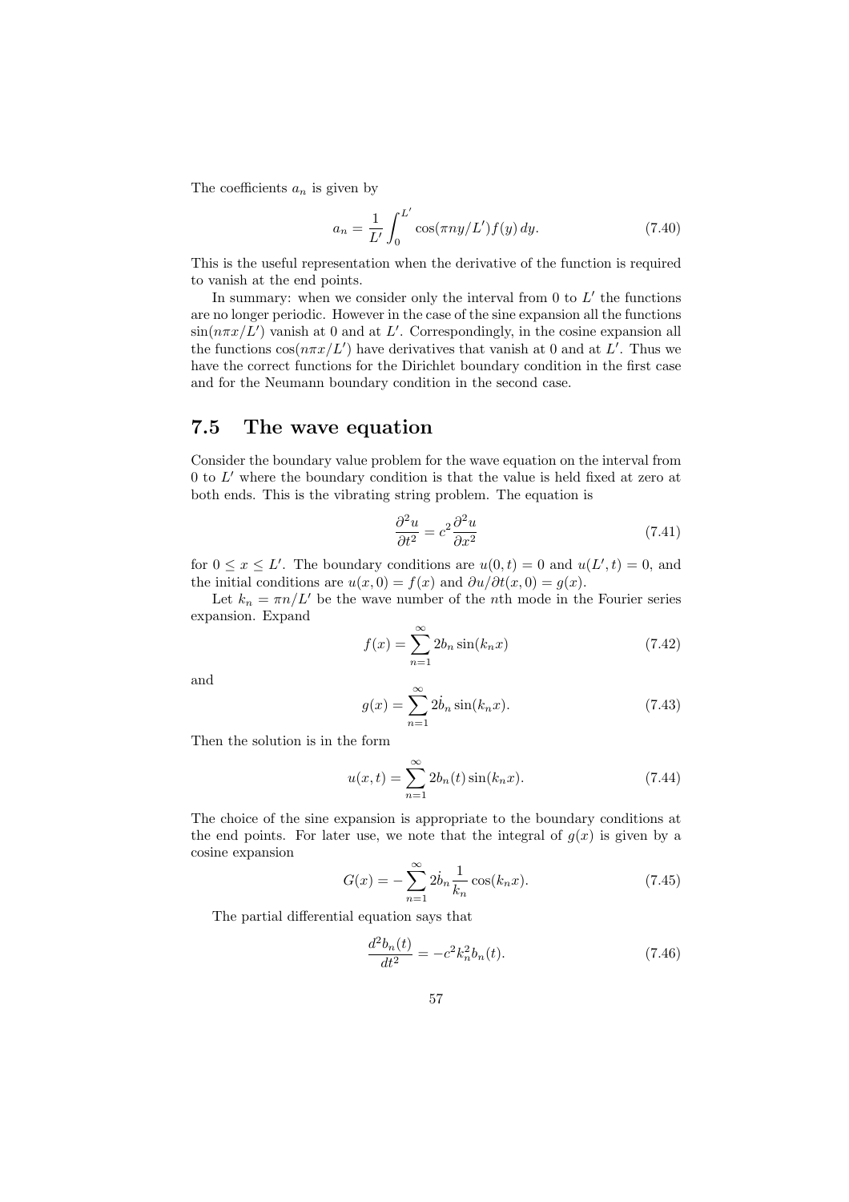The coefficients $a_n$ is given by

$$a_n = \frac{1}{L'} \int_0^{L'} \cos(\pi n y/L') f(y) \, dy. \tag{7.40}$$

This is the useful representation when the derivative of the function is required to vanish at the end points.

In summary: when we consider only the interval from 0 to $L'$ the functions are no longer periodic. However in the case of the sine expansion all the functions $\sin(n\pi x/L')$ vanish at 0 and at $L'$. Correspondingly, in the cosine expansion all the functions $\cos(n\pi x/L')$ have derivatives that vanish at 0 and at $L'$. Thus we have the correct functions for the Dirichlet boundary condition in the first case and for the Neumann boundary condition in the second case.

## 7.5 The wave equation

Consider the boundary value problem for the wave equation on the interval from 0 to $L'$ where the boundary condition is that the value is held fixed at zero at both ends. This is the vibrating string problem. The equation is

$$\frac{\partial^2 u}{\partial t^2} = c^2 \frac{\partial^2 u}{\partial x^2} \tag{7.41}$$

for $0 \leq x \leq L'$. The boundary conditions are $u(0, t) = 0$ and $u(L', t) = 0$, and the initial conditions are $u(x, 0) = f(x)$ and $\partial u / \partial t(x, 0) = g(x)$.

Let $k_n = \pi n / L'$ be the wave number of the $n$th mode in the Fourier series expansion. Expand

$$f(x) = \sum_{n=1}^{\infty} 2b_n \sin(k_n x) \tag{7.42}$$

and

$$g(x) = \sum_{n=1}^{\infty} 2\dot{b}_n \sin(k_n x). \tag{7.43}$$

Then the solution is in the form

$$u(x, t) = \sum_{n=1}^{\infty} 2b_n(t) \sin(k_n x). \tag{7.44}$$

The choice of the sine expansion is appropriate to the boundary conditions at the end points. For later use, we note that the integral of $g(x)$ is given by a cosine expansion

$$G(x) = -\sum_{n=1}^{\infty} 2\dot{b}_n \frac{1}{k_n} \cos(k_n x). \tag{7.45}$$

The partial differential equation says that

$$\frac{d^2 b_n(t)}{dt^2} = -c^2 k_n^2 b_n(t). \tag{7.46}$$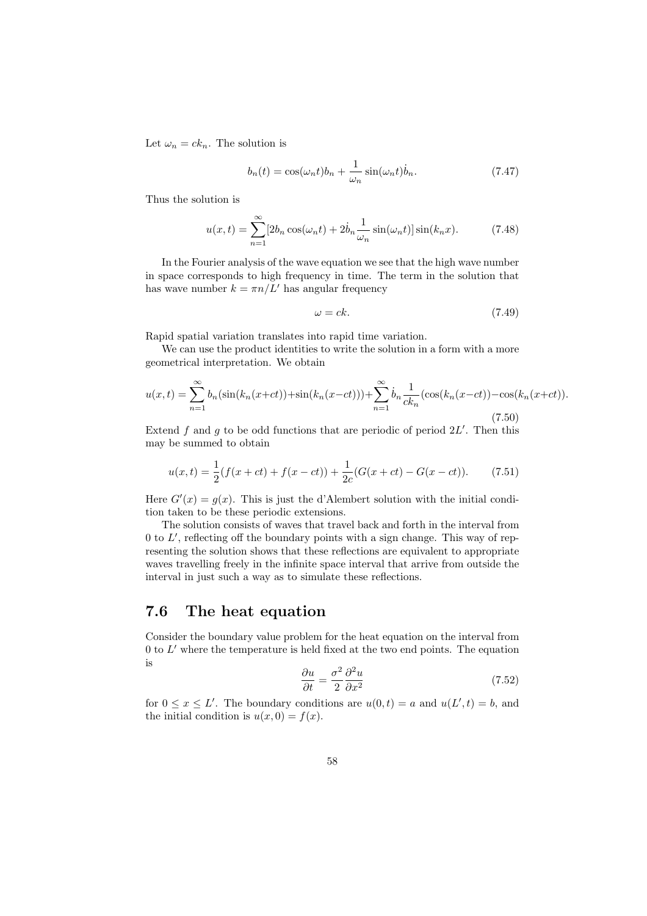Let $\omega_n = ck_n$. The solution is

$$b_n(t) = \cos(\omega_n t)b_n + \frac{1}{\omega_n}\sin(\omega_n t)\dot{b}_n. \tag{7.47}$$

Thus the solution is

$$u(x,t) = \sum_{n=1}^{\infty}[2b_n \cos(\omega_n t) + 2\dot{b}_n \frac{1}{\omega_n}\sin(\omega_n t)]\sin(k_n x). \tag{7.48}$$

In the Fourier analysis of the wave equation we see that the high wave number in space corresponds to high frequency in time. The term in the solution that has wave number $k = \pi n/L'$ has angular frequency

$$\omega = ck. \tag{7.49}$$

Rapid spatial variation translates into rapid time variation.

We can use the product identities to write the solution in a form with a more geometrical interpretation. We obtain

$$u(x,t) = \sum_{n=1}^{\infty} b_n(\sin(k_n(x+ct))+\sin(k_n(x-ct)))+\sum_{n=1}^{\infty}\dot{b}_n\frac{1}{ck_n}(\cos(k_n(x-ct))-\cos(k_n(x+ct)). \tag{7.50}$$

Extend $f$ and $g$ to be odd functions that are periodic of period $2L'$. Then this may be summed to obtain

$$u(x,t) = \frac{1}{2}(f(x+ct)+f(x-ct)) + \frac{1}{2c}(G(x+ct)-G(x-ct)). \tag{7.51}$$

Here $G'(x) = g(x)$. This is just the d'Alembert solution with the initial condition taken to be these periodic extensions.

The solution consists of waves that travel back and forth in the interval from 0 to $L'$, reflecting off the boundary points with a sign change. This way of representing the solution shows that these reflections are equivalent to appropriate waves travelling freely in the infinite space interval that arrive from outside the interval in just such a way as to simulate these reflections.

## 7.6 The heat equation

Consider the boundary value problem for the heat equation on the interval from 0 to $L'$ where the temperature is held fixed at the two end points. The equation is

$$\frac{\partial u}{\partial t} = \frac{\sigma^2}{2}\frac{\partial^2 u}{\partial x^2} \tag{7.52}$$

for $0 \leq x \leq L'$. The boundary conditions are $u(0,t) = a$ and $u(L',t) = b$, and the initial condition is $u(x,0) = f(x)$.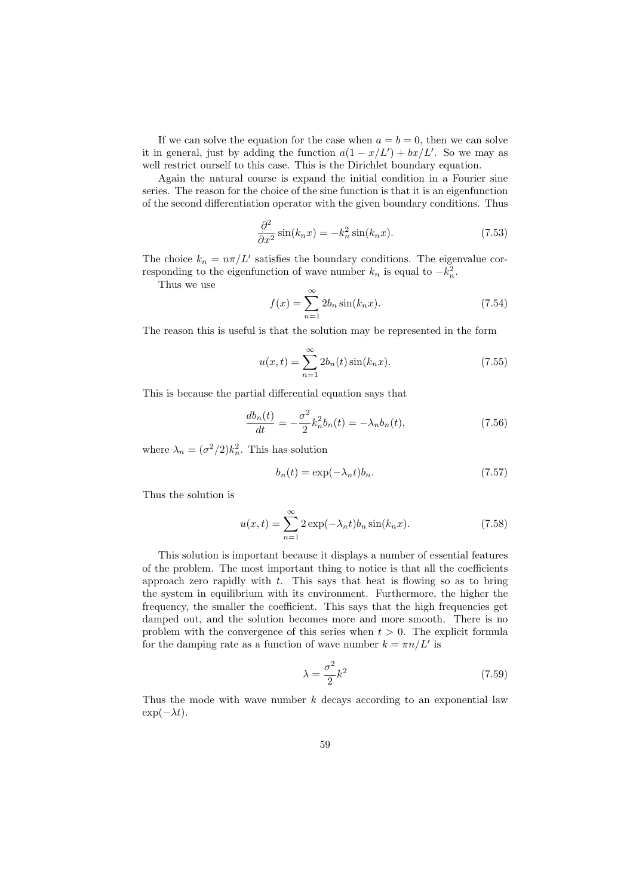If we can solve the equation for the case when $a = b = 0$, then we can solve it in general, just by adding the function $a(1 - x/L') + bx/L'$. So we may as well restrict ourself to this case. This is the Dirichlet boundary equation.

Again the natural course is expand the initial condition in a Fourier sine series. The reason for the choice of the sine function is that it is an eigenfunction of the second differentiation operator with the given boundary conditions. Thus

$$\frac{\partial^2}{\partial x^2} \sin(k_n x) = -k_n^2 \sin(k_n x). \tag{7.53}$$

The choice $k_n = n\pi/L'$ satisfies the boundary conditions. The eigenvalue corresponding to the eigenfunction of wave number $k_n$ is equal to $-k_n^2$.

Thus we use

$$f(x) = \sum_{n=1}^{\infty} 2b_n \sin(k_n x). \tag{7.54}$$

The reason this is useful is that the solution may be represented in the form

$$u(x,t) = \sum_{n=1}^{\infty} 2b_n(t) \sin(k_n x). \tag{7.55}$$

This is because the partial differential equation says that

$$\frac{db_n(t)}{dt} = -\frac{\sigma^2}{2} k_n^2 b_n(t) = -\lambda_n b_n(t), \tag{7.56}$$

where $\lambda_n = (\sigma^2/2)k_n^2$. This has solution

$$b_n(t) = \exp(-\lambda_n t) b_n. \tag{7.57}$$

Thus the solution is

$$u(x,t) = \sum_{n=1}^{\infty} 2\exp(-\lambda_n t) b_n \sin(k_n x). \tag{7.58}$$

This solution is important because it displays a number of essential features of the problem. The most important thing to notice is that all the coefficients approach zero rapidly with $t$. This says that heat is flowing so as to bring the system in equilibrium with its environment. Furthermore, the higher the frequency, the smaller the coefficient. This says that the high frequencies get damped out, and the solution becomes more and more smooth. There is no problem with the convergence of this series when $t > 0$. The explicit formula for the damping rate as a function of wave number $k = \pi n/L'$ is

$$\lambda = \frac{\sigma^2}{2} k^2 \tag{7.59}$$

Thus the mode with wave number $k$ decays according to an exponential law $\exp(-\lambda t)$.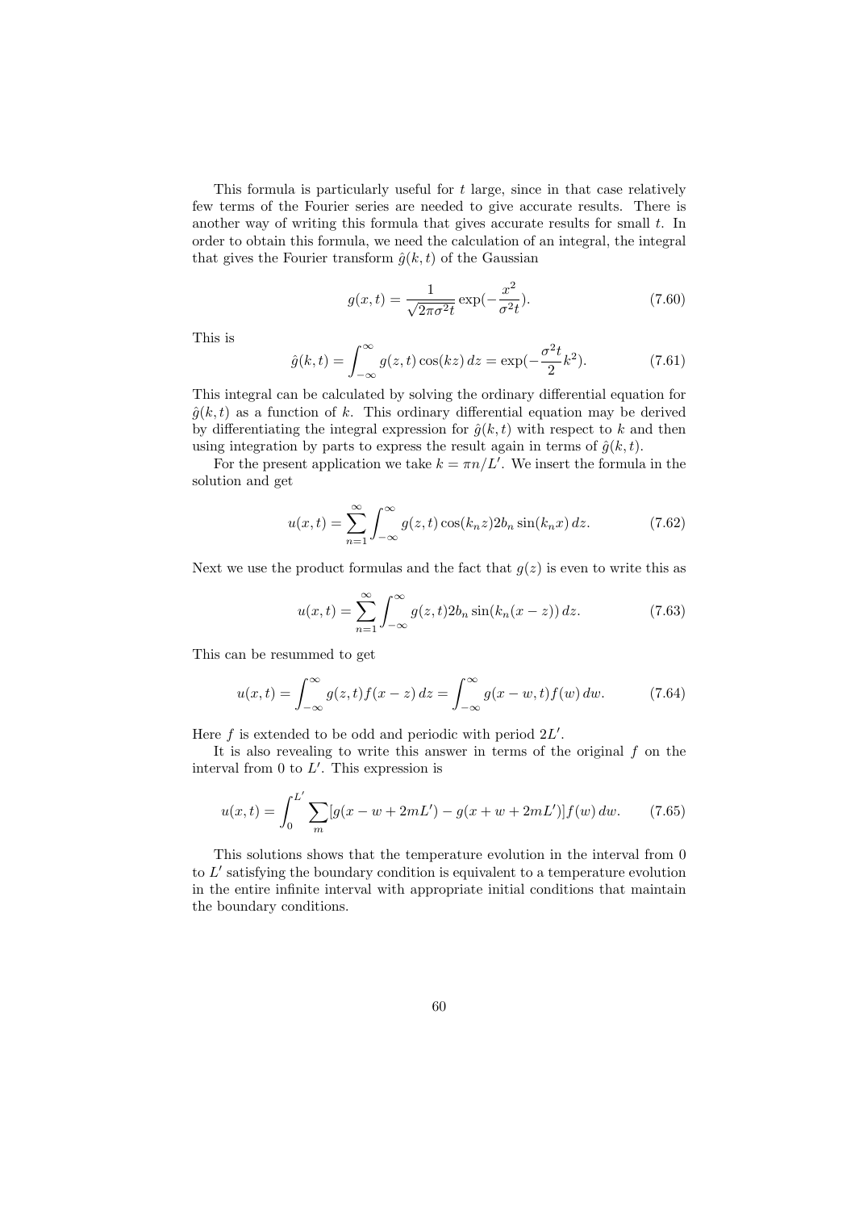This formula is particularly useful for $t$ large, since in that case relatively few terms of the Fourier series are needed to give accurate results. There is another way of writing this formula that gives accurate results for small $t$. In order to obtain this formula, we need the calculation of an integral, the integral that gives the Fourier transform $\hat{g}(k,t)$ of the Gaussian

$$g(x,t) = \frac{1}{\sqrt{2\pi\sigma^2 t}} \exp(-\frac{x^2}{\sigma^2 t}). \tag{7.60}$$

This is

$$\hat{g}(k,t) = \int_{-\infty}^{\infty} g(z,t)\cos(kz)\,dz = \exp(-\frac{\sigma^2 t}{2}k^2). \tag{7.61}$$

This integral can be calculated by solving the ordinary differential equation for $\hat{g}(k,t)$ as a function of $k$. This ordinary differential equation may be derived by differentiating the integral expression for $\hat{g}(k,t)$ with respect to $k$ and then using integration by parts to express the result again in terms of $\hat{g}(k,t)$.

For the present application we take $k = \pi n/L'$. We insert the formula in the solution and get

$$u(x,t) = \sum_{n=1}^{\infty} \int_{-\infty}^{\infty} g(z,t)\cos(k_n z) 2b_n \sin(k_n x)\,dz. \tag{7.62}$$

Next we use the product formulas and the fact that $g(z)$ is even to write this as

$$u(x,t) = \sum_{n=1}^{\infty} \int_{-\infty}^{\infty} g(z,t) 2b_n \sin(k_n(x-z))\,dz. \tag{7.63}$$

This can be resummed to get

$$u(x,t) = \int_{-\infty}^{\infty} g(z,t) f(x-z)\,dz = \int_{-\infty}^{\infty} g(x-w,t) f(w)\,dw. \tag{7.64}$$

Here $f$ is extended to be odd and periodic with period $2L'$.

It is also revealing to write this answer in terms of the original $f$ on the interval from 0 to $L'$. This expression is

$$u(x,t) = \int_0^{L'} \sum_m [g(x-w+2mL') - g(x+w+2mL')] f(w)\,dw. \tag{7.65}$$

This solutions shows that the temperature evolution in the interval from 0 to $L'$ satisfying the boundary condition is equivalent to a temperature evolution in the entire infinite interval with appropriate initial conditions that maintain the boundary conditions.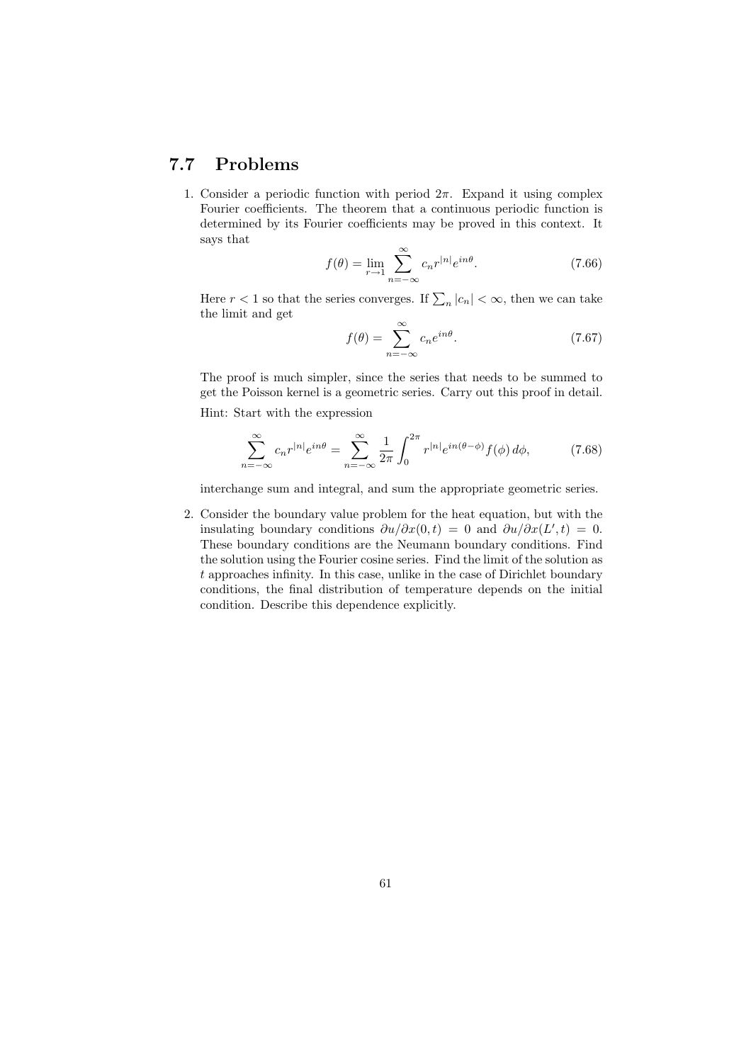## 7.7 Problems

1. Consider a periodic function with period $2\pi$. Expand it using complex Fourier coefficients. The theorem that a continuous periodic function is determined by its Fourier coefficients may be proved in this context. It says that

$$f(\theta) = \lim_{r \to 1} \sum_{n=-\infty}^{\infty} c_n r^{|n|} e^{in\theta}. \tag{7.66}$$

   Here $r < 1$ so that the series converges. If $\sum_n |c_n| < \infty$, then we can take the limit and get

$$f(\theta) = \sum_{n=-\infty}^{\infty} c_n e^{in\theta}. \tag{7.67}$$

   The proof is much simpler, since the series that needs to be summed to get the Poisson kernel is a geometric series. Carry out this proof in detail.

   Hint: Start with the expression

$$\sum_{n=-\infty}^{\infty} c_n r^{|n|} e^{in\theta} = \sum_{n=-\infty}^{\infty} \frac{1}{2\pi} \int_0^{2\pi} r^{|n|} e^{in(\theta-\phi)} f(\phi)\, d\phi, \tag{7.68}$$

   interchange sum and integral, and sum the appropriate geometric series.

2. Consider the boundary value problem for the heat equation, but with the insulating boundary conditions $\partial u/\partial x(0,t) = 0$ and $\partial u/\partial x(L',t) = 0$. These boundary conditions are the Neumann boundary conditions. Find the solution using the Fourier cosine series. Find the limit of the solution as $t$ approaches infinity. In this case, unlike in the case of Dirichlet boundary conditions, the final distribution of temperature depends on the initial condition. Describe this dependence explicitly.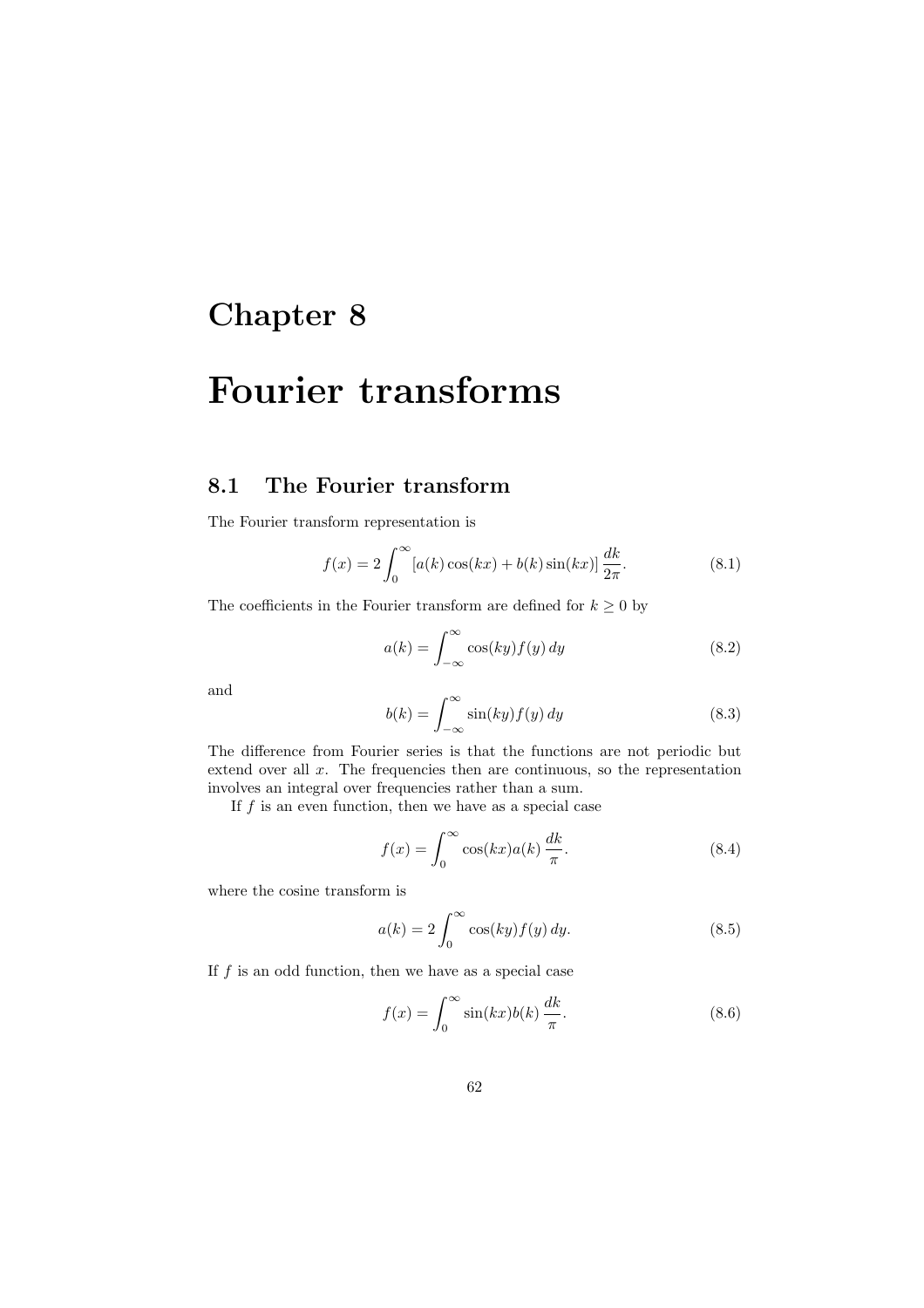# Chapter 8

# Fourier transforms

## 8.1 The Fourier transform

The Fourier transform representation is

$$f(x) = 2\int_0^\infty [a(k)\cos(kx) + b(k)\sin(kx)]\,\frac{dk}{2\pi}. \tag{8.1}$$

The coefficients in the Fourier transform are defined for $k \geq 0$ by

$$a(k) = \int_{-\infty}^{\infty} \cos(ky) f(y)\,dy \tag{8.2}$$

and

$$b(k) = \int_{-\infty}^{\infty} \sin(ky) f(y)\,dy \tag{8.3}$$

The difference from Fourier series is that the functions are not periodic but extend over all $x$. The frequencies then are continuous, so the representation involves an integral over frequencies rather than a sum.

If $f$ is an even function, then we have as a special case

$$f(x) = \int_0^\infty \cos(kx) a(k)\,\frac{dk}{\pi}. \tag{8.4}$$

where the cosine transform is

$$a(k) = 2\int_0^\infty \cos(ky) f(y)\,dy. \tag{8.5}$$

If $f$ is an odd function, then we have as a special case

$$f(x) = \int_0^\infty \sin(kx) b(k)\,\frac{dk}{\pi}. \tag{8.6}$$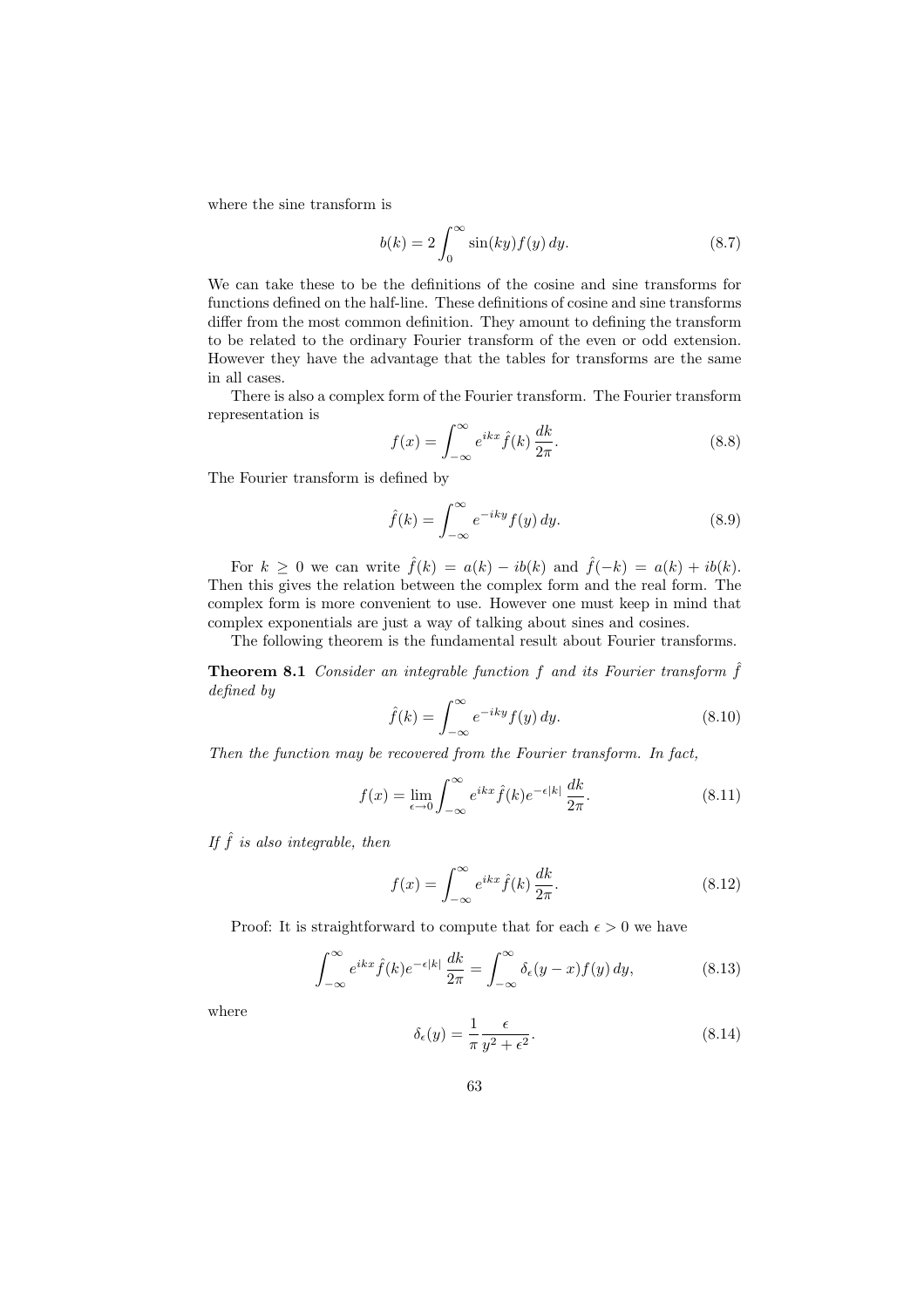where the sine transform is

$$b(k) = 2\int_0^\infty \sin(ky)f(y)\,dy. \tag{8.7}$$

We can take these to be the definitions of the cosine and sine transforms for functions defined on the half-line. These definitions of cosine and sine transforms differ from the most common definition. They amount to defining the transform to be related to the ordinary Fourier transform of the even or odd extension. However they have the advantage that the tables for transforms are the same in all cases.

There is also a complex form of the Fourier transform. The Fourier transform representation is

$$f(x) = \int_{-\infty}^{\infty} e^{ikx}\hat{f}(k)\,\frac{dk}{2\pi}. \tag{8.8}$$

The Fourier transform is defined by

$$\hat{f}(k) = \int_{-\infty}^{\infty} e^{-iky}f(y)\,dy. \tag{8.9}$$

For $k \geq 0$ we can write $\hat{f}(k) = a(k) - ib(k)$ and $\hat{f}(-k) = a(k) + ib(k)$. Then this gives the relation between the complex form and the real form. The complex form is more convenient to use. However one must keep in mind that complex exponentials are just a way of talking about sines and cosines.

The following theorem is the fundamental result about Fourier transforms.

**Theorem 8.1** *Consider an integrable function $f$ and its Fourier transform $\hat{f}$ defined by*

$$\hat{f}(k) = \int_{-\infty}^{\infty} e^{-iky}f(y)\,dy. \tag{8.10}$$

*Then the function may be recovered from the Fourier transform. In fact,*

$$f(x) = \lim_{\epsilon\to 0}\int_{-\infty}^{\infty} e^{ikx}\hat{f}(k)e^{-\epsilon|k|}\,\frac{dk}{2\pi}. \tag{8.11}$$

*If $\hat{f}$ is also integrable, then*

$$f(x) = \int_{-\infty}^{\infty} e^{ikx}\hat{f}(k)\,\frac{dk}{2\pi}. \tag{8.12}$$

Proof: It is straightforward to compute that for each $\epsilon > 0$ we have

$$\int_{-\infty}^{\infty} e^{ikx}\hat{f}(k)e^{-\epsilon|k|}\,\frac{dk}{2\pi} = \int_{-\infty}^{\infty}\delta_\epsilon(y-x)f(y)\,dy, \tag{8.13}$$

where

$$\delta_\epsilon(y) = \frac{1}{\pi}\frac{\epsilon}{y^2+\epsilon^2}. \tag{8.14}$$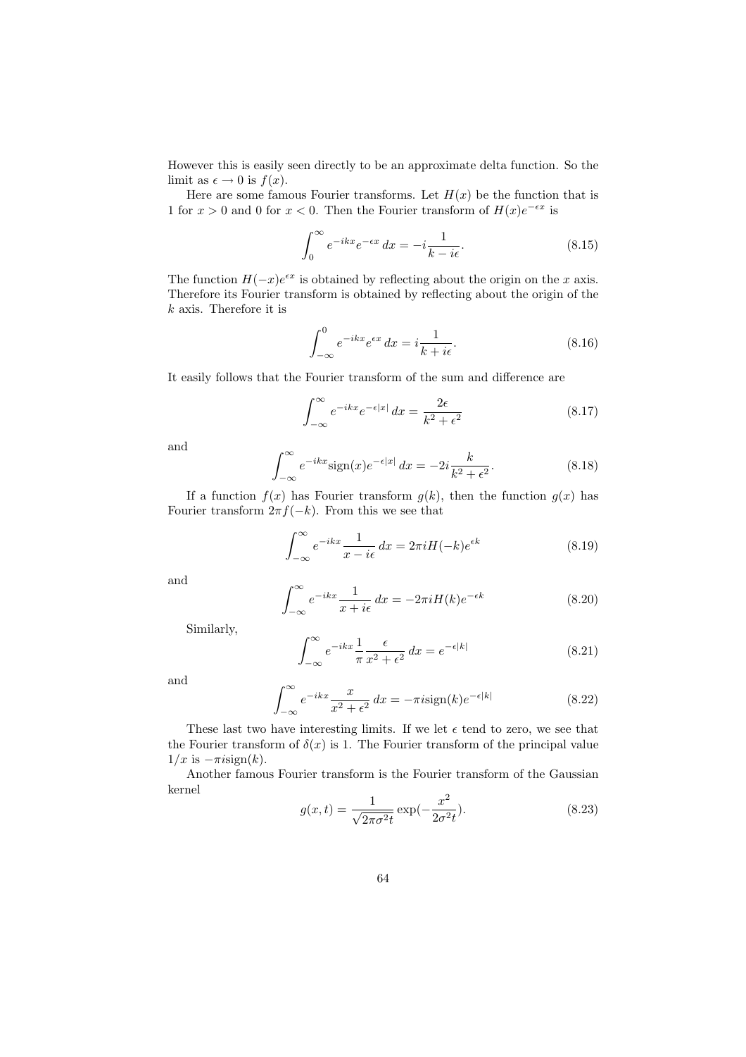However this is easily seen directly to be an approximate delta function. So the limit as $\epsilon \to 0$ is $f(x)$.

Here are some famous Fourier transforms. Let $H(x)$ be the function that is 1 for $x > 0$ and 0 for $x < 0$. Then the Fourier transform of $H(x)e^{-\epsilon x}$ is

$$\int_0^\infty e^{-ikx} e^{-\epsilon x}\, dx = -i \frac{1}{k - i\epsilon}. \tag{8.15}$$

The function $H(-x)e^{\epsilon x}$ is obtained by reflecting about the origin on the $x$ axis. Therefore its Fourier transform is obtained by reflecting about the origin of the $k$ axis. Therefore it is

$$\int_{-\infty}^0 e^{-ikx} e^{\epsilon x}\, dx = i \frac{1}{k + i\epsilon}. \tag{8.16}$$

It easily follows that the Fourier transform of the sum and difference are

$$\int_{-\infty}^\infty e^{-ikx} e^{-\epsilon |x|}\, dx = \frac{2\epsilon}{k^2 + \epsilon^2} \tag{8.17}$$

and

$$\int_{-\infty}^\infty e^{-ikx} \text{sign}(x) e^{-\epsilon |x|}\, dx = -2i \frac{k}{k^2 + \epsilon^2}. \tag{8.18}$$

If a function $f(x)$ has Fourier transform $g(k)$, then the function $g(x)$ has Fourier transform $2\pi f(-k)$. From this we see that

$$\int_{-\infty}^\infty e^{-ikx} \frac{1}{x - i\epsilon}\, dx = 2\pi i H(-k) e^{\epsilon k} \tag{8.19}$$

and

$$\int_{-\infty}^\infty e^{-ikx} \frac{1}{x + i\epsilon}\, dx = -2\pi i H(k) e^{-\epsilon k} \tag{8.20}$$

Similarly,

$$\int_{-\infty}^\infty e^{-ikx} \frac{1}{\pi} \frac{\epsilon}{x^2 + \epsilon^2}\, dx = e^{-\epsilon |k|} \tag{8.21}$$

and

$$\int_{-\infty}^\infty e^{-ikx} \frac{x}{x^2 + \epsilon^2}\, dx = -\pi i \text{sign}(k) e^{-\epsilon |k|} \tag{8.22}$$

These last two have interesting limits. If we let $\epsilon$ tend to zero, we see that the Fourier transform of $\delta(x)$ is 1. The Fourier transform of the principal value $1/x$ is $-\pi i \text{sign}(k)$.

Another famous Fourier transform is the Fourier transform of the Gaussian kernel

$$g(x, t) = \frac{1}{\sqrt{2\pi\sigma^2 t}} \exp(-\frac{x^2}{2\sigma^2 t}). \tag{8.23}$$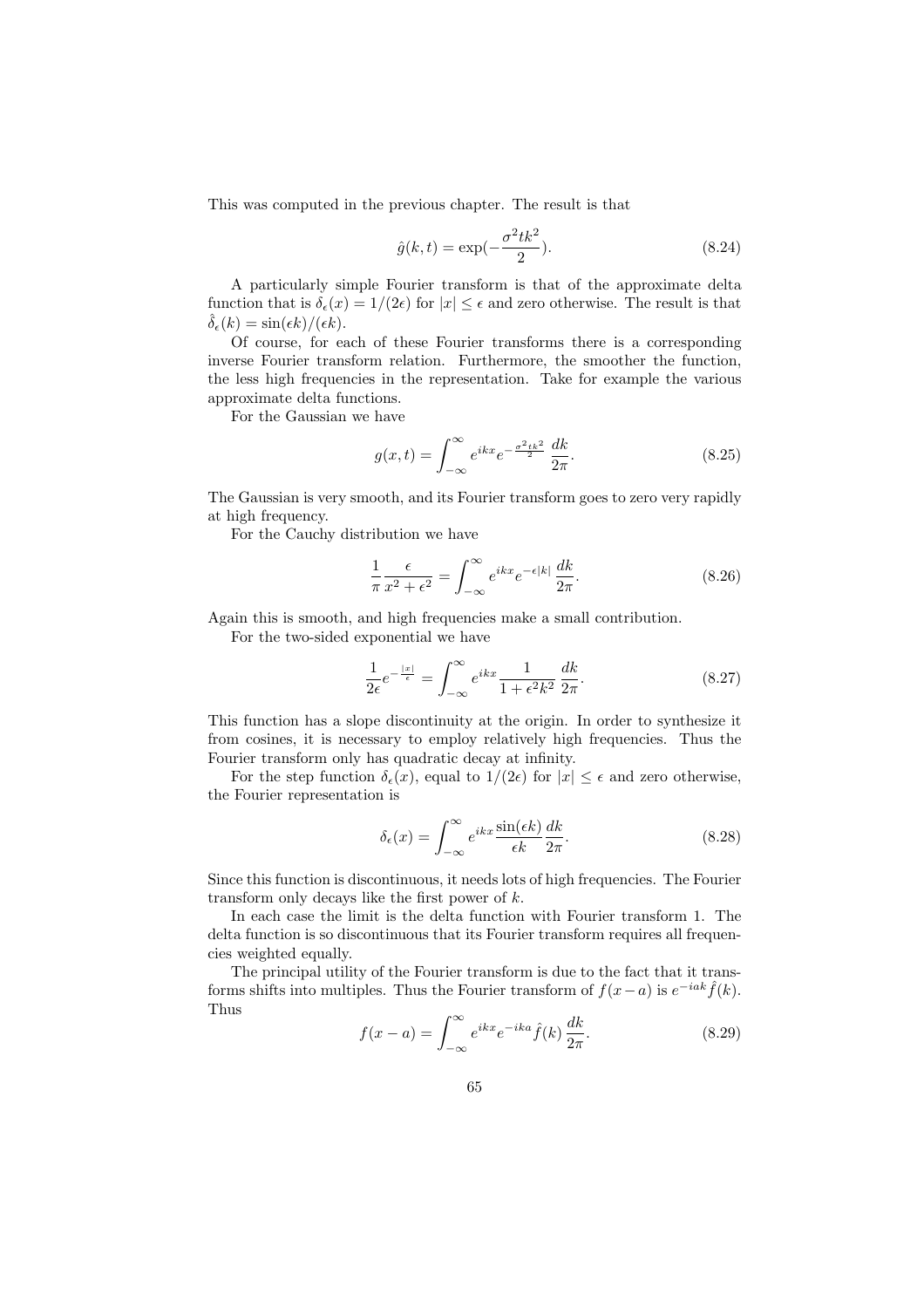This was computed in the previous chapter. The result is that

$$\hat{g}(k,t) = \exp(-\frac{\sigma^2 t k^2}{2}). \tag{8.24}$$

A particularly simple Fourier transform is that of the approximate delta function that is $\delta_\epsilon(x) = 1/(2\epsilon)$ for $|x| \leq \epsilon$ and zero otherwise. The result is that $\hat{\delta}_\epsilon(k) = \sin(\epsilon k)/(\epsilon k)$.

Of course, for each of these Fourier transforms there is a corresponding inverse Fourier transform relation. Furthermore, the smoother the function, the less high frequencies in the representation. Take for example the various approximate delta functions.

For the Gaussian we have

$$g(x,t) = \int_{-\infty}^{\infty} e^{ikx} e^{-\frac{\sigma^2 t k^2}{2}} \,\frac{dk}{2\pi}. \tag{8.25}$$

The Gaussian is very smooth, and its Fourier transform goes to zero very rapidly at high frequency.

For the Cauchy distribution we have

$$\frac{1}{\pi}\frac{\epsilon}{x^2+\epsilon^2} = \int_{-\infty}^{\infty} e^{ikx} e^{-\epsilon|k|} \,\frac{dk}{2\pi}. \tag{8.26}$$

Again this is smooth, and high frequencies make a small contribution.

For the two-sided exponential we have

$$\frac{1}{2\epsilon} e^{-\frac{|x|}{\epsilon}} = \int_{-\infty}^{\infty} e^{ikx} \frac{1}{1+\epsilon^2 k^2} \,\frac{dk}{2\pi}. \tag{8.27}$$

This function has a slope discontinuity at the origin. In order to synthesize it from cosines, it is necessary to employ relatively high frequencies. Thus the Fourier transform only has quadratic decay at infinity.

For the step function $\delta_\epsilon(x)$, equal to $1/(2\epsilon)$ for $|x| \leq \epsilon$ and zero otherwise, the Fourier representation is

$$\delta_\epsilon(x) = \int_{-\infty}^{\infty} e^{ikx} \frac{\sin(\epsilon k)}{\epsilon k} \,\frac{dk}{2\pi}. \tag{8.28}$$

Since this function is discontinuous, it needs lots of high frequencies. The Fourier transform only decays like the first power of $k$.

In each case the limit is the delta function with Fourier transform 1. The delta function is so discontinuous that its Fourier transform requires all frequencies weighted equally.

The principal utility of the Fourier transform is due to the fact that it transforms shifts into multiples. Thus the Fourier transform of $f(x-a)$ is $e^{-iak}\hat{f}(k)$. Thus

$$f(x-a) = \int_{-\infty}^{\infty} e^{ikx} e^{-ika} \hat{f}(k) \,\frac{dk}{2\pi}. \tag{8.29}$$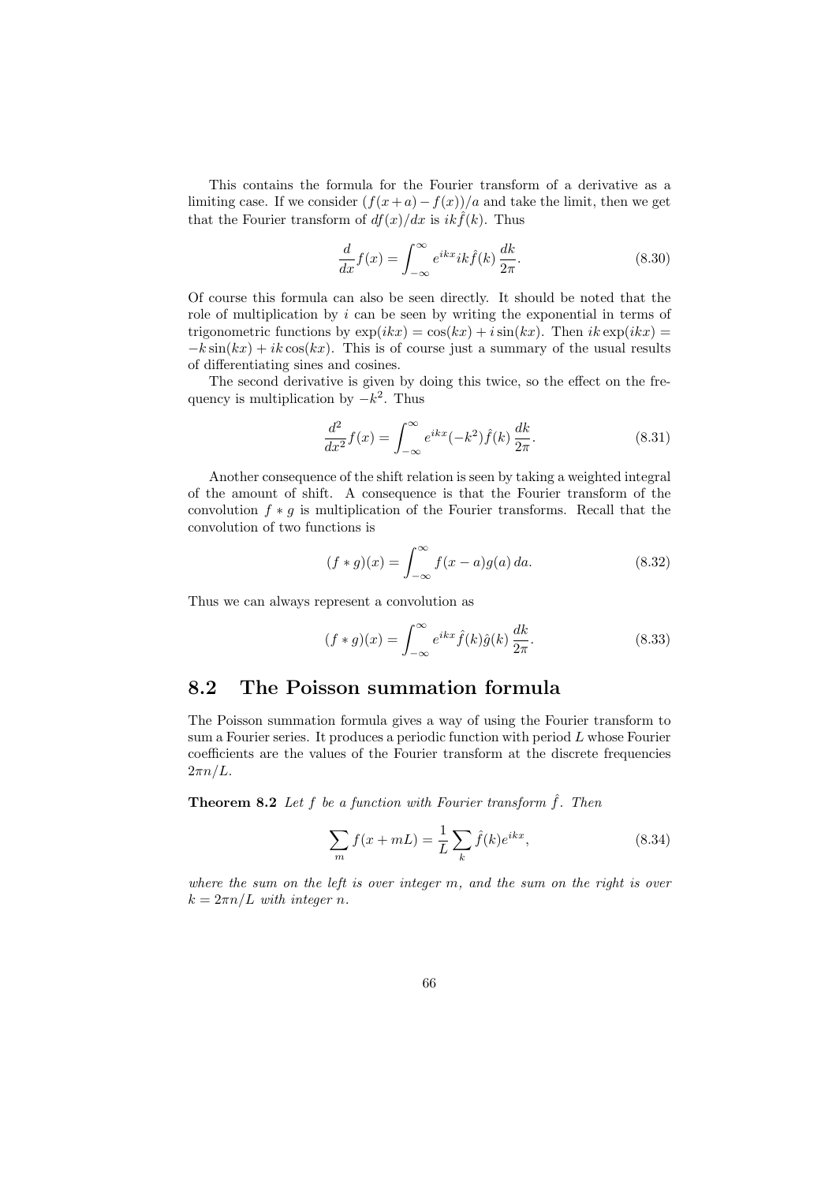This contains the formula for the Fourier transform of a derivative as a limiting case. If we consider $(f(x+a)-f(x))/a$ and take the limit, then we get that the Fourier transform of $df(x)/dx$ is $ik\hat{f}(k)$. Thus

$$\frac{d}{dx}f(x) = \int_{-\infty}^{\infty} e^{ikx} ik\hat{f}(k)\,\frac{dk}{2\pi}. \tag{8.30}$$

Of course this formula can also be seen directly. It should be noted that the role of multiplication by $i$ can be seen by writing the exponential in terms of trigonometric functions by $\exp(ikx) = \cos(kx) + i\sin(kx)$. Then $ik\exp(ikx) = -k\sin(kx) + ik\cos(kx)$. This is of course just a summary of the usual results of differentiating sines and cosines.

The second derivative is given by doing this twice, so the effect on the frequency is multiplication by $-k^2$. Thus

$$\frac{d^2}{dx^2}f(x) = \int_{-\infty}^{\infty} e^{ikx}(-k^2)\hat{f}(k)\,\frac{dk}{2\pi}. \tag{8.31}$$

Another consequence of the shift relation is seen by taking a weighted integral of the amount of shift. A consequence is that the Fourier transform of the convolution $f * g$ is multiplication of the Fourier transforms. Recall that the convolution of two functions is

$$(f * g)(x) = \int_{-\infty}^{\infty} f(x-a)g(a)\,da. \tag{8.32}$$

Thus we can always represent a convolution as

$$(f * g)(x) = \int_{-\infty}^{\infty} e^{ikx}\hat{f}(k)\hat{g}(k)\,\frac{dk}{2\pi}. \tag{8.33}$$

## 8.2 The Poisson summation formula

The Poisson summation formula gives a way of using the Fourier transform to sum a Fourier series. It produces a periodic function with period $L$ whose Fourier coefficients are the values of the Fourier transform at the discrete frequencies $2\pi n/L$.

**Theorem 8.2** *Let $f$ be a function with Fourier transform $\hat{f}$. Then*

$$\sum_m f(x+mL) = \frac{1}{L}\sum_k \hat{f}(k)e^{ikx}, \tag{8.34}$$

*where the sum on the left is over integer $m$, and the sum on the right is over $k = 2\pi n/L$ with integer $n$.*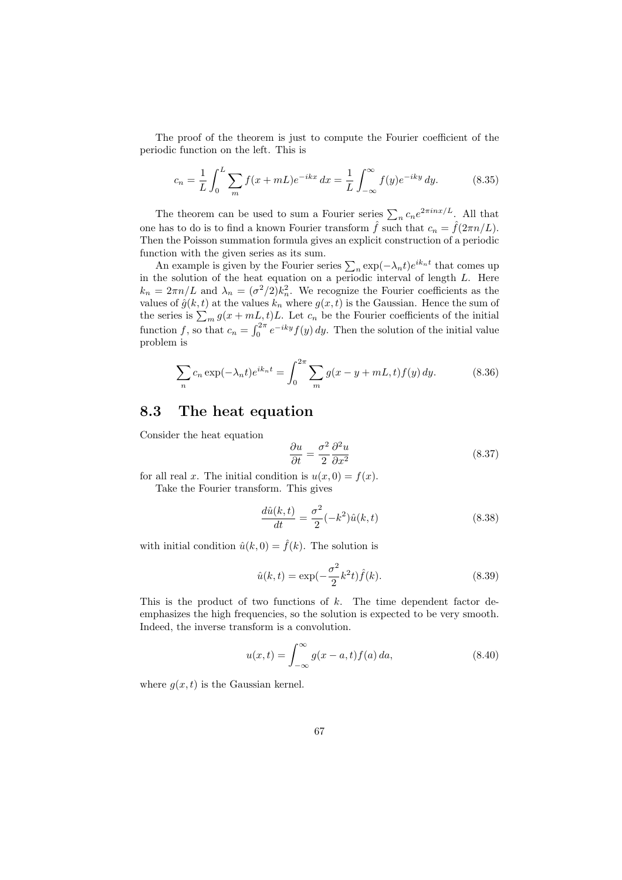The proof of the theorem is just to compute the Fourier coefficient of the periodic function on the left. This is

$$c_n = \frac{1}{L}\int_0^L \sum_m f(x+mL)e^{-ikx}\,dx = \frac{1}{L}\int_{-\infty}^{\infty} f(y)e^{-iky}\,dy. \tag{8.35}$$

The theorem can be used to sum a Fourier series $\sum_n c_n e^{2\pi i n x/L}$. All that one has to do is to find a known Fourier transform $\hat{f}$ such that $c_n = \hat{f}(2\pi n/L)$. Then the Poisson summation formula gives an explicit construction of a periodic function with the given series as its sum.

An example is given by the Fourier series $\sum_n \exp(-\lambda_n t)e^{ik_n t}$ that comes up in the solution of the heat equation on a periodic interval of length $L$. Here $k_n = 2\pi n/L$ and $\lambda_n = (\sigma^2/2)k_n^2$. We recognize the Fourier coefficients as the values of $\hat{g}(k,t)$ at the values $k_n$ where $g(x,t)$ is the Gaussian. Hence the sum of the series is $\sum_m g(x+mL,t)L$. Let $c_n$ be the Fourier coefficients of the initial function $f$, so that $c_n = \int_0^{2\pi} e^{-iky}f(y)\,dy$. Then the solution of the initial value problem is

$$\sum_n c_n \exp(-\lambda_n t)e^{ik_n t} = \int_0^{2\pi} \sum_m g(x-y+mL,t)f(y)\,dy. \tag{8.36}$$

## 8.3 The heat equation

Consider the heat equation

$$\frac{\partial u}{\partial t} = \frac{\sigma^2}{2}\frac{\partial^2 u}{\partial x^2} \tag{8.37}$$

for all real $x$. The initial condition is $u(x,0) = f(x)$.

Take the Fourier transform. This gives

$$\frac{d\hat{u}(k,t)}{dt} = \frac{\sigma^2}{2}(-k^2)\hat{u}(k,t) \tag{8.38}$$

with initial condition $\hat{u}(k,0) = \hat{f}(k)$. The solution is

$$\hat{u}(k,t) = \exp(-\frac{\sigma^2}{2}k^2 t)\hat{f}(k). \tag{8.39}$$

This is the product of two functions of $k$. The time dependent factor de-emphasizes the high frequencies, so the solution is expected to be very smooth. Indeed, the inverse transform is a convolution.

$$u(x,t) = \int_{-\infty}^{\infty} g(x-a,t)f(a)\,da, \tag{8.40}$$

where $g(x,t)$ is the Gaussian kernel.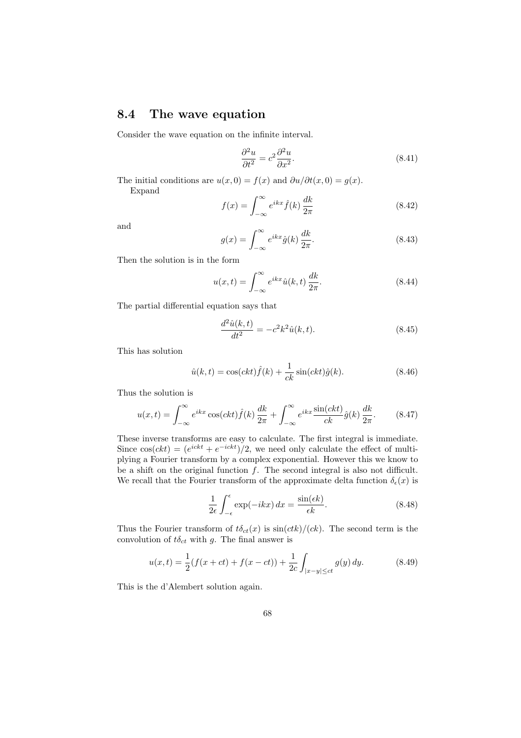## 8.4 The wave equation

Consider the wave equation on the infinite interval.

$$\frac{\partial^2 u}{\partial t^2} = c^2 \frac{\partial^2 u}{\partial x^2}. \tag{8.41}$$

The initial conditions are $u(x, 0) = f(x)$ and $\partial u/\partial t(x, 0) = g(x)$.

Expand

$$f(x) = \int_{-\infty}^{\infty} e^{ikx} \hat{f}(k) \, \frac{dk}{2\pi} \tag{8.42}$$

and

$$g(x) = \int_{-\infty}^{\infty} e^{ikx} \hat{g}(k) \, \frac{dk}{2\pi}. \tag{8.43}$$

Then the solution is in the form

$$u(x, t) = \int_{-\infty}^{\infty} e^{ikx} \hat{u}(k, t) \, \frac{dk}{2\pi}. \tag{8.44}$$

The partial differential equation says that

$$\frac{d^2 \hat{u}(k, t)}{dt^2} = -c^2 k^2 \hat{u}(k, t). \tag{8.45}$$

This has solution

$$\hat{u}(k, t) = \cos(ckt) \hat{f}(k) + \frac{1}{ck} \sin(ckt) \hat{g}(k). \tag{8.46}$$

Thus the solution is

$$u(x, t) = \int_{-\infty}^{\infty} e^{ikx} \cos(ckt) \hat{f}(k) \, \frac{dk}{2\pi} + \int_{-\infty}^{\infty} e^{ikx} \frac{\sin(ckt)}{ck} \hat{g}(k) \, \frac{dk}{2\pi}. \tag{8.47}$$

These inverse transforms are easy to calculate. The first integral is immediate. Since $\cos(ckt) = (e^{ickt} + e^{-ickt})/2$, we need only calculate the effect of multiplying a Fourier transform by a complex exponential. However this we know to be a shift on the original function $f$. The second integral is also not difficult. We recall that the Fourier transform of the approximate delta function $\delta_\epsilon(x)$ is

$$\frac{1}{2\epsilon} \int_{-\epsilon}^{\epsilon} \exp(-ikx) \, dx = \frac{\sin(\epsilon k)}{\epsilon k}. \tag{8.48}$$

Thus the Fourier transform of $t\delta_{ct}(x)$ is $\sin(ctk)/(ck)$. The second term is the convolution of $t\delta_{ct}$ with $g$. The final answer is

$$u(x, t) = \frac{1}{2}(f(x + ct) + f(x - ct)) + \frac{1}{2c} \int_{|x-y| \le ct} g(y) \, dy. \tag{8.49}$$

This is the d'Alembert solution again.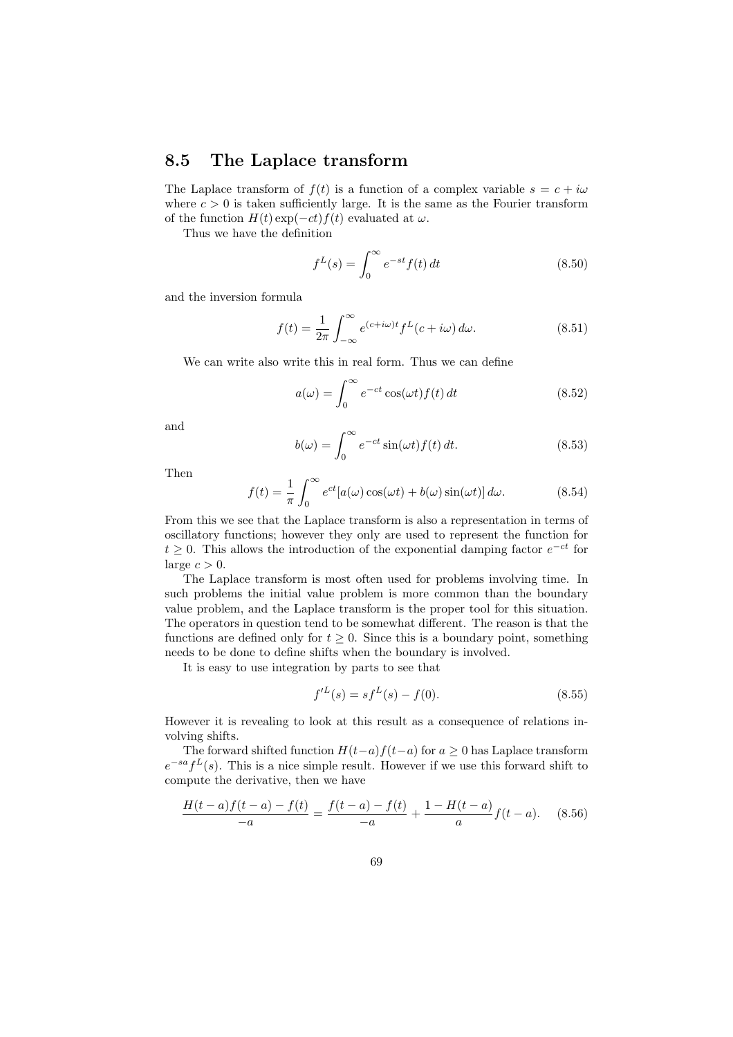## 8.5 The Laplace transform

The Laplace transform of $f(t)$ is a function of a complex variable $s = c + i\omega$ where $c > 0$ is taken sufficiently large. It is the same as the Fourier transform of the function $H(t)\exp(-ct)f(t)$ evaluated at $\omega$.

Thus we have the definition

$$f^L(s) = \int_0^\infty e^{-st} f(t)\, dt \tag{8.50}$$

and the inversion formula

$$f(t) = \frac{1}{2\pi} \int_{-\infty}^\infty e^{(c+i\omega)t} f^L(c + i\omega)\, d\omega. \tag{8.51}$$

We can write also write this in real form. Thus we can define

$$a(\omega) = \int_0^\infty e^{-ct} \cos(\omega t) f(t)\, dt \tag{8.52}$$

and

$$b(\omega) = \int_0^\infty e^{-ct} \sin(\omega t) f(t)\, dt. \tag{8.53}$$

Then

$$f(t) = \frac{1}{\pi} \int_0^\infty e^{ct} [a(\omega)\cos(\omega t) + b(\omega)\sin(\omega t)]\, d\omega. \tag{8.54}$$

From this we see that the Laplace transform is also a representation in terms of oscillatory functions; however they only are used to represent the function for $t \geq 0$. This allows the introduction of the exponential damping factor $e^{-ct}$ for large $c > 0$.

The Laplace transform is most often used for problems involving time. In such problems the initial value problem is more common than the boundary value problem, and the Laplace transform is the proper tool for this situation. The operators in question tend to be somewhat different. The reason is that the functions are defined only for $t \geq 0$. Since this is a boundary point, something needs to be done to define shifts when the boundary is involved.

It is easy to use integration by parts to see that

$$f'^L(s) = s f^L(s) - f(0). \tag{8.55}$$

However it is revealing to look at this result as a consequence of relations involving shifts.

The forward shifted function $H(t-a)f(t-a)$ for $a \geq 0$ has Laplace transform $e^{-sa} f^L(s)$. This is a nice simple result. However if we use this forward shift to compute the derivative, then we have

$$\frac{H(t-a)f(t-a) - f(t)}{-a} = \frac{f(t-a) - f(t)}{-a} + \frac{1 - H(t-a)}{a} f(t-a). \tag{8.56}$$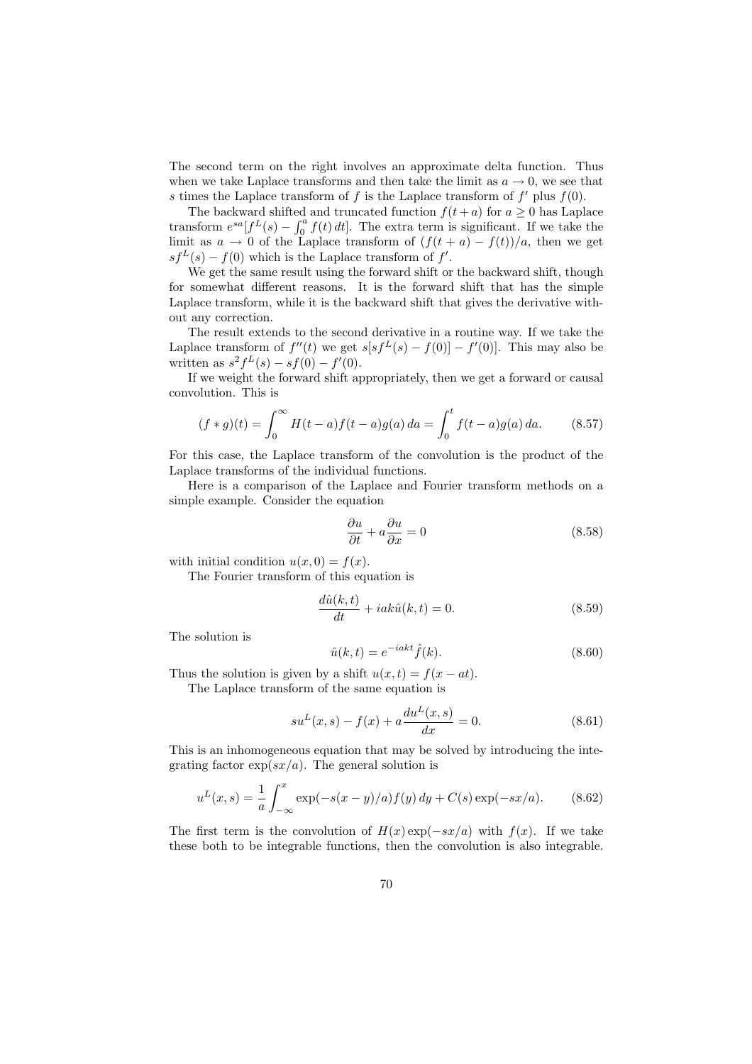The second term on the right involves an approximate delta function. Thus when we take Laplace transforms and then take the limit as $a \to 0$, we see that $s$ times the Laplace transform of $f$ is the Laplace transform of $f'$ plus $f(0)$.

The backward shifted and truncated function $f(t+a)$ for $a \geq 0$ has Laplace transform $e^{sa}[f^L(s) - \int_0^a f(t)\,dt]$. The extra term is significant. If we take the limit as $a \to 0$ of the Laplace transform of $(f(t+a) - f(t))/a$, then we get $sf^L(s) - f(0)$ which is the Laplace transform of $f'$.

We get the same result using the forward shift or the backward shift, though for somewhat different reasons. It is the forward shift that has the simple Laplace transform, while it is the backward shift that gives the derivative without any correction.

The result extends to the second derivative in a routine way. If we take the Laplace transform of $f''(t)$ we get $s[sf^L(s) - f(0)] - f'(0)]$. This may also be written as $s^2 f^L(s) - sf(0) - f'(0)$.

If we weight the forward shift appropriately, then we get a forward or causal convolution. This is

$$(f * g)(t) = \int_0^\infty H(t-a)f(t-a)g(a)\,da = \int_0^t f(t-a)g(a)\,da. \tag{8.57}$$

For this case, the Laplace transform of the convolution is the product of the Laplace transforms of the individual functions.

Here is a comparison of the Laplace and Fourier transform methods on a simple example. Consider the equation

$$\frac{\partial u}{\partial t} + a\frac{\partial u}{\partial x} = 0 \tag{8.58}$$

with initial condition $u(x, 0) = f(x)$.

The Fourier transform of this equation is

$$\frac{d\hat{u}(k,t)}{dt} + iak\hat{u}(k,t) = 0. \tag{8.59}$$

The solution is

$$\hat{u}(k,t) = e^{-iakt}\hat{f}(k). \tag{8.60}$$

Thus the solution is given by a shift $u(x,t) = f(x - at)$.

The Laplace transform of the same equation is

$$su^L(x,s) - f(x) + a\frac{du^L(x,s)}{dx} = 0. \tag{8.61}$$

This is an inhomogeneous equation that may be solved by introducing the integrating factor $\exp(sx/a)$. The general solution is

$$u^L(x,s) = \frac{1}{a}\int_{-\infty}^x \exp(-s(x-y)/a)f(y)\,dy + C(s)\exp(-sx/a). \tag{8.62}$$

The first term is the convolution of $H(x)\exp(-sx/a)$ with $f(x)$. If we take these both to be integrable functions, then the convolution is also integrable.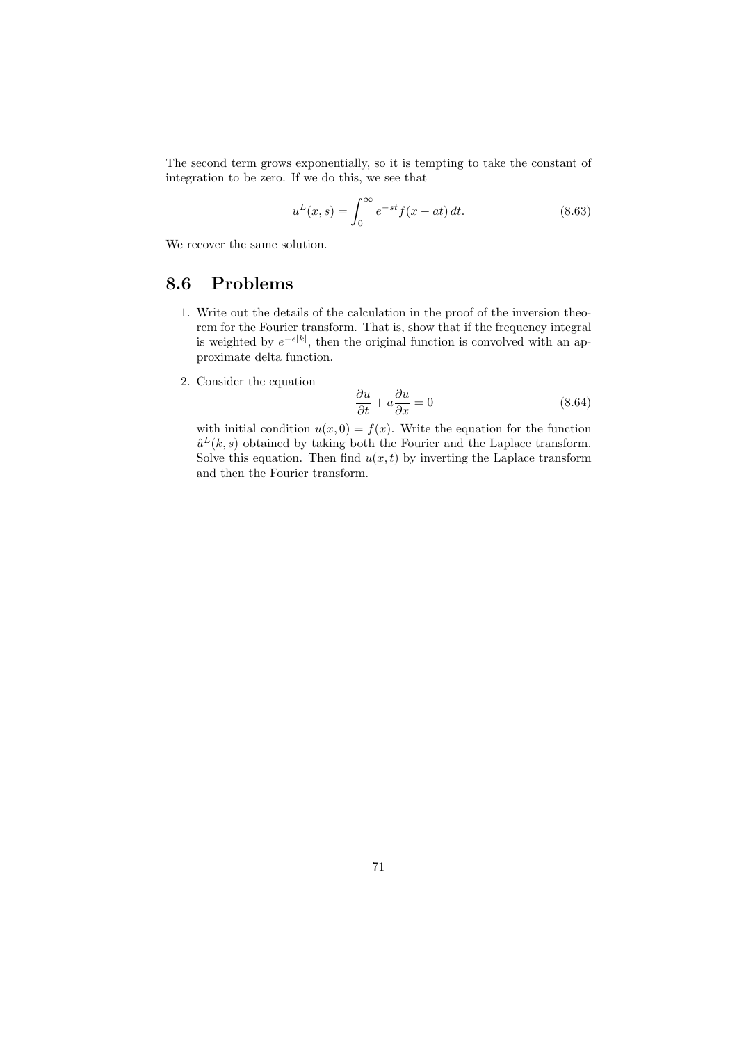The second term grows exponentially, so it is tempting to take the constant of integration to be zero. If we do this, we see that

$$u^L(x,s) = \int_0^\infty e^{-st} f(x - at)\, dt. \tag{8.63}$$

We recover the same solution.

## 8.6 Problems

1. Write out the details of the calculation in the proof of the inversion theorem for the Fourier transform. That is, show that if the frequency integral is weighted by $e^{-\epsilon|k|}$, then the original function is convolved with an approximate delta function.

2. Consider the equation

$$\frac{\partial u}{\partial t} + a\frac{\partial u}{\partial x} = 0 \tag{8.64}$$

   with initial condition $u(x,0) = f(x)$. Write the equation for the function $\hat{u}^L(k,s)$ obtained by taking both the Fourier and the Laplace transform. Solve this equation. Then find $u(x,t)$ by inverting the Laplace transform and then the Fourier transform.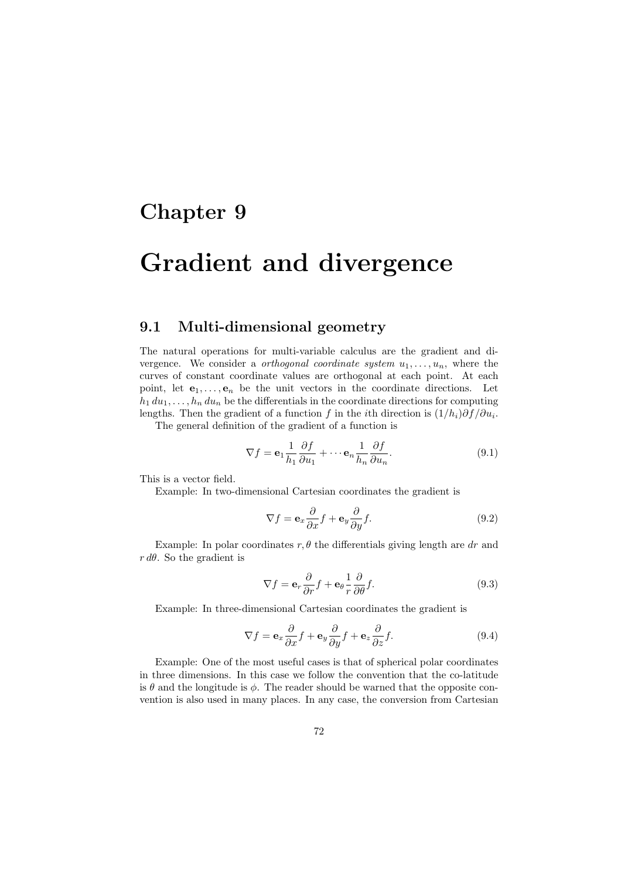# Chapter 9

# Gradient and divergence

## 9.1 Multi-dimensional geometry

The natural operations for multi-variable calculus are the gradient and divergence. We consider a *orthogonal coordinate system* $u_1, \ldots, u_n$, where the curves of constant coordinate values are orthogonal at each point. At each point, let $\mathbf{e}_1, \ldots, \mathbf{e}_n$ be the unit vectors in the coordinate directions. Let $h_1\, du_1, \ldots, h_n\, du_n$ be the differentials in the coordinate directions for computing lengths. Then the gradient of a function $f$ in the $i$th direction is $(1/h_i)\partial f/\partial u_i$.

The general definition of the gradient of a function is

$$\nabla f = \mathbf{e}_1 \frac{1}{h_1} \frac{\partial f}{\partial u_1} + \cdots \mathbf{e}_n \frac{1}{h_n} \frac{\partial f}{\partial u_n}. \tag{9.1}$$

This is a vector field.

Example: In two-dimensional Cartesian coordinates the gradient is

$$\nabla f = \mathbf{e}_x \frac{\partial}{\partial x} f + \mathbf{e}_y \frac{\partial}{\partial y} f. \tag{9.2}$$

Example: In polar coordinates $r, \theta$ the differentials giving length are $dr$ and $r\, d\theta$. So the gradient is

$$\nabla f = \mathbf{e}_r \frac{\partial}{\partial r} f + \mathbf{e}_\theta \frac{1}{r} \frac{\partial}{\partial \theta} f. \tag{9.3}$$

Example: In three-dimensional Cartesian coordinates the gradient is

$$\nabla f = \mathbf{e}_x \frac{\partial}{\partial x} f + \mathbf{e}_y \frac{\partial}{\partial y} f + \mathbf{e}_z \frac{\partial}{\partial z} f. \tag{9.4}$$

Example: One of the most useful cases is that of spherical polar coordinates in three dimensions. In this case we follow the convention that the co-latitude is $\theta$ and the longitude is $\phi$. The reader should be warned that the opposite convention is also used in many places. In any case, the conversion from Cartesian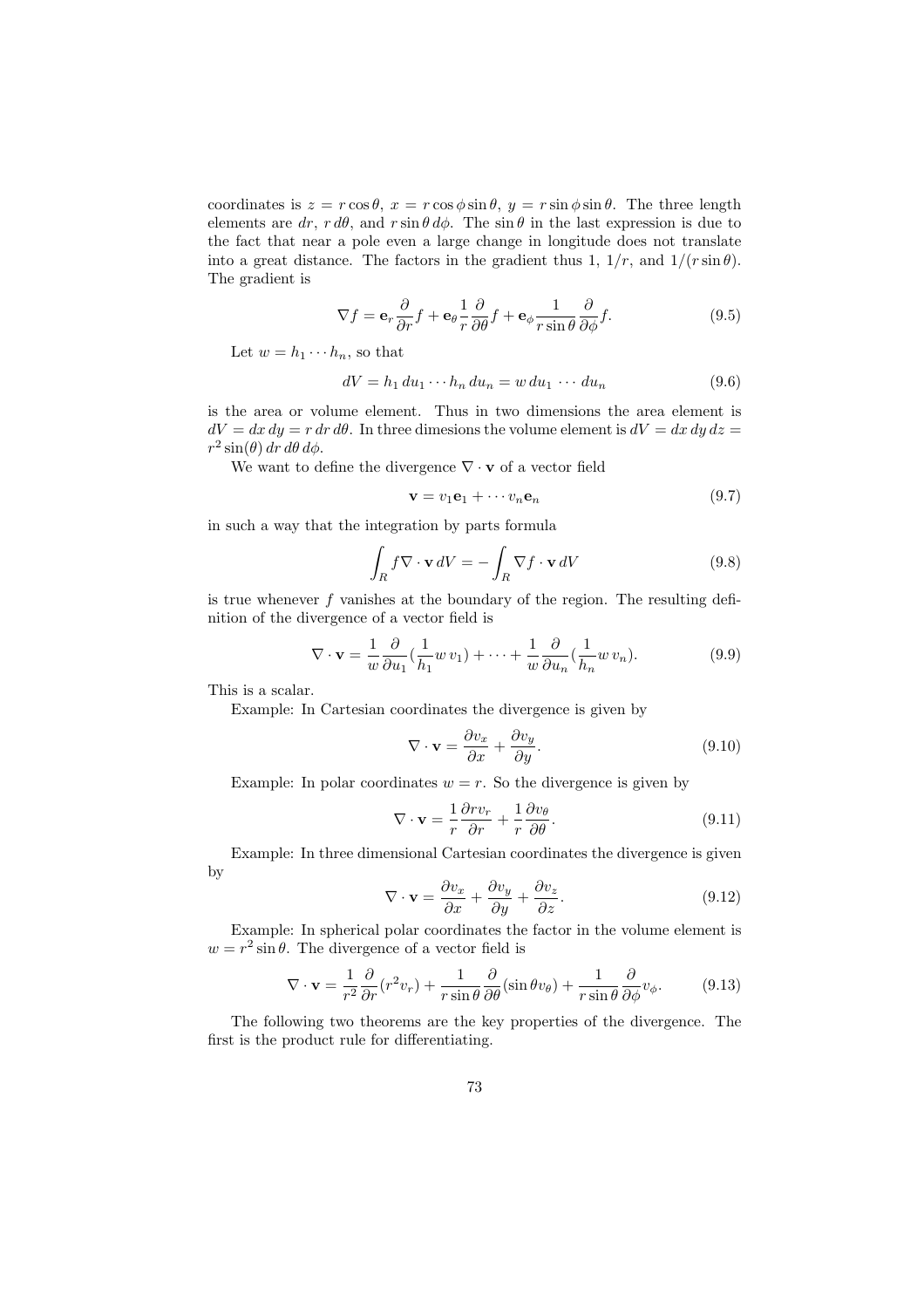coordinates is $z = r\cos\theta$, $x = r\cos\phi\sin\theta$, $y = r\sin\phi\sin\theta$. The three length elements are $dr$, $r\,d\theta$, and $r\sin\theta\,d\phi$. The $\sin\theta$ in the last expression is due to the fact that near a pole even a large change in longitude does not translate into a great distance. The factors in the gradient thus 1, $1/r$, and $1/(r\sin\theta)$. The gradient is

$$\nabla f = \mathbf{e}_r \frac{\partial}{\partial r} f + \mathbf{e}_\theta \frac{1}{r}\frac{\partial}{\partial \theta} f + \mathbf{e}_\phi \frac{1}{r\sin\theta}\frac{\partial}{\partial \phi} f. \tag{9.5}$$

Let $w = h_1 \cdots h_n$, so that

$$dV = h_1\,du_1 \cdots h_n\,du_n = w\,du_1\,\cdots\,du_n \tag{9.6}$$

is the area or volume element. Thus in two dimensions the area element is $dV = dx\,dy = r\,dr\,d\theta$. In three dimesions the volume element is $dV = dx\,dy\,dz = r^2\sin(\theta)\,dr\,d\theta\,d\phi$.

We want to define the divergence $\nabla \cdot \mathbf{v}$ of a vector field

$$\mathbf{v} = v_1\mathbf{e}_1 + \cdots v_n\mathbf{e}_n \tag{9.7}$$

in such a way that the integration by parts formula

$$\int_R f\nabla \cdot \mathbf{v}\,dV = -\int_R \nabla f \cdot \mathbf{v}\,dV \tag{9.8}$$

is true whenever $f$ vanishes at the boundary of the region. The resulting definition of the divergence of a vector field is

$$\nabla \cdot \mathbf{v} = \frac{1}{w}\frac{\partial}{\partial u_1}(\frac{1}{h_1}w\,v_1) + \cdots + \frac{1}{w}\frac{\partial}{\partial u_n}(\frac{1}{h_n}w\,v_n). \tag{9.9}$$

This is a scalar.

Example: In Cartesian coordinates the divergence is given by

$$\nabla \cdot \mathbf{v} = \frac{\partial v_x}{\partial x} + \frac{\partial v_y}{\partial y}. \tag{9.10}$$

Example: In polar coordinates $w = r$. So the divergence is given by

$$\nabla \cdot \mathbf{v} = \frac{1}{r}\frac{\partial r v_r}{\partial r} + \frac{1}{r}\frac{\partial v_\theta}{\partial \theta}. \tag{9.11}$$

Example: In three dimensional Cartesian coordinates the divergence is given by

$$\nabla \cdot \mathbf{v} = \frac{\partial v_x}{\partial x} + \frac{\partial v_y}{\partial y} + \frac{\partial v_z}{\partial z}. \tag{9.12}$$

Example: In spherical polar coordinates the factor in the volume element is $w = r^2\sin\theta$. The divergence of a vector field is

$$\nabla \cdot \mathbf{v} = \frac{1}{r^2}\frac{\partial}{\partial r}(r^2 v_r) + \frac{1}{r\sin\theta}\frac{\partial}{\partial \theta}(\sin\theta v_\theta) + \frac{1}{r\sin\theta}\frac{\partial}{\partial \phi}v_\phi. \tag{9.13}$$

The following two theorems are the key properties of the divergence. The first is the product rule for differentiating.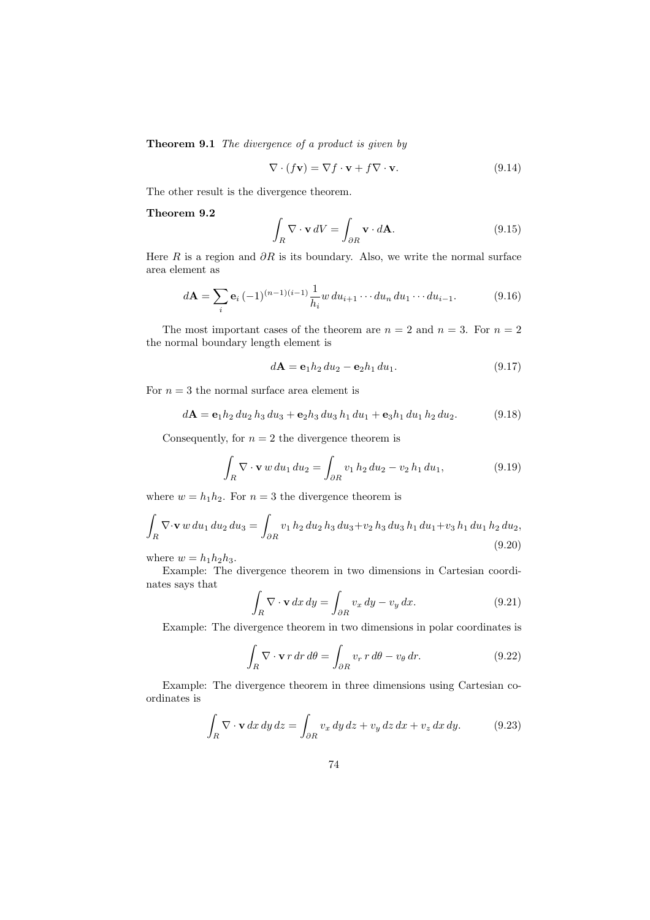**Theorem 9.1** *The divergence of a product is given by*

$$\nabla \cdot (f\mathbf{v}) = \nabla f \cdot \mathbf{v} + f \nabla \cdot \mathbf{v}. \tag{9.14}$$

The other result is the divergence theorem.

**Theorem 9.2**

$$\int_R \nabla \cdot \mathbf{v}\, dV = \int_{\partial R} \mathbf{v} \cdot d\mathbf{A}. \tag{9.15}$$

Here $R$ is a region and $\partial R$ is its boundary. Also, we write the normal surface area element as

$$d\mathbf{A} = \sum_i \mathbf{e}_i \, (-1)^{(n-1)(i-1)} \frac{1}{h_i} w \, du_{i+1} \cdots du_n \, du_1 \cdots du_{i-1}. \tag{9.16}$$

The most important cases of the theorem are $n = 2$ and $n = 3$. For $n = 2$ the normal boundary length element is

$$d\mathbf{A} = \mathbf{e}_1 h_2 \, du_2 - \mathbf{e}_2 h_1 \, du_1. \tag{9.17}$$

For $n = 3$ the normal surface area element is

$$d\mathbf{A} = \mathbf{e}_1 h_2 \, du_2 \, h_3 \, du_3 + \mathbf{e}_2 h_3 \, du_3 \, h_1 \, du_1 + \mathbf{e}_3 h_1 \, du_1 \, h_2 \, du_2. \tag{9.18}$$

Consequently, for $n = 2$ the divergence theorem is

$$\int_R \nabla \cdot \mathbf{v} \, w \, du_1 \, du_2 = \int_{\partial R} v_1 \, h_2 \, du_2 - v_2 \, h_1 \, du_1, \tag{9.19}$$

where $w = h_1 h_2$. For $n = 3$ the divergence theorem is

$$\int_R \nabla \cdot \mathbf{v} \, w \, du_1 \, du_2 \, du_3 = \int_{\partial R} v_1 \, h_2 \, du_2 \, h_3 \, du_3 + v_2 \, h_3 \, du_3 \, h_1 \, du_1 + v_3 \, h_1 \, du_1 \, h_2 \, du_2, \tag{9.20}$$

where $w = h_1 h_2 h_3$.

Example: The divergence theorem in two dimensions in Cartesian coordinates says that

$$\int_R \nabla \cdot \mathbf{v} \, dx \, dy = \int_{\partial R} v_x \, dy - v_y \, dx. \tag{9.21}$$

Example: The divergence theorem in two dimensions in polar coordinates is

$$\int_R \nabla \cdot \mathbf{v} \, r \, dr \, d\theta = \int_{\partial R} v_r \, r \, d\theta - v_\theta \, dr. \tag{9.22}$$

Example: The divergence theorem in three dimensions using Cartesian coordinates is

$$\int_R \nabla \cdot \mathbf{v} \, dx \, dy \, dz = \int_{\partial R} v_x \, dy \, dz + v_y \, dz \, dx + v_z \, dx \, dy. \tag{9.23}$$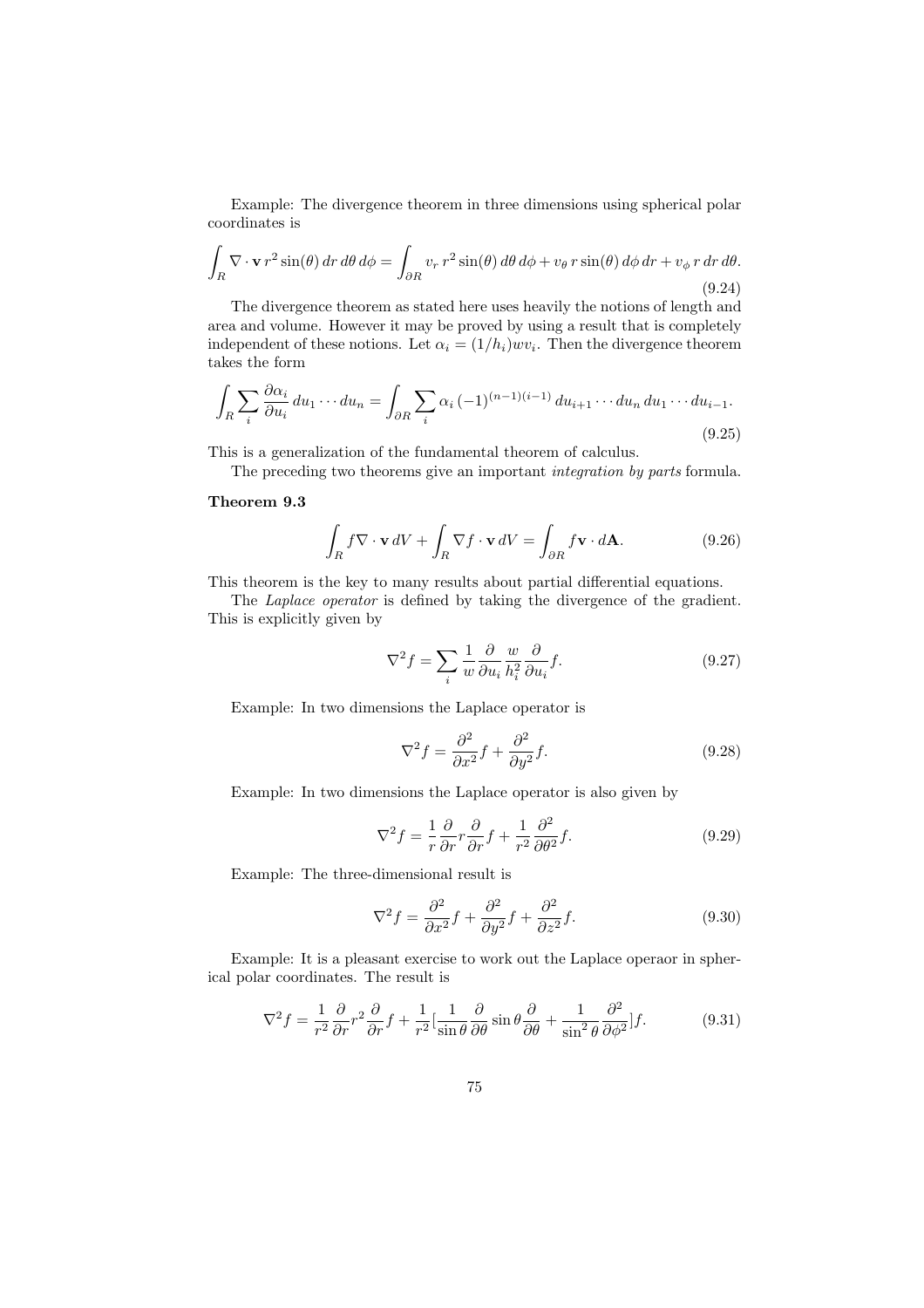Example: The divergence theorem in three dimensions using spherical polar coordinates is

$$\int_R \nabla \cdot \mathbf{v}\, r^2 \sin(\theta)\, dr\, d\theta\, d\phi = \int_{\partial R} v_r\, r^2 \sin(\theta)\, d\theta\, d\phi + v_\theta\, r \sin(\theta)\, d\phi\, dr + v_\phi\, r\, dr\, d\theta. \tag{9.24}$$

The divergence theorem as stated here uses heavily the notions of length and area and volume. However it may be proved by using a result that is completely independent of these notions. Let $\alpha_i = (1/h_i) w v_i$. Then the divergence theorem takes the form

$$\int_R \sum_i \frac{\partial \alpha_i}{\partial u_i}\, du_1 \cdots du_n = \int_{\partial R} \sum_i \alpha_i\, (-1)^{(n-1)(i-1)}\, du_{i+1} \cdots du_n\, du_1 \cdots du_{i-1}. \tag{9.25}$$

This is a generalization of the fundamental theorem of calculus.

The preceding two theorems give an important *integration by parts* formula.

**Theorem 9.3**

$$\int_R f \nabla \cdot \mathbf{v}\, dV + \int_R \nabla f \cdot \mathbf{v}\, dV = \int_{\partial R} f \mathbf{v} \cdot d\mathbf{A}. \tag{9.26}$$

This theorem is the key to many results about partial differential equations.

The *Laplace operator* is defined by taking the divergence of the gradient. This is explicitly given by

$$\nabla^2 f = \sum_i \frac{1}{w} \frac{\partial}{\partial u_i} \frac{w}{h_i^2} \frac{\partial}{\partial u_i} f. \tag{9.27}$$

Example: In two dimensions the Laplace operator is

$$\nabla^2 f = \frac{\partial^2}{\partial x^2} f + \frac{\partial^2}{\partial y^2} f. \tag{9.28}$$

Example: In two dimensions the Laplace operator is also given by

$$\nabla^2 f = \frac{1}{r} \frac{\partial}{\partial r} r \frac{\partial}{\partial r} f + \frac{1}{r^2} \frac{\partial^2}{\partial \theta^2} f. \tag{9.29}$$

Example: The three-dimensional result is

$$\nabla^2 f = \frac{\partial^2}{\partial x^2} f + \frac{\partial^2}{\partial y^2} f + \frac{\partial^2}{\partial z^2} f. \tag{9.30}$$

Example: It is a pleasant exercise to work out the Laplace operaor in spherical polar coordinates. The result is

$$\nabla^2 f = \frac{1}{r^2} \frac{\partial}{\partial r} r^2 \frac{\partial}{\partial r} f + \frac{1}{r^2} [\frac{1}{\sin\theta} \frac{\partial}{\partial \theta} \sin\theta \frac{\partial}{\partial \theta} + \frac{1}{\sin^2\theta} \frac{\partial^2}{\partial \phi^2}] f. \tag{9.31}$$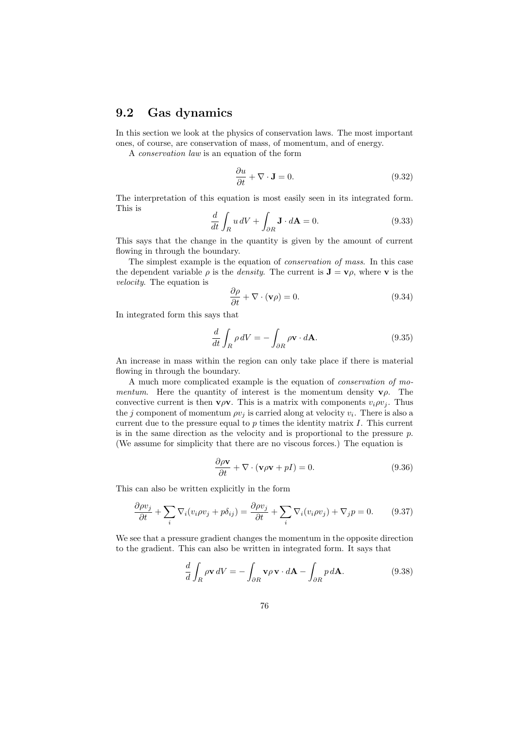## 9.2 Gas dynamics

In this section we look at the physics of conservation laws. The most important ones, of course, are conservation of mass, of momentum, and of energy.

A *conservation law* is an equation of the form

$$\frac{\partial u}{\partial t} + \nabla \cdot \mathbf{J} = 0. \tag{9.32}$$

The interpretation of this equation is most easily seen in its integrated form. This is

$$\frac{d}{dt}\int_R u \, dV + \int_{\partial R} \mathbf{J} \cdot d\mathbf{A} = 0. \tag{9.33}$$

This says that the change in the quantity is given by the amount of current flowing in through the boundary.

The simplest example is the equation of *conservation of mass*. In this case the dependent variable $\rho$ is the *density*. The current is $\mathbf{J} = \mathbf{v}\rho$, where $\mathbf{v}$ is the *velocity*. The equation is

$$\frac{\partial \rho}{\partial t} + \nabla \cdot (\mathbf{v}\rho) = 0. \tag{9.34}$$

In integrated form this says that

$$\frac{d}{dt}\int_R \rho \, dV = -\int_{\partial R} \rho \mathbf{v} \cdot d\mathbf{A}. \tag{9.35}$$

An increase in mass within the region can only take place if there is material flowing in through the boundary.

A much more complicated example is the equation of *conservation of momentum*. Here the quantity of interest is the momentum density $\mathbf{v}\rho$. The convective current is then $\mathbf{v}\rho\mathbf{v}$. This is a matrix with components $v_i \rho v_j$. Thus the $j$ component of momentum $\rho v_j$ is carried along at velocity $v_i$. There is also a current due to the pressure equal to $p$ times the identity matrix $I$. This current is in the same direction as the velocity and is proportional to the pressure $p$. (We assume for simplicity that there are no viscous forces.) The equation is

$$\frac{\partial \rho \mathbf{v}}{\partial t} + \nabla \cdot (\mathbf{v}\rho\mathbf{v} + pI) = 0. \tag{9.36}$$

This can also be written explicitly in the form

$$\frac{\partial \rho v_j}{\partial t} + \sum_i \nabla_i (v_i \rho v_j + p\delta_{ij}) = \frac{\partial \rho v_j}{\partial t} + \sum_i \nabla_i (v_i \rho v_j) + \nabla_j p = 0. \tag{9.37}$$

We see that a pressure gradient changes the momentum in the opposite direction to the gradient. This can also be written in integrated form. It says that

$$\frac{d}{d}\int_R \rho \mathbf{v} \, dV = -\int_{\partial R} \mathbf{v}\rho \, \mathbf{v} \cdot d\mathbf{A} - \int_{\partial R} p \, d\mathbf{A}. \tag{9.38}$$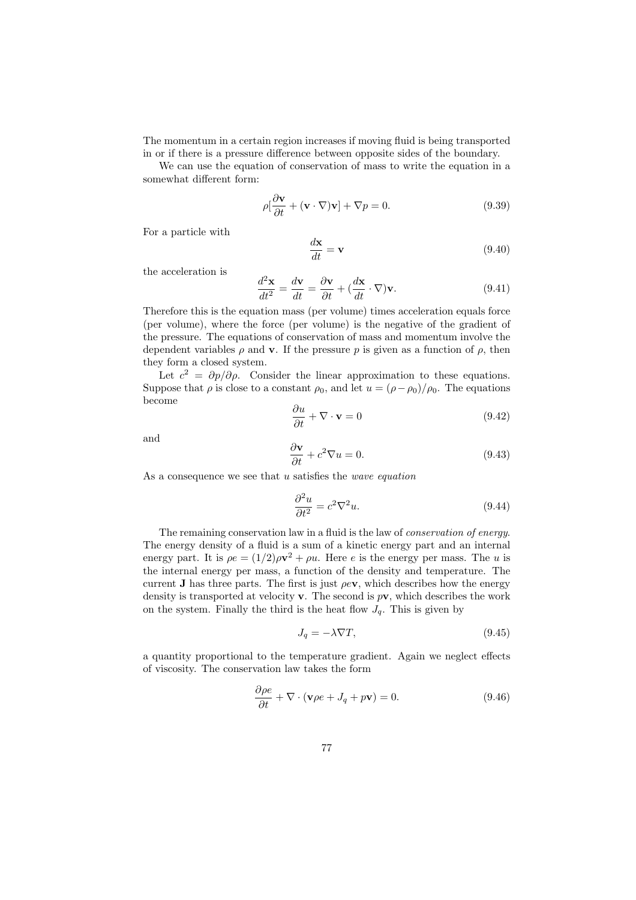The momentum in a certain region increases if moving fluid is being transported in or if there is a pressure difference between opposite sides of the boundary.

We can use the equation of conservation of mass to write the equation in a somewhat different form:

$$\rho[\frac{\partial \mathbf{v}}{\partial t} + (\mathbf{v} \cdot \nabla)\mathbf{v}] + \nabla p = 0. \tag{9.39}$$

For a particle with

$$\frac{d\mathbf{x}}{dt} = \mathbf{v} \tag{9.40}$$

the acceleration is

$$\frac{d^2\mathbf{x}}{dt^2} = \frac{d\mathbf{v}}{dt} = \frac{\partial \mathbf{v}}{\partial t} + (\frac{d\mathbf{x}}{dt} \cdot \nabla)\mathbf{v}. \tag{9.41}$$

Therefore this is the equation mass (per volume) times acceleration equals force (per volume), where the force (per volume) is the negative of the gradient of the pressure. The equations of conservation of mass and momentum involve the dependent variables $\rho$ and $\mathbf{v}$. If the pressure $p$ is given as a function of $\rho$, then they form a closed system.

Let $c^2 = \partial p/\partial \rho$. Consider the linear approximation to these equations. Suppose that $\rho$ is close to a constant $\rho_0$, and let $u = (\rho - \rho_0)/\rho_0$. The equations become

$$\frac{\partial u}{\partial t} + \nabla \cdot \mathbf{v} = 0 \tag{9.42}$$

and

$$\frac{\partial \mathbf{v}}{\partial t} + c^2 \nabla u = 0. \tag{9.43}$$

As a consequence we see that $u$ satisfies the *wave equation*

$$\frac{\partial^2 u}{\partial t^2} = c^2 \nabla^2 u. \tag{9.44}$$

The remaining conservation law in a fluid is the law of *conservation of energy*. The energy density of a fluid is a sum of a kinetic energy part and an internal energy part. It is $\rho e = (1/2)\rho \mathbf{v}^2 + \rho u$. Here $e$ is the energy per mass. The $u$ is the internal energy per mass, a function of the density and temperature. The current $\mathbf{J}$ has three parts. The first is just $\rho e \mathbf{v}$, which describes how the energy density is transported at velocity $\mathbf{v}$. The second is $p\mathbf{v}$, which describes the work on the system. Finally the third is the heat flow $J_q$. This is given by

$$J_q = -\lambda \nabla T, \tag{9.45}$$

a quantity proportional to the temperature gradient. Again we neglect effects of viscosity. The conservation law takes the form

$$\frac{\partial \rho e}{\partial t} + \nabla \cdot (\mathbf{v}\rho e + J_q + p\mathbf{v}) = 0. \tag{9.46}$$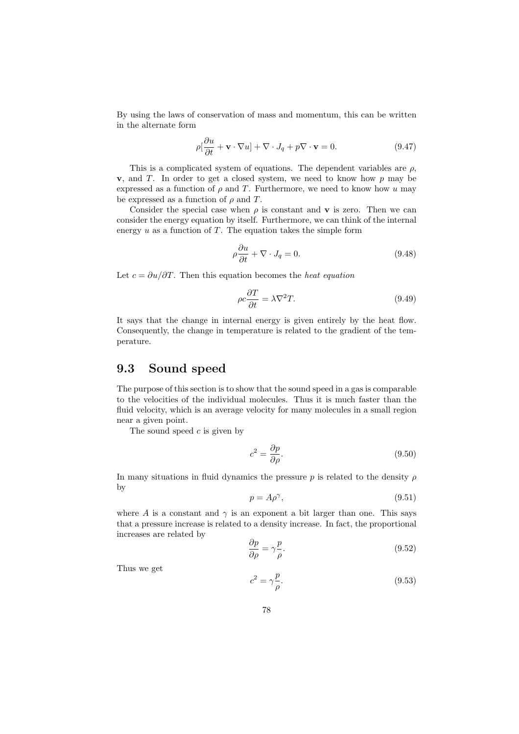By using the laws of conservation of mass and momentum, this can be written in the alternate form

$$\rho[\frac{\partial u}{\partial t} + \mathbf{v} \cdot \nabla u] + \nabla \cdot J_q + p\nabla \cdot \mathbf{v} = 0. \tag{9.47}$$

This is a complicated system of equations. The dependent variables are $\rho$, $\mathbf{v}$, and $T$. In order to get a closed system, we need to know how $p$ may be expressed as a function of $\rho$ and $T$. Furthermore, we need to know how $u$ may be expressed as a function of $\rho$ and $T$.

Consider the special case when $\rho$ is constant and $\mathbf{v}$ is zero. Then we can consider the energy equation by itself. Furthermore, we can think of the internal energy $u$ as a function of $T$. The equation takes the simple form

$$\rho \frac{\partial u}{\partial t} + \nabla \cdot J_q = 0. \tag{9.48}$$

Let $c = \partial u / \partial T$. Then this equation becomes the *heat equation*

$$\rho c \frac{\partial T}{\partial t} = \lambda \nabla^2 T. \tag{9.49}$$

It says that the change in internal energy is given entirely by the heat flow. Consequently, the change in temperature is related to the gradient of the temperature.

## 9.3 Sound speed

The purpose of this section is to show that the sound speed in a gas is comparable to the velocities of the individual molecules. Thus it is much faster than the fluid velocity, which is an average velocity for many molecules in a small region near a given point.

The sound speed $c$ is given by

$$c^2 = \frac{\partial p}{\partial \rho}. \tag{9.50}$$

In many situations in fluid dynamics the pressure $p$ is related to the density $\rho$ by

$$p = A\rho^\gamma, \tag{9.51}$$

where $A$ is a constant and $\gamma$ is an exponent a bit larger than one. This says that a pressure increase is related to a density increase. In fact, the proportional increases are related by

$$\frac{\partial p}{\partial \rho} = \gamma \frac{p}{\rho}. \tag{9.52}$$

Thus we get

$$c^2 = \gamma \frac{p}{\rho}. \tag{9.53}$$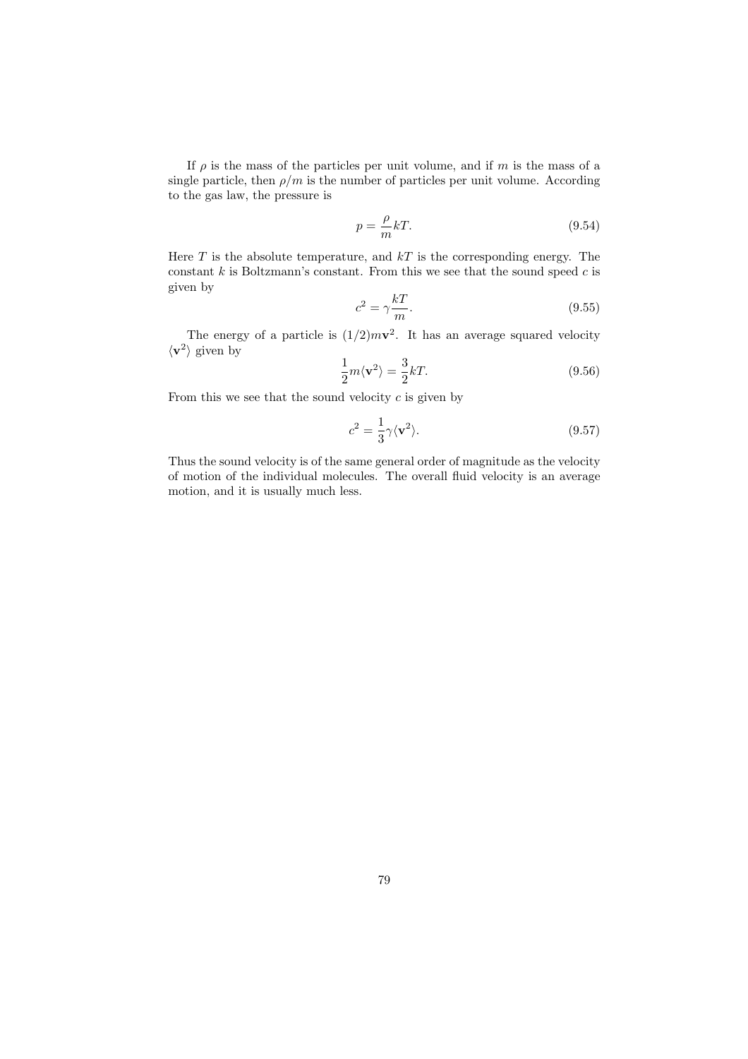If $\rho$ is the mass of the particles per unit volume, and if $m$ is the mass of a single particle, then $\rho/m$ is the number of particles per unit volume. According to the gas law, the pressure is

$$p = \frac{\rho}{m} kT. \tag{9.54}$$

Here $T$ is the absolute temperature, and $kT$ is the corresponding energy. The constant $k$ is Boltzmann's constant. From this we see that the sound speed $c$ is given by

$$c^2 = \gamma \frac{kT}{m}. \tag{9.55}$$

The energy of a particle is $(1/2)m\mathbf{v}^2$. It has an average squared velocity $\langle \mathbf{v}^2 \rangle$ given by

$$\frac{1}{2} m \langle \mathbf{v}^2 \rangle = \frac{3}{2} kT. \tag{9.56}$$

From this we see that the sound velocity $c$ is given by

$$c^2 = \frac{1}{3} \gamma \langle \mathbf{v}^2 \rangle. \tag{9.57}$$

Thus the sound velocity is of the same general order of magnitude as the velocity of motion of the individual molecules. The overall fluid velocity is an average motion, and it is usually much less.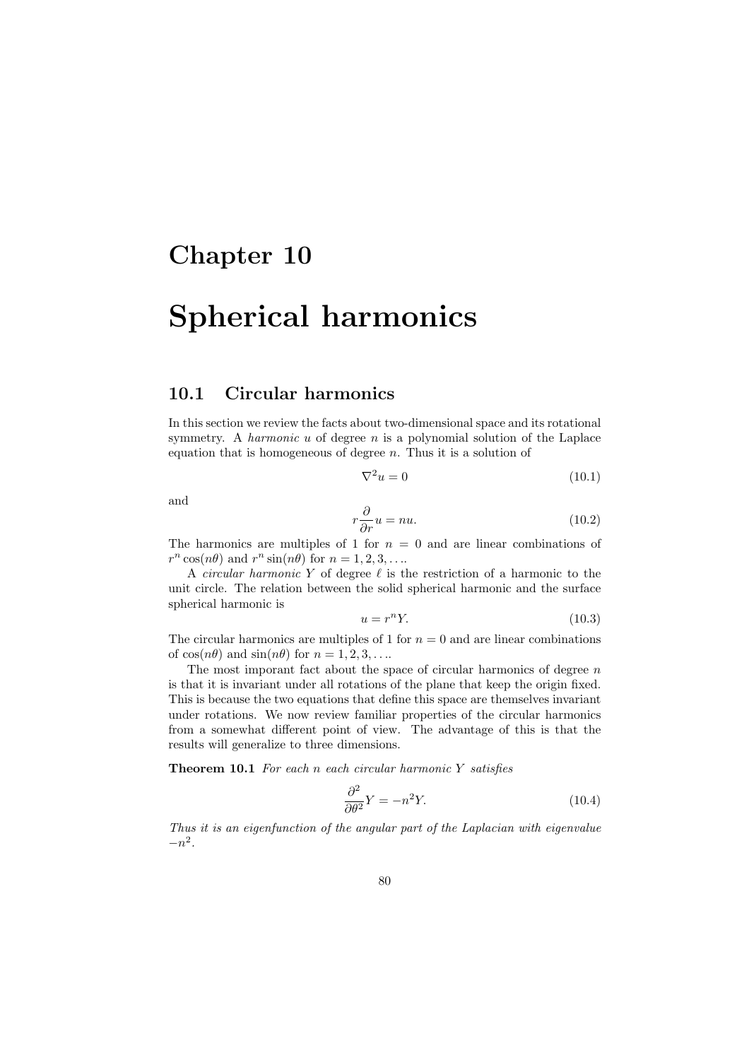# Chapter 10

# Spherical harmonics

## 10.1 Circular harmonics

In this section we review the facts about two-dimensional space and its rotational symmetry. A *harmonic* $u$ of degree $n$ is a polynomial solution of the Laplace equation that is homogeneous of degree $n$. Thus it is a solution of

$$\nabla^2 u = 0 \tag{10.1}$$

and

$$r\frac{\partial}{\partial r}u = nu. \tag{10.2}$$

The harmonics are multiples of 1 for $n = 0$ and are linear combinations of $r^n \cos(n\theta)$ and $r^n \sin(n\theta)$ for $n = 1, 2, 3, \ldots$.

A *circular harmonic* $Y$ of degree $\ell$ is the restriction of a harmonic to the unit circle. The relation between the solid spherical harmonic and the surface spherical harmonic is

$$u = r^n Y. \tag{10.3}$$

The circular harmonics are multiples of 1 for $n = 0$ and are linear combinations of $\cos(n\theta)$ and $\sin(n\theta)$ for $n = 1, 2, 3, \ldots$.

The most imporant fact about the space of circular harmonics of degree $n$ is that it is invariant under all rotations of the plane that keep the origin fixed. This is because the two equations that define this space are themselves invariant under rotations. We now review familiar properties of the circular harmonics from a somewhat different point of view. The advantage of this is that the results will generalize to three dimensions.

**Theorem 10.1** *For each $n$ each circular harmonic $Y$ satisfies*

$$\frac{\partial^2}{\partial \theta^2}Y = -n^2 Y. \tag{10.4}$$

*Thus it is an eigenfunction of the angular part of the Laplacian with eigenvalue $-n^2$.*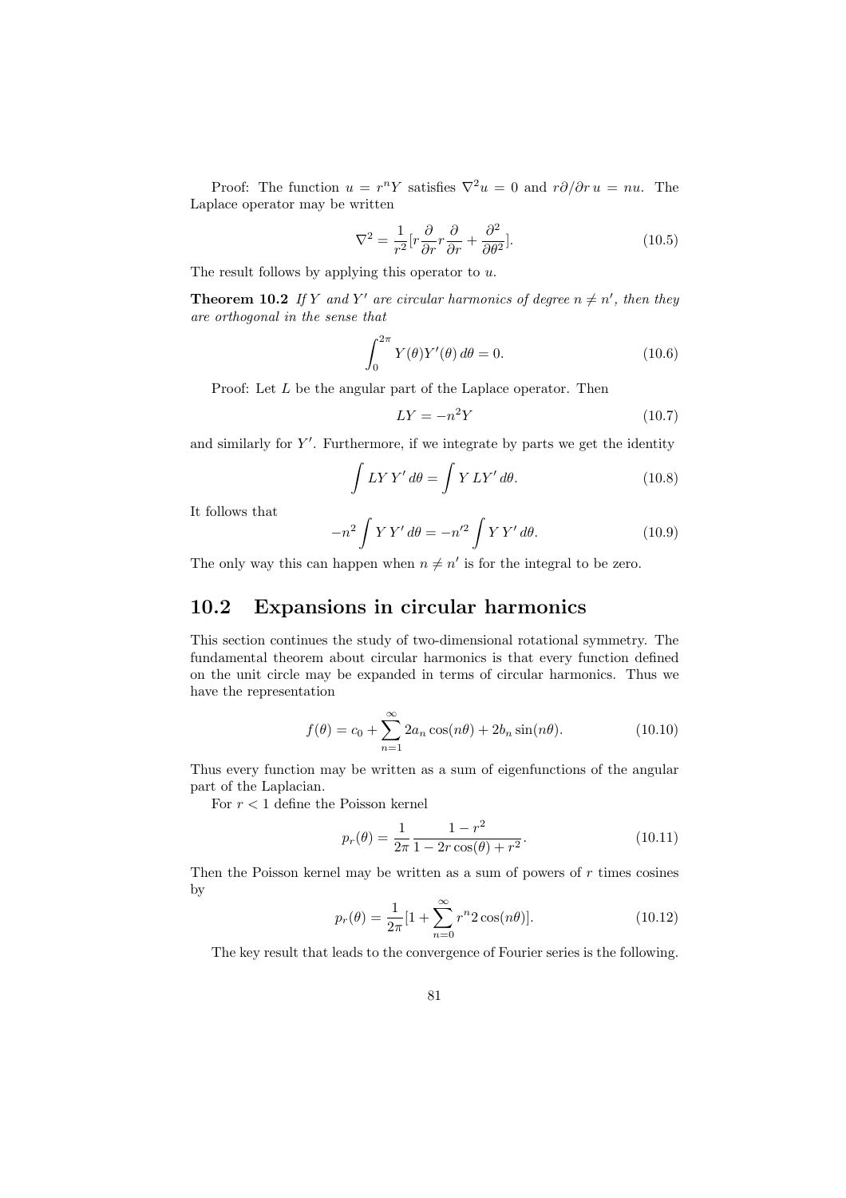Proof: The function $u = r^n Y$ satisfies $\nabla^2 u = 0$ and $r\partial/\partial r\, u = nu$. The Laplace operator may be written

$$\nabla^2 = \frac{1}{r^2}[r\frac{\partial}{\partial r} r\frac{\partial}{\partial r} + \frac{\partial^2}{\partial \theta^2}]. \tag{10.5}$$

The result follows by applying this operator to $u$.

**Theorem 10.2** *If $Y$ and $Y'$ are circular harmonics of degree $n \neq n'$, then they are orthogonal in the sense that*

$$\int_0^{2\pi} Y(\theta)Y'(\theta)\, d\theta = 0. \tag{10.6}$$

Proof: Let $L$ be the angular part of the Laplace operator. Then

$$LY = -n^2 Y \tag{10.7}$$

and similarly for $Y'$. Furthermore, if we integrate by parts we get the identity

$$\int LY\, Y'\, d\theta = \int Y\, LY'\, d\theta. \tag{10.8}$$

It follows that

$$-n^2 \int Y\, Y'\, d\theta = -n'^2 \int Y\, Y'\, d\theta. \tag{10.9}$$

The only way this can happen when $n \neq n'$ is for the integral to be zero.

## 10.2 Expansions in circular harmonics

This section continues the study of two-dimensional rotational symmetry. The fundamental theorem about circular harmonics is that every function defined on the unit circle may be expanded in terms of circular harmonics. Thus we have the representation

$$f(\theta) = c_0 + \sum_{n=1}^{\infty} 2a_n \cos(n\theta) + 2b_n \sin(n\theta). \tag{10.10}$$

Thus every function may be written as a sum of eigenfunctions of the angular part of the Laplacian.

For $r < 1$ define the Poisson kernel

$$p_r(\theta) = \frac{1}{2\pi} \frac{1 - r^2}{1 - 2r\cos(\theta) + r^2}. \tag{10.11}$$

Then the Poisson kernel may be written as a sum of powers of $r$ times cosines by

$$p_r(\theta) = \frac{1}{2\pi}[1 + \sum_{n=0}^{\infty} r^n 2\cos(n\theta)]. \tag{10.12}$$

The key result that leads to the convergence of Fourier series is the following.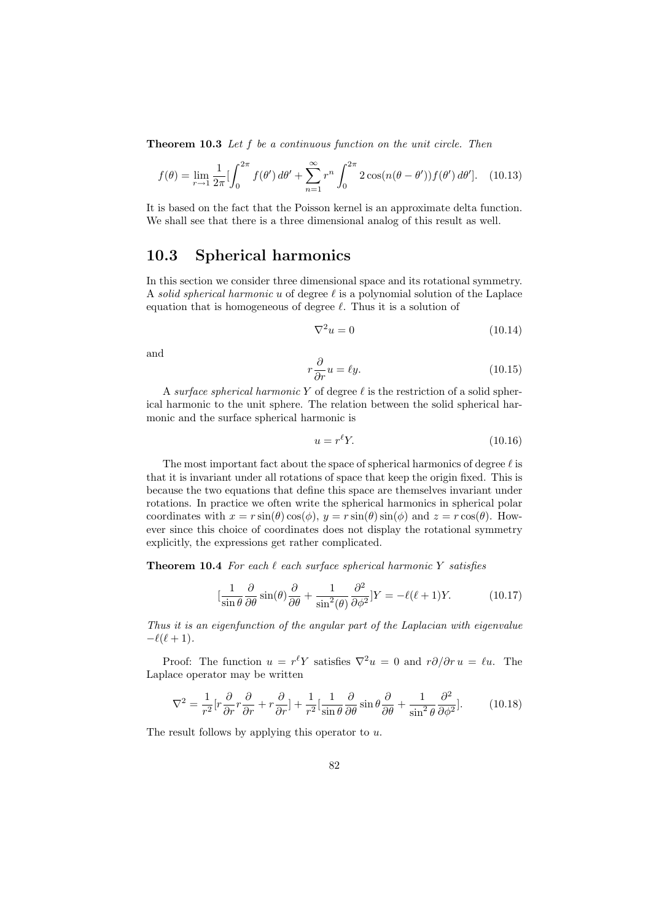**Theorem 10.3** *Let $f$ be a continuous function on the unit circle. Then*

$$f(\theta) = \lim_{r \to 1} \frac{1}{2\pi}[\int_0^{2\pi} f(\theta')\, d\theta' + \sum_{n=1}^{\infty} r^n \int_0^{2\pi} 2\cos(n(\theta - \theta')) f(\theta')\, d\theta']. \quad (10.13)$$

It is based on the fact that the Poisson kernel is an approximate delta function. We shall see that there is a three dimensional analog of this result as well.

## 10.3 Spherical harmonics

In this section we consider three dimensional space and its rotational symmetry. A *solid spherical harmonic* $u$ of degree $\ell$ is a polynomial solution of the Laplace equation that is homogeneous of degree $\ell$. Thus it is a solution of

$$\nabla^2 u = 0 \quad (10.14)$$

and

$$r\frac{\partial}{\partial r} u = \ell y. \quad (10.15)$$

A *surface spherical harmonic* $Y$ of degree $\ell$ is the restriction of a solid spherical harmonic to the unit sphere. The relation between the solid spherical harmonic and the surface spherical harmonic is

$$u = r^\ell Y. \quad (10.16)$$

The most important fact about the space of spherical harmonics of degree $\ell$ is that it is invariant under all rotations of space that keep the origin fixed. This is because the two equations that define this space are themselves invariant under rotations. In practice we often write the spherical harmonics in spherical polar coordinates with $x = r\sin(\theta)\cos(\phi)$, $y = r\sin(\theta)\sin(\phi)$ and $z = r\cos(\theta)$. However since this choice of coordinates does not display the rotational symmetry explicitly, the expressions get rather complicated.

**Theorem 10.4** *For each $\ell$ each surface spherical harmonic $Y$ satisfies*

$$[\frac{1}{\sin\theta}\frac{\partial}{\partial\theta}\sin(\theta)\frac{\partial}{\partial\theta} + \frac{1}{\sin^2(\theta)}\frac{\partial^2}{\partial\phi^2}]Y = -\ell(\ell+1)Y. \quad (10.17)$$

*Thus it is an eigenfunction of the angular part of the Laplacian with eigenvalue $-\ell(\ell+1)$.*

Proof: The function $u = r^\ell Y$ satisfies $\nabla^2 u = 0$ and $r\partial/\partial r\, u = \ell u$. The Laplace operator may be written

$$\nabla^2 = \frac{1}{r^2}[r\frac{\partial}{\partial r} r\frac{\partial}{\partial r} + r\frac{\partial}{\partial r}] + \frac{1}{r^2}[\frac{1}{\sin\theta}\frac{\partial}{\partial\theta}\sin\theta\frac{\partial}{\partial\theta} + \frac{1}{\sin^2\theta}\frac{\partial^2}{\partial\phi^2}]. \quad (10.18)$$

The result follows by applying this operator to $u$.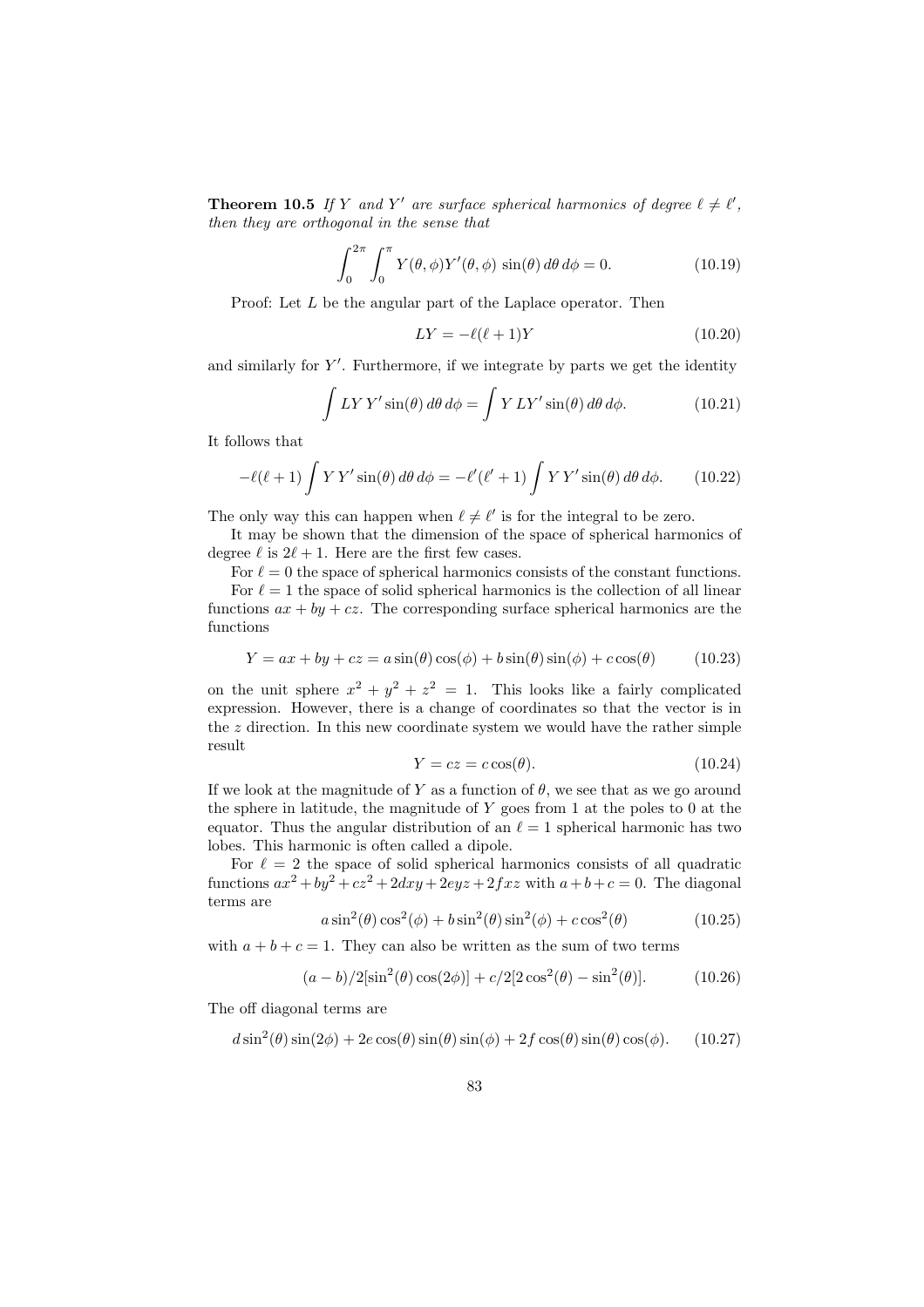**Theorem 10.5** *If $Y$ and $Y'$ are surface spherical harmonics of degree $\ell \neq \ell'$, then they are orthogonal in the sense that*

$$\int_0^{2\pi} \int_0^{\pi} Y(\theta,\phi) Y'(\theta,\phi)\, \sin(\theta)\, d\theta\, d\phi = 0. \tag{10.19}$$

Proof: Let $L$ be the angular part of the Laplace operator. Then

$$LY = -\ell(\ell+1)Y \tag{10.20}$$

and similarly for $Y'$. Furthermore, if we integrate by parts we get the identity

$$\int LY\, Y' \sin(\theta)\, d\theta\, d\phi = \int Y\, LY' \sin(\theta)\, d\theta\, d\phi. \tag{10.21}$$

It follows that

$$-\ell(\ell+1) \int Y\, Y' \sin(\theta)\, d\theta\, d\phi = -\ell'(\ell'+1) \int Y\, Y' \sin(\theta)\, d\theta\, d\phi. \tag{10.22}$$

The only way this can happen when $\ell \neq \ell'$ is for the integral to be zero.

It may be shown that the dimension of the space of spherical harmonics of degree $\ell$ is $2\ell + 1$. Here are the first few cases.

For $\ell = 0$ the space of spherical harmonics consists of the constant functions.

For $\ell = 1$ the space of solid spherical harmonics is the collection of all linear functions $ax + by + cz$. The corresponding surface spherical harmonics are the functions

$$Y = ax + by + cz = a\sin(\theta)\cos(\phi) + b\sin(\theta)\sin(\phi) + c\cos(\theta) \tag{10.23}$$

on the unit sphere $x^2 + y^2 + z^2 = 1$. This looks like a fairly complicated expression. However, there is a change of coordinates so that the vector is in the $z$ direction. In this new coordinate system we would have the rather simple result

$$Y = cz = c\cos(\theta). \tag{10.24}$$

If we look at the magnitude of $Y$ as a function of $\theta$, we see that as we go around the sphere in latitude, the magnitude of $Y$ goes from 1 at the poles to 0 at the equator. Thus the angular distribution of an $\ell = 1$ spherical harmonic has two lobes. This harmonic is often called a dipole.

For $\ell = 2$ the space of solid spherical harmonics consists of all quadratic functions $ax^2 + by^2 + cz^2 + 2dxy + 2eyz + 2fxz$ with $a + b + c = 0$. The diagonal terms are

$$a\sin^2(\theta)\cos^2(\phi) + b\sin^2(\theta)\sin^2(\phi) + c\cos^2(\theta) \tag{10.25}$$

with $a + b + c = 1$. They can also be written as the sum of two terms

$$(a-b)/2[\sin^2(\theta)\cos(2\phi)] + c/2[2\cos^2(\theta) - \sin^2(\theta)]. \tag{10.26}$$

The off diagonal terms are

$$d\sin^2(\theta)\sin(2\phi) + 2e\cos(\theta)\sin(\theta)\sin(\phi) + 2f\cos(\theta)\sin(\theta)\cos(\phi). \tag{10.27}$$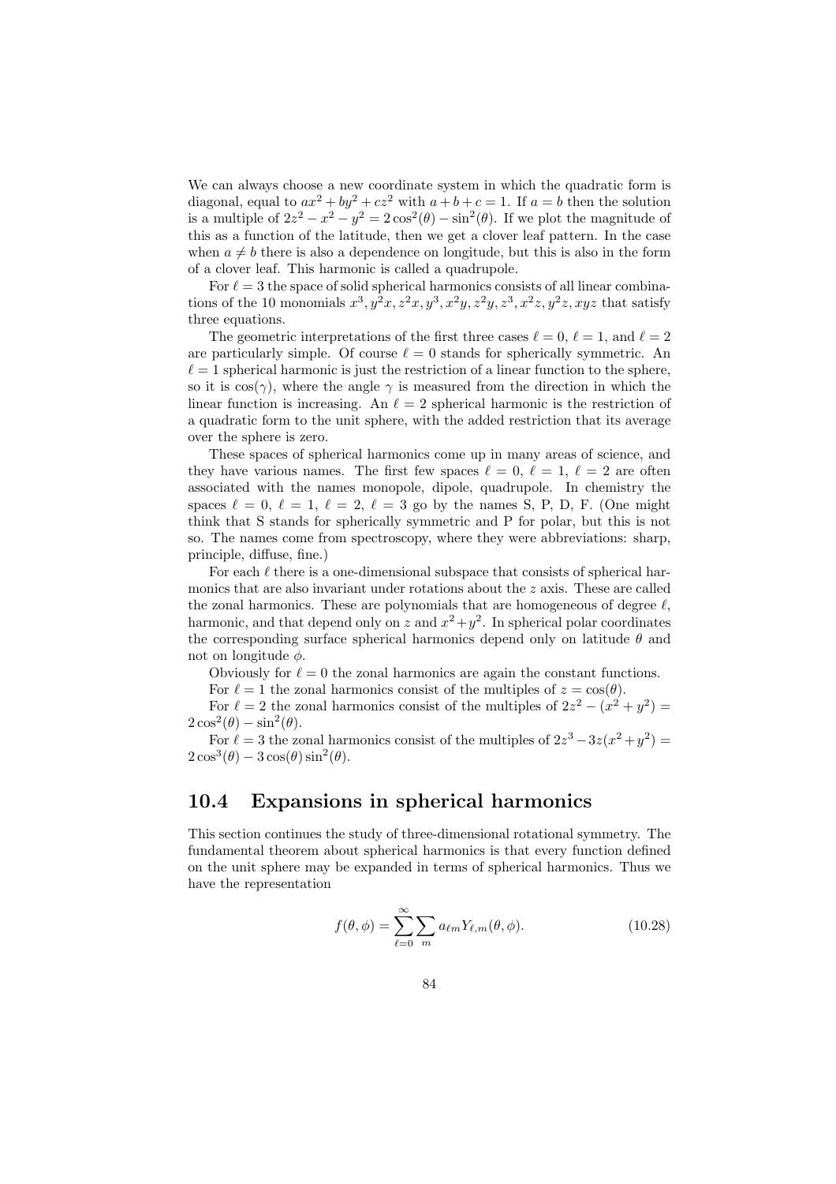We can always choose a new coordinate system in which the quadratic form is diagonal, equal to $ax^2 + by^2 + cz^2$ with $a + b + c = 1$. If $a = b$ then the solution is a multiple of $2z^2 - x^2 - y^2 = 2\cos^2(\theta) - \sin^2(\theta)$. If we plot the magnitude of this as a function of the latitude, then we get a clover leaf pattern. In the case when $a \neq b$ there is also a dependence on longitude, but this is also in the form of a clover leaf. This harmonic is called a quadrupole.

For $\ell = 3$ the space of solid spherical harmonics consists of all linear combinations of the 10 monomials $x^3, y^2x, z^2x, y^3, x^2y, z^2y, z^3, x^2z, y^2z, xyz$ that satisfy three equations.

The geometric interpretations of the first three cases $\ell = 0$, $\ell = 1$, and $\ell = 2$ are particularly simple. Of course $\ell = 0$ stands for spherically symmetric. An $\ell = 1$ spherical harmonic is just the restriction of a linear function to the sphere, so it is $\cos(\gamma)$, where the angle $\gamma$ is measured from the direction in which the linear function is increasing. An $\ell = 2$ spherical harmonic is the restriction of a quadratic form to the unit sphere, with the added restriction that its average over the sphere is zero.

These spaces of spherical harmonics come up in many areas of science, and they have various names. The first few spaces $\ell = 0$, $\ell = 1$, $\ell = 2$ are often associated with the names monopole, dipole, quadrupole. In chemistry the spaces $\ell = 0$, $\ell = 1$, $\ell = 2$, $\ell = 3$ go by the names S, P, D, F. (One might think that S stands for spherically symmetric and P for polar, but this is not so. The names come from spectroscopy, where they were abbreviations: sharp, principle, diffuse, fine.)

For each $\ell$ there is a one-dimensional subspace that consists of spherical harmonics that are also invariant under rotations about the $z$ axis. These are called the zonal harmonics. These are polynomials that are homogeneous of degree $\ell$, harmonic, and that depend only on $z$ and $x^2+y^2$. In spherical polar coordinates the corresponding surface spherical harmonics depend only on latitude $\theta$ and not on longitude $\phi$.

Obviously for $\ell = 0$ the zonal harmonics are again the constant functions.

For $\ell = 1$ the zonal harmonics consist of the multiples of $z = \cos(\theta)$.

For $\ell = 2$ the zonal harmonics consist of the multiples of $2z^2 - (x^2 + y^2) = 2\cos^2(\theta) - \sin^2(\theta)$.

For $\ell = 3$ the zonal harmonics consist of the multiples of $2z^3 - 3z(x^2+y^2) = 2\cos^3(\theta) - 3\cos(\theta)\sin^2(\theta)$.

## 10.4 Expansions in spherical harmonics

This section continues the study of three-dimensional rotational symmetry. The fundamental theorem about spherical harmonics is that every function defined on the unit sphere may be expanded in terms of spherical harmonics. Thus we have the representation

$$f(\theta, \phi) = \sum_{\ell=0}^{\infty} \sum_{m} a_{\ell m} Y_{\ell,m}(\theta, \phi). \tag{10.28}$$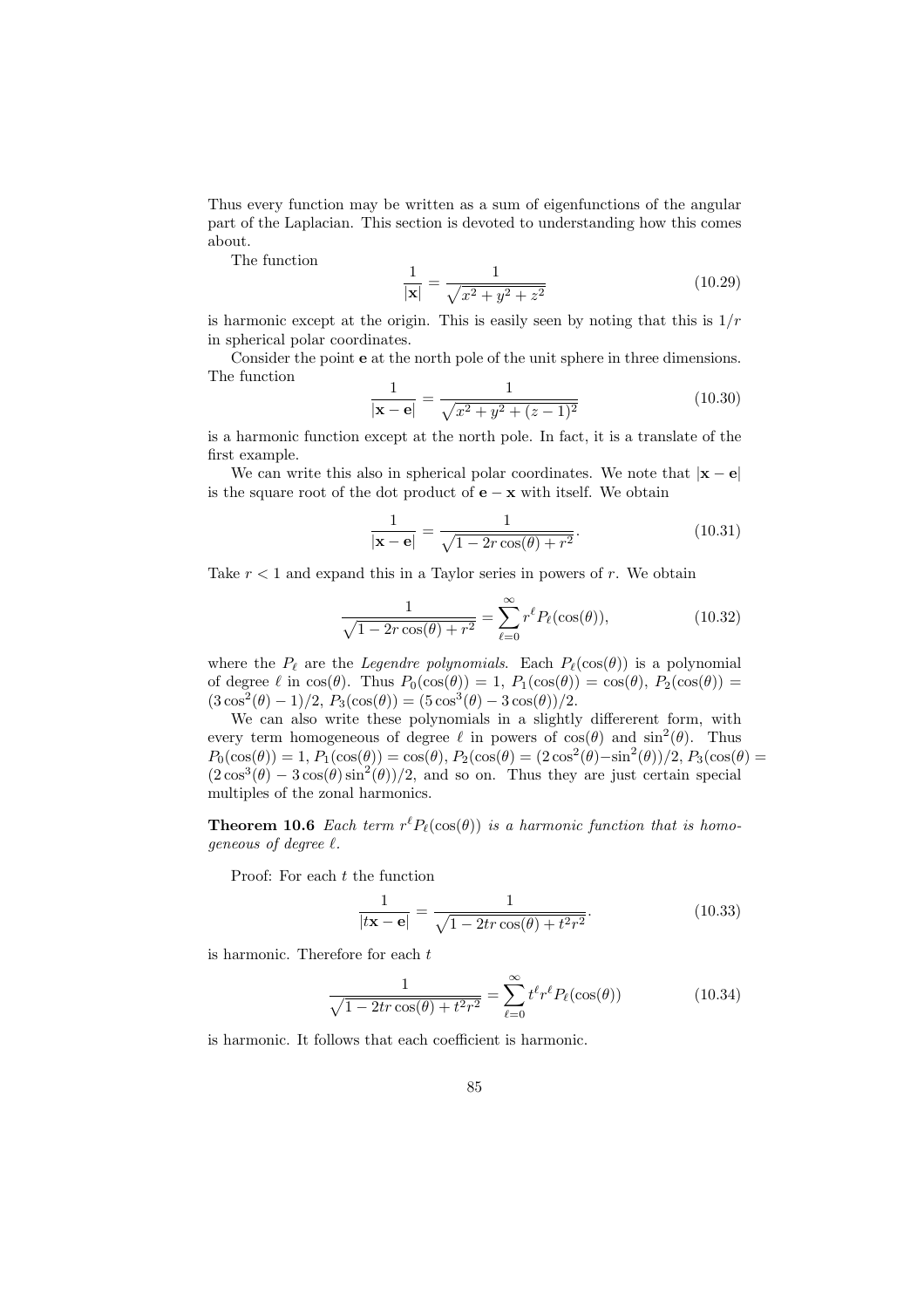Thus every function may be written as a sum of eigenfunctions of the angular part of the Laplacian. This section is devoted to understanding how this comes about.

The function

$$\frac{1}{|\mathbf{x}|} = \frac{1}{\sqrt{x^2 + y^2 + z^2}} \tag{10.29}$$

is harmonic except at the origin. This is easily seen by noting that this is $1/r$ in spherical polar coordinates.

Consider the point $\mathbf{e}$ at the north pole of the unit sphere in three dimensions. The function

$$\frac{1}{|\mathbf{x} - \mathbf{e}|} = \frac{1}{\sqrt{x^2 + y^2 + (z-1)^2}} \tag{10.30}$$

is a harmonic function except at the north pole. In fact, it is a translate of the first example.

We can write this also in spherical polar coordinates. We note that $|\mathbf{x} - \mathbf{e}|$ is the square root of the dot product of $\mathbf{e} - \mathbf{x}$ with itself. We obtain

$$\frac{1}{|\mathbf{x} - \mathbf{e}|} = \frac{1}{\sqrt{1 - 2r\cos(\theta) + r^2}}. \tag{10.31}$$

Take $r < 1$ and expand this in a Taylor series in powers of $r$. We obtain

$$\frac{1}{\sqrt{1 - 2r\cos(\theta) + r^2}} = \sum_{\ell=0}^{\infty} r^\ell P_\ell(\cos(\theta)), \tag{10.32}$$

where the $P_\ell$ are the *Legendre polynomials*. Each $P_\ell(\cos(\theta))$ is a polynomial of degree $\ell$ in $\cos(\theta)$. Thus $P_0(\cos(\theta)) = 1$, $P_1(\cos(\theta)) = \cos(\theta)$, $P_2(\cos(\theta)) = (3\cos^2(\theta) - 1)/2$, $P_3(\cos(\theta)) = (5\cos^3(\theta) - 3\cos(\theta))/2$.

We can also write these polynomials in a slightly differerent form, with every term homogeneous of degree $\ell$ in powers of $\cos(\theta)$ and $\sin^2(\theta)$. Thus $P_0(\cos(\theta)) = 1$, $P_1(\cos(\theta)) = \cos(\theta)$, $P_2(\cos(\theta) = (2\cos^2(\theta) - \sin^2(\theta))/2$, $P_3(\cos(\theta) = (2\cos^3(\theta) - 3\cos(\theta)\sin^2(\theta))/2$, and so on. Thus they are just certain special multiples of the zonal harmonics.

**Theorem 10.6** *Each term $r^\ell P_\ell(\cos(\theta))$ is a harmonic function that is homogeneous of degree $\ell$.*

Proof: For each $t$ the function

$$\frac{1}{|t\mathbf{x} - \mathbf{e}|} = \frac{1}{\sqrt{1 - 2tr\cos(\theta) + t^2 r^2}}. \tag{10.33}$$

is harmonic. Therefore for each $t$

$$\frac{1}{\sqrt{1 - 2tr\cos(\theta) + t^2 r^2}} = \sum_{\ell=0}^{\infty} t^\ell r^\ell P_\ell(\cos(\theta)) \tag{10.34}$$

is harmonic. It follows that each coefficient is harmonic.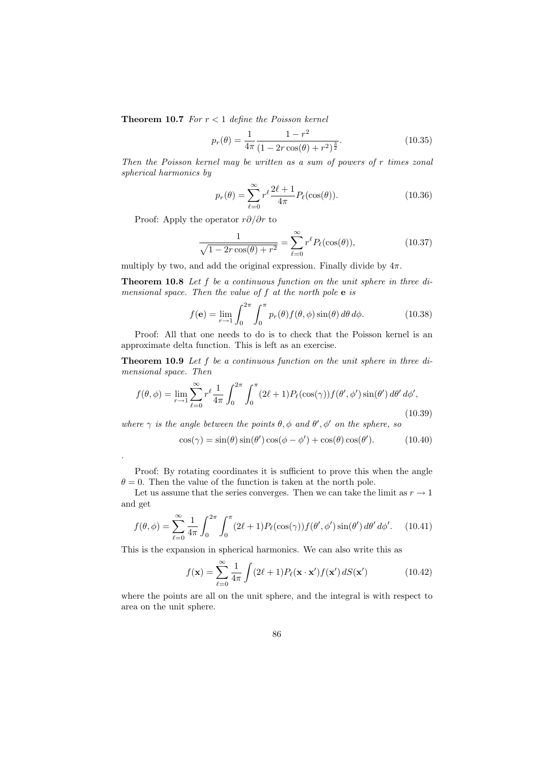**Theorem 10.7** *For $r < 1$ define the Poisson kernel*

$$p_r(\theta) = \frac{1}{4\pi} \frac{1 - r^2}{(1 - 2r\cos(\theta) + r^2)^{\frac{3}{2}}}. \tag{10.35}$$

*Then the Poisson kernel may be written as a sum of powers of $r$ times zonal spherical harmonics by*

$$p_r(\theta) = \sum_{\ell=0}^{\infty} r^\ell \frac{2\ell + 1}{4\pi} P_\ell(\cos(\theta)). \tag{10.36}$$

Proof: Apply the operator $r\partial/\partial r$ to

$$\frac{1}{\sqrt{1 - 2r\cos(\theta) + r^2}} = \sum_{\ell=0}^{\infty} r^\ell P_\ell(\cos(\theta)), \tag{10.37}$$

multiply by two, and add the original expression. Finally divide by $4\pi$.

**Theorem 10.8** *Let $f$ be a continuous function on the unit sphere in three dimensional space. Then the value of $f$ at the north pole $\mathbf{e}$ is*

$$f(\mathbf{e}) = \lim_{r \to 1} \int_0^{2\pi} \int_0^{\pi} p_r(\theta) f(\theta, \phi) \sin(\theta)\, d\theta\, d\phi. \tag{10.38}$$

Proof: All that one needs to do is to check that the Poisson kernel is an approximate delta function. This is left as an exercise.

**Theorem 10.9** *Let $f$ be a continuous function on the unit sphere in three dimensional space. Then*

$$f(\theta, \phi) = \lim_{r \to 1} \sum_{\ell=0}^{\infty} r^\ell \frac{1}{4\pi} \int_0^{2\pi} \int_0^{\pi} (2\ell + 1) P_\ell(\cos(\gamma)) f(\theta', \phi') \sin(\theta')\, d\theta'\, d\phi', \tag{10.39}$$

*where $\gamma$ is the angle between the points $\theta, \phi$ and $\theta', \phi'$ on the sphere, so*

$$\cos(\gamma) = \sin(\theta)\sin(\theta')\cos(\phi - \phi') + \cos(\theta)\cos(\theta'). \tag{10.40}$$

.

Proof: By rotating coordinates it is sufficient to prove this when the angle $\theta = 0$. Then the value of the function is taken at the north pole.

Let us assume that the series converges. Then we can take the limit as $r \to 1$ and get

$$f(\theta, \phi) = \sum_{\ell=0}^{\infty} \frac{1}{4\pi} \int_0^{2\pi} \int_0^{\pi} (2\ell + 1) P_\ell(\cos(\gamma)) f(\theta', \phi') \sin(\theta')\, d\theta'\, d\phi'. \tag{10.41}$$

This is the expansion in spherical harmonics. We can also write this as

$$f(\mathbf{x}) = \sum_{\ell=0}^{\infty} \frac{1}{4\pi} \int (2\ell + 1) P_\ell(\mathbf{x} \cdot \mathbf{x}') f(\mathbf{x}')\, dS(\mathbf{x}') \tag{10.42}$$

where the points are all on the unit sphere, and the integral is with respect to area on the unit sphere.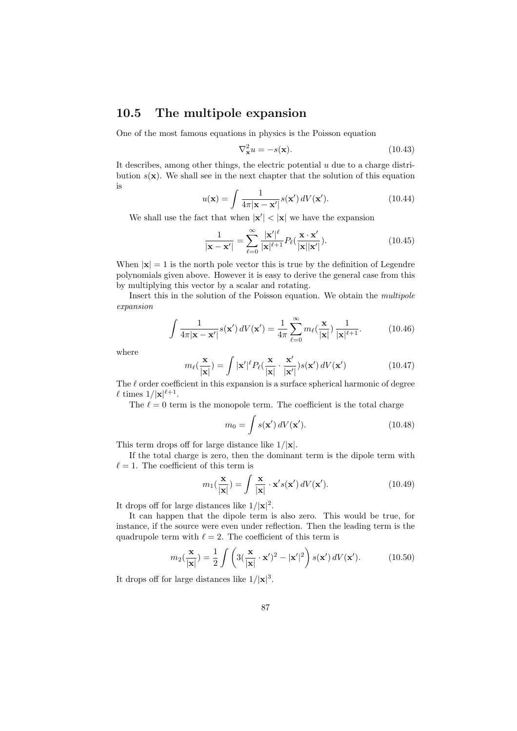## 10.5 The multipole expansion

One of the most famous equations in physics is the Poisson equation

$$\nabla^2_{\mathbf{x}} u = -s(\mathbf{x}). \tag{10.43}$$

It describes, among other things, the electric potential $u$ due to a charge distribution $s(\mathbf{x})$. We shall see in the next chapter that the solution of this equation is

$$u(\mathbf{x}) = \int \frac{1}{4\pi|\mathbf{x}-\mathbf{x}'|} s(\mathbf{x}')\, dV(\mathbf{x}'). \tag{10.44}$$

We shall use the fact that when $|\mathbf{x}'| < |\mathbf{x}|$ we have the expansion

$$\frac{1}{|\mathbf{x}-\mathbf{x}'|} = \sum_{\ell=0}^{\infty} \frac{|\mathbf{x}'|^{\ell}}{|\mathbf{x}|^{\ell+1}} P_\ell(\frac{\mathbf{x}\cdot\mathbf{x}'}{|\mathbf{x}||\mathbf{x}'|}). \tag{10.45}$$

When $|\mathbf{x}| = 1$ is the north pole vector this is true by the definition of Legendre polynomials given above. However it is easy to derive the general case from this by multiplying this vector by a scalar and rotating.

Insert this in the solution of the Poisson equation. We obtain the *multipole expansion*

$$\int \frac{1}{4\pi|\mathbf{x}-\mathbf{x}'|} s(\mathbf{x}')\, dV(\mathbf{x}') = \frac{1}{4\pi} \sum_{\ell=0}^{\infty} m_\ell(\frac{\mathbf{x}}{|\mathbf{x}|})\, \frac{1}{|\mathbf{x}|^{\ell+1}}. \tag{10.46}$$

where

$$m_\ell(\frac{\mathbf{x}}{|\mathbf{x}|}) = \int |\mathbf{x}'|^{\ell} P_\ell(\frac{\mathbf{x}}{|\mathbf{x}|}\cdot\frac{\mathbf{x}'}{|\mathbf{x}'|}) s(\mathbf{x}')\, dV(\mathbf{x}') \tag{10.47}$$

The $\ell$ order coefficient in this expansion is a surface spherical harmonic of degree $\ell$ times $1/|\mathbf{x}|^{\ell+1}$.

The $\ell = 0$ term is the monopole term. The coefficient is the total charge

$$m_0 = \int s(\mathbf{x}')\, dV(\mathbf{x}'). \tag{10.48}$$

This term drops off for large distance like $1/|\mathbf{x}|$.

If the total charge is zero, then the dominant term is the dipole term with $\ell = 1$. The coefficient of this term is

$$m_1(\frac{\mathbf{x}}{|\mathbf{x}|}) = \int \frac{\mathbf{x}}{|\mathbf{x}|}\cdot\mathbf{x}' s(\mathbf{x}')\, dV(\mathbf{x}'). \tag{10.49}$$

It drops off for large distances like $1/|\mathbf{x}|^2$.

It can happen that the dipole term is also zero. This would be true, for instance, if the source were even under reflection. Then the leading term is the quadrupole term with $\ell = 2$. The coefficient of this term is

$$m_2(\frac{\mathbf{x}}{|\mathbf{x}|}) = \frac{1}{2}\int \left(3(\frac{\mathbf{x}}{|\mathbf{x}|}\cdot\mathbf{x}')^2 - |\mathbf{x}'|^2\right) s(\mathbf{x}')\, dV(\mathbf{x}'). \tag{10.50}$$

It drops off for large distances like $1/|\mathbf{x}|^3$.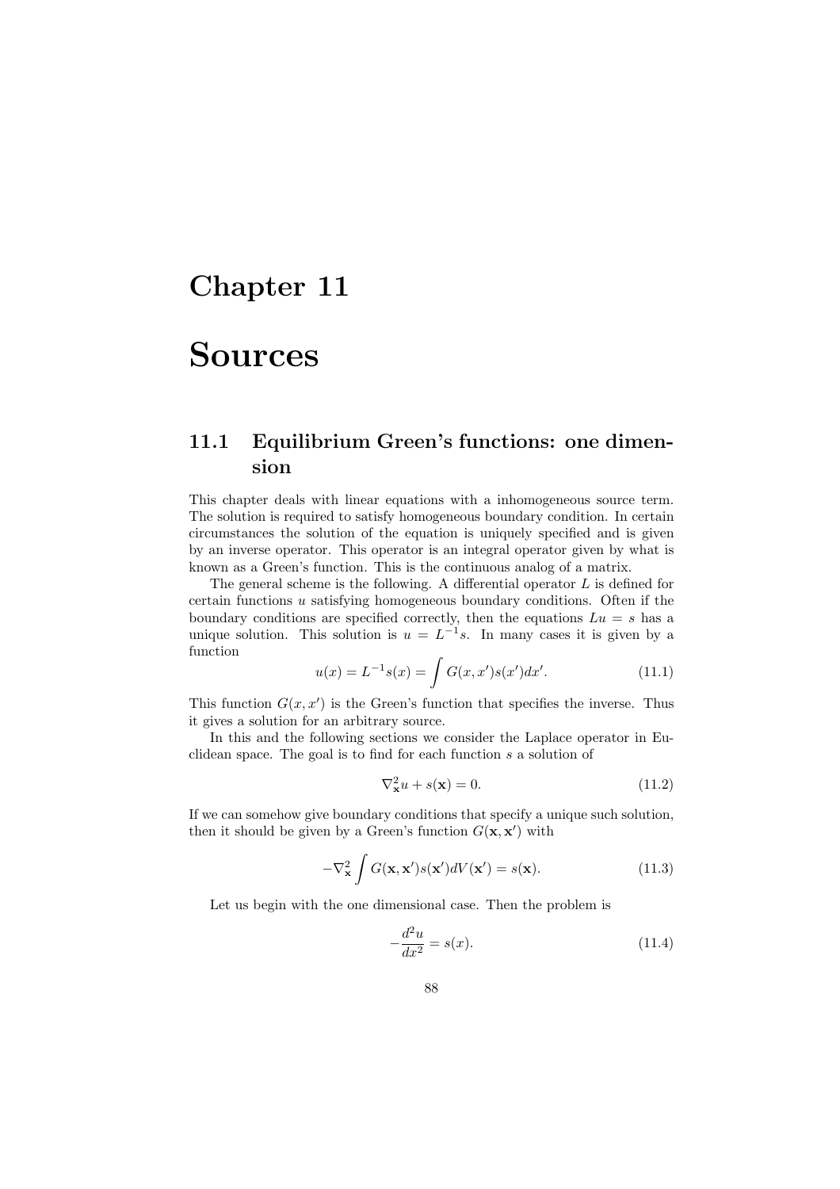# Chapter 11

# Sources

## 11.1 Equilibrium Green's functions: one dimension

This chapter deals with linear equations with a inhomogeneous source term. The solution is required to satisfy homogeneous boundary condition. In certain circumstances the solution of the equation is uniquely specified and is given by an inverse operator. This operator is an integral operator given by what is known as a Green's function. This is the continuous analog of a matrix.

The general scheme is the following. A differential operator $L$ is defined for certain functions $u$ satisfying homogeneous boundary conditions. Often if the boundary conditions are specified correctly, then the equations $Lu = s$ has a unique solution. This solution is $u = L^{-1}s$. In many cases it is given by a function

$$u(x) = L^{-1}s(x) = \int G(x, x')s(x')dx'. \tag{11.1}$$

This function $G(x, x')$ is the Green's function that specifies the inverse. Thus it gives a solution for an arbitrary source.

In this and the following sections we consider the Laplace operator in Euclidean space. The goal is to find for each function $s$ a solution of

$$\nabla^2_{\mathbf{x}} u + s(\mathbf{x}) = 0. \tag{11.2}$$

If we can somehow give boundary conditions that specify a unique such solution, then it should be given by a Green's function $G(\mathbf{x}, \mathbf{x}')$ with

$$-\nabla^2_{\mathbf{x}} \int G(\mathbf{x}, \mathbf{x}')s(\mathbf{x}')dV(\mathbf{x}') = s(\mathbf{x}). \tag{11.3}$$

Let us begin with the one dimensional case. Then the problem is

$$-\frac{d^2u}{dx^2} = s(x). \tag{11.4}$$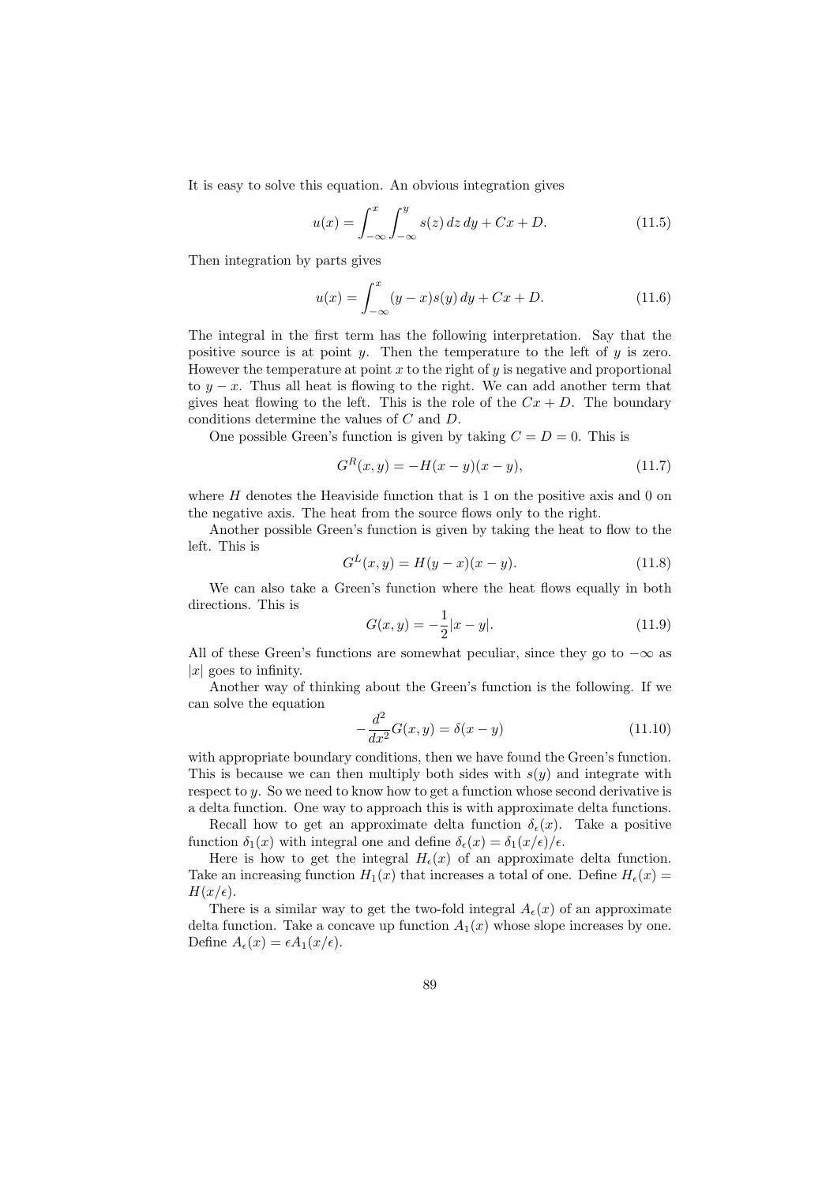It is easy to solve this equation. An obvious integration gives

$$u(x) = \int_{-\infty}^{x} \int_{-\infty}^{y} s(z)\, dz\, dy + Cx + D. \tag{11.5}$$

Then integration by parts gives

$$u(x) = \int_{-\infty}^{x} (y - x) s(y)\, dy + Cx + D. \tag{11.6}$$

The integral in the first term has the following interpretation. Say that the positive source is at point $y$. Then the temperature to the left of $y$ is zero. However the temperature at point $x$ to the right of $y$ is negative and proportional to $y - x$. Thus all heat is flowing to the right. We can add another term that gives heat flowing to the left. This is the role of the $Cx + D$. The boundary conditions determine the values of $C$ and $D$.

One possible Green's function is given by taking $C = D = 0$. This is

$$G^R(x, y) = -H(x - y)(x - y), \tag{11.7}$$

where $H$ denotes the Heaviside function that is 1 on the positive axis and 0 on the negative axis. The heat from the source flows only to the right.

Another possible Green's function is given by taking the heat to flow to the left. This is

$$G^L(x, y) = H(y - x)(x - y). \tag{11.8}$$

We can also take a Green's function where the heat flows equally in both directions. This is

$$G(x, y) = -\frac{1}{2}|x - y|. \tag{11.9}$$

All of these Green's functions are somewhat peculiar, since they go to $-\infty$ as $|x|$ goes to infinity.

Another way of thinking about the Green's function is the following. If we can solve the equation

$$-\frac{d^2}{dx^2} G(x, y) = \delta(x - y) \tag{11.10}$$

with appropriate boundary conditions, then we have found the Green's function. This is because we can then multiply both sides with $s(y)$ and integrate with respect to $y$. So we need to know how to get a function whose second derivative is a delta function. One way to approach this is with approximate delta functions.

Recall how to get an approximate delta function $\delta_\epsilon(x)$. Take a positive function $\delta_1(x)$ with integral one and define $\delta_\epsilon(x) = \delta_1(x/\epsilon)/\epsilon$.

Here is how to get the integral $H_\epsilon(x)$ of an approximate delta function. Take an increasing function $H_1(x)$ that increases a total of one. Define $H_\epsilon(x) = H(x/\epsilon)$.

There is a similar way to get the two-fold integral $A_\epsilon(x)$ of an approximate delta function. Take a concave up function $A_1(x)$ whose slope increases by one. Define $A_\epsilon(x) = \epsilon A_1(x/\epsilon)$.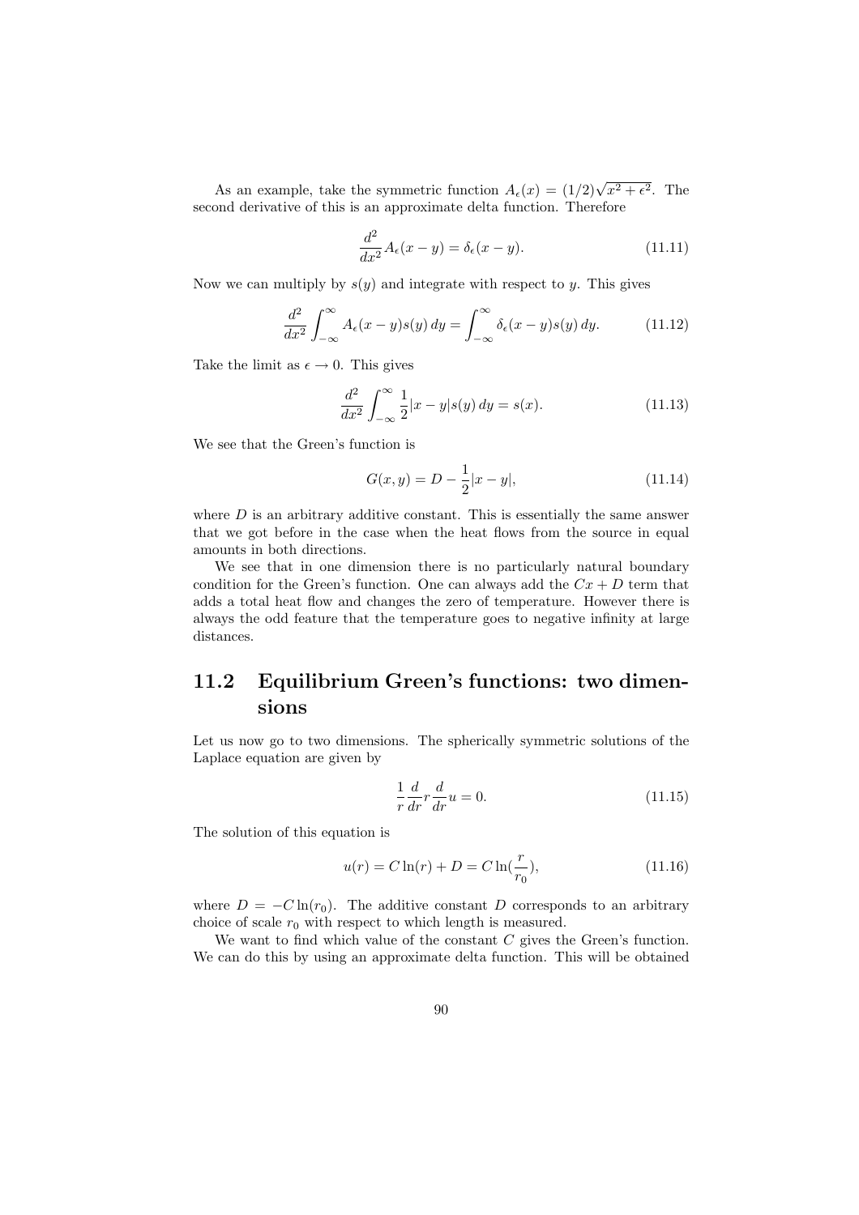As an example, take the symmetric function $A_\epsilon(x) = (1/2)\sqrt{x^2 + \epsilon^2}$. The second derivative of this is an approximate delta function. Therefore

$$\frac{d^2}{dx^2} A_\epsilon(x - y) = \delta_\epsilon(x - y). \tag{11.11}$$

Now we can multiply by $s(y)$ and integrate with respect to $y$. This gives

$$\frac{d^2}{dx^2} \int_{-\infty}^{\infty} A_\epsilon(x - y) s(y)\, dy = \int_{-\infty}^{\infty} \delta_\epsilon(x - y) s(y)\, dy. \tag{11.12}$$

Take the limit as $\epsilon \to 0$. This gives

$$\frac{d^2}{dx^2} \int_{-\infty}^{\infty} \frac{1}{2}|x - y| s(y)\, dy = s(x). \tag{11.13}$$

We see that the Green's function is

$$G(x, y) = D - \frac{1}{2}|x - y|, \tag{11.14}$$

where $D$ is an arbitrary additive constant. This is essentially the same answer that we got before in the case when the heat flows from the source in equal amounts in both directions.

We see that in one dimension there is no particularly natural boundary condition for the Green's function. One can always add the $Cx + D$ term that adds a total heat flow and changes the zero of temperature. However there is always the odd feature that the temperature goes to negative infinity at large distances.

## 11.2 Equilibrium Green's functions: two dimensions

Let us now go to two dimensions. The spherically symmetric solutions of the Laplace equation are given by

$$\frac{1}{r}\frac{d}{dr} r \frac{d}{dr} u = 0. \tag{11.15}$$

The solution of this equation is

$$u(r) = C \ln(r) + D = C \ln\left(\frac{r}{r_0}\right), \tag{11.16}$$

where $D = -C \ln(r_0)$. The additive constant $D$ corresponds to an arbitrary choice of scale $r_0$ with respect to which length is measured.

We want to find which value of the constant $C$ gives the Green's function. We can do this by using an approximate delta function. This will be obtained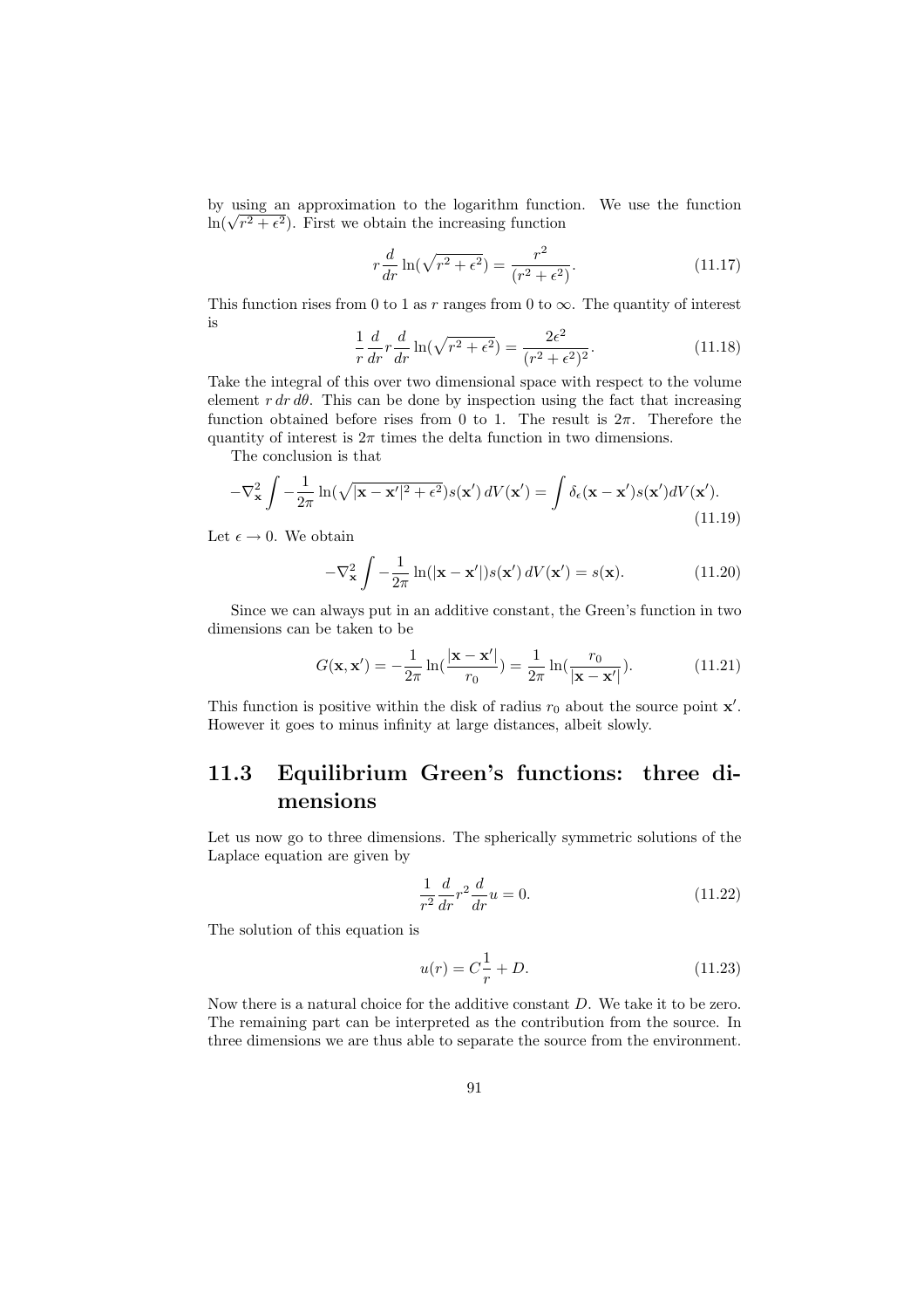by using an approximation to the logarithm function. We use the function $\ln(\sqrt{r^2+\epsilon^2})$. First we obtain the increasing function

$$r\frac{d}{dr}\ln(\sqrt{r^2+\epsilon^2}) = \frac{r^2}{(r^2+\epsilon^2)}. \tag{11.17}$$

This function rises from 0 to 1 as $r$ ranges from 0 to $\infty$. The quantity of interest is

$$\frac{1}{r}\frac{d}{dr}r\frac{d}{dr}\ln(\sqrt{r^2+\epsilon^2}) = \frac{2\epsilon^2}{(r^2+\epsilon^2)^2}. \tag{11.18}$$

Take the integral of this over two dimensional space with respect to the volume element $r\,dr\,d\theta$. This can be done by inspection using the fact that increasing function obtained before rises from 0 to 1. The result is $2\pi$. Therefore the quantity of interest is $2\pi$ times the delta function in two dimensions.

The conclusion is that

$$-\nabla^2_{\mathbf{x}}\int -\frac{1}{2\pi}\ln(\sqrt{|\mathbf{x}-\mathbf{x}'|^2+\epsilon^2})s(\mathbf{x}')\,dV(\mathbf{x}') = \int \delta_\epsilon(\mathbf{x}-\mathbf{x}')s(\mathbf{x}')dV(\mathbf{x}'). \tag{11.19}$$

Let $\epsilon \to 0$. We obtain

$$-\nabla^2_{\mathbf{x}}\int -\frac{1}{2\pi}\ln(|\mathbf{x}-\mathbf{x}'|)s(\mathbf{x}')\,dV(\mathbf{x}') = s(\mathbf{x}). \tag{11.20}$$

Since we can always put in an additive constant, the Green's function in two dimensions can be taken to be

$$G(\mathbf{x},\mathbf{x}') = -\frac{1}{2\pi}\ln(\frac{|\mathbf{x}-\mathbf{x}'|}{r_0}) = \frac{1}{2\pi}\ln(\frac{r_0}{|\mathbf{x}-\mathbf{x}'|}). \tag{11.21}$$

This function is positive within the disk of radius $r_0$ about the source point $\mathbf{x}'$. However it goes to minus infinity at large distances, albeit slowly.

## 11.3 Equilibrium Green's functions: three dimensions

Let us now go to three dimensions. The spherically symmetric solutions of the Laplace equation are given by

$$\frac{1}{r^2}\frac{d}{dr}r^2\frac{d}{dr}u = 0. \tag{11.22}$$

The solution of this equation is

$$u(r) = C\frac{1}{r} + D. \tag{11.23}$$

Now there is a natural choice for the additive constant $D$. We take it to be zero. The remaining part can be interpreted as the contribution from the source. In three dimensions we are thus able to separate the source from the environment.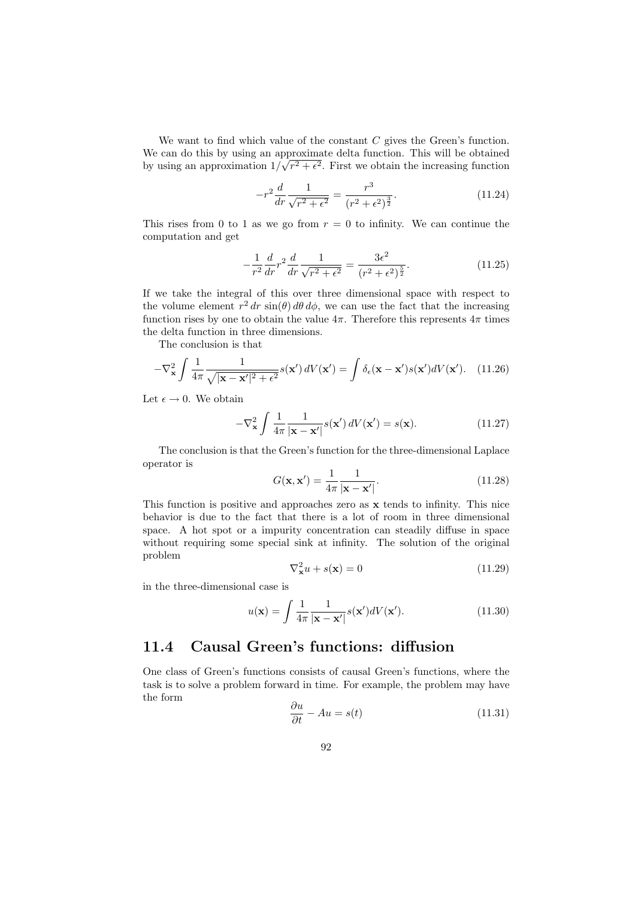We want to find which value of the constant $C$ gives the Green's function. We can do this by using an approximate delta function. This will be obtained by using an approximation $1/\sqrt{r^2 + \epsilon^2}$. First we obtain the increasing function

$$-r^2 \frac{d}{dr} \frac{1}{\sqrt{r^2 + \epsilon^2}} = \frac{r^3}{(r^2 + \epsilon^2)^{\frac{3}{2}}}. \tag{11.24}$$

This rises from 0 to 1 as we go from $r = 0$ to infinity. We can continue the computation and get

$$-\frac{1}{r^2} \frac{d}{dr} r^2 \frac{d}{dr} \frac{1}{\sqrt{r^2 + \epsilon^2}} = \frac{3\epsilon^2}{(r^2 + \epsilon^2)^{\frac{5}{2}}}. \tag{11.25}$$

If we take the integral of this over three dimensional space with respect to the volume element $r^2\, dr\, \sin(\theta)\, d\theta\, d\phi$, we can use the fact that the increasing function rises by one to obtain the value $4\pi$. Therefore this represents $4\pi$ times the delta function in three dimensions.

The conclusion is that

$$-\nabla^2_{\mathbf{x}} \int \frac{1}{4\pi} \frac{1}{\sqrt{|\mathbf{x} - \mathbf{x}'|^2 + \epsilon^2}} s(\mathbf{x}')\, dV(\mathbf{x}') = \int \delta_\epsilon(\mathbf{x} - \mathbf{x}') s(\mathbf{x}') dV(\mathbf{x}'). \tag{11.26}$$

Let $\epsilon \to 0$. We obtain

$$-\nabla^2_{\mathbf{x}} \int \frac{1}{4\pi} \frac{1}{|\mathbf{x} - \mathbf{x}'|} s(\mathbf{x}')\, dV(\mathbf{x}') = s(\mathbf{x}). \tag{11.27}$$

The conclusion is that the Green's function for the three-dimensional Laplace operator is

$$G(\mathbf{x}, \mathbf{x}') = \frac{1}{4\pi} \frac{1}{|\mathbf{x} - \mathbf{x}'|}. \tag{11.28}$$

This function is positive and approaches zero as $\mathbf{x}$ tends to infinity. This nice behavior is due to the fact that there is a lot of room in three dimensional space. A hot spot or a impurity concentration can steadily diffuse in space without requiring some special sink at infinity. The solution of the original problem

$$\nabla^2_{\mathbf{x}} u + s(\mathbf{x}) = 0 \tag{11.29}$$

in the three-dimensional case is

$$u(\mathbf{x}) = \int \frac{1}{4\pi} \frac{1}{|\mathbf{x} - \mathbf{x}'|} s(\mathbf{x}') dV(\mathbf{x}'). \tag{11.30}$$

## 11.4 Causal Green's functions: diffusion

One class of Green's functions consists of causal Green's functions, where the task is to solve a problem forward in time. For example, the problem may have the form

$$\frac{\partial u}{\partial t} - Au = s(t) \tag{11.31}$$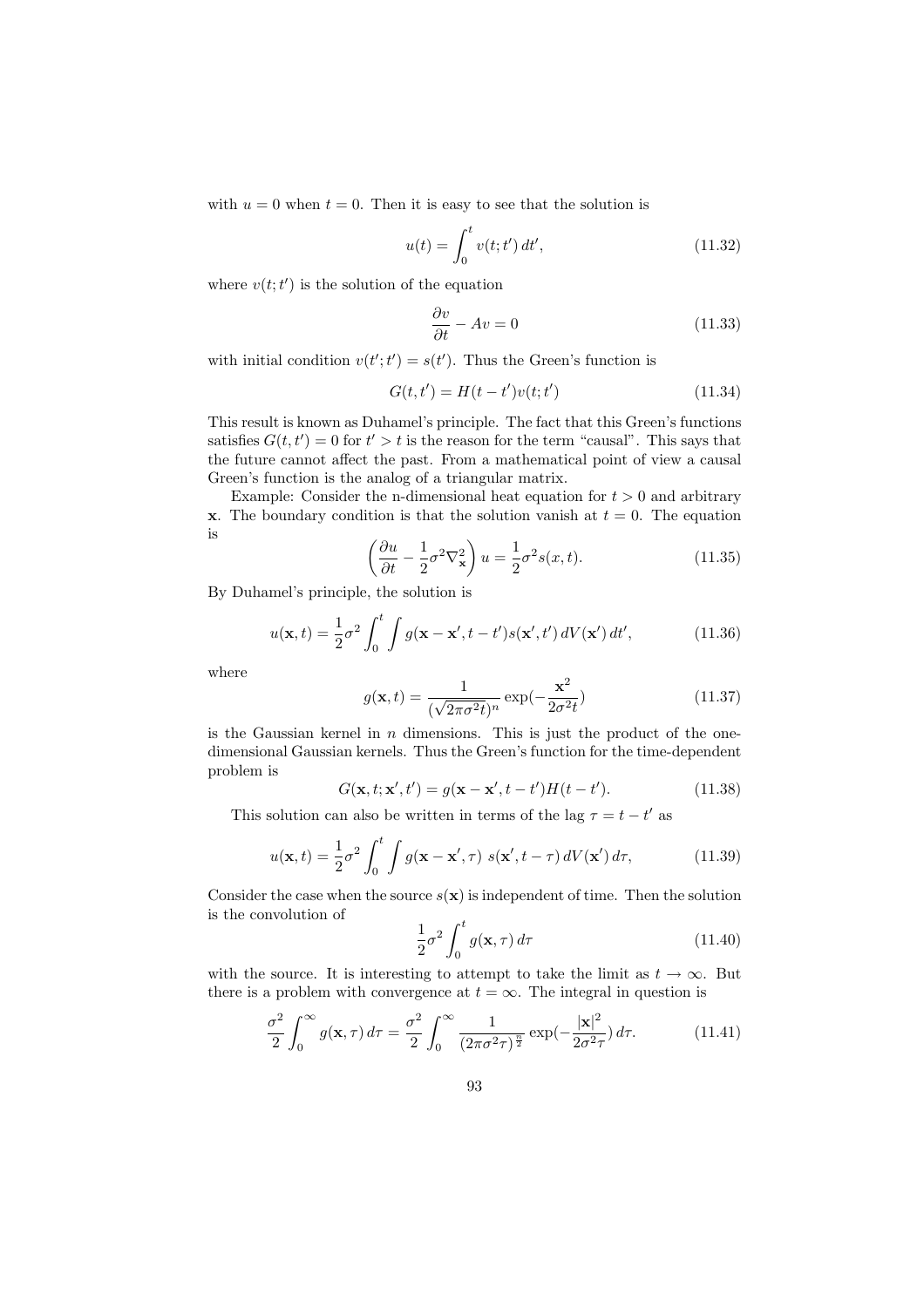with $u = 0$ when $t = 0$. Then it is easy to see that the solution is

$$u(t) = \int_0^t v(t; t')\, dt', \tag{11.32}$$

where $v(t; t')$ is the solution of the equation

$$\frac{\partial v}{\partial t} - Av = 0 \tag{11.33}$$

with initial condition $v(t'; t') = s(t')$. Thus the Green's function is

$$G(t, t') = H(t - t')v(t; t') \tag{11.34}$$

This result is known as Duhamel's principle. The fact that this Green's functions satisfies $G(t, t') = 0$ for $t' > t$ is the reason for the term "causal". This says that the future cannot affect the past. From a mathematical point of view a causal Green's function is the analog of a triangular matrix.

Example: Consider the n-dimensional heat equation for $t > 0$ and arbitrary $\mathbf{x}$. The boundary condition is that the solution vanish at $t = 0$. The equation is

$$\left(\frac{\partial u}{\partial t} - \frac{1}{2}\sigma^2 \nabla_{\mathbf{x}}^2\right) u = \frac{1}{2}\sigma^2 s(x, t). \tag{11.35}$$

By Duhamel's principle, the solution is

$$u(\mathbf{x}, t) = \frac{1}{2}\sigma^2 \int_0^t \int g(\mathbf{x} - \mathbf{x}', t - t') s(\mathbf{x}', t')\, dV(\mathbf{x}')\, dt', \tag{11.36}$$

where

$$g(\mathbf{x}, t) = \frac{1}{(\sqrt{2\pi\sigma^2 t})^n} \exp(-\frac{\mathbf{x}^2}{2\sigma^2 t}) \tag{11.37}$$

is the Gaussian kernel in $n$ dimensions. This is just the product of the one-dimensional Gaussian kernels. Thus the Green's function for the time-dependent problem is

$$G(\mathbf{x}, t; \mathbf{x}', t') = g(\mathbf{x} - \mathbf{x}', t - t')H(t - t'). \tag{11.38}$$

This solution can also be written in terms of the lag $\tau = t - t'$ as

$$u(\mathbf{x}, t) = \frac{1}{2}\sigma^2 \int_0^t \int g(\mathbf{x} - \mathbf{x}', \tau)\ s(\mathbf{x}', t - \tau)\, dV(\mathbf{x}')\, d\tau, \tag{11.39}$$

Consider the case when the source $s(\mathbf{x})$ is independent of time. Then the solution is the convolution of

$$\frac{1}{2}\sigma^2 \int_0^t g(\mathbf{x}, \tau)\, d\tau \tag{11.40}$$

with the source. It is interesting to attempt to take the limit as $t \to \infty$. But there is a problem with convergence at $t = \infty$. The integral in question is

$$\frac{\sigma^2}{2} \int_0^\infty g(\mathbf{x}, \tau)\, d\tau = \frac{\sigma^2}{2} \int_0^\infty \frac{1}{(2\pi\sigma^2\tau)^{\frac{n}{2}}} \exp(-\frac{|\mathbf{x}|^2}{2\sigma^2\tau})\, d\tau. \tag{11.41}$$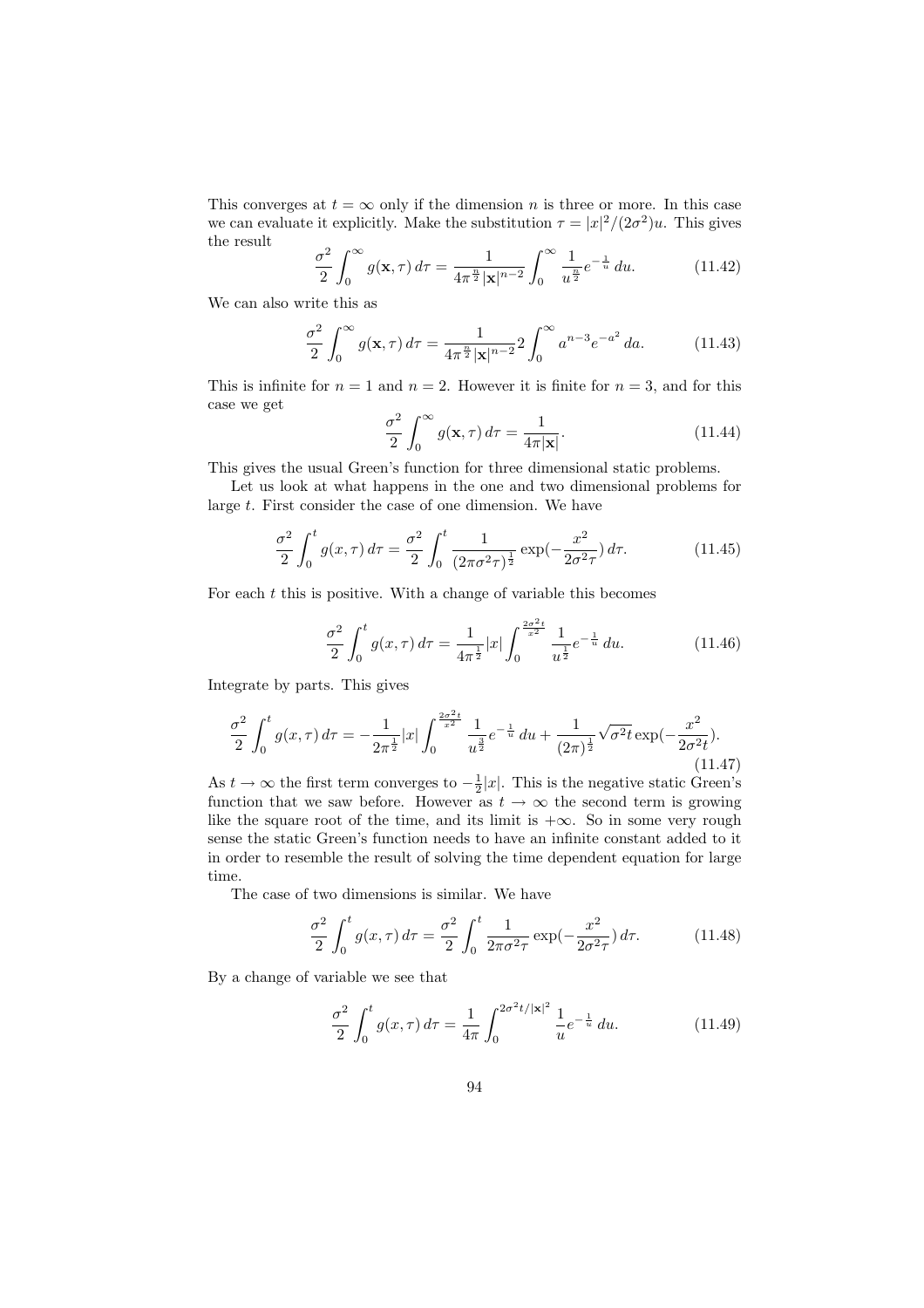This converges at $t = \infty$ only if the dimension $n$ is three or more. In this case we can evaluate it explicitly. Make the substitution $\tau = |x|^2/(2\sigma^2)u$. This gives the result

$$\frac{\sigma^2}{2}\int_0^\infty g(\mathbf{x},\tau)\,d\tau = \frac{1}{4\pi^{\frac{n}{2}}|\mathbf{x}|^{n-2}}\int_0^\infty \frac{1}{u^{\frac{n}{2}}}e^{-\frac{1}{u}}\,du. \tag{11.42}$$

We can also write this as

$$\frac{\sigma^2}{2}\int_0^\infty g(\mathbf{x},\tau)\,d\tau = \frac{1}{4\pi^{\frac{n}{2}}|\mathbf{x}|^{n-2}}2\int_0^\infty a^{n-3}e^{-a^2}\,da. \tag{11.43}$$

This is infinite for $n = 1$ and $n = 2$. However it is finite for $n = 3$, and for this case we get

$$\frac{\sigma^2}{2}\int_0^\infty g(\mathbf{x},\tau)\,d\tau = \frac{1}{4\pi|\mathbf{x}|}. \tag{11.44}$$

This gives the usual Green's function for three dimensional static problems.

Let us look at what happens in the one and two dimensional problems for large $t$. First consider the case of one dimension. We have

$$\frac{\sigma^2}{2}\int_0^t g(x,\tau)\,d\tau = \frac{\sigma^2}{2}\int_0^t \frac{1}{(2\pi\sigma^2\tau)^{\frac{1}{2}}}\exp(-\frac{x^2}{2\sigma^2\tau})\,d\tau. \tag{11.45}$$

For each $t$ this is positive. With a change of variable this becomes

$$\frac{\sigma^2}{2}\int_0^t g(x,\tau)\,d\tau = \frac{1}{4\pi^{\frac{1}{2}}}|x|\int_0^{\frac{2\sigma^2 t}{x^2}} \frac{1}{u^{\frac{1}{2}}}e^{-\frac{1}{u}}\,du. \tag{11.46}$$

Integrate by parts. This gives

$$\frac{\sigma^2}{2}\int_0^t g(x,\tau)\,d\tau = -\frac{1}{2\pi^{\frac{1}{2}}}|x|\int_0^{\frac{2\sigma^2 t}{x^2}} \frac{1}{u^{\frac{3}{2}}}e^{-\frac{1}{u}}\,du + \frac{1}{(2\pi)^{\frac{1}{2}}}\sqrt{\sigma^2 t}\exp(-\frac{x^2}{2\sigma^2 t}). \tag{11.47}$$

As $t \to \infty$ the first term converges to $-\frac{1}{2}|x|$. This is the negative static Green's function that we saw before. However as $t \to \infty$ the second term is growing like the square root of the time, and its limit is $+\infty$. So in some very rough sense the static Green's function needs to have an infinite constant added to it in order to resemble the result of solving the time dependent equation for large time.

The case of two dimensions is similar. We have

$$\frac{\sigma^2}{2}\int_0^t g(x,\tau)\,d\tau = \frac{\sigma^2}{2}\int_0^t \frac{1}{2\pi\sigma^2\tau}\exp(-\frac{x^2}{2\sigma^2\tau})\,d\tau. \tag{11.48}$$

By a change of variable we see that

$$\frac{\sigma^2}{2}\int_0^t g(x,\tau)\,d\tau = \frac{1}{4\pi}\int_0^{2\sigma^2 t/|\mathbf{x}|^2} \frac{1}{u}e^{-\frac{1}{u}}\,du. \tag{11.49}$$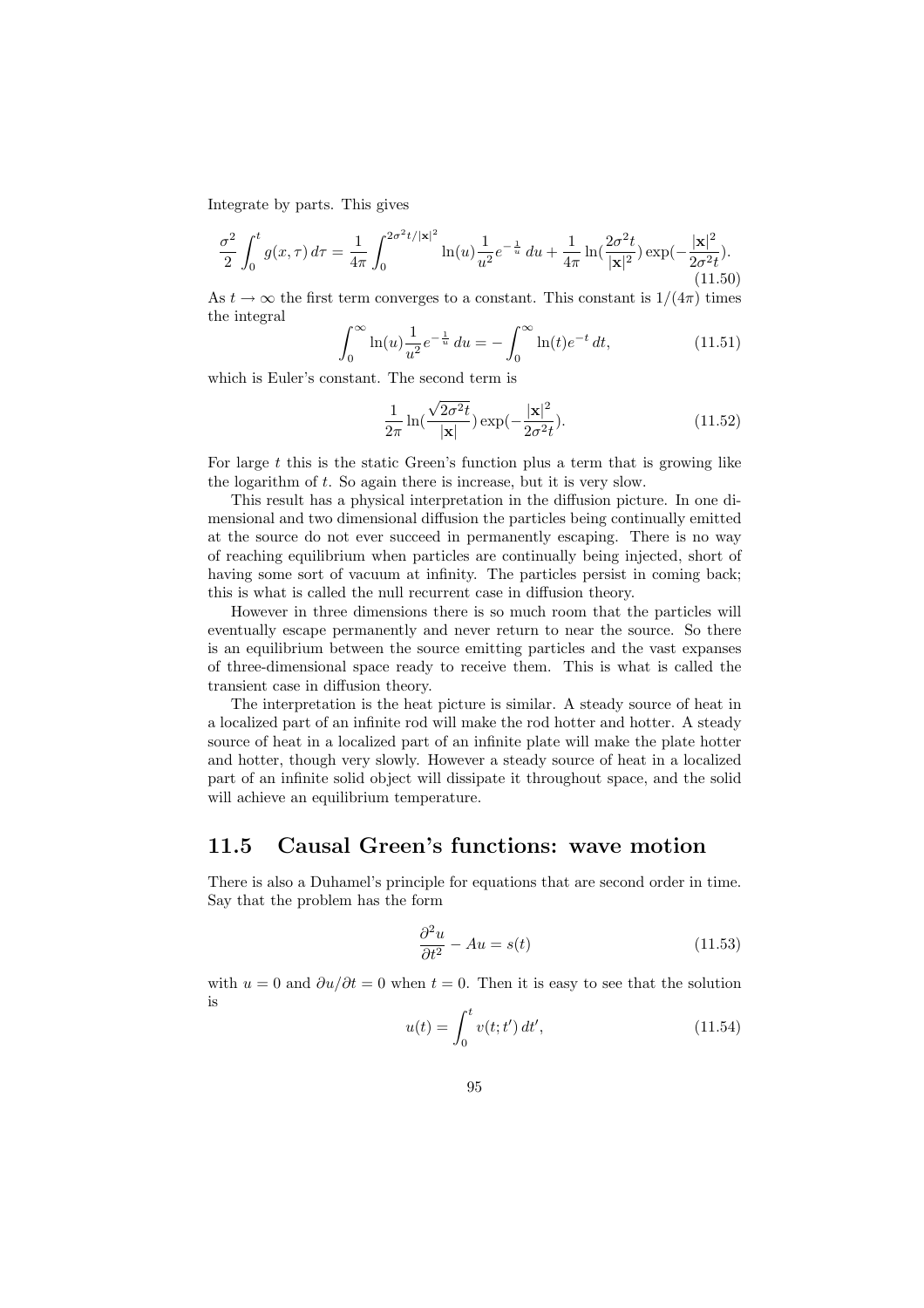Integrate by parts. This gives

$$\frac{\sigma^2}{2}\int_0^t g(x,\tau)\,d\tau = \frac{1}{4\pi}\int_0^{2\sigma^2 t/|\mathbf{x}|^2} \ln(u)\frac{1}{u^2}e^{-\frac{1}{u}}\,du + \frac{1}{4\pi}\ln(\frac{2\sigma^2 t}{|\mathbf{x}|^2})\exp(-\frac{|\mathbf{x}|^2}{2\sigma^2 t}). \tag{11.50}$$

As $t \to \infty$ the first term converges to a constant. This constant is $1/(4\pi)$ times the integral

$$\int_0^\infty \ln(u)\frac{1}{u^2}e^{-\frac{1}{u}}\,du = -\int_0^\infty \ln(t)e^{-t}\,dt, \tag{11.51}$$

which is Euler's constant. The second term is

$$\frac{1}{2\pi}\ln(\frac{\sqrt{2\sigma^2 t}}{|\mathbf{x}|})\exp(-\frac{|\mathbf{x}|^2}{2\sigma^2 t}). \tag{11.52}$$

For large $t$ this is the static Green's function plus a term that is growing like the logarithm of $t$. So again there is increase, but it is very slow.

This result has a physical interpretation in the diffusion picture. In one dimensional and two dimensional diffusion the particles being continually emitted at the source do not ever succeed in permanently escaping. There is no way of reaching equilibrium when particles are continually being injected, short of having some sort of vacuum at infinity. The particles persist in coming back; this is what is called the null recurrent case in diffusion theory.

However in three dimensions there is so much room that the particles will eventually escape permanently and never return to near the source. So there is an equilibrium between the source emitting particles and the vast expanses of three-dimensional space ready to receive them. This is what is called the transient case in diffusion theory.

The interpretation is the heat picture is similar. A steady source of heat in a localized part of an infinite rod will make the rod hotter and hotter. A steady source of heat in a localized part of an infinite plate will make the plate hotter and hotter, though very slowly. However a steady source of heat in a localized part of an infinite solid object will dissipate it throughout space, and the solid will achieve an equilibrium temperature.

## 11.5 Causal Green's functions: wave motion

There is also a Duhamel's principle for equations that are second order in time. Say that the problem has the form

$$\frac{\partial^2 u}{\partial t^2} - Au = s(t) \tag{11.53}$$

with $u = 0$ and $\partial u/\partial t = 0$ when $t = 0$. Then it is easy to see that the solution is

$$u(t) = \int_0^t v(t;t')\,dt', \tag{11.54}$$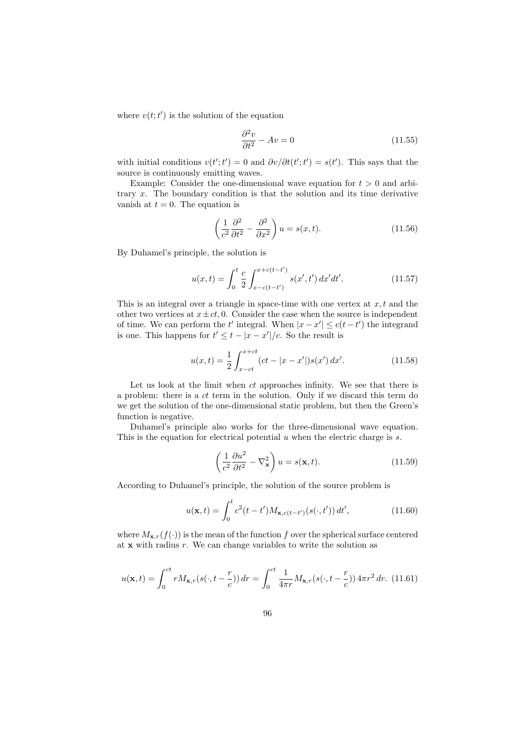where $v(t;t')$ is the solution of the equation

$$\frac{\partial^2 v}{\partial t^2} - Av = 0 \tag{11.55}$$

with initial conditions $v(t';t') = 0$ and $\partial v/\partial t(t';t') = s(t')$. This says that the source is continuously emitting waves.

Example: Consider the one-dimensional wave equation for $t > 0$ and arbitrary $x$. The boundary condition is that the solution and its time derivative vanish at $t = 0$. The equation is

$$\left(\frac{1}{c^2}\frac{\partial^2}{\partial t^2} - \frac{\partial^2}{\partial x^2}\right) u = s(x,t). \tag{11.56}$$

By Duhamel's principle, the solution is

$$u(x,t) = \int_0^t \frac{c}{2} \int_{x-c(t-t')}^{x+c(t-t')} s(x',t')\,dx'dt'. \tag{11.57}$$

This is an integral over a triangle in space-time with one vertex at $x, t$ and the other two vertices at $x \pm ct, 0$. Consider the case when the source is independent of time. We can perform the $t'$ integral. When $|x - x'| \leq c(t - t')$ the integrand is one. This happens for $t' \leq t - |x - x'|/c$. So the result is

$$u(x,t) = \frac{1}{2}\int_{x-ct}^{x+ct} (ct - |x - x'|) s(x')\,dx'. \tag{11.58}$$

Let us look at the limit when $ct$ approaches infinity. We see that there is a problem: there is a $ct$ term in the solution. Only if we discard this term do we get the solution of the one-dimensional static problem, but then the Green's function is negative.

Duhamel's principle also works for the three-dimensional wave equation. This is the equation for electrical potential $u$ when the electric charge is $s$.

$$\left(\frac{1}{c^2}\frac{\partial u^2}{\partial t^2} - \nabla^2_{\mathbf{x}}\right) u = s(\mathbf{x},t). \tag{11.59}$$

According to Duhamel's principle, the solution of the source problem is

$$u(\mathbf{x},t) = \int_0^t c^2(t - t') M_{\mathbf{x},c(t-t')}(s(\cdot,t'))\,dt', \tag{11.60}$$

where $M_{\mathbf{x},r}(f(\cdot))$ is the mean of the function $f$ over the spherical surface centered at $\mathbf{x}$ with radius $r$. We can change variables to write the solution as

$$u(\mathbf{x},t) = \int_0^{ct} r M_{\mathbf{x},r}(s(\cdot, t - \frac{r}{c}))\,dr = \int_0^{ct} \frac{1}{4\pi r} M_{\mathbf{x},r}(s(\cdot, t - \frac{r}{c}))\,4\pi r^2\,dr. \tag{11.61}$$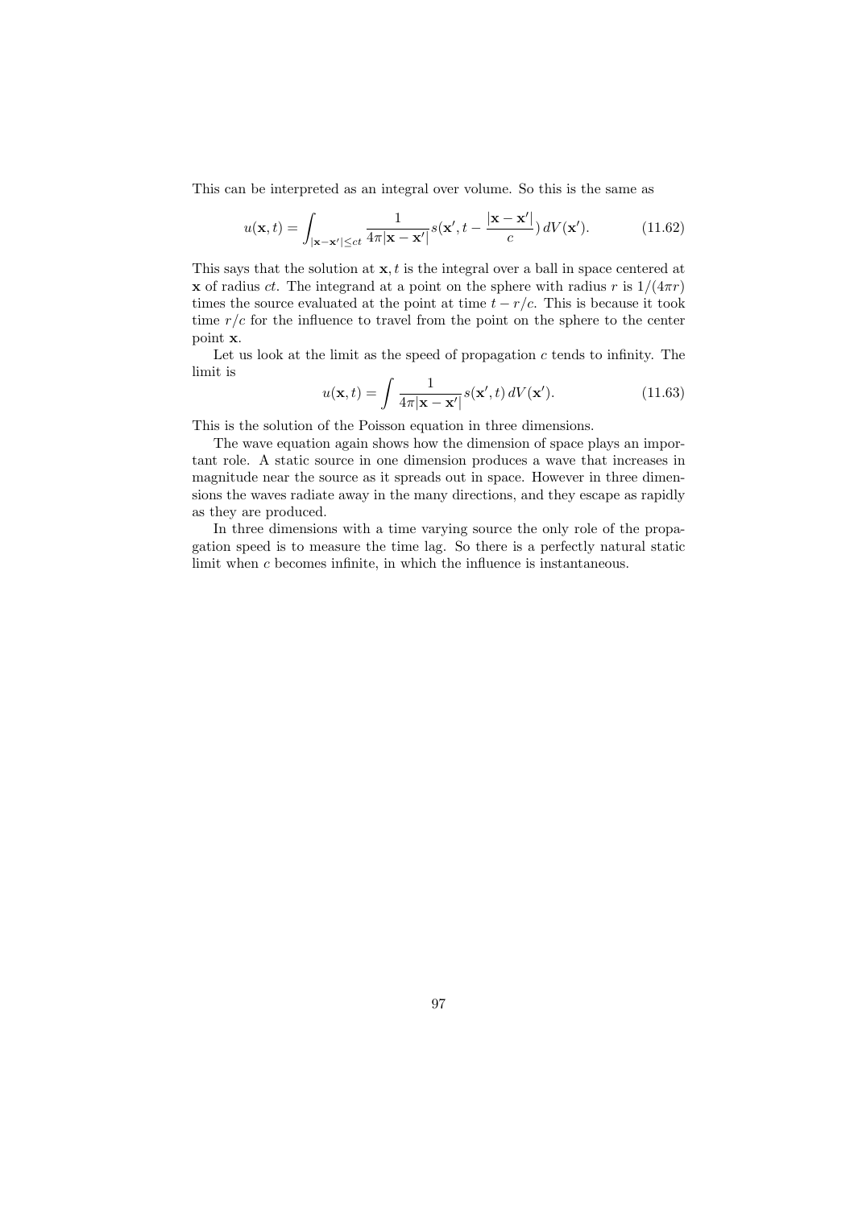This can be interpreted as an integral over volume. So this is the same as

$$u(\mathbf{x}, t) = \int_{|\mathbf{x}-\mathbf{x}'| \leq ct} \frac{1}{4\pi|\mathbf{x} - \mathbf{x}'|} s(\mathbf{x}', t - \frac{|\mathbf{x} - \mathbf{x}'|}{c})\, dV(\mathbf{x}'). \tag{11.62}$$

This says that the solution at $\mathbf{x}, t$ is the integral over a ball in space centered at $\mathbf{x}$ of radius $ct$. The integrand at a point on the sphere with radius $r$ is $1/(4\pi r)$ times the source evaluated at the point at time $t - r/c$. This is because it took time $r/c$ for the influence to travel from the point on the sphere to the center point $\mathbf{x}$.

Let us look at the limit as the speed of propagation $c$ tends to infinity. The limit is

$$u(\mathbf{x}, t) = \int \frac{1}{4\pi|\mathbf{x} - \mathbf{x}'|} s(\mathbf{x}', t)\, dV(\mathbf{x}'). \tag{11.63}$$

This is the solution of the Poisson equation in three dimensions.

The wave equation again shows how the dimension of space plays an important role. A static source in one dimension produces a wave that increases in magnitude near the source as it spreads out in space. However in three dimensions the waves radiate away in the many directions, and they escape as rapidly as they are produced.

In three dimensions with a time varying source the only role of the propagation speed is to measure the time lag. So there is a perfectly natural static limit when $c$ becomes infinite, in which the influence is instantaneous.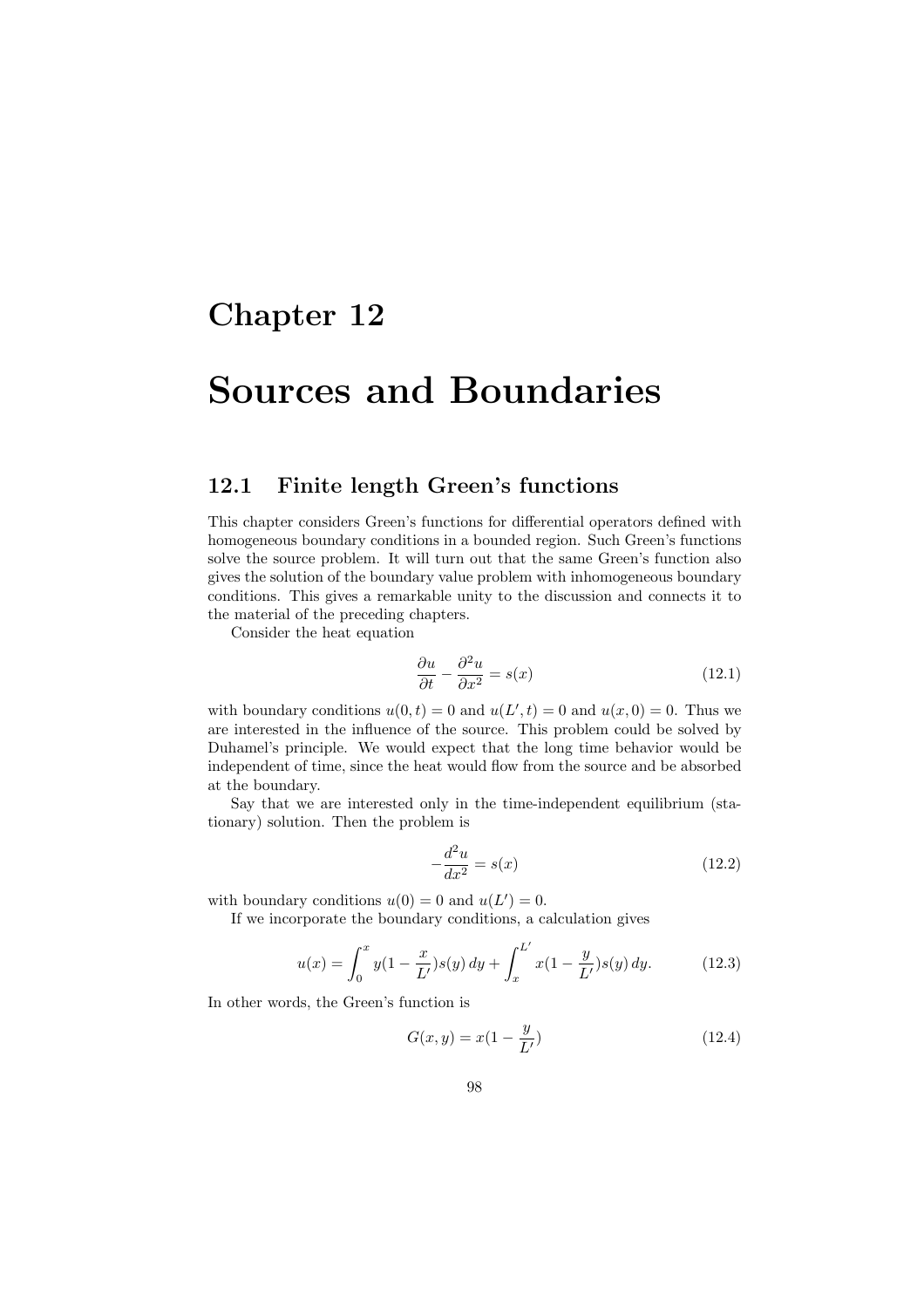# Chapter 12

# Sources and Boundaries

## 12.1 Finite length Green's functions

This chapter considers Green's functions for differential operators defined with homogeneous boundary conditions in a bounded region. Such Green's functions solve the source problem. It will turn out that the same Green's function also gives the solution of the boundary value problem with inhomogeneous boundary conditions. This gives a remarkable unity to the discussion and connects it to the material of the preceding chapters.

Consider the heat equation

$$\frac{\partial u}{\partial t} - \frac{\partial^2 u}{\partial x^2} = s(x) \tag{12.1}$$

with boundary conditions $u(0,t) = 0$ and $u(L',t) = 0$ and $u(x,0) = 0$. Thus we are interested in the influence of the source. This problem could be solved by Duhamel's principle. We would expect that the long time behavior would be independent of time, since the heat would flow from the source and be absorbed at the boundary.

Say that we are interested only in the time-independent equilibrium (stationary) solution. Then the problem is

$$-\frac{d^2 u}{dx^2} = s(x) \tag{12.2}$$

with boundary conditions $u(0) = 0$ and $u(L') = 0$.

If we incorporate the boundary conditions, a calculation gives

$$u(x) = \int_0^x y\left(1 - \frac{x}{L'}\right)s(y)\,dy + \int_x^{L'} x\left(1 - \frac{y}{L'}\right)s(y)\,dy. \tag{12.3}$$

In other words, the Green's function is

$$G(x,y) = x\left(1 - \frac{y}{L'}\right) \tag{12.4}$$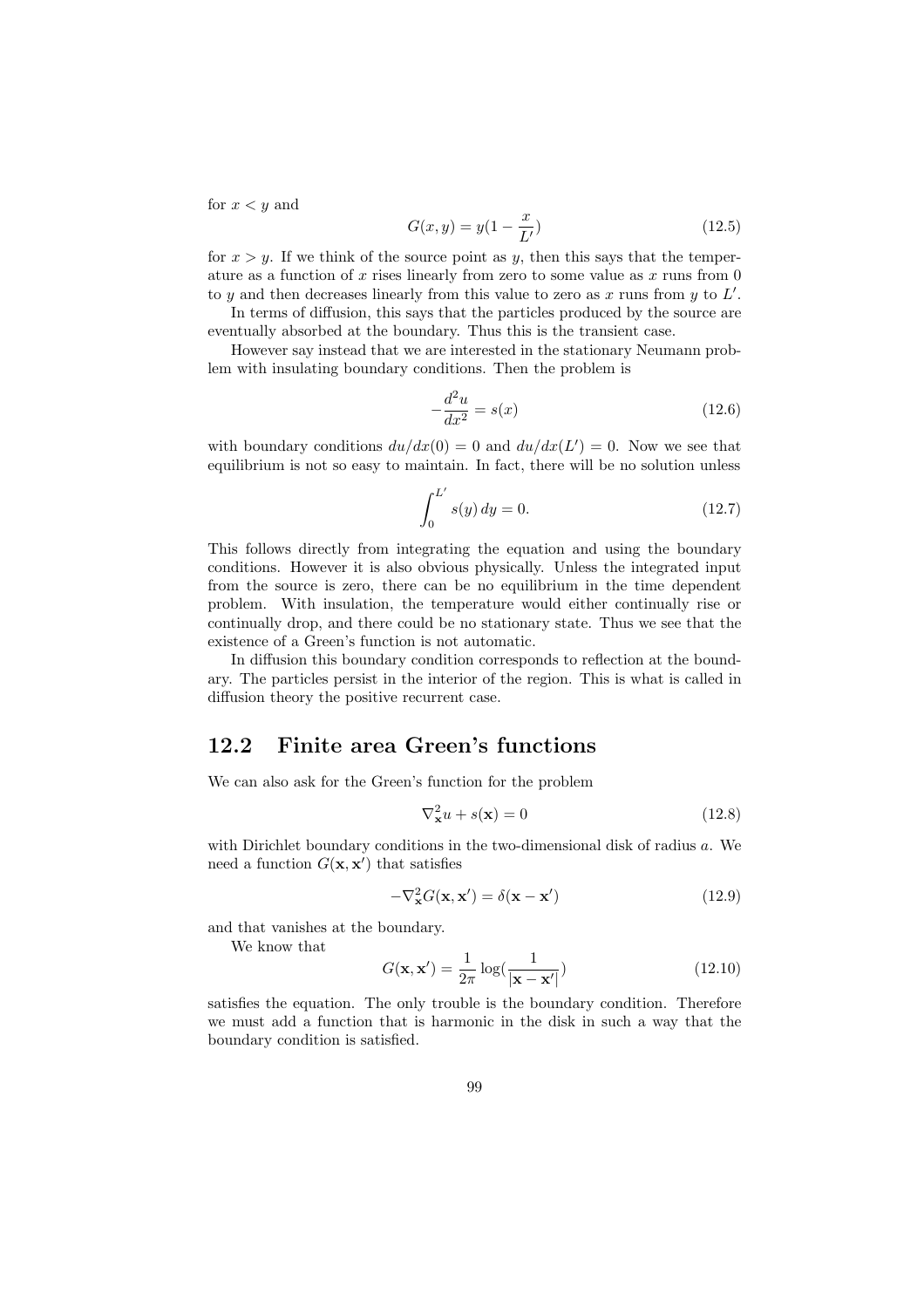for $x < y$ and

$$G(x, y) = y(1 - \frac{x}{L'}) \tag{12.5}$$

for $x > y$. If we think of the source point as $y$, then this says that the temperature as a function of $x$ rises linearly from zero to some value as $x$ runs from 0 to $y$ and then decreases linearly from this value to zero as $x$ runs from $y$ to $L'$.

In terms of diffusion, this says that the particles produced by the source are eventually absorbed at the boundary. Thus this is the transient case.

However say instead that we are interested in the stationary Neumann problem with insulating boundary conditions. Then the problem is

$$-\frac{d^2u}{dx^2} = s(x) \tag{12.6}$$

with boundary conditions $du/dx(0) = 0$ and $du/dx(L') = 0$. Now we see that equilibrium is not so easy to maintain. In fact, there will be no solution unless

$$\int_0^{L'} s(y)\, dy = 0. \tag{12.7}$$

This follows directly from integrating the equation and using the boundary conditions. However it is also obvious physically. Unless the integrated input from the source is zero, there can be no equilibrium in the time dependent problem. With insulation, the temperature would either continually rise or continually drop, and there could be no stationary state. Thus we see that the existence of a Green's function is not automatic.

In diffusion this boundary condition corresponds to reflection at the boundary. The particles persist in the interior of the region. This is what is called in diffusion theory the positive recurrent case.

## 12.2 Finite area Green's functions

We can also ask for the Green's function for the problem

$$\nabla^2_{\mathbf{x}} u + s(\mathbf{x}) = 0 \tag{12.8}$$

with Dirichlet boundary conditions in the two-dimensional disk of radius $a$. We need a function $G(\mathbf{x}, \mathbf{x}')$ that satisfies

$$-\nabla^2_{\mathbf{x}} G(\mathbf{x}, \mathbf{x}') = \delta(\mathbf{x} - \mathbf{x}') \tag{12.9}$$

and that vanishes at the boundary.

We know that

$$G(\mathbf{x}, \mathbf{x}') = \frac{1}{2\pi} \log(\frac{1}{|\mathbf{x} - \mathbf{x}'|}) \tag{12.10}$$

satisfies the equation. The only trouble is the boundary condition. Therefore we must add a function that is harmonic in the disk in such a way that the boundary condition is satisfied.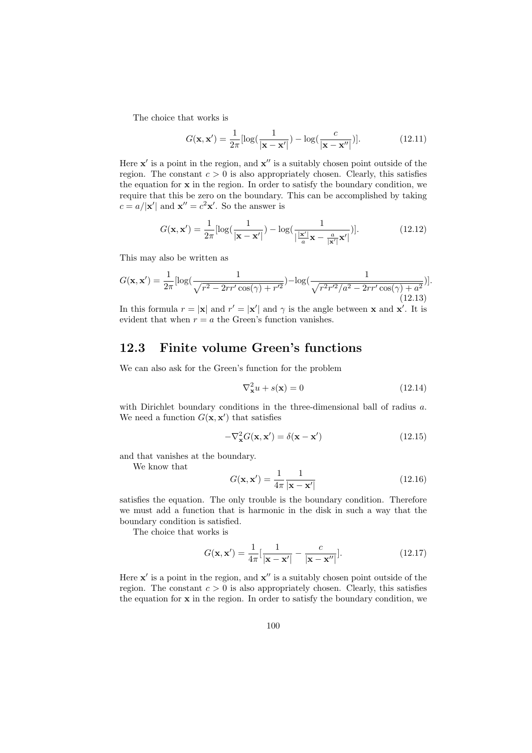The choice that works is

$$G(\mathbf{x}, \mathbf{x}') = \frac{1}{2\pi}[\log(\frac{1}{|\mathbf{x} - \mathbf{x}'|}) - \log(\frac{c}{|\mathbf{x} - \mathbf{x}''|})]. \tag{12.11}$$

Here $\mathbf{x}'$ is a point in the region, and $\mathbf{x}''$ is a suitably chosen point outside of the region. The constant $c > 0$ is also appropriately chosen. Clearly, this satisfies the equation for $\mathbf{x}$ in the region. In order to satisfy the boundary condition, we require that this be zero on the boundary. This can be accomplished by taking $c = a/|\mathbf{x}'|$ and $\mathbf{x}'' = c^2\mathbf{x}'$. So the answer is

$$G(\mathbf{x}, \mathbf{x}') = \frac{1}{2\pi}[\log(\frac{1}{|\mathbf{x} - \mathbf{x}'|}) - \log(\frac{1}{|\frac{|\mathbf{x}'|}{a}\mathbf{x} - \frac{a}{|\mathbf{x}'|}\mathbf{x}'|})]. \tag{12.12}$$

This may also be written as

$$G(\mathbf{x}, \mathbf{x}') = \frac{1}{2\pi}[\log(\frac{1}{\sqrt{r^2 - 2rr'\cos(\gamma) + r'^2}}) - \log(\frac{1}{\sqrt{r^2r'^2/a^2 - 2rr'\cos(\gamma) + a^2}})]. \tag{12.13}$$

In this formula $r = |\mathbf{x}|$ and $r' = |\mathbf{x}'|$ and $\gamma$ is the angle between $\mathbf{x}$ and $\mathbf{x}'$. It is evident that when $r = a$ the Green's function vanishes.

## 12.3 Finite volume Green's functions

We can also ask for the Green's function for the problem

$$\nabla^2_{\mathbf{x}} u + s(\mathbf{x}) = 0 \tag{12.14}$$

with Dirichlet boundary conditions in the three-dimensional ball of radius $a$. We need a function $G(\mathbf{x}, \mathbf{x}')$ that satisfies

$$-\nabla^2_{\mathbf{x}} G(\mathbf{x}, \mathbf{x}') = \delta(\mathbf{x} - \mathbf{x}') \tag{12.15}$$

and that vanishes at the boundary.

We know that

$$G(\mathbf{x}, \mathbf{x}') = \frac{1}{4\pi}\frac{1}{|\mathbf{x} - \mathbf{x}'|} \tag{12.16}$$

satisfies the equation. The only trouble is the boundary condition. Therefore we must add a function that is harmonic in the disk in such a way that the boundary condition is satisfied.

The choice that works is

$$G(\mathbf{x}, \mathbf{x}') = \frac{1}{4\pi}[\frac{1}{|\mathbf{x} - \mathbf{x}'|} - \frac{c}{|\mathbf{x} - \mathbf{x}''|}]. \tag{12.17}$$

Here $\mathbf{x}'$ is a point in the region, and $\mathbf{x}''$ is a suitably chosen point outside of the region. The constant $c > 0$ is also appropriately chosen. Clearly, this satisfies the equation for $\mathbf{x}$ in the region. In order to satisfy the boundary condition, we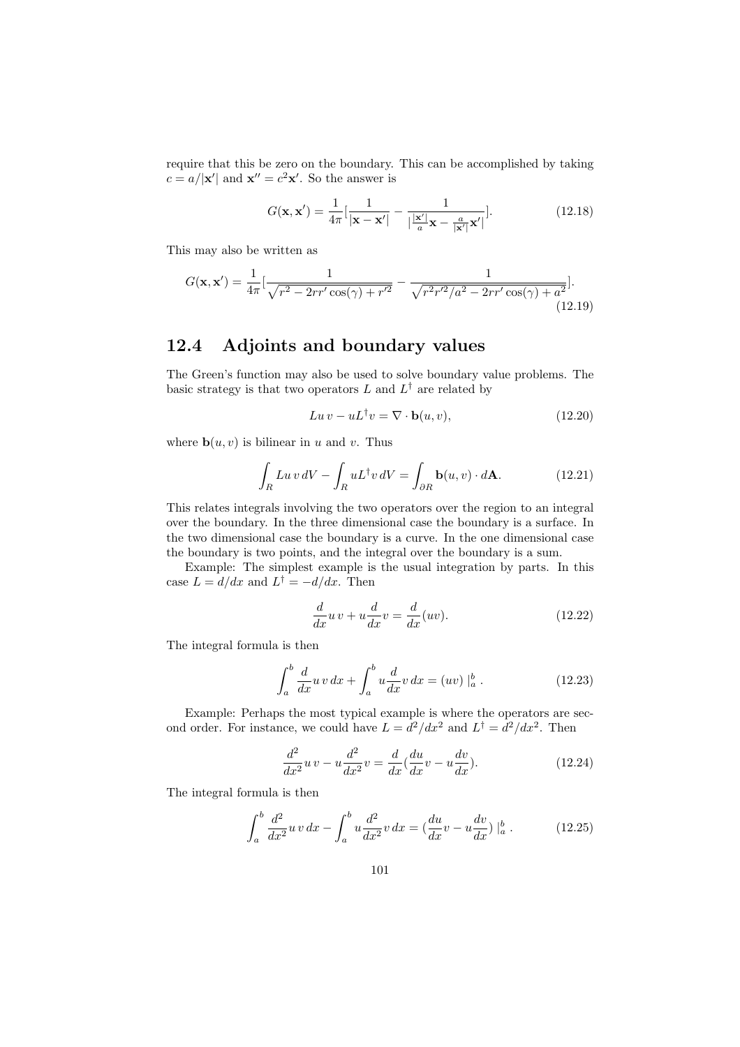require that this be zero on the boundary. This can be accomplished by taking $c = a/|\mathbf{x}'|$ and $\mathbf{x}'' = c^2\mathbf{x}'$. So the answer is

$$G(\mathbf{x}, \mathbf{x}') = \frac{1}{4\pi}[\frac{1}{|\mathbf{x} - \mathbf{x}'|} - \frac{1}{|\frac{|\mathbf{x}'|}{a}\mathbf{x} - \frac{a}{|\mathbf{x}'|}\mathbf{x}'|}]. \tag{12.18}$$

This may also be written as

$$G(\mathbf{x}, \mathbf{x}') = \frac{1}{4\pi}[\frac{1}{\sqrt{r^2 - 2rr'\cos(\gamma) + r'^2}} - \frac{1}{\sqrt{r^2 r'^2/a^2 - 2rr'\cos(\gamma) + a^2}}]. \tag{12.19}$$

## 12.4 Adjoints and boundary values

The Green's function may also be used to solve boundary value problems. The basic strategy is that two operators $L$ and $L^\dagger$ are related by

$$Lu\, v - uL^\dagger v = \nabla \cdot \mathbf{b}(u, v), \tag{12.20}$$

where $\mathbf{b}(u, v)$ is bilinear in $u$ and $v$. Thus

$$\int_R Lu\, v\, dV - \int_R uL^\dagger v\, dV = \int_{\partial R} \mathbf{b}(u, v) \cdot d\mathbf{A}. \tag{12.21}$$

This relates integrals involving the two operators over the region to an integral over the boundary. In the three dimensional case the boundary is a surface. In the two dimensional case the boundary is a curve. In the one dimensional case the boundary is two points, and the integral over the boundary is a sum.

Example: The simplest example is the usual integration by parts. In this case $L = d/dx$ and $L^\dagger = -d/dx$. Then

$$\frac{d}{dx}u\, v + u\frac{d}{dx}v = \frac{d}{dx}(uv). \tag{12.22}$$

The integral formula is then

$$\int_a^b \frac{d}{dx}u\, v\, dx + \int_a^b u\frac{d}{dx}v\, dx = (uv)\mid_a^b. \tag{12.23}$$

Example: Perhaps the most typical example is where the operators are second order. For instance, we could have $L = d^2/dx^2$ and $L^\dagger = d^2/dx^2$. Then

$$\frac{d^2}{dx^2}u\, v - u\frac{d^2}{dx^2}v = \frac{d}{dx}(\frac{du}{dx}v - u\frac{dv}{dx}). \tag{12.24}$$

The integral formula is then

$$\int_a^b \frac{d^2}{dx^2}u\, v\, dx - \int_a^b u\frac{d^2}{dx^2}v\, dx = (\frac{du}{dx}v - u\frac{dv}{dx})\mid_a^b. \tag{12.25}$$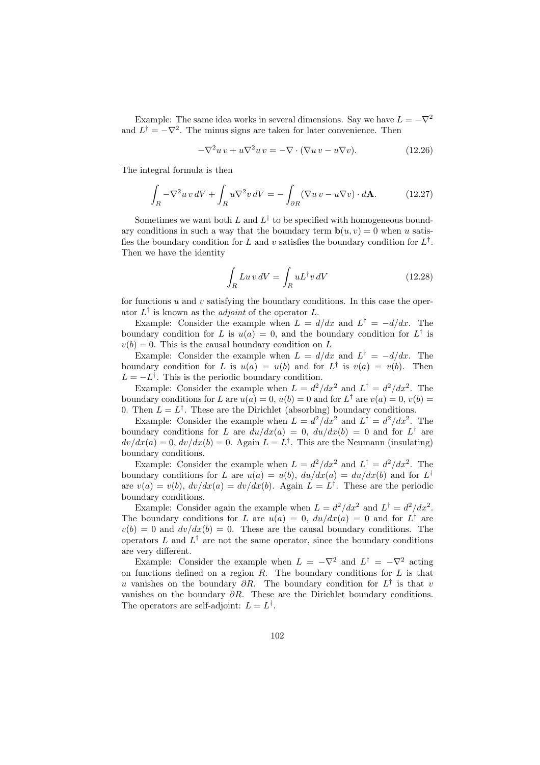Example: The same idea works in several dimensions. Say we have $L = -\nabla^2$ and $L^\dagger = -\nabla^2$. The minus signs are taken for later convenience. Then

$$-\nabla^2 u\, v + u \nabla^2 u\, v = -\nabla \cdot (\nabla u\, v - u \nabla v). \tag{12.26}$$

The integral formula is then

$$\int_R -\nabla^2 u\, v\, dV + \int_R u \nabla^2 v\, dV = -\int_{\partial R} (\nabla u\, v - u \nabla v) \cdot d\mathbf{A}. \tag{12.27}$$

Sometimes we want both $L$ and $L^\dagger$ to be specified with homogeneous boundary conditions in such a way that the boundary term $\mathbf{b}(u, v) = 0$ when $u$ satisfies the boundary condition for $L$ and $v$ satisfies the boundary condition for $L^\dagger$. Then we have the identity

$$\int_R Lu\, v\, dV = \int_R u L^\dagger v\, dV \tag{12.28}$$

for functions $u$ and $v$ satisfying the boundary conditions. In this case the operator $L^\dagger$ is known as the *adjoint* of the operator $L$.

Example: Consider the example when $L = d/dx$ and $L^\dagger = -d/dx$. The boundary condition for $L$ is $u(a) = 0$, and the boundary condition for $L^\dagger$ is $v(b) = 0$. This is the causal boundary condition on $L$

Example: Consider the example when $L = d/dx$ and $L^\dagger = -d/dx$. The boundary condition for $L$ is $u(a) = u(b)$ and for $L^\dagger$ is $v(a) = v(b)$. Then $L = -L^\dagger$. This is the periodic boundary condition.

Example: Consider the example when $L = d^2/dx^2$ and $L^\dagger = d^2/dx^2$. The boundary conditions for $L$ are $u(a) = 0$, $u(b) = 0$ and for $L^\dagger$ are $v(a) = 0$, $v(b) = 0$. Then $L = L^\dagger$. These are the Dirichlet (absorbing) boundary conditions.

Example: Consider the example when $L = d^2/dx^2$ and $L^\dagger = d^2/dx^2$. The boundary conditions for $L$ are $du/dx(a) = 0$, $du/dx(b) = 0$ and for $L^\dagger$ are $dv/dx(a) = 0$, $dv/dx(b) = 0$. Again $L = L^\dagger$. This are the Neumann (insulating) boundary conditions.

Example: Consider the example when $L = d^2/dx^2$ and $L^\dagger = d^2/dx^2$. The boundary conditions for $L$ are $u(a) = u(b)$, $du/dx(a) = du/dx(b)$ and for $L^\dagger$ are $v(a) = v(b)$, $dv/dx(a) = dv/dx(b)$. Again $L = L^\dagger$. These are the periodic boundary conditions.

Example: Consider again the example when $L = d^2/dx^2$ and $L^\dagger = d^2/dx^2$. The boundary conditions for $L$ are $u(a) = 0$, $du/dx(a) = 0$ and for $L^\dagger$ are $v(b) = 0$ and $dv/dx(b) = 0$. These are the causal boundary conditions. The operators $L$ and $L^\dagger$ are not the same operator, since the boundary conditions are very different.

Example: Consider the example when $L = -\nabla^2$ and $L^\dagger = -\nabla^2$ acting on functions defined on a region $R$. The boundary conditions for $L$ is that $u$ vanishes on the boundary $\partial R$. The boundary condition for $L^\dagger$ is that $v$ vanishes on the boundary $\partial R$. These are the Dirichlet boundary conditions. The operators are self-adjoint: $L = L^\dagger$.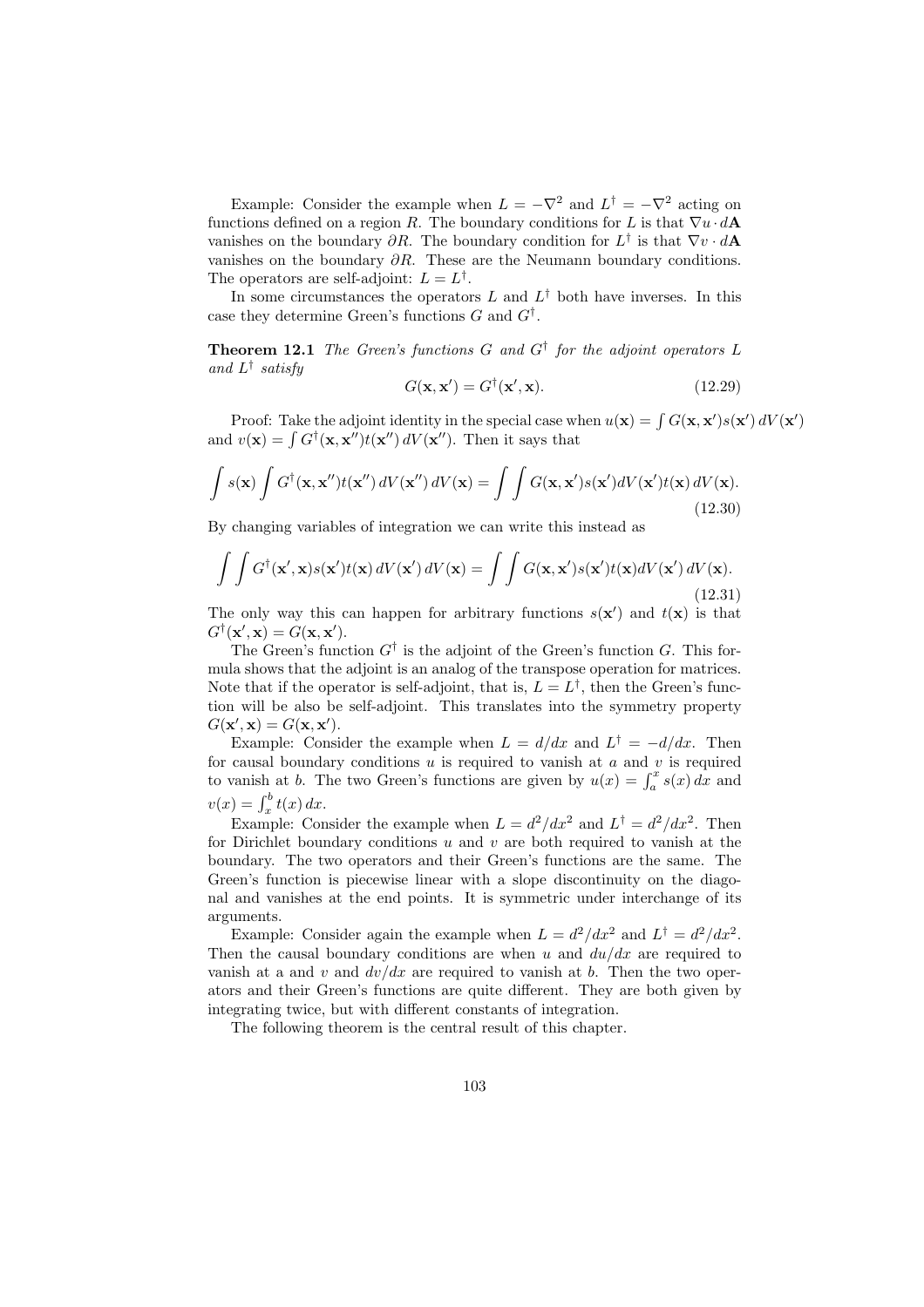Example: Consider the example when $L = -\nabla^2$ and $L^\dagger = -\nabla^2$ acting on functions defined on a region $R$. The boundary conditions for $L$ is that $\nabla u \cdot d\mathbf{A}$ vanishes on the boundary $\partial R$. The boundary condition for $L^\dagger$ is that $\nabla v \cdot d\mathbf{A}$ vanishes on the boundary $\partial R$. These are the Neumann boundary conditions. The operators are self-adjoint: $L = L^\dagger$.

In some circumstances the operators $L$ and $L^\dagger$ both have inverses. In this case they determine Green's functions $G$ and $G^\dagger$.

**Theorem 12.1** *The Green's functions $G$ and $G^\dagger$ for the adjoint operators $L$ and $L^\dagger$ satisfy*

$$G(\mathbf{x}, \mathbf{x}') = G^\dagger(\mathbf{x}', \mathbf{x}). \tag{12.29}$$

Proof: Take the adjoint identity in the special case when $u(\mathbf{x}) = \int G(\mathbf{x}, \mathbf{x}')s(\mathbf{x}')\, dV(\mathbf{x}')$ and $v(\mathbf{x}) = \int G^\dagger(\mathbf{x}, \mathbf{x}'')t(\mathbf{x}'')\, dV(\mathbf{x}'')$. Then it says that

$$\int s(\mathbf{x}) \int G^\dagger(\mathbf{x}, \mathbf{x}'')t(\mathbf{x}'')\, dV(\mathbf{x}'')\, dV(\mathbf{x}) = \int \int G(\mathbf{x}, \mathbf{x}')s(\mathbf{x}')dV(\mathbf{x}')t(\mathbf{x})\, dV(\mathbf{x}). \tag{12.30}$$

By changing variables of integration we can write this instead as

$$\int \int G^\dagger(\mathbf{x}', \mathbf{x})s(\mathbf{x}')t(\mathbf{x})\, dV(\mathbf{x}')\, dV(\mathbf{x}) = \int \int G(\mathbf{x}, \mathbf{x}')s(\mathbf{x}')t(\mathbf{x})dV(\mathbf{x}')\, dV(\mathbf{x}). \tag{12.31}$$

The only way this can happen for arbitrary functions $s(\mathbf{x}')$ and $t(\mathbf{x})$ is that $G^\dagger(\mathbf{x}', \mathbf{x}) = G(\mathbf{x}, \mathbf{x}')$.

The Green's function $G^\dagger$ is the adjoint of the Green's function $G$. This formula shows that the adjoint is an analog of the transpose operation for matrices. Note that if the operator is self-adjoint, that is, $L = L^\dagger$, then the Green's function will be also be self-adjoint. This translates into the symmetry property $G(\mathbf{x}', \mathbf{x}) = G(\mathbf{x}, \mathbf{x}')$.

Example: Consider the example when $L = d/dx$ and $L^\dagger = -d/dx$. Then for causal boundary conditions $u$ is required to vanish at $a$ and $v$ is required to vanish at $b$. The two Green's functions are given by $u(x) = \int_a^x s(x)\, dx$ and $v(x) = \int_x^b t(x)\, dx$.

Example: Consider the example when $L = d^2/dx^2$ and $L^\dagger = d^2/dx^2$. Then for Dirichlet boundary conditions $u$ and $v$ are both required to vanish at the boundary. The two operators and their Green's functions are the same. The Green's function is piecewise linear with a slope discontinuity on the diagonal and vanishes at the end points. It is symmetric under interchange of its arguments.

Example: Consider again the example when $L = d^2/dx^2$ and $L^\dagger = d^2/dx^2$. Then the causal boundary conditions are when $u$ and $du/dx$ are required to vanish at a and $v$ and $dv/dx$ are required to vanish at $b$. Then the two operators and their Green's functions are quite different. They are both given by integrating twice, but with different constants of integration.

The following theorem is the central result of this chapter.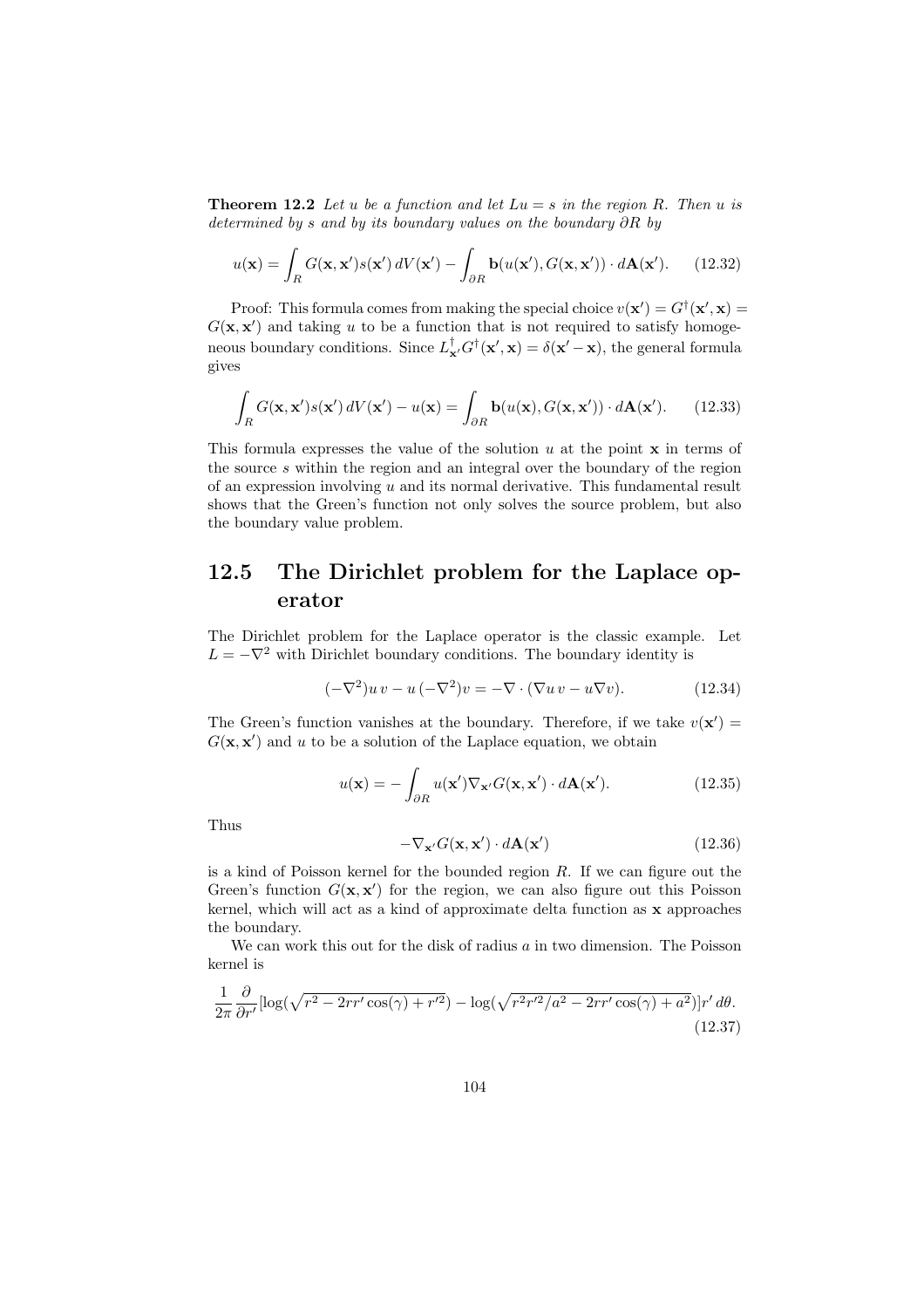**Theorem 12.2** *Let $u$ be a function and let $Lu = s$ in the region $R$. Then $u$ is determined by $s$ and by its boundary values on the boundary $\partial R$ by*

$$u(\mathbf{x}) = \int_R G(\mathbf{x}, \mathbf{x}')s(\mathbf{x}')\, dV(\mathbf{x}') - \int_{\partial R} \mathbf{b}(u(\mathbf{x}'), G(\mathbf{x}, \mathbf{x}')) \cdot d\mathbf{A}(\mathbf{x}'). \qquad (12.32)$$

Proof: This formula comes from making the special choice $v(\mathbf{x}') = G^\dagger(\mathbf{x}', \mathbf{x}) = G(\mathbf{x}, \mathbf{x}')$ and taking $u$ to be a function that is not required to satisfy homogeneous boundary conditions. Since $L^\dagger_{\mathbf{x}'} G^\dagger(\mathbf{x}', \mathbf{x}) = \delta(\mathbf{x}' - \mathbf{x})$, the general formula gives

$$\int_R G(\mathbf{x}, \mathbf{x}')s(\mathbf{x}')\, dV(\mathbf{x}') - u(\mathbf{x}) = \int_{\partial R} \mathbf{b}(u(\mathbf{x}), G(\mathbf{x}, \mathbf{x}')) \cdot d\mathbf{A}(\mathbf{x}'). \qquad (12.33)$$

This formula expresses the value of the solution $u$ at the point $\mathbf{x}$ in terms of the source $s$ within the region and an integral over the boundary of the region of an expression involving $u$ and its normal derivative. This fundamental result shows that the Green's function not only solves the source problem, but also the boundary value problem.

## 12.5 The Dirichlet problem for the Laplace operator

The Dirichlet problem for the Laplace operator is the classic example. Let $L = -\nabla^2$ with Dirichlet boundary conditions. The boundary identity is

$$(-\nabla^2)u\, v - u\, (-\nabla^2)v = -\nabla \cdot (\nabla u\, v - u \nabla v). \qquad (12.34)$$

The Green's function vanishes at the boundary. Therefore, if we take $v(\mathbf{x}') = G(\mathbf{x}, \mathbf{x}')$ and $u$ to be a solution of the Laplace equation, we obtain

$$u(\mathbf{x}) = -\int_{\partial R} u(\mathbf{x}') \nabla_{\mathbf{x}'} G(\mathbf{x}, \mathbf{x}') \cdot d\mathbf{A}(\mathbf{x}'). \qquad (12.35)$$

Thus

$$-\nabla_{\mathbf{x}'} G(\mathbf{x}, \mathbf{x}') \cdot d\mathbf{A}(\mathbf{x}') \qquad (12.36)$$

is a kind of Poisson kernel for the bounded region $R$. If we can figure out the Green's function $G(\mathbf{x}, \mathbf{x}')$ for the region, we can also figure out this Poisson kernel, which will act as a kind of approximate delta function as $\mathbf{x}$ approaches the boundary.

We can work this out for the disk of radius $a$ in two dimension. The Poisson kernel is

$$\frac{1}{2\pi} \frac{\partial}{\partial r'} [\log(\sqrt{r^2 - 2rr' \cos(\gamma) + r'^2}) - \log(\sqrt{r^2 r'^2/a^2 - 2rr' \cos(\gamma) + a^2})] r'\, d\theta. \qquad (12.37)$$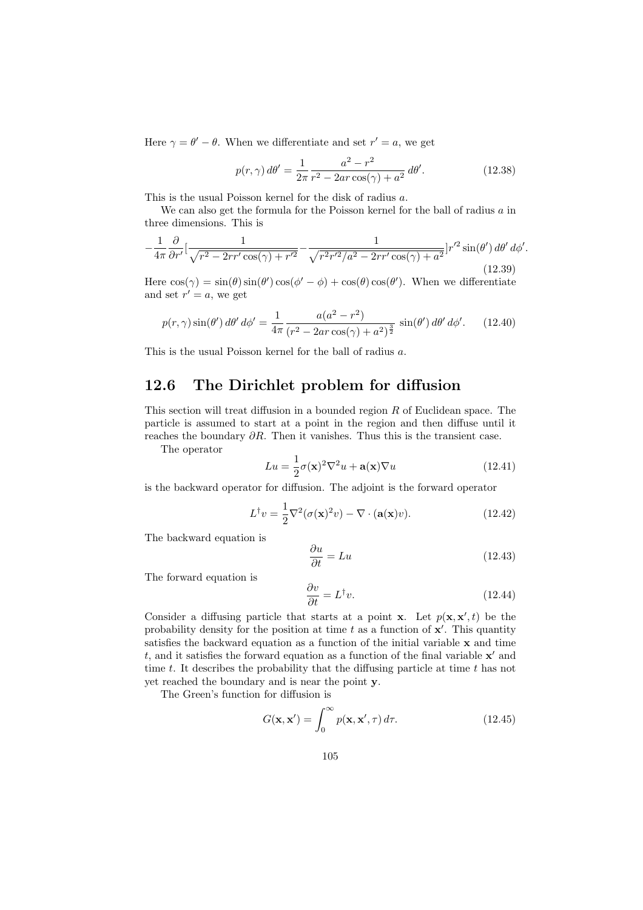Here $\gamma = \theta' - \theta$. When we differentiate and set $r' = a$, we get

$$p(r, \gamma)\, d\theta' = \frac{1}{2\pi} \frac{a^2 - r^2}{r^2 - 2ar\cos(\gamma) + a^2}\, d\theta'. \tag{12.38}$$

This is the usual Poisson kernel for the disk of radius $a$.

We can also get the formula for the Poisson kernel for the ball of radius $a$ in three dimensions. This is

$$-\frac{1}{4\pi}\frac{\partial}{\partial r'}\left[\frac{1}{\sqrt{r^2 - 2rr'\cos(\gamma) + r'^2}} - \frac{1}{\sqrt{r^2 r'^2/a^2 - 2rr'\cos(\gamma) + a^2}}\right] r'^2 \sin(\theta')\, d\theta'\, d\phi'. \tag{12.39}$$

Here $\cos(\gamma) = \sin(\theta)\sin(\theta')\cos(\phi' - \phi) + \cos(\theta)\cos(\theta')$. When we differentiate and set $r' = a$, we get

$$p(r, \gamma)\sin(\theta')\, d\theta'\, d\phi' = \frac{1}{4\pi} \frac{a(a^2 - r^2)}{(r^2 - 2ar\cos(\gamma) + a^2)^{\frac{3}{2}}} \sin(\theta')\, d\theta'\, d\phi'. \tag{12.40}$$

This is the usual Poisson kernel for the ball of radius $a$.

## 12.6 The Dirichlet problem for diffusion

This section will treat diffusion in a bounded region $R$ of Euclidean space. The particle is assumed to start at a point in the region and then diffuse until it reaches the boundary $\partial R$. Then it vanishes. Thus this is the transient case.

The operator

$$Lu = \frac{1}{2}\sigma(\mathbf{x})^2 \nabla^2 u + \mathbf{a}(\mathbf{x})\nabla u \tag{12.41}$$

is the backward operator for diffusion. The adjoint is the forward operator

$$L^\dagger v = \frac{1}{2}\nabla^2(\sigma(\mathbf{x})^2 v) - \nabla \cdot (\mathbf{a}(\mathbf{x}) v). \tag{12.42}$$

The backward equation is

$$\frac{\partial u}{\partial t} = Lu \tag{12.43}$$

The forward equation is

$$\frac{\partial v}{\partial t} = L^\dagger v. \tag{12.44}$$

Consider a diffusing particle that starts at a point $\mathbf{x}$. Let $p(\mathbf{x}, \mathbf{x}', t)$ be the probability density for the position at time $t$ as a function of $\mathbf{x}'$. This quantity satisfies the backward equation as a function of the initial variable $\mathbf{x}$ and time $t$, and it satisfies the forward equation as a function of the final variable $\mathbf{x}'$ and time $t$. It describes the probability that the diffusing particle at time $t$ has not yet reached the boundary and is near the point $\mathbf{y}$.

The Green's function for diffusion is

$$G(\mathbf{x}, \mathbf{x}') = \int_0^\infty p(\mathbf{x}, \mathbf{x}', \tau)\, d\tau. \tag{12.45}$$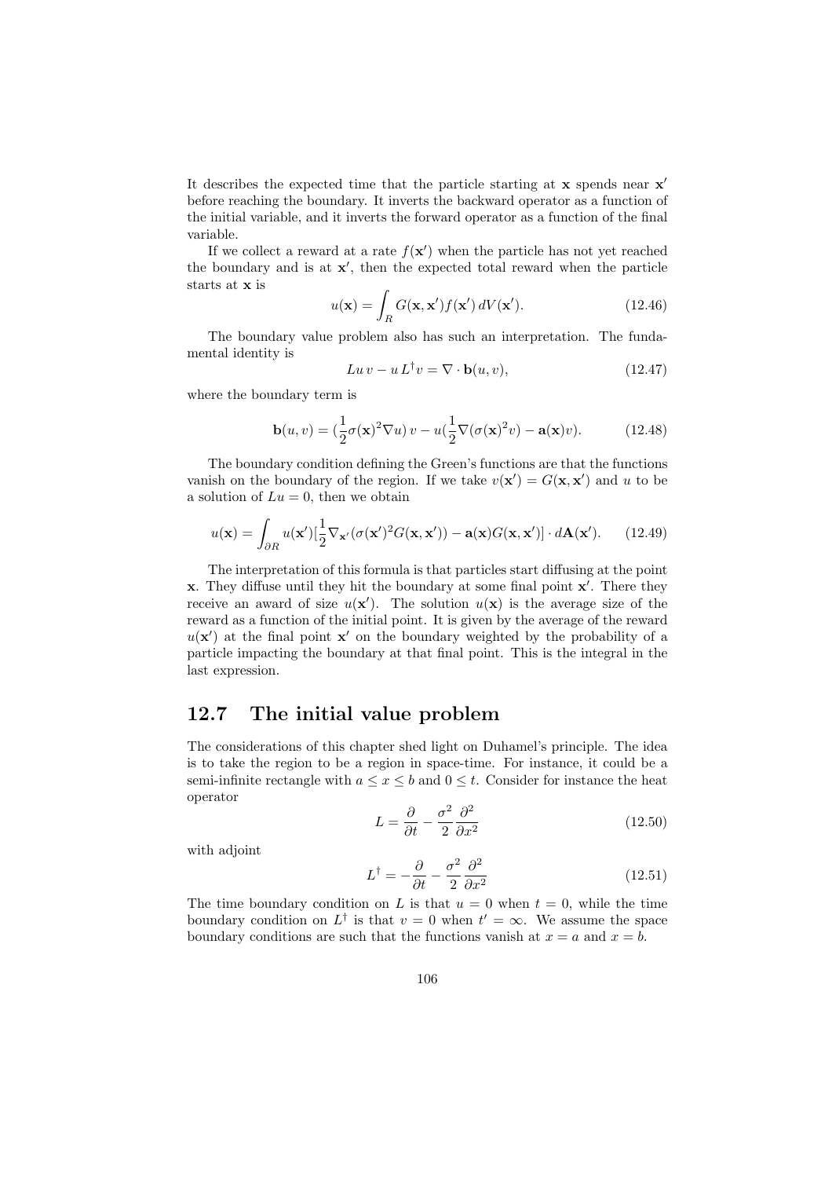It describes the expected time that the particle starting at $\mathbf{x}$ spends near $\mathbf{x}'$ before reaching the boundary. It inverts the backward operator as a function of the initial variable, and it inverts the forward operator as a function of the final variable.

If we collect a reward at a rate $f(\mathbf{x}')$ when the particle has not yet reached the boundary and is at $\mathbf{x}'$, then the expected total reward when the particle starts at $\mathbf{x}$ is

$$u(\mathbf{x}) = \int_R G(\mathbf{x}, \mathbf{x}') f(\mathbf{x}')\, dV(\mathbf{x}'). \tag{12.46}$$

The boundary value problem also has such an interpretation. The fundamental identity is

$$L u\, v - u\, L^\dagger v = \nabla \cdot \mathbf{b}(u, v), \tag{12.47}$$

where the boundary term is

$$\mathbf{b}(u, v) = (\frac{1}{2}\sigma(\mathbf{x})^2 \nabla u)\, v - u(\frac{1}{2}\nabla(\sigma(\mathbf{x})^2 v) - \mathbf{a}(\mathbf{x}) v). \tag{12.48}$$

The boundary condition defining the Green's functions are that the functions vanish on the boundary of the region. If we take $v(\mathbf{x}') = G(\mathbf{x}, \mathbf{x}')$ and $u$ to be a solution of $Lu = 0$, then we obtain

$$u(\mathbf{x}) = \int_{\partial R} u(\mathbf{x}')[\frac{1}{2}\nabla_{\mathbf{x}'}(\sigma(\mathbf{x}')^2 G(\mathbf{x}, \mathbf{x}')) - \mathbf{a}(\mathbf{x}) G(\mathbf{x}, \mathbf{x}')] \cdot d\mathbf{A}(\mathbf{x}'). \tag{12.49}$$

The interpretation of this formula is that particles start diffusing at the point $\mathbf{x}$. They diffuse until they hit the boundary at some final point $\mathbf{x}'$. There they receive an award of size $u(\mathbf{x}')$. The solution $u(\mathbf{x})$ is the average size of the reward as a function of the initial point. It is given by the average of the reward $u(\mathbf{x}')$ at the final point $\mathbf{x}'$ on the boundary weighted by the probability of a particle impacting the boundary at that final point. This is the integral in the last expression.

## 12.7 The initial value problem

The considerations of this chapter shed light on Duhamel's principle. The idea is to take the region to be a region in space-time. For instance, it could be a semi-infinite rectangle with $a \leq x \leq b$ and $0 \leq t$. Consider for instance the heat operator

$$L = \frac{\partial}{\partial t} - \frac{\sigma^2}{2}\frac{\partial^2}{\partial x^2} \tag{12.50}$$

with adjoint

$$L^\dagger = -\frac{\partial}{\partial t} - \frac{\sigma^2}{2}\frac{\partial^2}{\partial x^2} \tag{12.51}$$

The time boundary condition on $L$ is that $u = 0$ when $t = 0$, while the time boundary condition on $L^\dagger$ is that $v = 0$ when $t' = \infty$. We assume the space boundary conditions are such that the functions vanish at $x = a$ and $x = b$.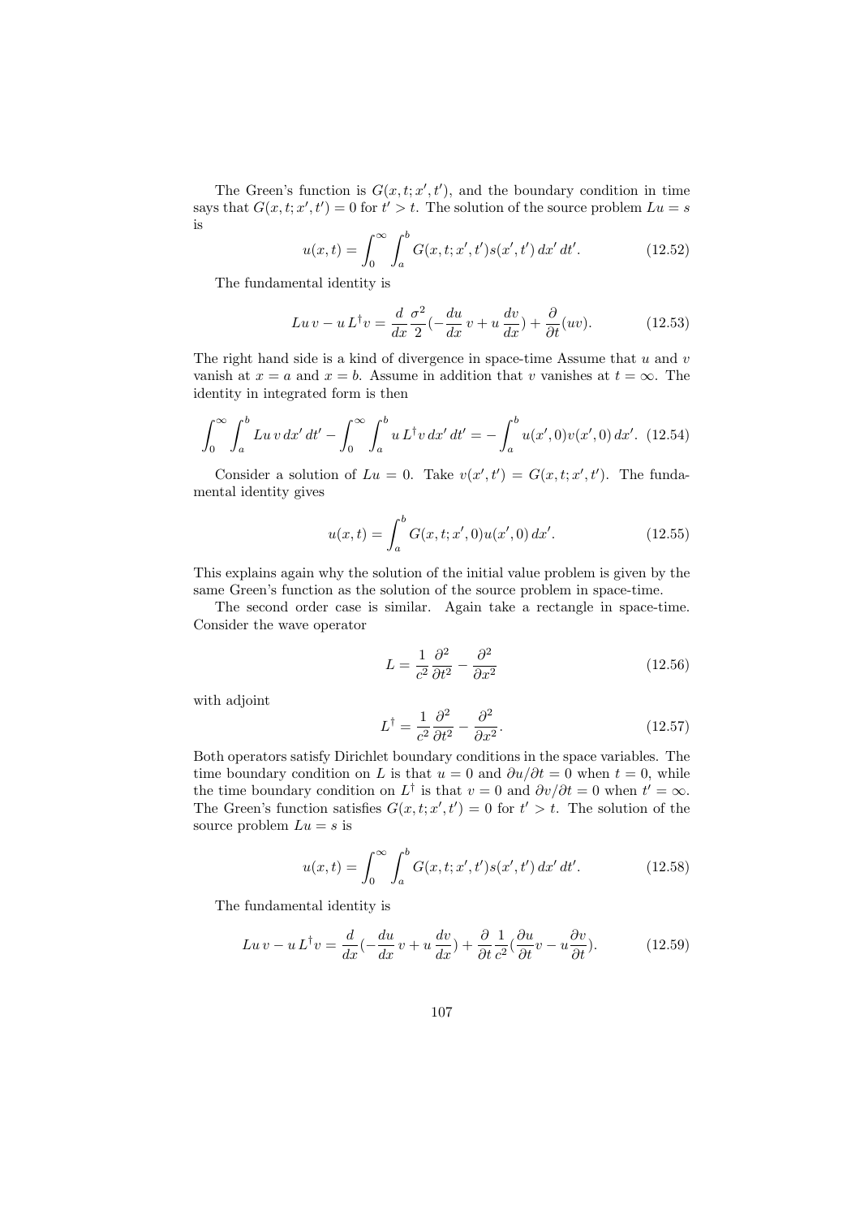The Green's function is $G(x, t; x', t')$, and the boundary condition in time says that $G(x, t; x', t') = 0$ for $t' > t$. The solution of the source problem $Lu = s$ is

$$u(x, t) = \int_0^\infty \int_a^b G(x, t; x', t') s(x', t') \, dx' \, dt'. \tag{12.52}$$

The fundamental identity is

$$Lu \, v - u \, L^\dagger v = \frac{d}{dx} \frac{\sigma^2}{2} \left(-\frac{du}{dx} \, v + u \, \frac{dv}{dx}\right) + \frac{\partial}{\partial t}(uv). \tag{12.53}$$

The right hand side is a kind of divergence in space-time Assume that $u$ and $v$ vanish at $x = a$ and $x = b$. Assume in addition that $v$ vanishes at $t = \infty$. The identity in integrated form is then

$$\int_0^\infty \int_a^b Lu \, v \, dx' \, dt' - \int_0^\infty \int_a^b u \, L^\dagger v \, dx' \, dt' = -\int_a^b u(x', 0) v(x', 0) \, dx'. \tag{12.54}$$

Consider a solution of $Lu = 0$. Take $v(x', t') = G(x, t; x', t')$. The fundamental identity gives

$$u(x, t) = \int_a^b G(x, t; x', 0) u(x', 0) \, dx'. \tag{12.55}$$

This explains again why the solution of the initial value problem is given by the same Green's function as the solution of the source problem in space-time.

The second order case is similar. Again take a rectangle in space-time. Consider the wave operator

$$L = \frac{1}{c^2} \frac{\partial^2}{\partial t^2} - \frac{\partial^2}{\partial x^2} \tag{12.56}$$

with adjoint

$$L^\dagger = \frac{1}{c^2} \frac{\partial^2}{\partial t^2} - \frac{\partial^2}{\partial x^2}. \tag{12.57}$$

Both operators satisfy Dirichlet boundary conditions in the space variables. The time boundary condition on $L$ is that $u = 0$ and $\partial u / \partial t = 0$ when $t = 0$, while the time boundary condition on $L^\dagger$ is that $v = 0$ and $\partial v / \partial t = 0$ when $t' = \infty$. The Green's function satisfies $G(x, t; x', t') = 0$ for $t' > t$. The solution of the source problem $Lu = s$ is

$$u(x, t) = \int_0^\infty \int_a^b G(x, t; x', t') s(x', t') \, dx' \, dt'. \tag{12.58}$$

The fundamental identity is

$$Lu \, v - u \, L^\dagger v = \frac{d}{dx}\left(-\frac{du}{dx} \, v + u \, \frac{dv}{dx}\right) + \frac{\partial}{\partial t} \frac{1}{c^2}\left(\frac{\partial u}{\partial t} v - u \frac{\partial v}{\partial t}\right). \tag{12.59}$$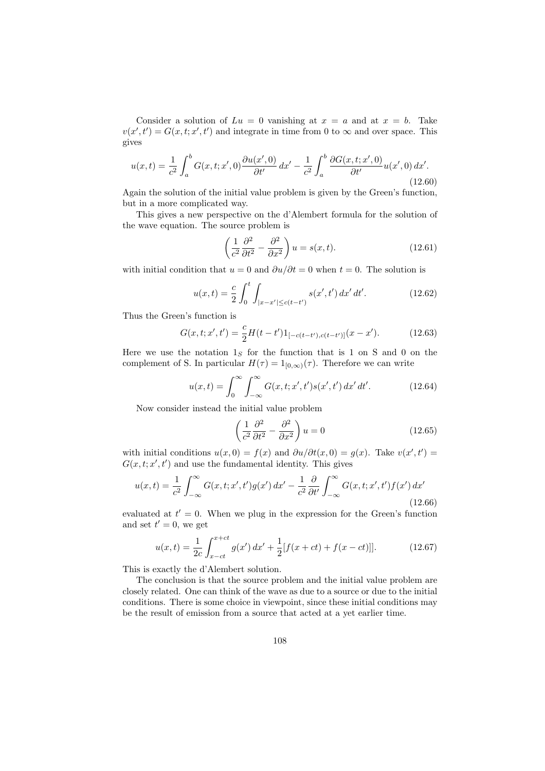Consider a solution of $Lu = 0$ vanishing at $x = a$ and at $x = b$. Take $v(x', t') = G(x, t; x', t')$ and integrate in time from 0 to $\infty$ and over space. This gives

$$u(x,t) = \frac{1}{c^2}\int_a^b G(x,t;x',0)\frac{\partial u(x',0)}{\partial t'}\,dx' - \frac{1}{c^2}\int_a^b \frac{\partial G(x,t;x',0)}{\partial t'}u(x',0)\,dx'. \tag{12.60}$$

Again the solution of the initial value problem is given by the Green's function, but in a more complicated way.

This gives a new perspective on the d'Alembert formula for the solution of the wave equation. The source problem is

$$\left(\frac{1}{c^2}\frac{\partial^2}{\partial t^2} - \frac{\partial^2}{\partial x^2}\right)u = s(x,t). \tag{12.61}$$

with initial condition that $u = 0$ and $\partial u/\partial t = 0$ when $t = 0$. The solution is

$$u(x,t) = \frac{c}{2}\int_0^t \int_{|x-x'|\le c(t-t')} s(x',t')\,dx'\,dt'. \tag{12.62}$$

Thus the Green's function is

$$G(x,t;x',t') = \frac{c}{2}H(t-t')1_{[-c(t-t'),c(t-t')]}(x-x'). \tag{12.63}$$

Here we use the notation $1_S$ for the function that is 1 on S and 0 on the complement of S. In particular $H(\tau) = 1_{[0,\infty)}(\tau)$. Therefore we can write

$$u(x,t) = \int_0^\infty \int_{-\infty}^\infty G(x,t;x',t')s(x',t')\,dx'\,dt'. \tag{12.64}$$

Now consider instead the initial value problem

$$\left(\frac{1}{c^2}\frac{\partial^2}{\partial t^2} - \frac{\partial^2}{\partial x^2}\right)u = 0 \tag{12.65}$$

with initial conditions $u(x,0) = f(x)$ and $\partial u/\partial t(x,0) = g(x)$. Take $v(x',t') = G(x,t;x',t')$ and use the fundamental identity. This gives

$$u(x,t) = \frac{1}{c^2}\int_{-\infty}^\infty G(x,t;x',t')g(x')\,dx' - \frac{1}{c^2}\frac{\partial}{\partial t'}\int_{-\infty}^\infty G(x,t;x',t')f(x')\,dx' \tag{12.66}$$

evaluated at $t' = 0$. When we plug in the expression for the Green's function and set $t' = 0$, we get

$$u(x,t) = \frac{1}{2c}\int_{x-ct}^{x+ct} g(x')\,dx' + \frac{1}{2}[f(x+ct) + f(x-ct)]]. \tag{12.67}$$

This is exactly the d'Alembert solution.

The conclusion is that the source problem and the initial value problem are closely related. One can think of the wave as due to a source or due to the initial conditions. There is some choice in viewpoint, since these initial conditions may be the result of emission from a source that acted at a yet earlier time.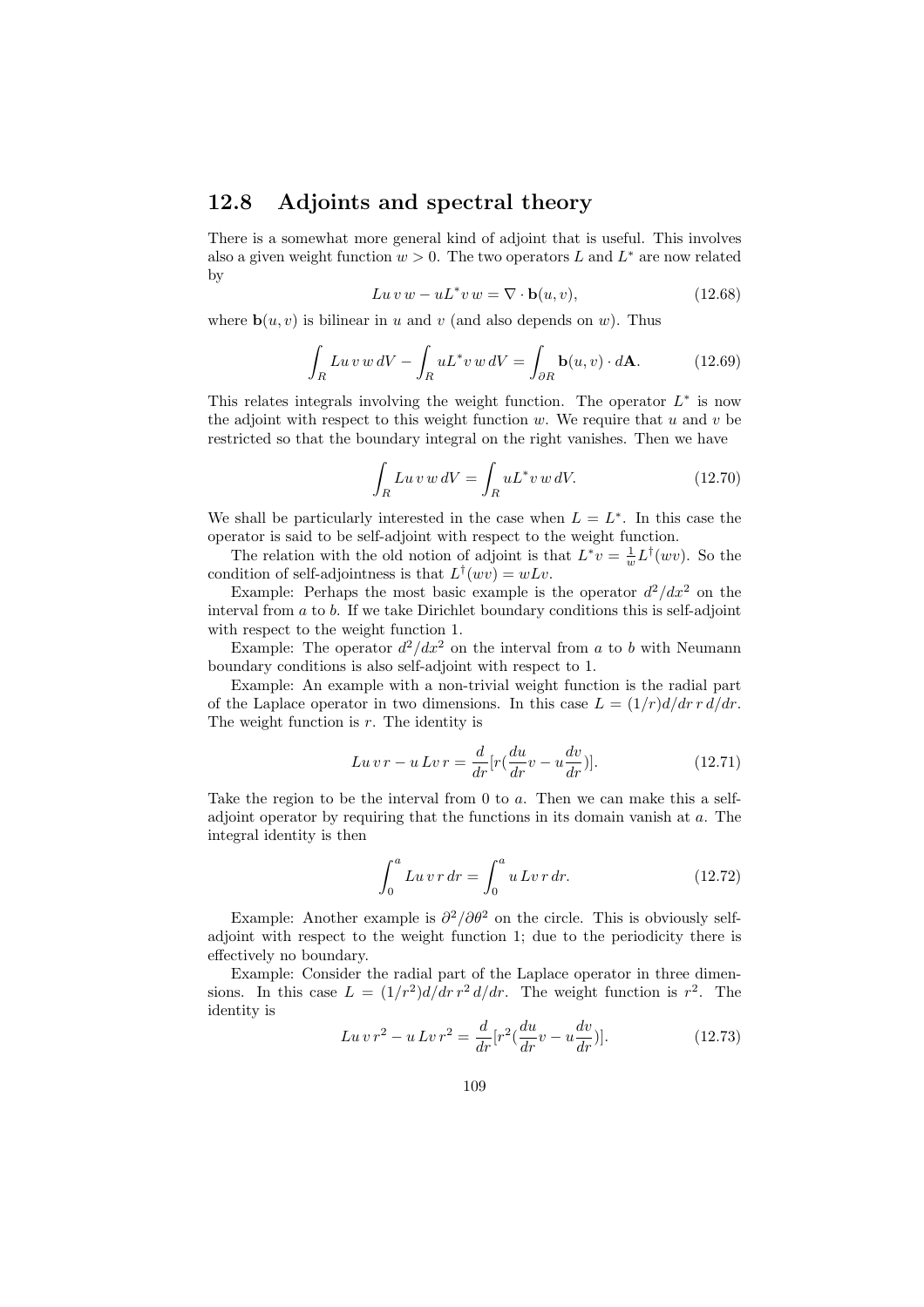## 12.8 Adjoints and spectral theory

There is a somewhat more general kind of adjoint that is useful. This involves also a given weight function $w > 0$. The two operators $L$ and $L^*$ are now related by

$$Lu\, v\, w - uL^*v\, w = \nabla \cdot \mathbf{b}(u,v), \tag{12.68}$$

where $\mathbf{b}(u,v)$ is bilinear in $u$ and $v$ (and also depends on $w$). Thus

$$\int_R Lu\, v\, w\, dV - \int_R uL^*v\, w\, dV = \int_{\partial R} \mathbf{b}(u,v) \cdot d\mathbf{A}. \tag{12.69}$$

This relates integrals involving the weight function. The operator $L^*$ is now the adjoint with respect to this weight function $w$. We require that $u$ and $v$ be restricted so that the boundary integral on the right vanishes. Then we have

$$\int_R Lu\, v\, w\, dV = \int_R uL^*v\, w\, dV. \tag{12.70}$$

We shall be particularly interested in the case when $L = L^*$. In this case the operator is said to be self-adjoint with respect to the weight function.

The relation with the old notion of adjoint is that $L^*v = \frac{1}{w}L^\dagger(wv)$. So the condition of self-adjointness is that $L^\dagger(wv) = wLv$.

Example: Perhaps the most basic example is the operator $d^2/dx^2$ on the interval from $a$ to $b$. If we take Dirichlet boundary conditions this is self-adjoint with respect to the weight function 1.

Example: The operator $d^2/dx^2$ on the interval from $a$ to $b$ with Neumann boundary conditions is also self-adjoint with respect to 1.

Example: An example with a non-trivial weight function is the radial part of the Laplace operator in two dimensions. In this case $L = (1/r)d/dr\, r\, d/dr$. The weight function is $r$. The identity is

$$Lu\, v\, r - u\, Lv\, r = \frac{d}{dr}[r(\frac{du}{dr}v - u\frac{dv}{dr})]. \tag{12.71}$$

Take the region to be the interval from 0 to $a$. Then we can make this a self-adjoint operator by requiring that the functions in its domain vanish at $a$. The integral identity is then

$$\int_0^a Lu\, v\, r\, dr = \int_0^a u\, Lv\, r\, dr. \tag{12.72}$$

Example: Another example is $\partial^2/\partial\theta^2$ on the circle. This is obviously self-adjoint with respect to the weight function 1; due to the periodicity there is effectively no boundary.

Example: Consider the radial part of the Laplace operator in three dimensions. In this case $L = (1/r^2)d/dr\, r^2\, d/dr$. The weight function is $r^2$. The identity is

$$Lu\, v\, r^2 - u\, Lv\, r^2 = \frac{d}{dr}[r^2(\frac{du}{dr}v - u\frac{dv}{dr})]. \tag{12.73}$$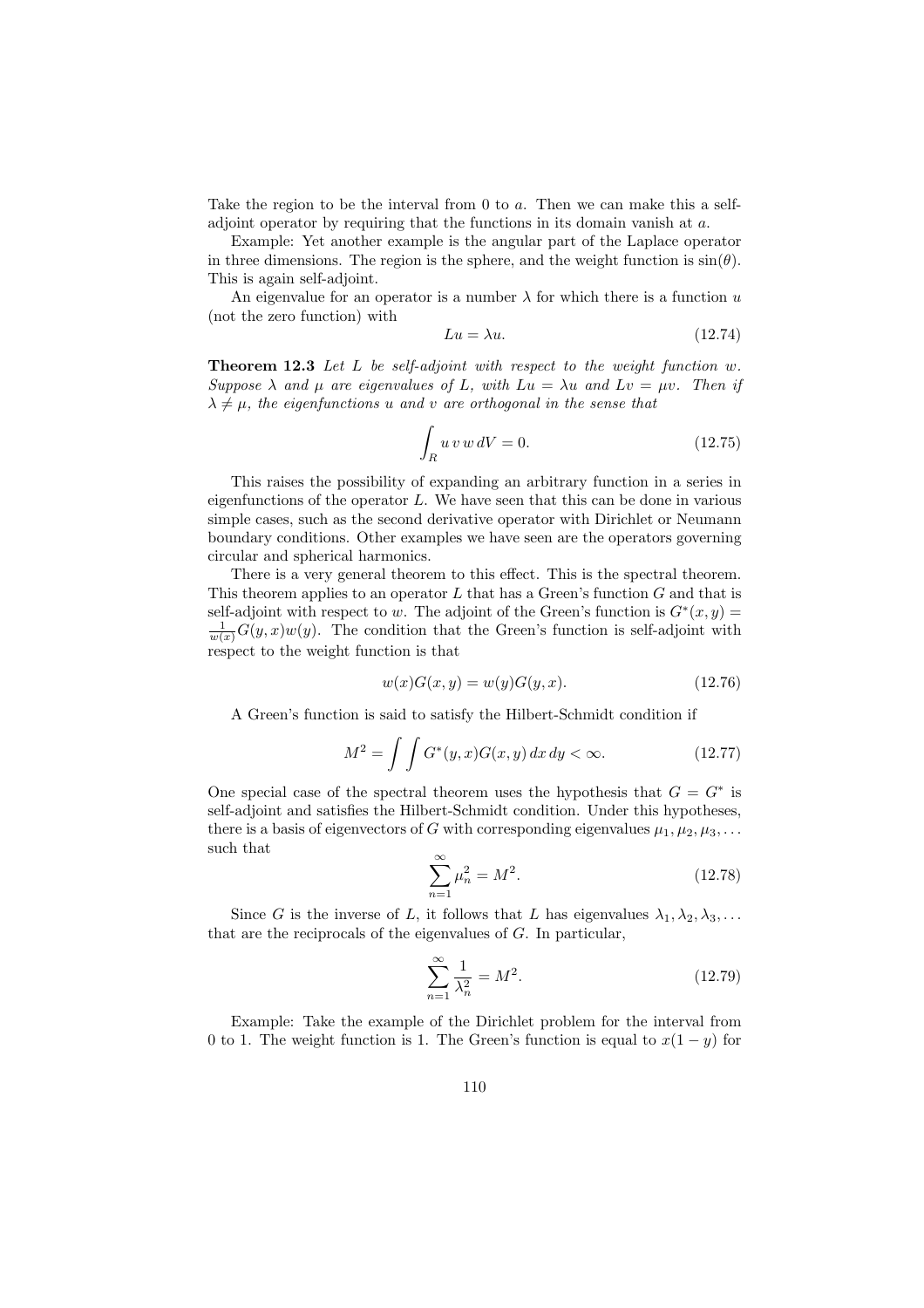Take the region to be the interval from 0 to $a$. Then we can make this a self-adjoint operator by requiring that the functions in its domain vanish at $a$.

Example: Yet another example is the angular part of the Laplace operator in three dimensions. The region is the sphere, and the weight function is $\sin(\theta)$. This is again self-adjoint.

An eigenvalue for an operator is a number $\lambda$ for which there is a function $u$ (not the zero function) with

$$Lu = \lambda u. \tag{12.74}$$

**Theorem 12.3** *Let $L$ be self-adjoint with respect to the weight function $w$. Suppose $\lambda$ and $\mu$ are eigenvalues of $L$, with $Lu = \lambda u$ and $Lv = \mu v$. Then if $\lambda \neq \mu$, the eigenfunctions $u$ and $v$ are orthogonal in the sense that*

$$\int_R u\, v\, w\, dV = 0. \tag{12.75}$$

This raises the possibility of expanding an arbitrary function in a series in eigenfunctions of the operator $L$. We have seen that this can be done in various simple cases, such as the second derivative operator with Dirichlet or Neumann boundary conditions. Other examples we have seen are the operators governing circular and spherical harmonics.

There is a very general theorem to this effect. This is the spectral theorem. This theorem applies to an operator $L$ that has a Green's function $G$ and that is self-adjoint with respect to $w$. The adjoint of the Green's function is $G^*(x, y) = \frac{1}{w(x)} G(y, x) w(y)$. The condition that the Green's function is self-adjoint with respect to the weight function is that

$$w(x)G(x, y) = w(y)G(y, x). \tag{12.76}$$

A Green's function is said to satisfy the Hilbert-Schmidt condition if

$$M^2 = \int \int G^*(y, x)G(x, y)\, dx\, dy < \infty. \tag{12.77}$$

One special case of the spectral theorem uses the hypothesis that $G = G^*$ is self-adjoint and satisfies the Hilbert-Schmidt condition. Under this hypotheses, there is a basis of eigenvectors of $G$ with corresponding eigenvalues $\mu_1, \mu_2, \mu_3, \ldots$ such that

$$\sum_{n=1}^{\infty} \mu_n^2 = M^2. \tag{12.78}$$

Since $G$ is the inverse of $L$, it follows that $L$ has eigenvalues $\lambda_1, \lambda_2, \lambda_3, \ldots$ that are the reciprocals of the eigenvalues of $G$. In particular,

$$\sum_{n=1}^{\infty} \frac{1}{\lambda_n^2} = M^2. \tag{12.79}$$

Example: Take the example of the Dirichlet problem for the interval from 0 to 1. The weight function is 1. The Green's function is equal to $x(1 - y)$ for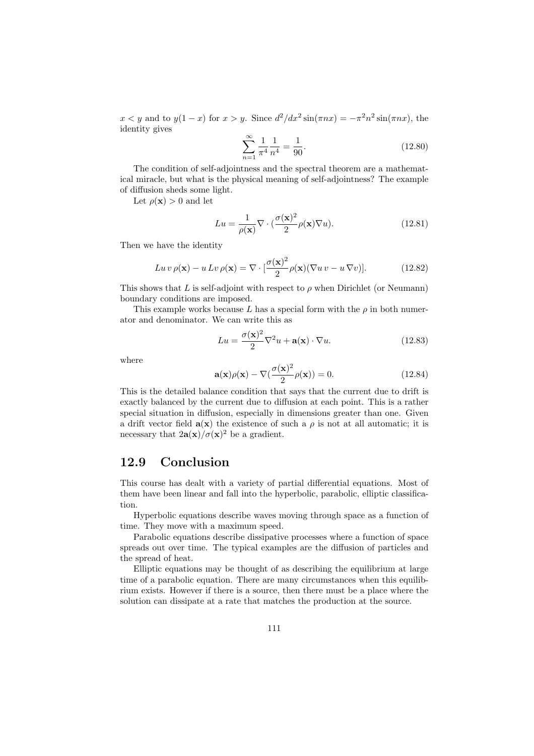$x < y$ and to $y(1-x)$ for $x > y$. Since $d^2/dx^2 \sin(\pi n x) = -\pi^2 n^2 \sin(\pi n x)$, the identity gives

$$\sum_{n=1}^{\infty} \frac{1}{\pi^4} \frac{1}{n^4} = \frac{1}{90}. \tag{12.80}$$

The condition of self-adjointness and the spectral theorem are a mathematical miracle, but what is the physical meaning of self-adjointness? The example of diffusion sheds some light.

Let $\rho(\mathbf{x}) > 0$ and let

$$Lu = \frac{1}{\rho(\mathbf{x})} \nabla \cdot (\frac{\sigma(\mathbf{x})^2}{2} \rho(\mathbf{x}) \nabla u). \tag{12.81}$$

Then we have the identity

$$Lu\, v\, \rho(\mathbf{x}) - u\, Lv\, \rho(\mathbf{x}) = \nabla \cdot [\frac{\sigma(\mathbf{x})^2}{2} \rho(\mathbf{x}) (\nabla u\, v - u\, \nabla v)]. \tag{12.82}$$

This shows that $L$ is self-adjoint with respect to $\rho$ when Dirichlet (or Neumann) boundary conditions are imposed.

This example works because $L$ has a special form with the $\rho$ in both numerator and denominator. We can write this as

$$Lu = \frac{\sigma(\mathbf{x})^2}{2} \nabla^2 u + \mathbf{a}(\mathbf{x}) \cdot \nabla u. \tag{12.83}$$

where

$$\mathbf{a}(\mathbf{x})\rho(\mathbf{x}) - \nabla (\frac{\sigma(\mathbf{x})^2}{2} \rho(\mathbf{x})) = 0. \tag{12.84}$$

This is the detailed balance condition that says that the current due to drift is exactly balanced by the current due to diffusion at each point. This is a rather special situation in diffusion, especially in dimensions greater than one. Given a drift vector field $\mathbf{a}(\mathbf{x})$ the existence of such a $\rho$ is not at all automatic; it is necessary that $2\mathbf{a}(\mathbf{x})/\sigma(\mathbf{x})^2$ be a gradient.

## 12.9 Conclusion

This course has dealt with a variety of partial differential equations. Most of them have been linear and fall into the hyperbolic, parabolic, elliptic classification.

Hyperbolic equations describe waves moving through space as a function of time. They move with a maximum speed.

Parabolic equations describe dissipative processes where a function of space spreads out over time. The typical examples are the diffusion of particles and the spread of heat.

Elliptic equations may be thought of as describing the equilibrium at large time of a parabolic equation. There are many circumstances when this equilibrium exists. However if there is a source, then there must be a place where the solution can dissipate at a rate that matches the production at the source.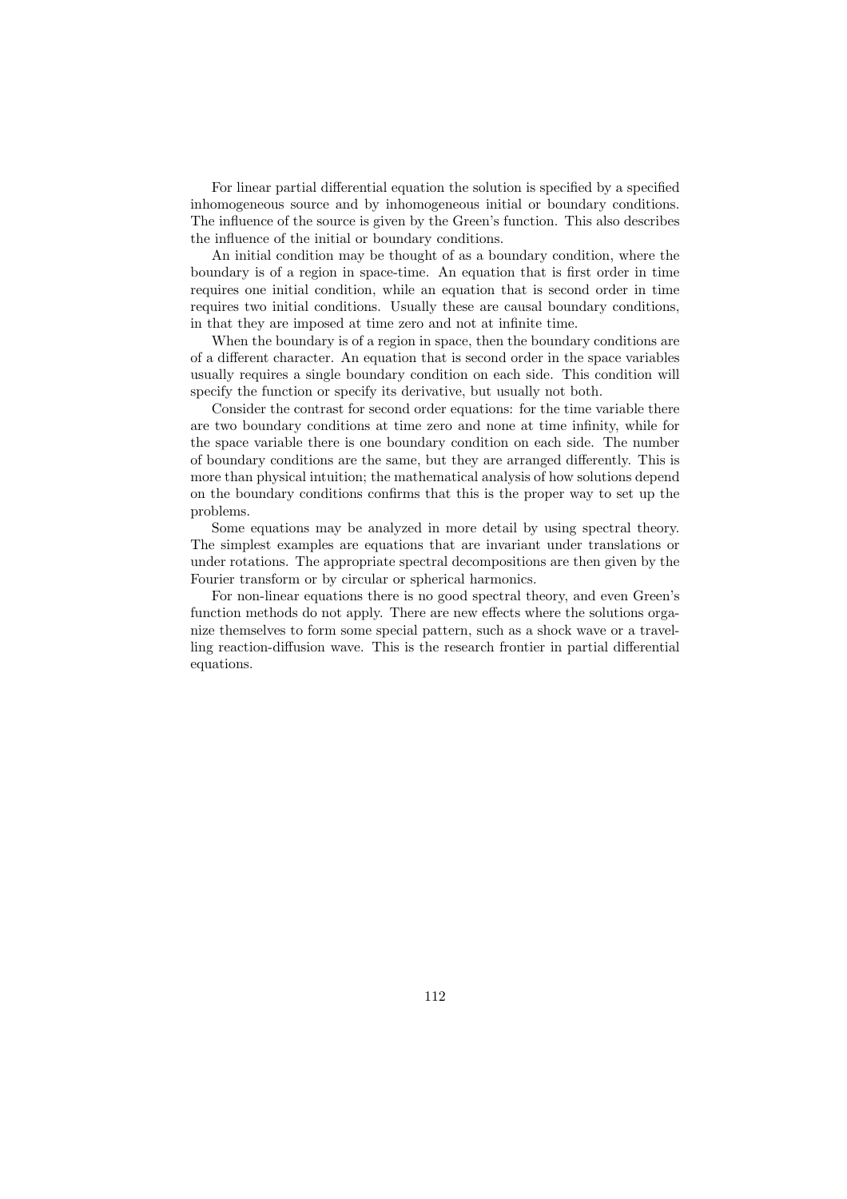For linear partial differential equation the solution is specified by a specified inhomogeneous source and by inhomogeneous initial or boundary conditions. The influence of the source is given by the Green's function. This also describes the influence of the initial or boundary conditions.

An initial condition may be thought of as a boundary condition, where the boundary is of a region in space-time. An equation that is first order in time requires one initial condition, while an equation that is second order in time requires two initial conditions. Usually these are causal boundary conditions, in that they are imposed at time zero and not at infinite time.

When the boundary is of a region in space, then the boundary conditions are of a different character. An equation that is second order in the space variables usually requires a single boundary condition on each side. This condition will specify the function or specify its derivative, but usually not both.

Consider the contrast for second order equations: for the time variable there are two boundary conditions at time zero and none at time infinity, while for the space variable there is one boundary condition on each side. The number of boundary conditions are the same, but they are arranged differently. This is more than physical intuition; the mathematical analysis of how solutions depend on the boundary conditions confirms that this is the proper way to set up the problems.

Some equations may be analyzed in more detail by using spectral theory. The simplest examples are equations that are invariant under translations or under rotations. The appropriate spectral decompositions are then given by the Fourier transform or by circular or spherical harmonics.

For non-linear equations there is no good spectral theory, and even Green's function methods do not apply. There are new effects where the solutions organize themselves to form some special pattern, such as a shock wave or a travelling reaction-diffusion wave. This is the research frontier in partial differential equations.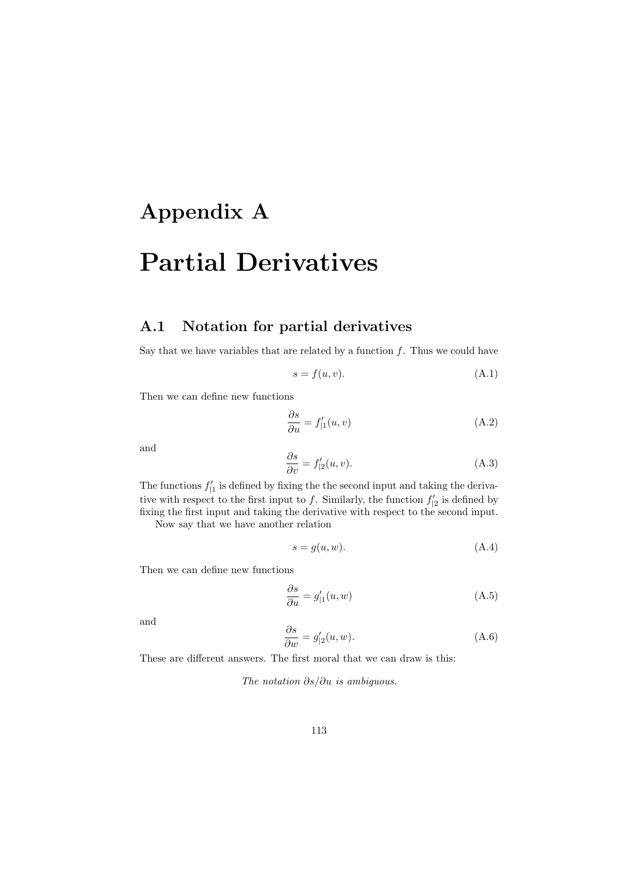# Appendix A

# Partial Derivatives

## A.1 Notation for partial derivatives

Say that we have variables that are related by a function $f$. Thus we could have

$$s = f(u, v). \tag{A.1}$$

Then we can define new functions

$$\frac{\partial s}{\partial u} = f'_{|1}(u, v) \tag{A.2}$$

and

$$\frac{\partial s}{\partial v} = f'_{|2}(u, v). \tag{A.3}$$

The functions $f'_{|1}$ is defined by fixing the the second input and taking the derivative with respect to the first input to $f$. Similarly, the function $f'_{|2}$ is defined by fixing the first input and taking the derivative with respect to the second input.

Now say that we have another relation

$$s = g(u, w). \tag{A.4}$$

Then we can define new functions

$$\frac{\partial s}{\partial u} = g'_{|1}(u, w) \tag{A.5}$$

and

$$\frac{\partial s}{\partial w} = g'_{|2}(u, w). \tag{A.6}$$

These are different answers. The first moral that we can draw is this:

*The notation $\partial s/\partial u$ is ambiguous.*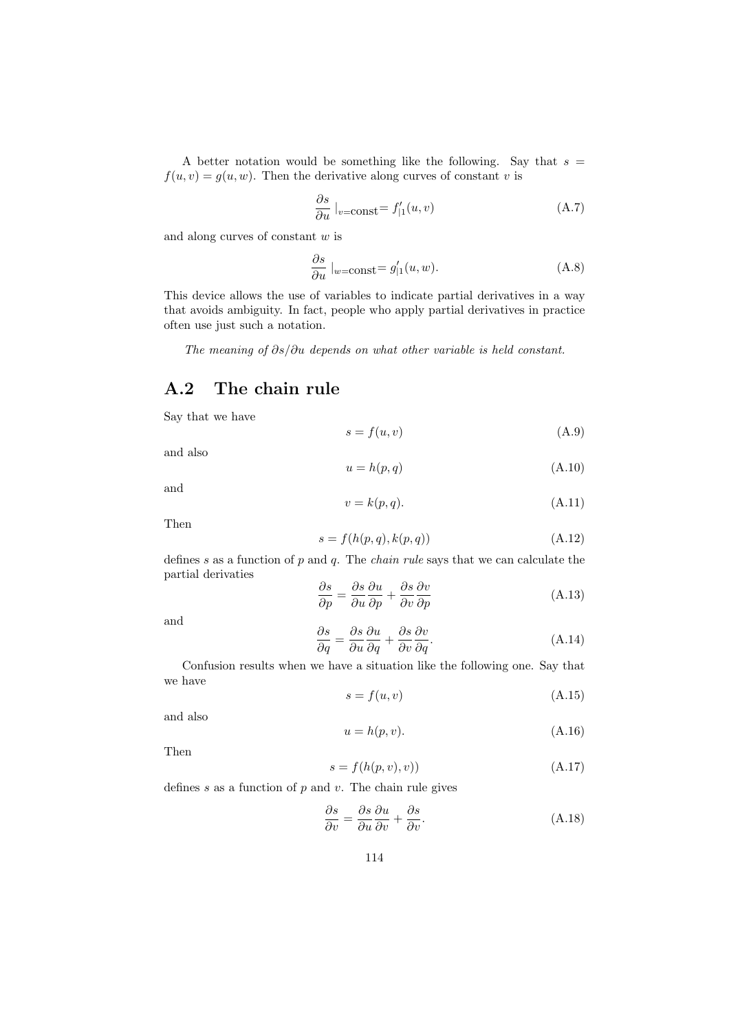A better notation would be something like the following. Say that $s = f(u,v) = g(u,w)$. Then the derivative along curves of constant $v$ is

$$\frac{\partial s}{\partial u} \mid_{v=\text{const}} = f'_{|1}(u,v) \tag{A.7}$$

and along curves of constant $w$ is

$$\frac{\partial s}{\partial u} \mid_{w=\text{const}} = g'_{|1}(u,w). \tag{A.8}$$

This device allows the use of variables to indicate partial derivatives in a way that avoids ambiguity. In fact, people who apply partial derivatives in practice often use just such a notation.

*The meaning of $\partial s/\partial u$ depends on what other variable is held constant.*

## A.2 The chain rule

Say that we have

$$s = f(u,v) \tag{A.9}$$

and also

$$u = h(p,q) \tag{A.10}$$

and

$$v = k(p,q). \tag{A.11}$$

Then

$$s = f(h(p,q), k(p,q)) \tag{A.12}$$

defines $s$ as a function of $p$ and $q$. The *chain rule* says that we can calculate the partial derivaties

$$\frac{\partial s}{\partial p} = \frac{\partial s}{\partial u}\frac{\partial u}{\partial p} + \frac{\partial s}{\partial v}\frac{\partial v}{\partial p} \tag{A.13}$$

and

$$\frac{\partial s}{\partial q} = \frac{\partial s}{\partial u}\frac{\partial u}{\partial q} + \frac{\partial s}{\partial v}\frac{\partial v}{\partial q}. \tag{A.14}$$

Confusion results when we have a situation like the following one. Say that we have

$$s = f(u,v) \tag{A.15}$$

and also

$$u = h(p,v). \tag{A.16}$$

Then

$$s = f(h(p,v), v)) \tag{A.17}$$

defines $s$ as a function of $p$ and $v$. The chain rule gives

$$\frac{\partial s}{\partial v} = \frac{\partial s}{\partial u}\frac{\partial u}{\partial v} + \frac{\partial s}{\partial v}. \tag{A.18}$$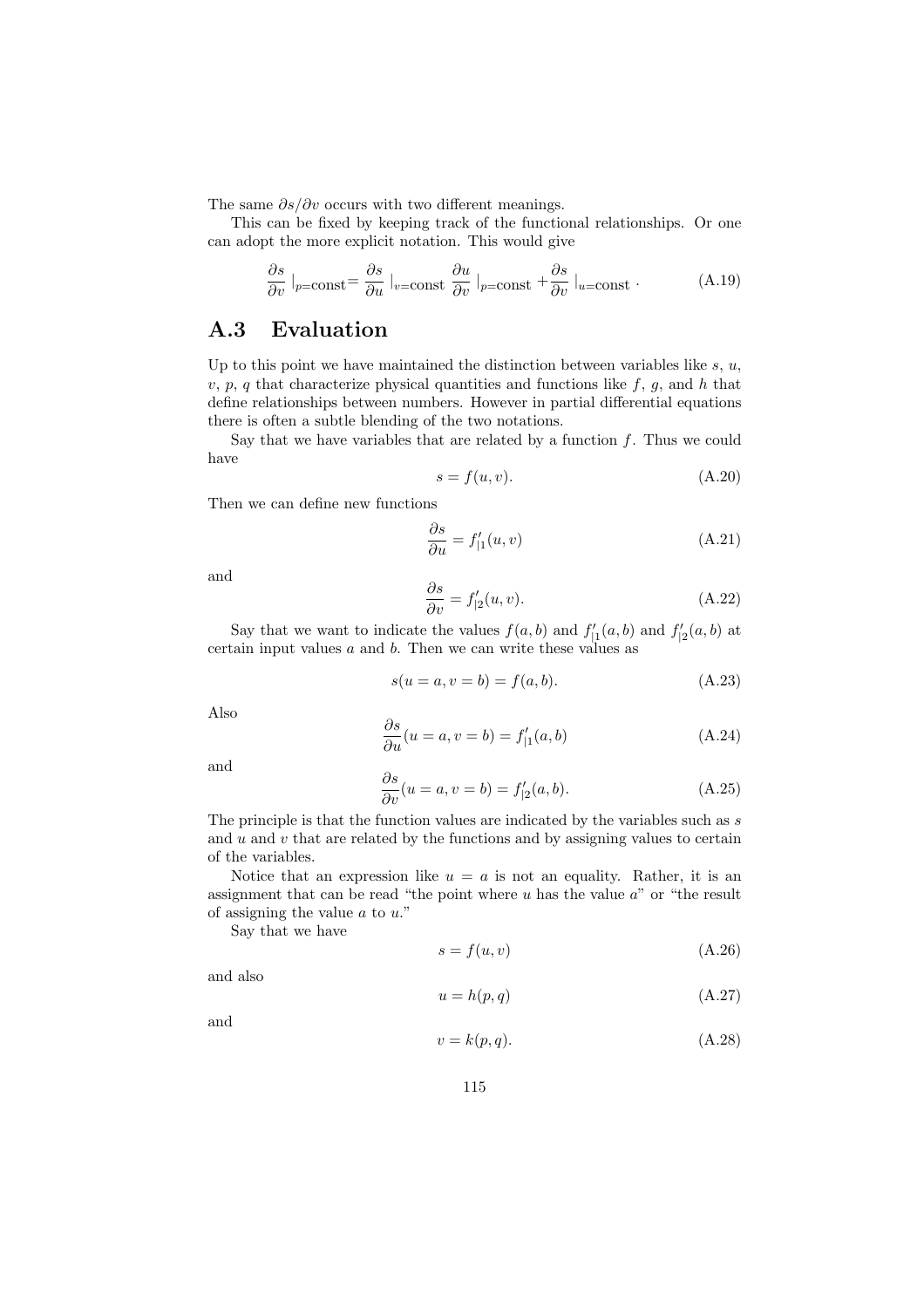The same $\partial s/\partial v$ occurs with two different meanings.

This can be fixed by keeping track of the functional relationships. Or one can adopt the more explicit notation. This would give

$$\frac{\partial s}{\partial v} \mid_{p=\text{const}} = \frac{\partial s}{\partial u} \mid_{v=\text{const}} \frac{\partial u}{\partial v} \mid_{p=\text{const}} + \frac{\partial s}{\partial v} \mid_{u=\text{const}} . \tag{A.19}$$

## A.3 Evaluation

Up to this point we have maintained the distinction between variables like $s$, $u$, $v$, $p$, $q$ that characterize physical quantities and functions like $f$, $g$, and $h$ that define relationships between numbers. However in partial differential equations there is often a subtle blending of the two notations.

Say that we have variables that are related by a function $f$. Thus we could have

$$s = f(u, v). \tag{A.20}$$

Then we can define new functions

$$\frac{\partial s}{\partial u} = f'_{|1}(u, v) \tag{A.21}$$

and

$$\frac{\partial s}{\partial v} = f'_{|2}(u, v). \tag{A.22}$$

Say that we want to indicate the values $f(a, b)$ and $f'_{|1}(a, b)$ and $f'_{|2}(a, b)$ at certain input values $a$ and $b$. Then we can write these values as

$$s(u = a, v = b) = f(a, b). \tag{A.23}$$

Also

$$\frac{\partial s}{\partial u}(u = a, v = b) = f'_{|1}(a, b) \tag{A.24}$$

and

$$\frac{\partial s}{\partial v}(u = a, v = b) = f'_{|2}(a, b). \tag{A.25}$$

The principle is that the function values are indicated by the variables such as $s$ and $u$ and $v$ that are related by the functions and by assigning values to certain of the variables.

Notice that an expression like $u = a$ is not an equality. Rather, it is an assignment that can be read "the point where $u$ has the value $a$" or "the result of assigning the value $a$ to $u$."

Say that we have

$$s = f(u, v) \tag{A.26}$$

and also

$$u = h(p, q) \tag{A.27}$$

and

$$v = k(p, q). \tag{A.28}$$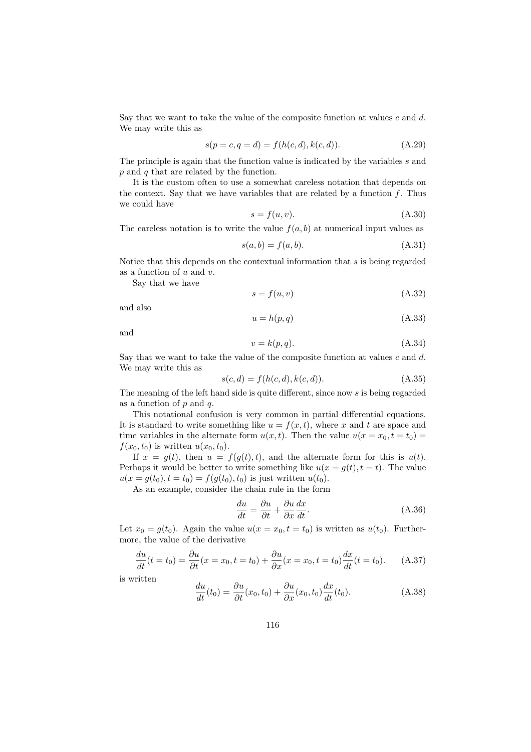Say that we want to take the value of the composite function at values $c$ and $d$. We may write this as

$$s(p = c, q = d) = f(h(c, d), k(c, d)). \tag{A.29}$$

The principle is again that the function value is indicated by the variables $s$ and $p$ and $q$ that are related by the function.

It is the custom often to use a somewhat careless notation that depends on the context. Say that we have variables that are related by a function $f$. Thus we could have

$$s = f(u, v). \tag{A.30}$$

The careless notation is to write the value $f(a, b)$ at numerical input values as

$$s(a, b) = f(a, b). \tag{A.31}$$

Notice that this depends on the contextual information that $s$ is being regarded as a function of $u$ and $v$.

Say that we have

$$s = f(u, v) \tag{A.32}$$

and also

$$u = h(p, q) \tag{A.33}$$

and

$$v = k(p, q). \tag{A.34}$$

Say that we want to take the value of the composite function at values $c$ and $d$. We may write this as

$$s(c, d) = f(h(c, d), k(c, d)). \tag{A.35}$$

The meaning of the left hand side is quite different, since now $s$ is being regarded as a function of $p$ and $q$.

This notational confusion is very common in partial differential equations. It is standard to write something like $u = f(x, t)$, where $x$ and $t$ are space and time variables in the alternate form $u(x, t)$. Then the value $u(x = x_0, t = t_0) = f(x_0, t_0)$ is written $u(x_0, t_0)$.

If $x = g(t)$, then $u = f(g(t), t)$, and the alternate form for this is $u(t)$. Perhaps it would be better to write something like $u(x = g(t), t = t)$. The value $u(x = g(t_0), t = t_0) = f(g(t_0), t_0)$ is just written $u(t_0)$.

As an example, consider the chain rule in the form

$$\frac{du}{dt} = \frac{\partial u}{\partial t} + \frac{\partial u}{\partial x}\frac{dx}{dt}. \tag{A.36}$$

Let $x_0 = g(t_0)$. Again the value $u(x = x_0, t = t_0)$ is written as $u(t_0)$. Furthermore, the value of the derivative

$$\frac{du}{dt}(t = t_0) = \frac{\partial u}{\partial t}(x = x_0, t = t_0) + \frac{\partial u}{\partial x}(x = x_0, t = t_0)\frac{dx}{dt}(t = t_0). \tag{A.37}$$

is written

$$\frac{du}{dt}(t_0) = \frac{\partial u}{\partial t}(x_0, t_0) + \frac{\partial u}{\partial x}(x_0, t_0)\frac{dx}{dt}(t_0). \tag{A.38}$$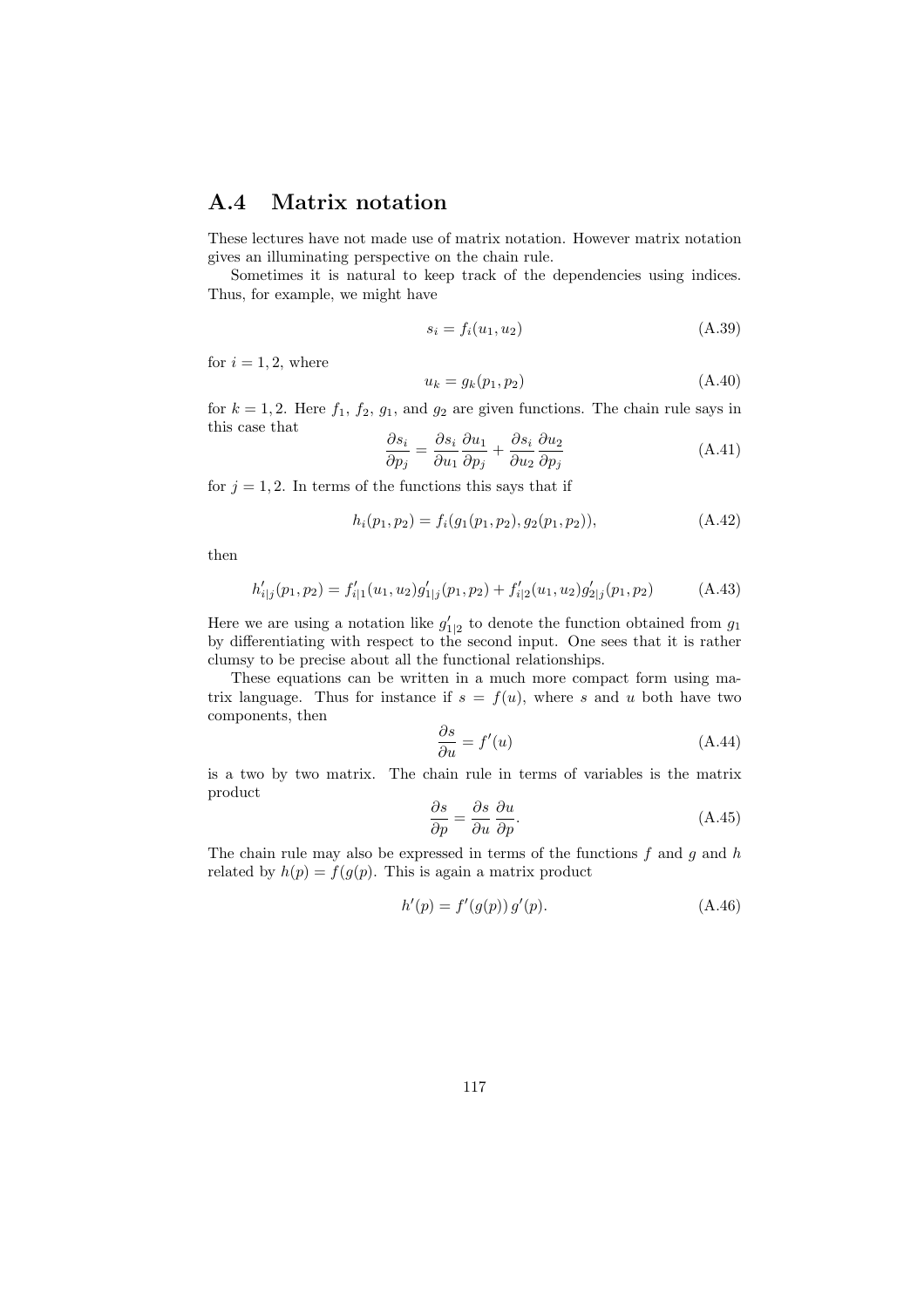## A.4 Matrix notation

These lectures have not made use of matrix notation. However matrix notation gives an illuminating perspective on the chain rule.

Sometimes it is natural to keep track of the dependencies using indices. Thus, for example, we might have

$$s_i = f_i(u_1, u_2) \tag{A.39}$$

for $i = 1, 2$, where

$$u_k = g_k(p_1, p_2) \tag{A.40}$$

for $k = 1, 2$. Here $f_1$, $f_2$, $g_1$, and $g_2$ are given functions. The chain rule says in this case that

$$\frac{\partial s_i}{\partial p_j} = \frac{\partial s_i}{\partial u_1}\frac{\partial u_1}{\partial p_j} + \frac{\partial s_i}{\partial u_2}\frac{\partial u_2}{\partial p_j} \tag{A.41}$$

for $j = 1, 2$. In terms of the functions this says that if

$$h_i(p_1, p_2) = f_i(g_1(p_1, p_2), g_2(p_1, p_2)), \tag{A.42}$$

then

$$h'_{i|j}(p_1, p_2) = f'_{i|1}(u_1, u_2)g'_{1|j}(p_1, p_2) + f'_{i|2}(u_1, u_2)g'_{2|j}(p_1, p_2) \tag{A.43}$$

Here we are using a notation like $g'_{1|2}$ to denote the function obtained from $g_1$ by differentiating with respect to the second input. One sees that it is rather clumsy to be precise about all the functional relationships.

These equations can be written in a much more compact form using matrix language. Thus for instance if $s = f(u)$, where $s$ and $u$ both have two components, then

$$\frac{\partial s}{\partial u} = f'(u) \tag{A.44}$$

is a two by two matrix. The chain rule in terms of variables is the matrix product

$$\frac{\partial s}{\partial p} = \frac{\partial s}{\partial u}\,\frac{\partial u}{\partial p}. \tag{A.45}$$

The chain rule may also be expressed in terms of the functions $f$ and $g$ and $h$ related by $h(p) = f(g(p)$. This is again a matrix product

$$h'(p) = f'(g(p))\,g'(p). \tag{A.46}$$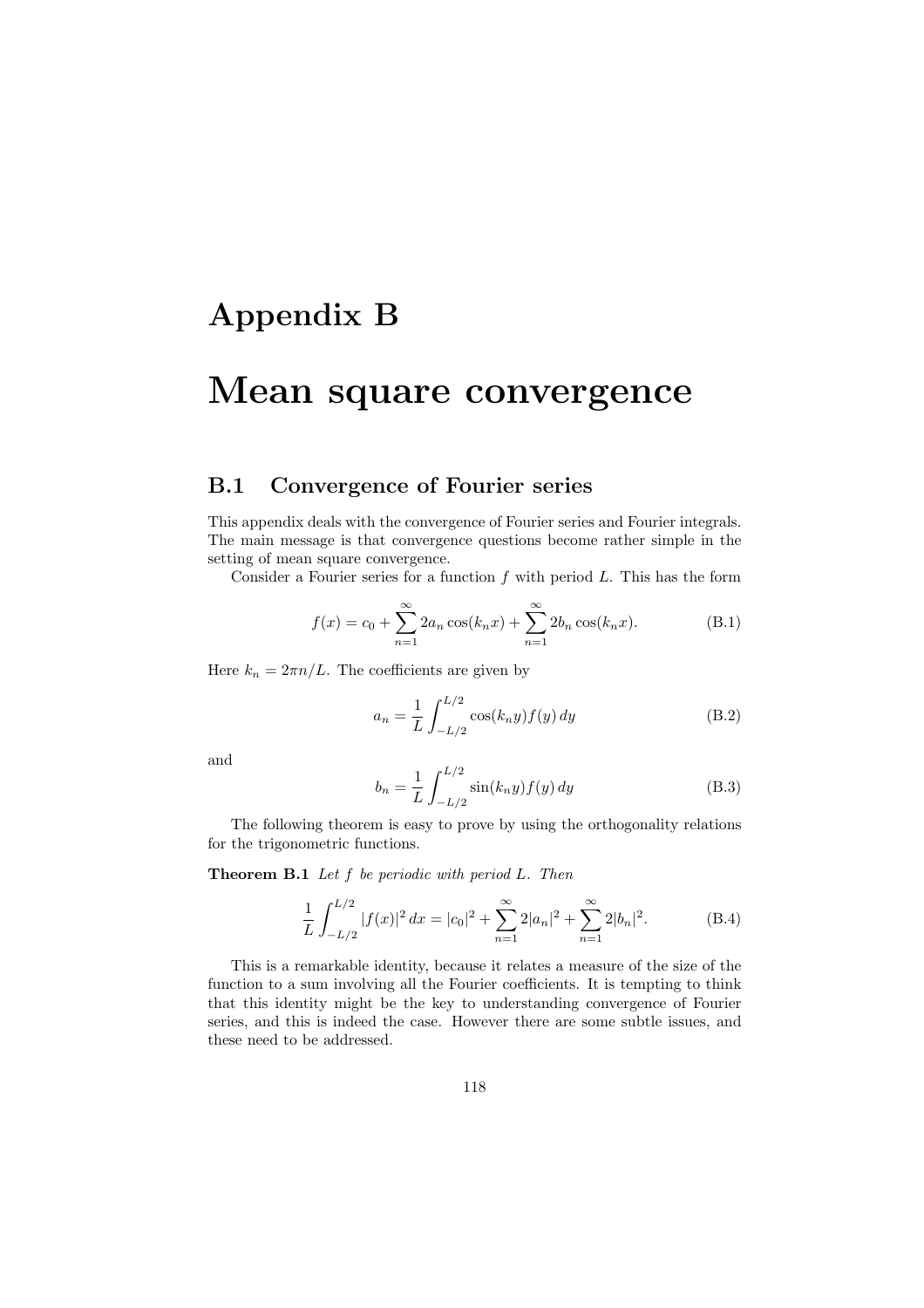// Appendix B

# Mean square convergence

## B.1 Convergence of Fourier series

This appendix deals with the convergence of Fourier series and Fourier integrals. The main message is that convergence questions become rather simple in the setting of mean square convergence.

Consider a Fourier series for a function $f$ with period $L$. This has the form

$$f(x) = c_0 + \sum_{n=1}^{\infty} 2a_n \cos(k_n x) + \sum_{n=1}^{\infty} 2b_n \cos(k_n x). \tag{B.1}$$

Here $k_n = 2\pi n/L$. The coefficients are given by

$$a_n = \frac{1}{L}\int_{-L/2}^{L/2} \cos(k_n y) f(y)\, dy \tag{B.2}$$

and

$$b_n = \frac{1}{L}\int_{-L/2}^{L/2} \sin(k_n y) f(y)\, dy \tag{B.3}$$

The following theorem is easy to prove by using the orthogonality relations for the trigonometric functions.

**Theorem B.1** *Let $f$ be periodic with period $L$. Then*

$$\frac{1}{L}\int_{-L/2}^{L/2} |f(x)|^2\, dx = |c_0|^2 + \sum_{n=1}^{\infty} 2|a_n|^2 + \sum_{n=1}^{\infty} 2|b_n|^2. \tag{B.4}$$

This is a remarkable identity, because it relates a measure of the size of the function to a sum involving all the Fourier coefficients. It is tempting to think that this identity might be the key to understanding convergence of Fourier series, and this is indeed the case. However there are some subtle issues, and these need to be addressed.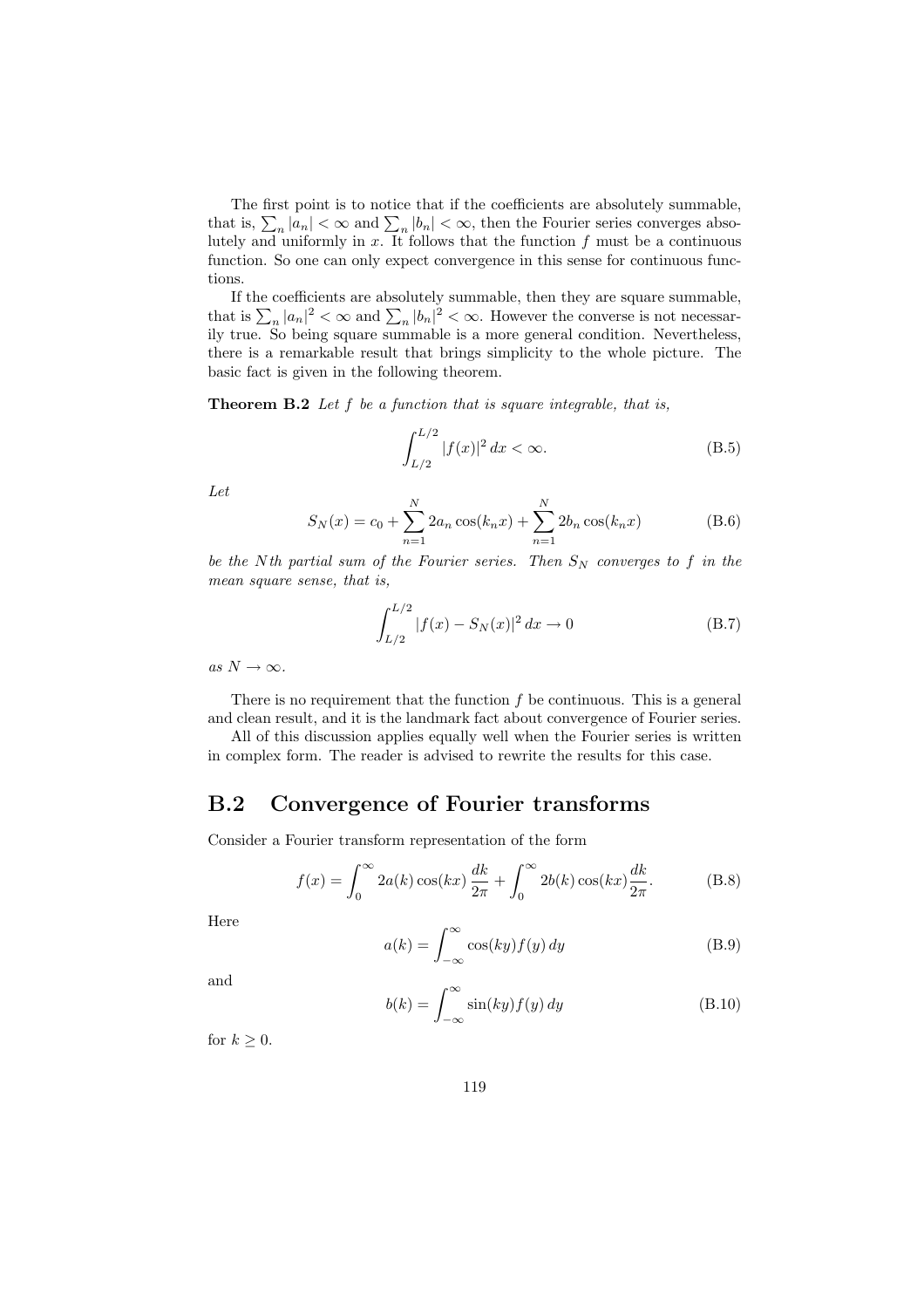The first point is to notice that if the coefficients are absolutely summable, that is, $\sum_n |a_n| < \infty$ and $\sum_n |b_n| < \infty$, then the Fourier series converges absolutely and uniformly in $x$. It follows that the function $f$ must be a continuous function. So one can only expect convergence in this sense for continuous functions.

If the coefficients are absolutely summable, then they are square summable, that is $\sum_n |a_n|^2 < \infty$ and $\sum_n |b_n|^2 < \infty$. However the converse is not necessarily true. So being square summable is a more general condition. Nevertheless, there is a remarkable result that brings simplicity to the whole picture. The basic fact is given in the following theorem.

**Theorem B.2** *Let $f$ be a function that is square integrable, that is,*

$$\int_{L/2}^{L/2} |f(x)|^2 \, dx < \infty. \tag{B.5}$$

*Let*

$$S_N(x) = c_0 + \sum_{n=1}^{N} 2a_n \cos(k_n x) + \sum_{n=1}^{N} 2b_n \cos(k_n x) \tag{B.6}$$

*be the $N$th partial sum of the Fourier series. Then $S_N$ converges to $f$ in the mean square sense, that is,*

$$\int_{L/2}^{L/2} |f(x) - S_N(x)|^2 \, dx \to 0 \tag{B.7}$$

*as $N \to \infty$.*

There is no requirement that the function $f$ be continuous. This is a general and clean result, and it is the landmark fact about convergence of Fourier series.

All of this discussion applies equally well when the Fourier series is written in complex form. The reader is advised to rewrite the results for this case.

## B.2 Convergence of Fourier transforms

Consider a Fourier transform representation of the form

$$f(x) = \int_0^\infty 2a(k) \cos(kx) \, \frac{dk}{2\pi} + \int_0^\infty 2b(k) \cos(kx) \frac{dk}{2\pi}. \tag{B.8}$$

Here

$$a(k) = \int_{-\infty}^{\infty} \cos(ky) f(y) \, dy \tag{B.9}$$

and

$$b(k) = \int_{-\infty}^{\infty} \sin(ky) f(y) \, dy \tag{B.10}$$

for $k \geq 0$.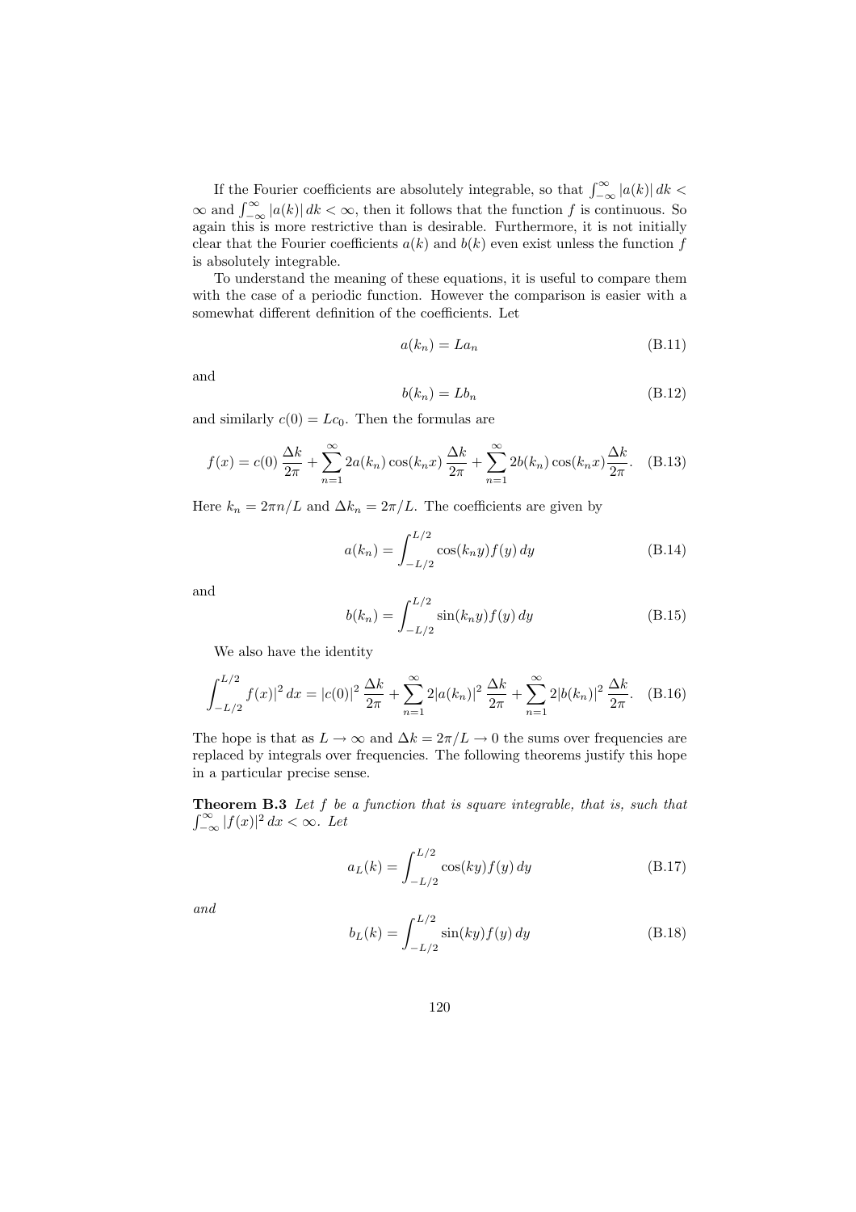If the Fourier coefficients are absolutely integrable, so that $\int_{-\infty}^{\infty} |a(k)|\, dk < \infty$ and $\int_{-\infty}^{\infty} |a(k)|\, dk < \infty$, then it follows that the function $f$ is continuous. So again this is more restrictive than is desirable. Furthermore, it is not initially clear that the Fourier coefficients $a(k)$ and $b(k)$ even exist unless the function $f$ is absolutely integrable.

To understand the meaning of these equations, it is useful to compare them with the case of a periodic function. However the comparison is easier with a somewhat different definition of the coefficients. Let

$$a(k_n) = La_n \tag{B.11}$$

and

$$b(k_n) = Lb_n \tag{B.12}$$

and similarly $c(0) = Lc_0$. Then the formulas are

$$f(x) = c(0)\,\frac{\Delta k}{2\pi} + \sum_{n=1}^{\infty} 2a(k_n)\cos(k_n x)\,\frac{\Delta k}{2\pi} + \sum_{n=1}^{\infty} 2b(k_n)\cos(k_n x)\frac{\Delta k}{2\pi}. \tag{B.13}$$

Here $k_n = 2\pi n/L$ and $\Delta k_n = 2\pi/L$. The coefficients are given by

$$a(k_n) = \int_{-L/2}^{L/2} \cos(k_n y) f(y)\, dy \tag{B.14}$$

and

$$b(k_n) = \int_{-L/2}^{L/2} \sin(k_n y) f(y)\, dy \tag{B.15}$$

We also have the identity

$$\int_{-L/2}^{L/2} f(x)|^2\, dx = |c(0)|^2\,\frac{\Delta k}{2\pi} + \sum_{n=1}^{\infty} 2|a(k_n)|^2\,\frac{\Delta k}{2\pi} + \sum_{n=1}^{\infty} 2|b(k_n)|^2\,\frac{\Delta k}{2\pi}. \tag{B.16}$$

The hope is that as $L \to \infty$ and $\Delta k = 2\pi/L \to 0$ the sums over frequencies are replaced by integrals over frequencies. The following theorems justify this hope in a particular precise sense.

**Theorem B.3** *Let $f$ be a function that is square integrable, that is, such that $\int_{-\infty}^{\infty} |f(x)|^2\, dx < \infty$. Let*

$$a_L(k) = \int_{-L/2}^{L/2} \cos(ky) f(y)\, dy \tag{B.17}$$

*and*

$$b_L(k) = \int_{-L/2}^{L/2} \sin(ky) f(y)\, dy \tag{B.18}$$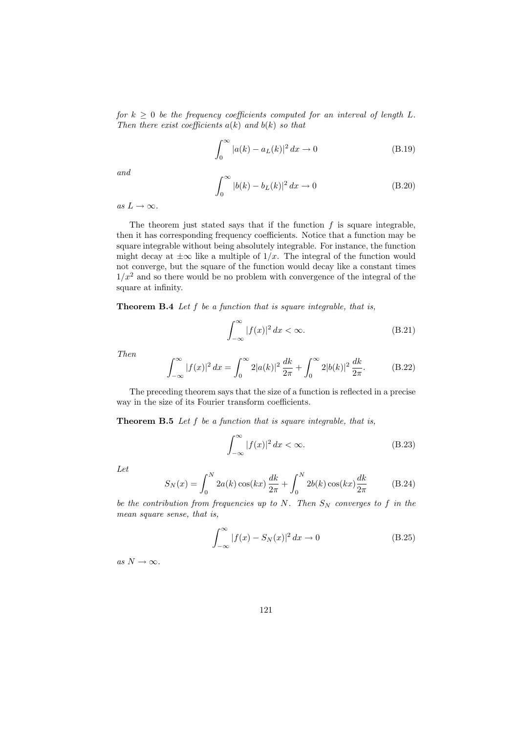*for $k \geq 0$ be the frequency coefficients computed for an interval of length $L$. Then there exist coefficients $a(k)$ and $b(k)$ so that*

$$\int_0^\infty |a(k) - a_L(k)|^2 \, dx \to 0 \tag{B.19}$$

*and*

$$\int_0^\infty |b(k) - b_L(k)|^2 \, dx \to 0 \tag{B.20}$$

*as $L \to \infty$.*

The theorem just stated says that if the function $f$ is square integrable, then it has corresponding frequency coefficients. Notice that a function may be square integrable without being absolutely integrable. For instance, the function might decay at $\pm\infty$ like a multiple of $1/x$. The integral of the function would not converge, but the square of the function would decay like a constant times $1/x^2$ and so there would be no problem with convergence of the integral of the square at infinity.

**Theorem B.4** *Let $f$ be a function that is square integrable, that is,*

$$\int_{-\infty}^\infty |f(x)|^2 \, dx < \infty. \tag{B.21}$$

*Then*

$$\int_{-\infty}^\infty |f(x)|^2 \, dx = \int_0^\infty 2|a(k)|^2 \, \frac{dk}{2\pi} + \int_0^\infty 2|b(k)|^2 \, \frac{dk}{2\pi}. \tag{B.22}$$

The preceding theorem says that the size of a function is reflected in a precise way in the size of its Fourier transform coefficients.

**Theorem B.5** *Let $f$ be a function that is square integrable, that is,*

$$\int_{-\infty}^\infty |f(x)|^2 \, dx < \infty. \tag{B.23}$$

*Let*

$$S_N(x) = \int_0^N 2a(k) \cos(kx) \, \frac{dk}{2\pi} + \int_0^N 2b(k) \cos(kx) \frac{dk}{2\pi} \tag{B.24}$$

*be the contribution from frequencies up to $N$. Then $S_N$ converges to $f$ in the mean square sense, that is,*

$$\int_{-\infty}^\infty |f(x) - S_N(x)|^2 \, dx \to 0 \tag{B.25}$$

*as $N \to \infty$.*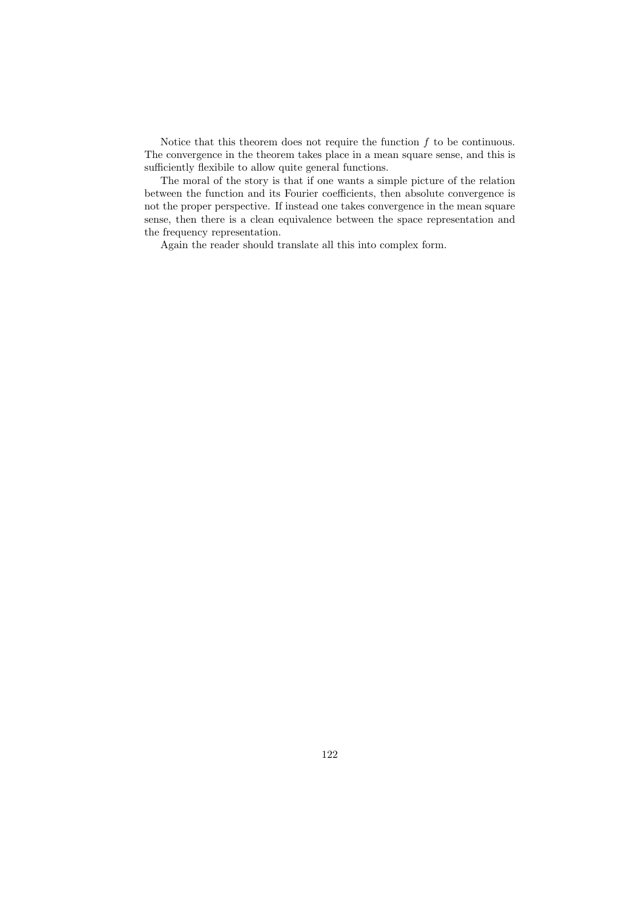Notice that this theorem does not require the function $f$ to be continuous. The convergence in the theorem takes place in a mean square sense, and this is sufficiently flexibile to allow quite general functions.

The moral of the story is that if one wants a simple picture of the relation between the function and its Fourier coefficients, then absolute convergence is not the proper perspective. If instead one takes convergence in the mean square sense, then there is a clean equivalence between the space representation and the frequency representation.

Again the reader should translate all this into complex form.